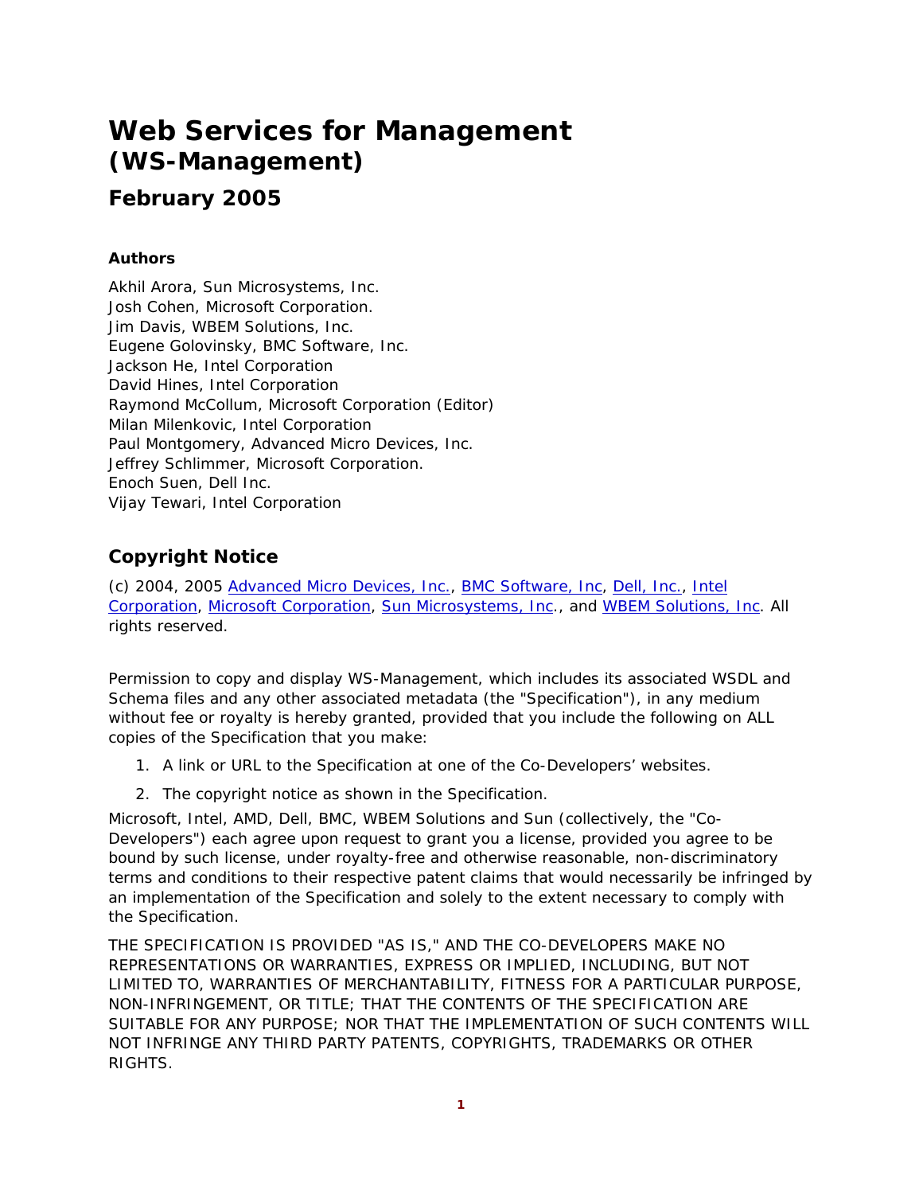# Web Services for Management
## (WS-Management)
## February 2005

**Authors**

Akhil Arora, Sun Microsystems, Inc.
Josh Cohen, Microsoft Corporation.
Jim Davis, WBEM Solutions, Inc.
Eugene Golovinsky, BMC Software, Inc.
Jackson He, Intel Corporation
David Hines, Intel Corporation
Raymond McCollum, Microsoft Corporation (Editor)
Milan Milenkovic, Intel Corporation
Paul Montgomery, Advanced Micro Devices, Inc.
Jeffrey Schlimmer, Microsoft Corporation.
Enoch Suen, Dell Inc.
Vijay Tewari, Intel Corporation

## Copyright Notice

(c) 2004, 2005 Advanced Micro Devices, Inc., BMC Software, Inc, Dell, Inc., Intel Corporation, Microsoft Corporation, Sun Microsystems, Inc., and WBEM Solutions, Inc. All rights reserved.

Permission to copy and display WS-Management, which includes its associated WSDL and Schema files and any other associated metadata (the "Specification"), in any medium without fee or royalty is hereby granted, provided that you include the following on ALL copies of the Specification that you make:

1. A link or URL to the Specification at one of the Co-Developers' websites.
2. The copyright notice as shown in the Specification.

Microsoft, Intel, AMD, Dell, BMC, WBEM Solutions and Sun (collectively, the "Co-Developers") each agree upon request to grant you a license, provided you agree to be bound by such license, under royalty-free and otherwise reasonable, non-discriminatory terms and conditions to their respective patent claims that would necessarily be infringed by an implementation of the Specification and solely to the extent necessary to comply with the Specification.

THE SPECIFICATION IS PROVIDED "AS IS," AND THE CO-DEVELOPERS MAKE NO REPRESENTATIONS OR WARRANTIES, EXPRESS OR IMPLIED, INCLUDING, BUT NOT LIMITED TO, WARRANTIES OF MERCHANTABILITY, FITNESS FOR A PARTICULAR PURPOSE, NON-INFRINGEMENT, OR TITLE; THAT THE CONTENTS OF THE SPECIFICATION ARE SUITABLE FOR ANY PURPOSE; NOR THAT THE IMPLEMENTATION OF SUCH CONTENTS WILL NOT INFRINGE ANY THIRD PARTY PATENTS, COPYRIGHTS, TRADEMARKS OR OTHER RIGHTS.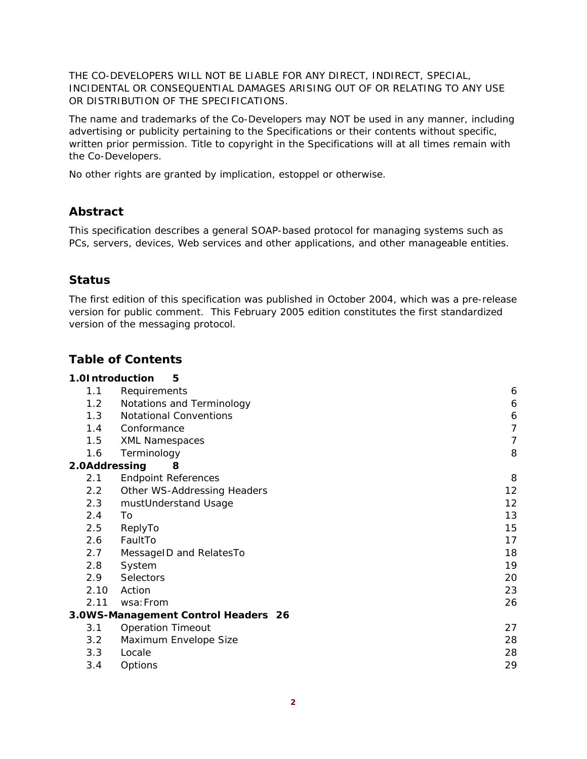THE CO-DEVELOPERS WILL NOT BE LIABLE FOR ANY DIRECT, INDIRECT, SPECIAL, INCIDENTAL OR CONSEQUENTIAL DAMAGES ARISING OUT OF OR RELATING TO ANY USE OR DISTRIBUTION OF THE SPECIFICATIONS.

The name and trademarks of the Co-Developers may NOT be used in any manner, including advertising or publicity pertaining to the Specifications or their contents without specific, written prior permission. Title to copyright in the Specifications will at all times remain with the Co-Developers.

No other rights are granted by implication, estoppel or otherwise.

## Abstract

This specification describes a general SOAP-based protocol for managing systems such as PCs, servers, devices, Web services and other applications, and other manageable entities.

## Status

The first edition of this specification was published in October 2004, which was a pre-release version for public comment. This February 2005 edition constitutes the first standardized version of the messaging protocol.

## Table of Contents

**1.0 Introduction 5**

- 1.1 Requirements 6
- 1.2 Notations and Terminology 6
- 1.3 Notational Conventions 6
- 1.4 Conformance 7
- 1.5 XML Namespaces 7
- 1.6 Terminology 8

**2.0 Addressing 8**

- 2.1 Endpoint References 8
- 2.2 Other WS-Addressing Headers 12
- 2.3 mustUnderstand Usage 12
- 2.4 To 13
- 2.5 ReplyTo 15
- 2.6 FaultTo 17
- 2.7 MessageID and RelatesTo 18
- 2.8 System 19
- 2.9 Selectors 20
- 2.10 Action 23
- 2.11 wsa:From 26

**3.0 WS-Management Control Headers 26**

- 3.1 Operation Timeout 27
- 3.2 Maximum Envelope Size 28
- 3.3 Locale 28
- 3.4 Options 29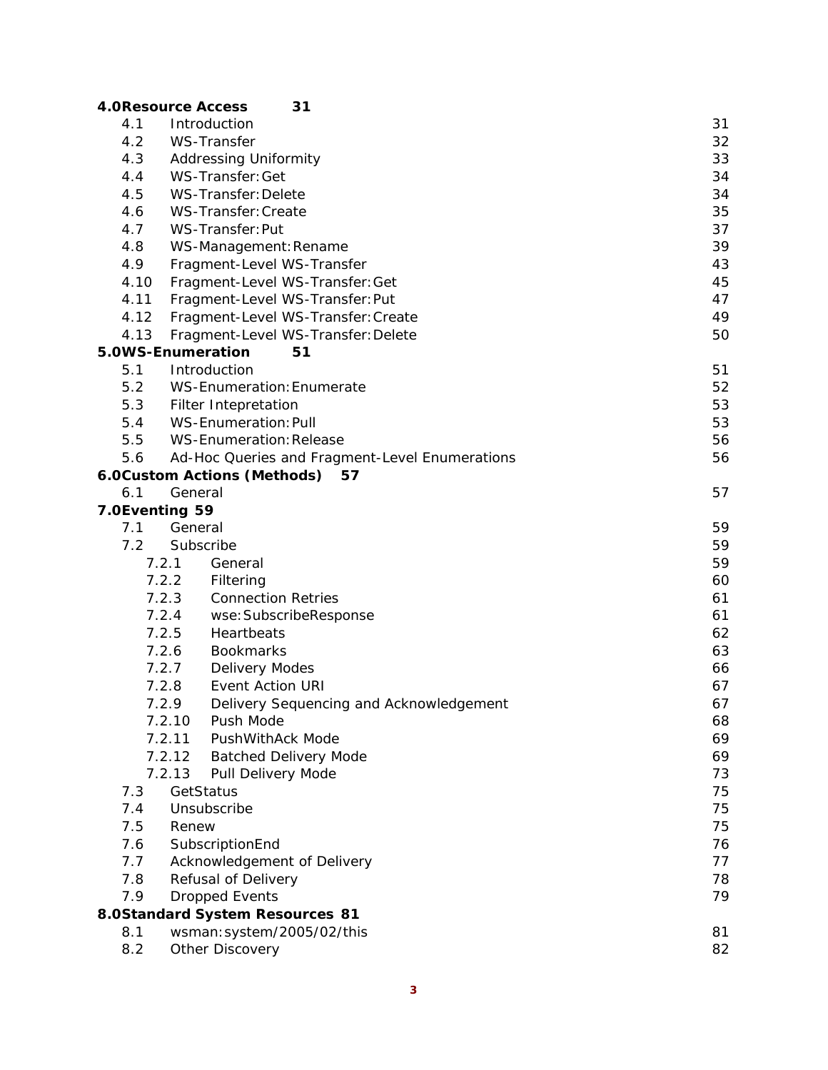**4.0Resource Access 31**

| | | |
|---|---|---|
| 4.1 | Introduction | 31 |
| 4.2 | WS-Transfer | 32 |
| 4.3 | Addressing Uniformity | 33 |
| 4.4 | WS-Transfer:Get | 34 |
| 4.5 | WS-Transfer:Delete | 34 |
| 4.6 | WS-Transfer:Create | 35 |
| 4.7 | WS-Transfer:Put | 37 |
| 4.8 | WS-Management:Rename | 39 |
| 4.9 | Fragment-Level WS-Transfer | 43 |
| 4.10 | Fragment-Level WS-Transfer:Get | 45 |
| 4.11 | Fragment-Level WS-Transfer:Put | 47 |
| 4.12 | Fragment-Level WS-Transfer:Create | 49 |
| 4.13 | Fragment-Level WS-Transfer:Delete | 50 |

**5.0WS-Enumeration 51**

| | | |
|---|---|---|
| 5.1 | Introduction | 51 |
| 5.2 | WS-Enumeration:Enumerate | 52 |
| 5.3 | Filter Intepretation | 53 |
| 5.4 | WS-Enumeration:Pull | 53 |
| 5.5 | WS-Enumeration:Release | 56 |
| 5.6 | Ad-Hoc Queries and Fragment-Level Enumerations | 56 |

**6.0Custom Actions (Methods) 57**

| | | |
|---|---|---|
| 6.1 | General | 57 |

**7.0Eventing 59**

| | | |
|---|---|---|
| 7.1 | General | 59 |
| 7.2 | Subscribe | 59 |
| 7.2.1 | General | 59 |
| 7.2.2 | Filtering | 60 |
| 7.2.3 | Connection Retries | 61 |
| 7.2.4 | wse:SubscribeResponse | 61 |
| 7.2.5 | Heartbeats | 62 |
| 7.2.6 | Bookmarks | 63 |
| 7.2.7 | Delivery Modes | 66 |
| 7.2.8 | Event Action URI | 67 |
| 7.2.9 | Delivery Sequencing and Acknowledgement | 67 |
| 7.2.10 | Push Mode | 68 |
| 7.2.11 | PushWithAck Mode | 69 |
| 7.2.12 | Batched Delivery Mode | 69 |
| 7.2.13 | Pull Delivery Mode | 73 |
| 7.3 | GetStatus | 75 |
| 7.4 | Unsubscribe | 75 |
| 7.5 | Renew | 75 |
| 7.6 | SubscriptionEnd | 76 |
| 7.7 | Acknowledgement of Delivery | 77 |
| 7.8 | Refusal of Delivery | 78 |
| 7.9 | Dropped Events | 79 |

**8.0Standard System Resources 81**

| | | |
|---|---|---|
| 8.1 | wsman:system/2005/02/this | 81 |
| 8.2 | Other Discovery | 82 |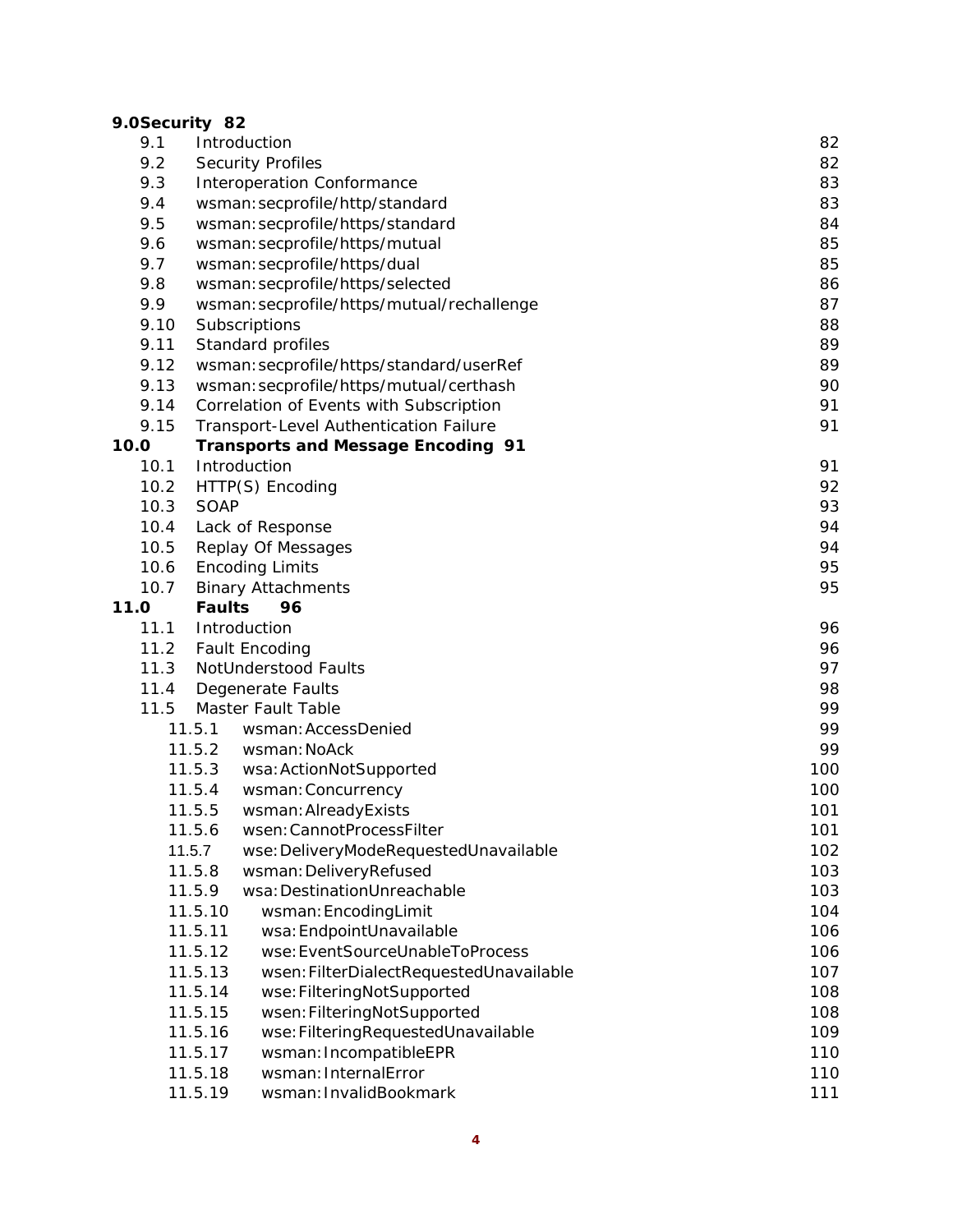**9.0Security 82**

| | | |
|---|---|---|
| 9.1 | Introduction | 82 |
| 9.2 | Security Profiles | 82 |
| 9.3 | Interoperation Conformance | 83 |
| 9.4 | wsman:secprofile/http/standard | 83 |
| 9.5 | wsman:secprofile/https/standard | 84 |
| 9.6 | wsman:secprofile/https/mutual | 85 |
| 9.7 | wsman:secprofile/https/dual | 85 |
| 9.8 | wsman:secprofile/https/selected | 86 |
| 9.9 | wsman:secprofile/https/mutual/rechallenge | 87 |
| 9.10 | Subscriptions | 88 |
| 9.11 | Standard profiles | 89 |
| 9.12 | wsman:secprofile/https/standard/userRef | 89 |
| 9.13 | wsman:secprofile/https/mutual/certhash | 90 |
| 9.14 | Correlation of Events with Subscription | 91 |
| 9.15 | Transport-Level Authentication Failure | 91 |

**10.0 Transports and Message Encoding 91**

| | | |
|---|---|---|
| 10.1 | Introduction | 91 |
| 10.2 | HTTP(S) Encoding | 92 |
| 10.3 | SOAP | 93 |
| 10.4 | Lack of Response | 94 |
| 10.5 | Replay Of Messages | 94 |
| 10.6 | Encoding Limits | 95 |
| 10.7 | Binary Attachments | 95 |

**11.0 Faults 96**

| | | |
|---|---|---|
| 11.1 | Introduction | 96 |
| 11.2 | Fault Encoding | 96 |
| 11.3 | NotUnderstood Faults | 97 |
| 11.4 | Degenerate Faults | 98 |
| 11.5 | Master Fault Table | 99 |
| 11.5.1 | wsman:AccessDenied | 99 |
| 11.5.2 | wsman:NoAck | 99 |
| 11.5.3 | wsa:ActionNotSupported | 100 |
| 11.5.4 | wsman:Concurrency | 100 |
| 11.5.5 | wsman:AlreadyExists | 101 |
| 11.5.6 | wsen:CannotProcessFilter | 101 |
| 11.5.7 | wse:DeliveryModeRequestedUnavailable | 102 |
| 11.5.8 | wsman:DeliveryRefused | 103 |
| 11.5.9 | wsa:DestinationUnreachable | 103 |
| 11.5.10 | wsman:EncodingLimit | 104 |
| 11.5.11 | wsa:EndpointUnavailable | 106 |
| 11.5.12 | wse:EventSourceUnableToProcess | 106 |
| 11.5.13 | wsen:FilterDialectRequestedUnavailable | 107 |
| 11.5.14 | wse:FilteringNotSupported | 108 |
| 11.5.15 | wsen:FilteringNotSupported | 108 |
| 11.5.16 | wse:FilteringRequestedUnavailable | 109 |
| 11.5.17 | wsman:IncompatibleEPR | 110 |
| 11.5.18 | wsman:InternalError | 110 |
| 11.5.19 | wsman:InvalidBookmark | 111 |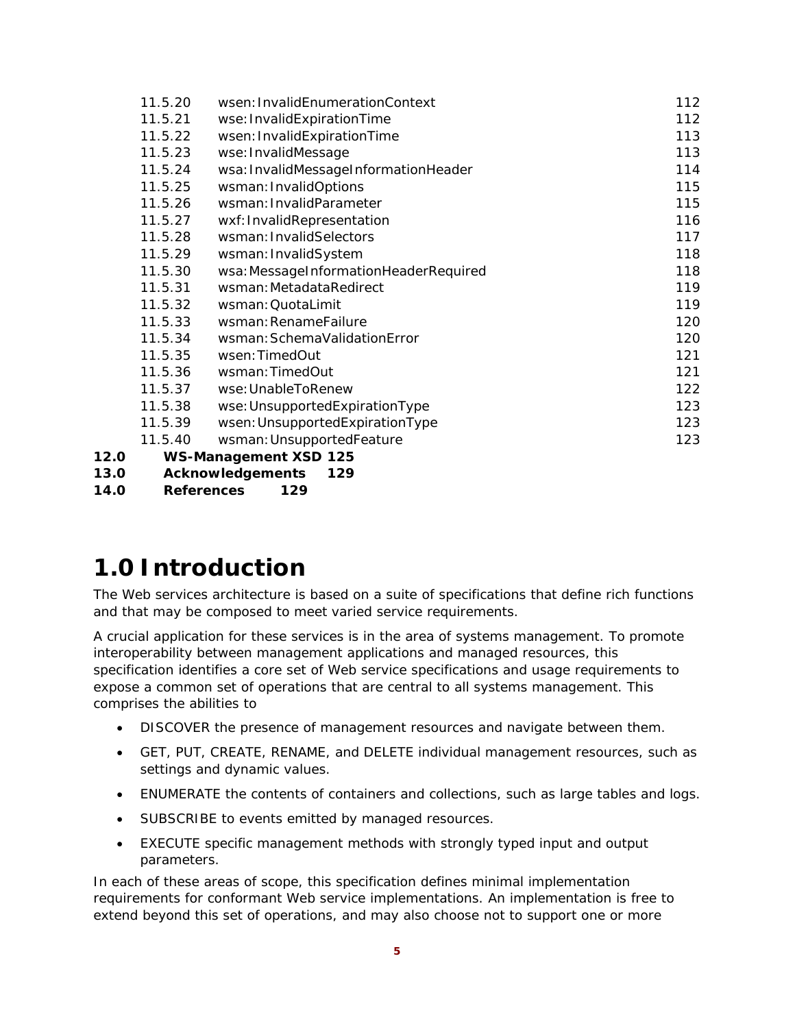| | | |
|---|---|---|
| 11.5.20 | wsen:InvalidEnumerationContext | 112 |
| 11.5.21 | wse:InvalidExpirationTime | 112 |
| 11.5.22 | wsen:InvalidExpirationTime | 113 |
| 11.5.23 | wse:InvalidMessage | 113 |
| 11.5.24 | wsa:InvalidMessageInformationHeader | 114 |
| 11.5.25 | wsman:InvalidOptions | 115 |
| 11.5.26 | wsman:InvalidParameter | 115 |
| 11.5.27 | wxf:InvalidRepresentation | 116 |
| 11.5.28 | wsman:InvalidSelectors | 117 |
| 11.5.29 | wsman:InvalidSystem | 118 |
| 11.5.30 | wsa:MessageInformationHeaderRequired | 118 |
| 11.5.31 | wsman:MetadataRedirect | 119 |
| 11.5.32 | wsman:QuotaLimit | 119 |
| 11.5.33 | wsman:RenameFailure | 120 |
| 11.5.34 | wsman:SchemaValidationError | 120 |
| 11.5.35 | wsen:TimedOut | 121 |
| 11.5.36 | wsman:TimedOut | 121 |
| 11.5.37 | wse:UnableToRenew | 122 |
| 11.5.38 | wse:UnsupportedExpirationType | 123 |
| 11.5.39 | wsen:UnsupportedExpirationType | 123 |
| 11.5.40 | wsman:UnsupportedFeature | 123 |

**12.0 WS-Management XSD 125**
**13.0 Acknowledgements 129**
**14.0 References 129**

# 1.0 Introduction

The Web services architecture is based on a suite of specifications that define rich functions and that may be composed to meet varied service requirements.

A crucial application for these services is in the area of systems management. To promote interoperability between management applications and managed resources, this specification identifies a core set of Web service specifications and usage requirements to expose a common set of operations that are central to all systems management. This comprises the abilities to

- DISCOVER the presence of management resources and navigate between them.
- GET, PUT, CREATE, RENAME, and DELETE individual management resources, such as settings and dynamic values.
- ENUMERATE the contents of containers and collections, such as large tables and logs.
- SUBSCRIBE to events emitted by managed resources.
- EXECUTE specific management methods with strongly typed input and output parameters.

In each of these areas of scope, this specification defines minimal implementation requirements for conformant Web service implementations. An implementation is free to extend beyond this set of operations, and may also choose not to support one or more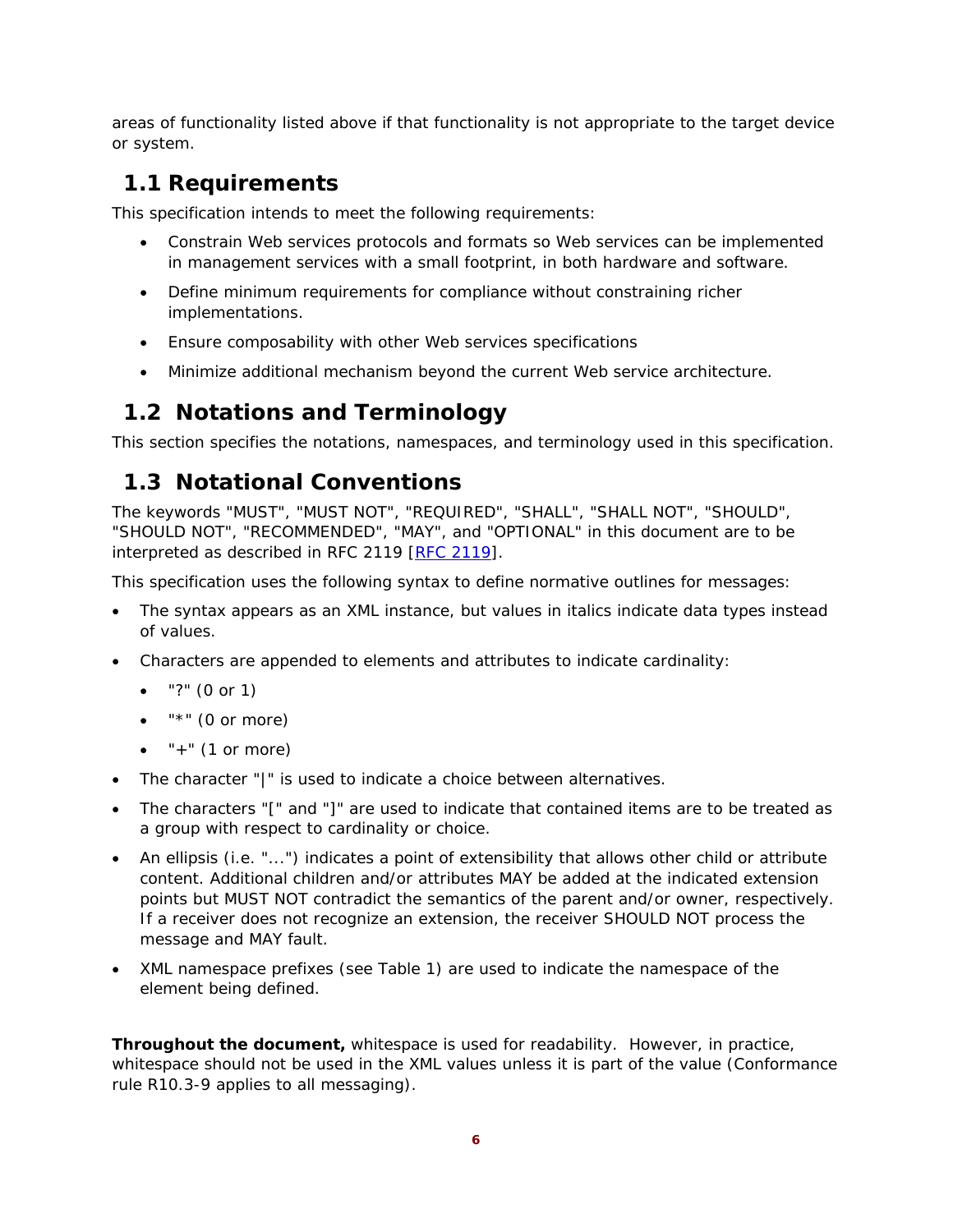areas of functionality listed above if that functionality is not appropriate to the target device or system.

## 1.1 Requirements

This specification intends to meet the following requirements:

- Constrain Web services protocols and formats so Web services can be implemented in management services with a small footprint, in both hardware and software.
- Define minimum requirements for compliance without constraining richer implementations.
- Ensure composability with other Web services specifications
- Minimize additional mechanism beyond the current Web service architecture.

## 1.2 Notations and Terminology

This section specifies the notations, namespaces, and terminology used in this specification.

## 1.3 Notational Conventions

The keywords "MUST", "MUST NOT", "REQUIRED", "SHALL", "SHALL NOT", "SHOULD", "SHOULD NOT", "RECOMMENDED", "MAY", and "OPTIONAL" in this document are to be interpreted as described in RFC 2119 [RFC 2119].

This specification uses the following syntax to define normative outlines for messages:

- The syntax appears as an XML instance, but values in italics indicate data types instead of values.
- Characters are appended to elements and attributes to indicate cardinality:
  - "?" (0 or 1)
  - "*" (0 or more)
  - "+" (1 or more)
- The character "|" is used to indicate a choice between alternatives.
- The characters "[" and "]" are used to indicate that contained items are to be treated as a group with respect to cardinality or choice.
- An ellipsis (i.e. "...") indicates a point of extensibility that allows other child or attribute content. Additional children and/or attributes MAY be added at the indicated extension points but MUST NOT contradict the semantics of the parent and/or owner, respectively. If a receiver does not recognize an extension, the receiver SHOULD NOT process the message and MAY fault.
- XML namespace prefixes (see Table 1) are used to indicate the namespace of the element being defined.

**Throughout the document,** whitespace is used for readability. However, in practice, whitespace should not be used in the XML values unless it is part of the value (Conformance rule R10.3-9 applies to all messaging).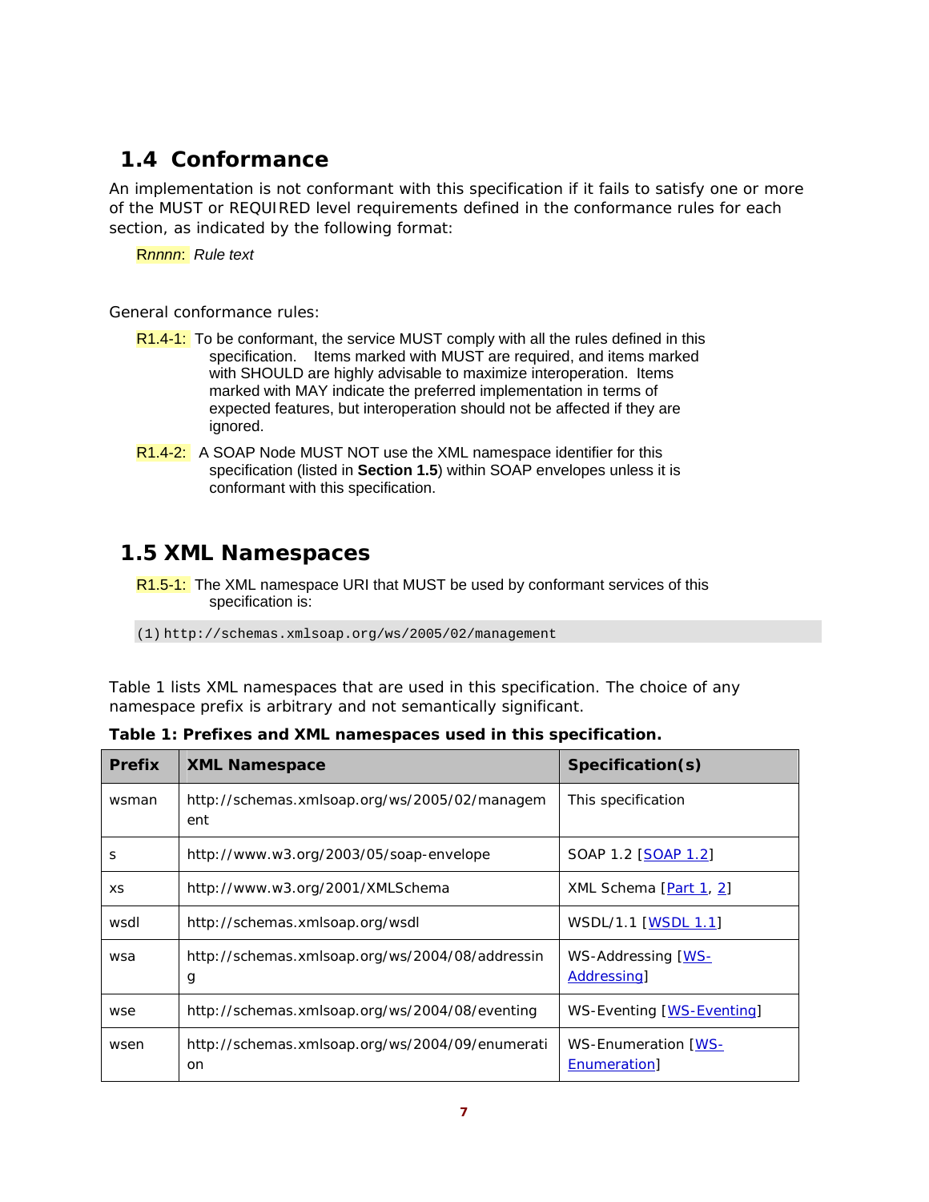## 1.4 Conformance

An implementation is not conformant with this specification if it fails to satisfy one or more of the MUST or REQUIRED level requirements defined in the conformance rules for each section, as indicated by the following format:

R*nnnn*: *Rule text*

General conformance rules:

R1.4-1: To be conformant, the service MUST comply with all the rules defined in this specification. Items marked with MUST are required, and items marked with SHOULD are highly advisable to maximize interoperation. Items marked with MAY indicate the preferred implementation in terms of expected features, but interoperation should not be affected if they are ignored.

R1.4-2: A SOAP Node MUST NOT use the XML namespace identifier for this specification (listed in **Section 1.5**) within SOAP envelopes unless it is conformant with this specification.

## 1.5 XML Namespaces

R1.5-1: The XML namespace URI that MUST be used by conformant services of this specification is:

```
(1) http://schemas.xmlsoap.org/ws/2005/02/management
```

Table 1 lists XML namespaces that are used in this specification. The choice of any namespace prefix is arbitrary and not semantically significant.

**Table 1: Prefixes and XML namespaces used in this specification.**

| Prefix | XML Namespace | Specification(s) |
| --- | --- | --- |
| wsman | http://schemas.xmlsoap.org/ws/2005/02/management | This specification |
| s | http://www.w3.org/2003/05/soap-envelope | SOAP 1.2 [SOAP 1.2] |
| xs | http://www.w3.org/2001/XMLSchema | XML Schema [Part 1, 2] |
| wsdl | http://schemas.xmlsoap.org/wsdl | WSDL/1.1 [WSDL 1.1] |
| wsa | http://schemas.xmlsoap.org/ws/2004/08/addressing | WS-Addressing [WS-Addressing] |
| wse | http://schemas.xmlsoap.org/ws/2004/08/eventing | WS-Eventing [WS-Eventing] |
| wsen | http://schemas.xmlsoap.org/ws/2004/09/enumeration | WS-Enumeration [WS-Enumeration] |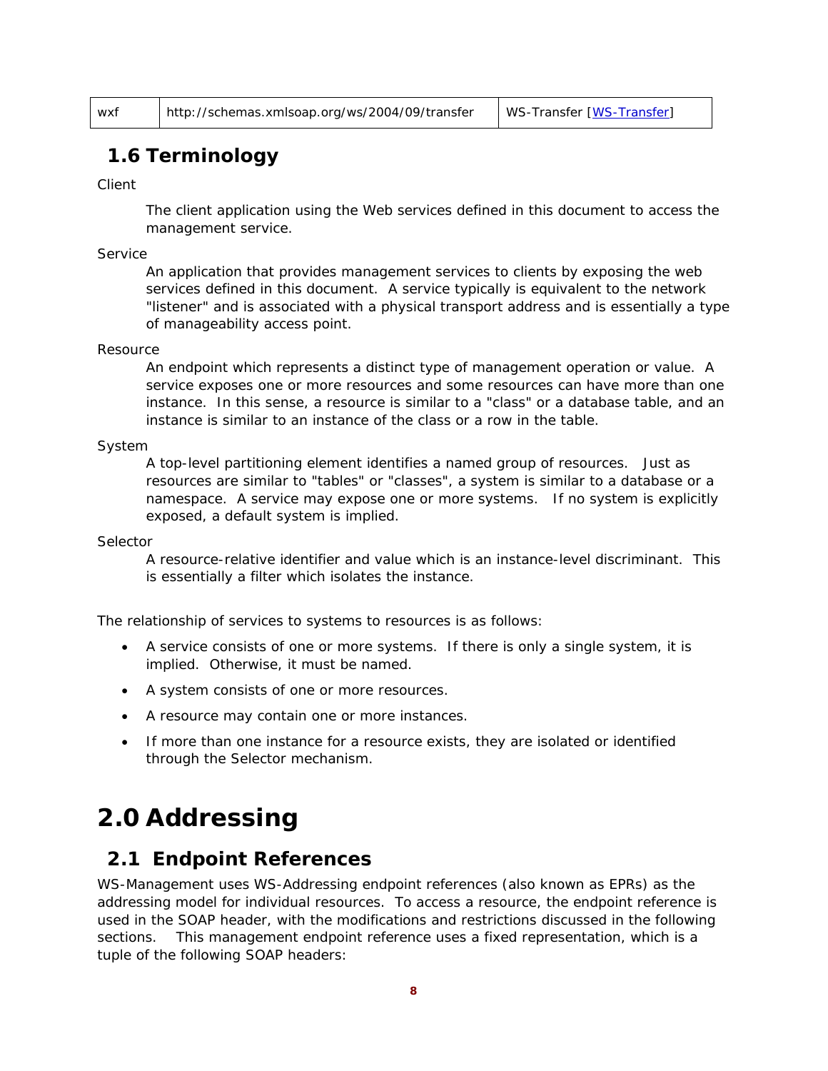| wxf | http://schemas.xmlsoap.org/ws/2004/09/transfer | WS-Transfer [WS-Transfer] |
|---|---|---|

## 1.6 Terminology

Client

> The client application using the Web services defined in this document to access the management service.

Service

> An application that provides management services to clients by exposing the web services defined in this document. A service typically is equivalent to the network "listener" and is associated with a physical transport address and is essentially a type of manageability access point.

Resource

> An endpoint which represents a distinct type of management operation or value. A service exposes one or more resources and some resources can have more than one instance. In this sense, a resource is similar to a "class" or a database table, and an instance is similar to an instance of the class or a row in the table.

System

> A top-level partitioning element identifies a named group of resources. Just as resources are similar to "tables" or "classes", a system is similar to a database or a namespace. A service may expose one or more systems. If no system is explicitly exposed, a default system is implied.

Selector

> A resource-relative identifier and value which is an instance-level discriminant. This is essentially a filter which isolates the instance.

The relationship of services to systems to resources is as follows:

- A service consists of one or more systems. If there is only a single system, it is implied. Otherwise, it must be named.
- A system consists of one or more resources.
- A resource may contain one or more instances.
- If more than one instance for a resource exists, they are isolated or identified through the Selector mechanism.

# 2.0 Addressing

## 2.1 Endpoint References

WS-Management uses WS-Addressing endpoint references (also known as EPRs) as the addressing model for individual resources. To access a resource, the endpoint reference is used in the SOAP header, with the modifications and restrictions discussed in the following sections. This management endpoint reference uses a fixed representation, which is a tuple of the following SOAP headers: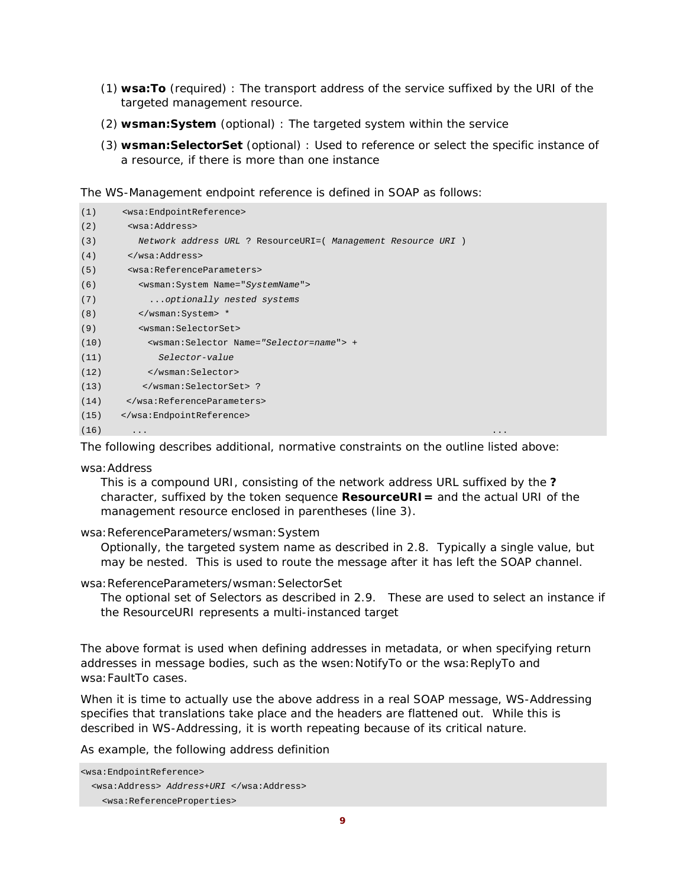(1) **wsa:To** (required) : The transport address of the service suffixed by the URI of the targeted management resource.

(2) **wsman:System** (optional) : The targeted system within the service

(3) **wsman:SelectorSet** (optional) : Used to reference or select the specific instance of a resource, if there is more than one instance

The WS-Management endpoint reference is defined in SOAP as follows:

```
(1)    <wsa:EndpointReference>
(2)     <wsa:Address>
(3)       Network address URL ? ResourceURI=( Management Resource URI )
(4)     </wsa:Address>
(5)     <wsa:ReferenceParameters>
(6)       <wsman:System Name="SystemName">
(7)         ...optionally nested systems
(8)       </wsman:System> *
(9)       <wsman:SelectorSet>
(10)        <wsman:Selector Name="Selector=name"> +
(11)          Selector-value
(12)        </wsman:Selector>
(13)       </wsman:SelectorSet> ?
(14)    </wsa:ReferenceParameters>
(15)   </wsa:EndpointReference>
(16)     ...                                                           ...
```

The following describes additional, normative constraints on the outline listed above:

wsa:Address

This is a compound URI, consisting of the network address URL suffixed by the **?** character, suffixed by the token sequence **ResourceURI=** and the actual URI of the management resource enclosed in parentheses (line 3).

wsa:ReferenceParameters/wsman:System

Optionally, the targeted system name as described in 2.8. Typically a single value, but may be nested. This is used to route the message after it has left the SOAP channel.

wsa:ReferenceParameters/wsman:SelectorSet

The optional set of Selectors as described in 2.9. These are used to select an instance if the ResourceURI represents a multi-instanced target

The above format is used when defining addresses in metadata, or when specifying return addresses in message bodies, such as the wsen:NotifyTo or the wsa:ReplyTo and wsa:FaultTo cases.

When it is time to actually use the above address in a real SOAP message, WS-Addressing specifies that translations take place and the headers are flattened out. While this is described in WS-Addressing, it is worth repeating because of its critical nature.

As example, the following address definition

```
<wsa:EndpointReference>
  <wsa:Address> Address+URI </wsa:Address>
    <wsa:ReferenceProperties>
```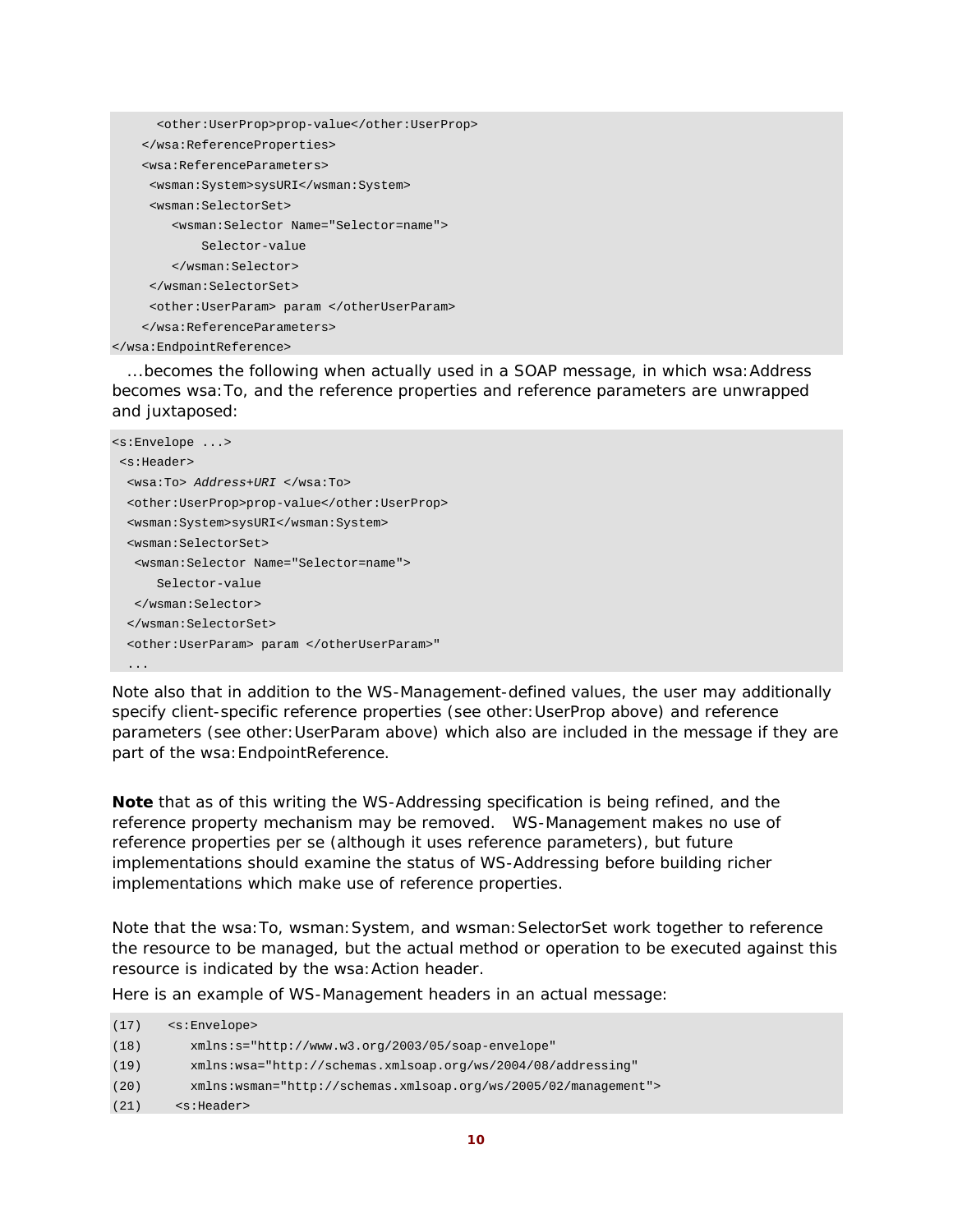```
      <other:UserProp>prop-value</other:UserProp>
    </wsa:ReferenceProperties>
    <wsa:ReferenceParameters>
     <wsman:System>sysURI</wsman:System>
     <wsman:SelectorSet>
        <wsman:Selector Name="Selector=name">
            Selector-value
        </wsman:Selector>
     </wsman:SelectorSet>
     <other:UserParam> param </otherUserParam>
    </wsa:ReferenceParameters>
</wsa:EndpointReference>
```

...becomes the following when actually used in a SOAP message, in which wsa:Address becomes wsa:To, and the reference properties and reference parameters are unwrapped and juxtaposed:

```
<s:Envelope ...>
 <s:Header>
  <wsa:To> Address+URI </wsa:To>
  <other:UserProp>prop-value</other:UserProp>
  <wsman:System>sysURI</wsman:System>
  <wsman:SelectorSet>
   <wsman:Selector Name="Selector=name">
      Selector-value
   </wsman:Selector>
  </wsman:SelectorSet>
  <other:UserParam> param </otherUserParam>"
  ...
```

Note also that in addition to the WS-Management-defined values, the user may additionally specify client-specific reference properties (see other:UserProp above) and reference parameters (see other:UserParam above) which also are included in the message if they are part of the wsa:EndpointReference.

**Note** that as of this writing the WS-Addressing specification is being refined, and the reference property mechanism may be removed. WS-Management makes no use of reference properties per se (although it uses reference parameters), but future implementations should examine the status of WS-Addressing before building richer implementations which make use of reference properties.

Note that the wsa:To, wsman:System, and wsman:SelectorSet work together to reference the resource to be managed, but the actual method or operation to be executed against this resource is indicated by the wsa:Action header.

Here is an example of WS-Management headers in an actual message:

```
(17)   <s:Envelope>
(18)      xmlns:s="http://www.w3.org/2003/05/soap-envelope"
(19)      xmlns:wsa="http://schemas.xmlsoap.org/ws/2004/08/addressing"
(20)      xmlns:wsman="http://schemas.xmlsoap.org/ws/2005/02/management">
(21)    <s:Header>
```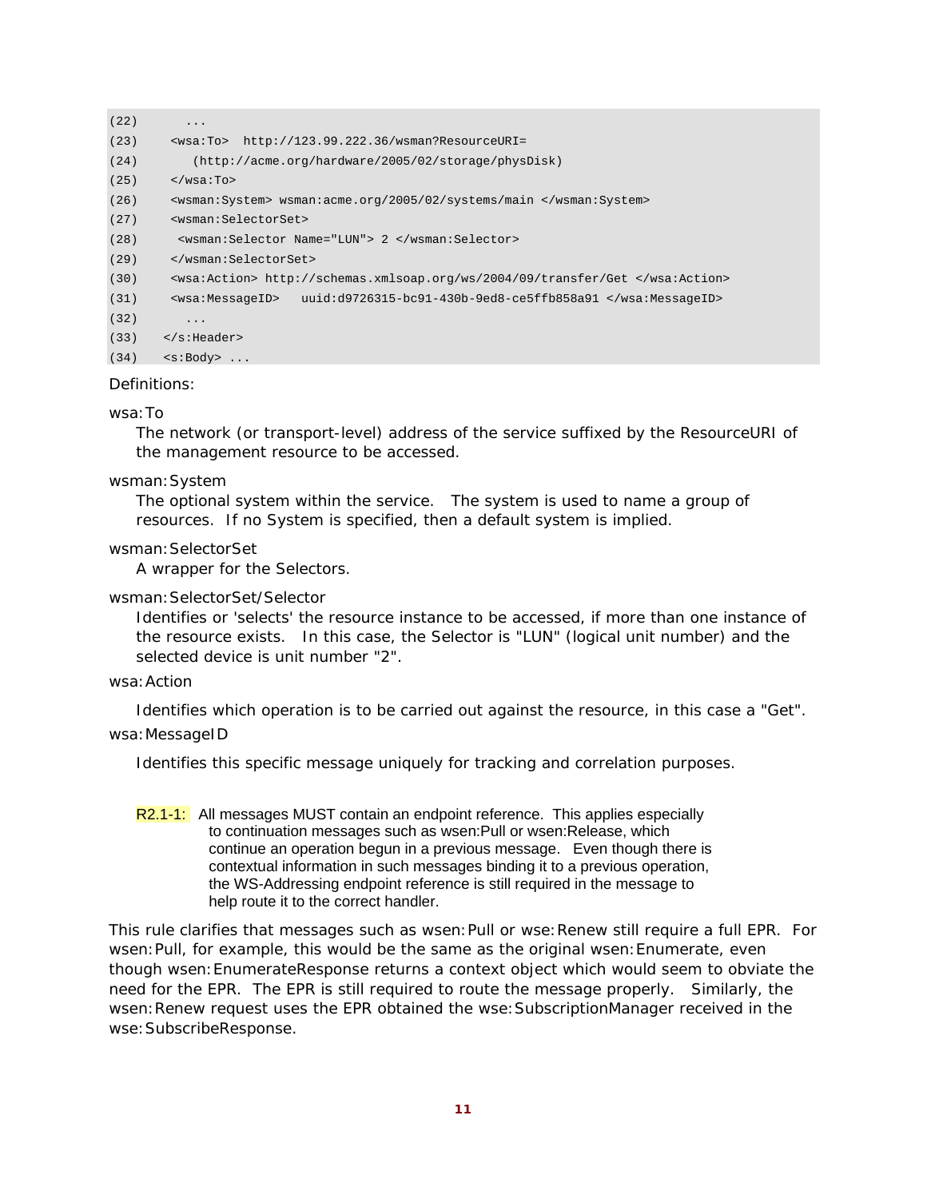```
(22)      ...
(23)    <wsa:To>  http://123.99.222.36/wsman?ResourceURI=
(24)       (http://acme.org/hardware/2005/02/storage/physDisk)
(25)    </wsa:To>
(26)    <wsman:System> wsman:acme.org/2005/02/systems/main </wsman:System>
(27)    <wsman:SelectorSet>
(28)     <wsman:Selector Name="LUN"> 2 </wsman:Selector>
(29)    </wsman:SelectorSet>
(30)    <wsa:Action> http://schemas.xmlsoap.org/ws/2004/09/transfer/Get </wsa:Action>
(31)    <wsa:MessageID>   uuid:d9726315-bc91-430b-9ed8-ce5ffb858a91 </wsa:MessageID>
(32)      ...
(33)   </s:Header>
(34)   <s:Body> ...
```

Definitions:

wsa:To

The network (or transport-level) address of the service suffixed by the ResourceURI of the management resource to be accessed.

wsman:System

The optional system within the service. The system is used to name a group of resources. If no System is specified, then a default system is implied.

wsman:SelectorSet

A wrapper for the Selectors.

wsman:SelectorSet/Selector

Identifies or 'selects' the resource instance to be accessed, if more than one instance of the resource exists. In this case, the Selector is "LUN" (logical unit number) and the selected device is unit number "2".

wsa:Action

Identifies which operation is to be carried out against the resource, in this case a "Get".

wsa:MessageID

Identifies this specific message uniquely for tracking and correlation purposes.

R2.1-1: All messages MUST contain an endpoint reference. This applies especially to continuation messages such as wsen:Pull or wsen:Release, which continue an operation begun in a previous message. Even though there is contextual information in such messages binding it to a previous operation, the WS-Addressing endpoint reference is still required in the message to help route it to the correct handler.

This rule clarifies that messages such as wsen:Pull or wse:Renew still require a full EPR. For wsen:Pull, for example, this would be the same as the original wsen:Enumerate, even though wsen:EnumerateResponse returns a context object which would seem to obviate the need for the EPR. The EPR is still required to route the message properly. Similarly, the wsen:Renew request uses the EPR obtained the wse:SubscriptionManager received in the wse:SubscribeResponse.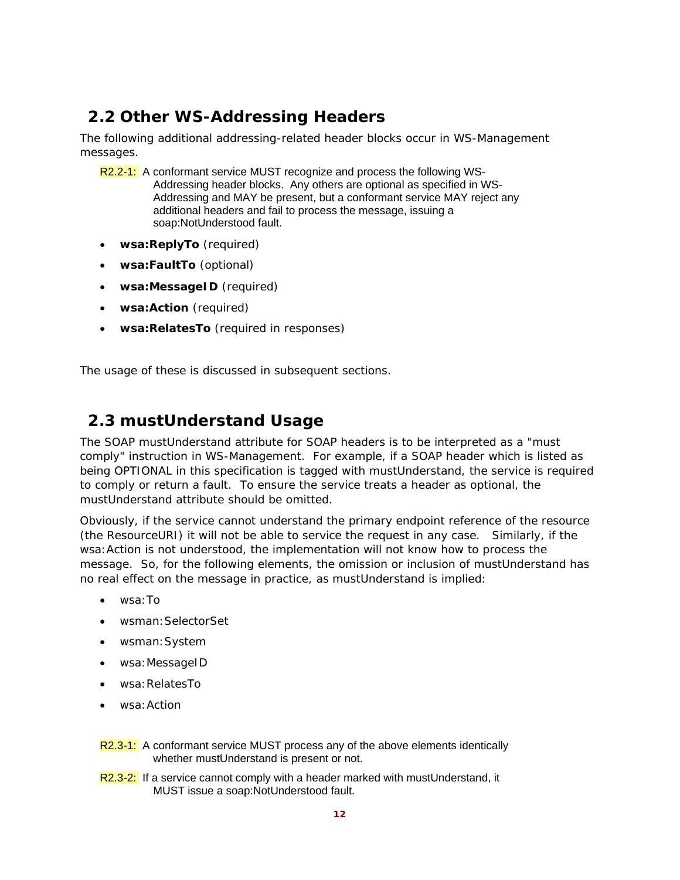## 2.2 Other WS-Addressing Headers

The following additional addressing-related header blocks occur in WS-Management messages.

R2.2-1: A conformant service MUST recognize and process the following WS-Addressing header blocks. Any others are optional as specified in WS-Addressing and MAY be present, but a conformant service MAY reject any additional headers and fail to process the message, issuing a soap:NotUnderstood fault.

- **wsa:ReplyTo** (required)
- **wsa:FaultTo** (optional)
- **wsa:MessageID** (required)
- **wsa:Action** (required)
- **wsa:RelatesTo** (required in responses)

The usage of these is discussed in subsequent sections.

## 2.3 mustUnderstand Usage

The SOAP mustUnderstand attribute for SOAP headers is to be interpreted as a "must comply" instruction in WS-Management. For example, if a SOAP header which is listed as being OPTIONAL in this specification is tagged with mustUnderstand, the service is required to comply or return a fault. To ensure the service treats a header as optional, the mustUnderstand attribute should be omitted.

Obviously, if the service cannot understand the primary endpoint reference of the resource (the ResourceURI) it will not be able to service the request in any case. Similarly, if the wsa:Action is not understood, the implementation will not know how to process the message. So, for the following elements, the omission or inclusion of mustUnderstand has no real effect on the message in practice, as mustUnderstand is implied:

- wsa:To
- wsman:SelectorSet
- wsman:System
- wsa:MessageID
- wsa:RelatesTo
- wsa:Action

R2.3-1: A conformant service MUST process any of the above elements identically whether mustUnderstand is present or not.

R2.3-2: If a service cannot comply with a header marked with mustUnderstand, it MUST issue a soap:NotUnderstood fault.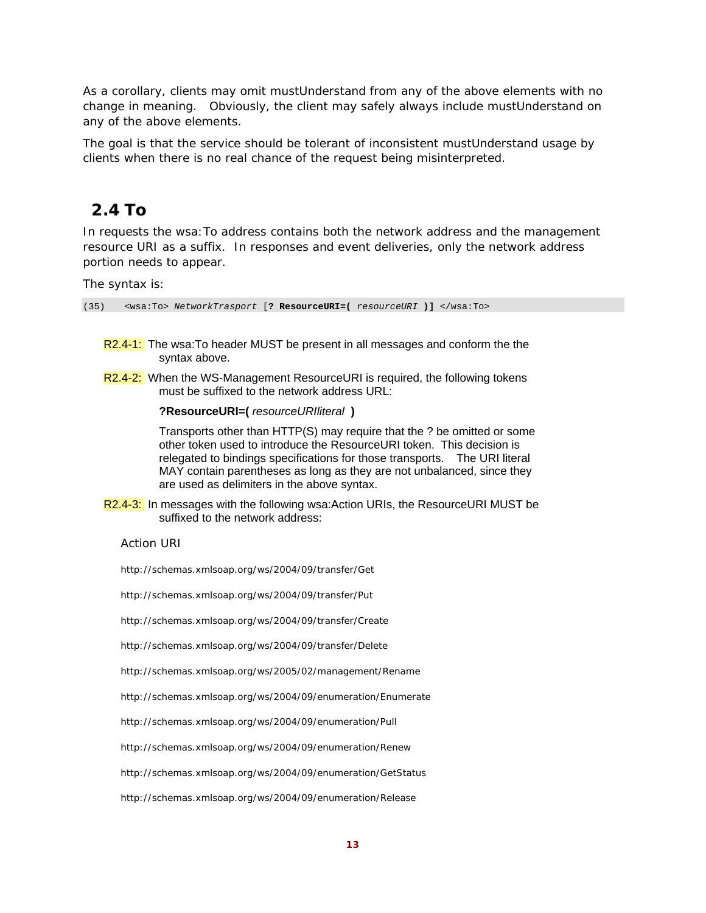As a corollary, clients may omit mustUnderstand from any of the above elements with no change in meaning. Obviously, the client may safely always include mustUnderstand on any of the above elements.

The goal is that the service should be tolerant of inconsistent mustUnderstand usage by clients when there is no real chance of the request being misinterpreted.

## 2.4 To

In requests the wsa:To address contains both the network address and the management resource URI as a suffix. In responses and event deliveries, only the network address portion needs to appear.

The syntax is:

```
(35)    <wsa:To> NetworkTrasport [? ResourceURI=( resourceURI )] </wsa:To>
```

R2.4-1: The wsa:To header MUST be present in all messages and conform the the syntax above.

R2.4-2: When the WS-Management ResourceURI is required, the following tokens must be suffixed to the network address URL:

**?ResourceURI=(** *resourceURIliteral* **)**

Transports other than HTTP(S) may require that the ? be omitted or some other token used to introduce the ResourceURI token. This decision is relegated to bindings specifications for those transports. The URI literal MAY contain parentheses as long as they are not unbalanced, since they are used as delimiters in the above syntax.

R2.4-3: In messages with the following wsa:Action URIs, the ResourceURI MUST be suffixed to the network address:

Action URI

http://schemas.xmlsoap.org/ws/2004/09/transfer/Get

http://schemas.xmlsoap.org/ws/2004/09/transfer/Put

http://schemas.xmlsoap.org/ws/2004/09/transfer/Create

http://schemas.xmlsoap.org/ws/2004/09/transfer/Delete

http://schemas.xmlsoap.org/ws/2005/02/management/Rename

http://schemas.xmlsoap.org/ws/2004/09/enumeration/Enumerate

http://schemas.xmlsoap.org/ws/2004/09/enumeration/Pull

http://schemas.xmlsoap.org/ws/2004/09/enumeration/Renew

http://schemas.xmlsoap.org/ws/2004/09/enumeration/GetStatus

http://schemas.xmlsoap.org/ws/2004/09/enumeration/Release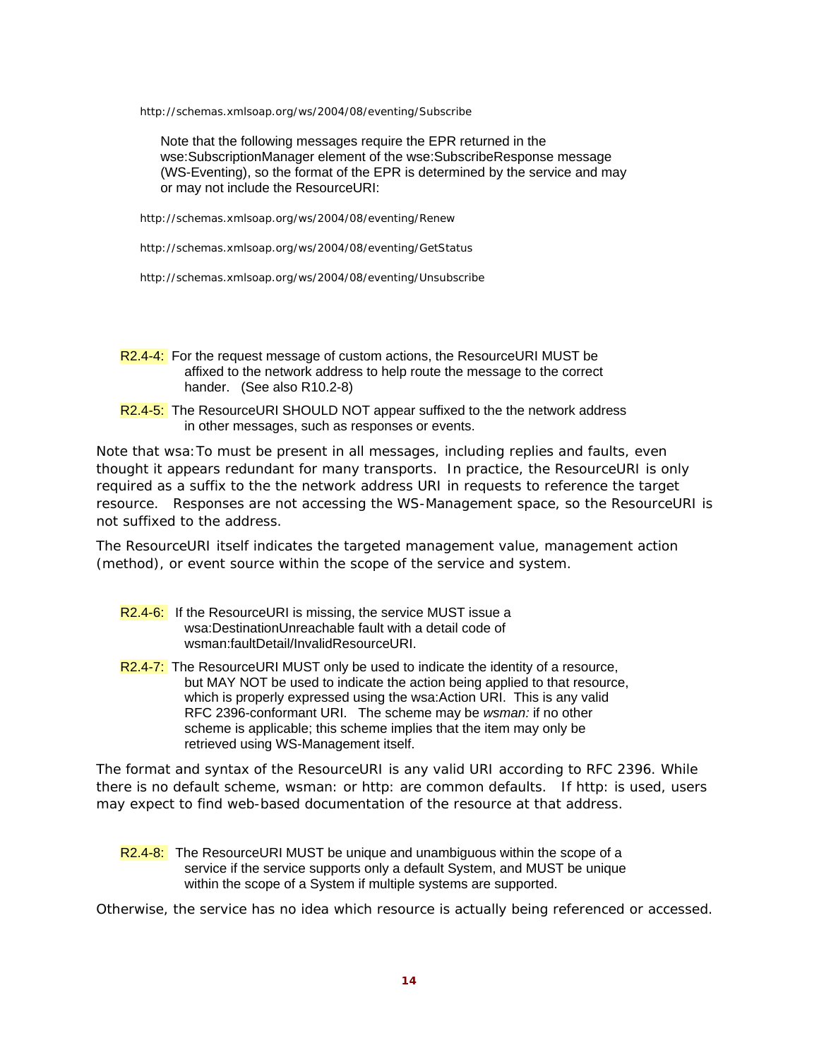http://schemas.xmlsoap.org/ws/2004/08/eventing/Subscribe

Note that the following messages require the EPR returned in the wse:SubscriptionManager element of the wse:SubscribeResponse message (WS-Eventing), so the format of the EPR is determined by the service and may or may not include the ResourceURI:

http://schemas.xmlsoap.org/ws/2004/08/eventing/Renew

http://schemas.xmlsoap.org/ws/2004/08/eventing/GetStatus

http://schemas.xmlsoap.org/ws/2004/08/eventing/Unsubscribe

R2.4-4: For the request message of custom actions, the ResourceURI MUST be affixed to the network address to help route the message to the correct hander. (See also R10.2-8)

R2.4-5: The ResourceURI SHOULD NOT appear suffixed to the the network address in other messages, such as responses or events.

Note that wsa:To must be present in all messages, including replies and faults, even thought it appears redundant for many transports. In practice, the ResourceURI is only required as a suffix to the the network address URI in requests to reference the target resource. Responses are not accessing the WS-Management space, so the ResourceURI is not suffixed to the address.

The ResourceURI itself indicates the targeted management value, management action (method), or event source within the scope of the service and system.

R2.4-6: If the ResourceURI is missing, the service MUST issue a wsa:DestinationUnreachable fault with a detail code of wsman:faultDetail/InvalidResourceURI.

R2.4-7: The ResourceURI MUST only be used to indicate the identity of a resource, but MAY NOT be used to indicate the action being applied to that resource, which is properly expressed using the wsa:Action URI. This is any valid RFC 2396-conformant URI. The scheme may be *wsman:* if no other scheme is applicable; this scheme implies that the item may only be retrieved using WS-Management itself.

The format and syntax of the ResourceURI is any valid URI according to RFC 2396. While there is no default scheme, wsman: or http: are common defaults. If http: is used, users may expect to find web-based documentation of the resource at that address.

R2.4-8: The ResourceURI MUST be unique and unambiguous within the scope of a service if the service supports only a default System, and MUST be unique within the scope of a System if multiple systems are supported.

Otherwise, the service has no idea which resource is actually being referenced or accessed.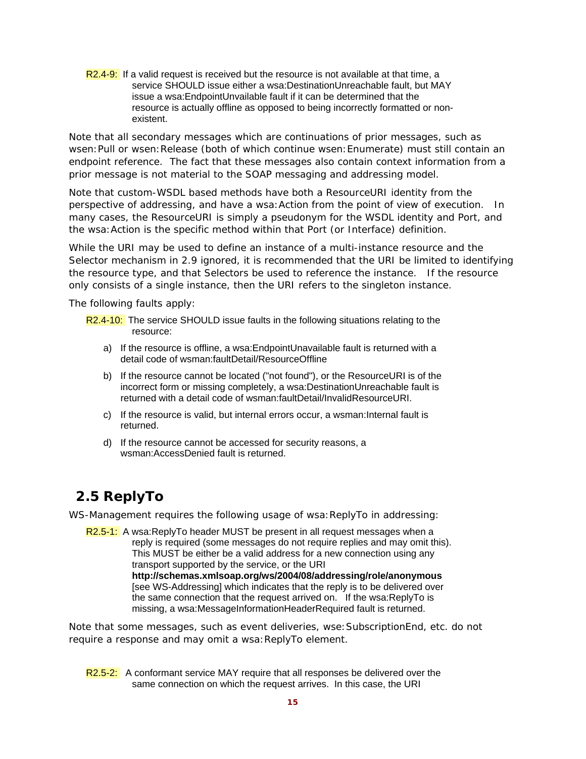R2.4-9: If a valid request is received but the resource is not available at that time, a service SHOULD issue either a wsa:DestinationUnreachable fault, but MAY issue a wsa:EndpointUnvailable fault if it can be determined that the resource is actually offline as opposed to being incorrectly formatted or non-existent.

Note that all secondary messages which are continuations of prior messages, such as wsen:Pull or wsen:Release (both of which continue wsen:Enumerate) must still contain an endpoint reference. The fact that these messages also contain context information from a prior message is not material to the SOAP messaging and addressing model.

Note that custom-WSDL based methods have both a ResourceURI identity from the perspective of addressing, and have a wsa:Action from the point of view of execution. In many cases, the ResourceURI is simply a pseudonym for the WSDL identity and Port, and the wsa:Action is the specific method within that Port (or Interface) definition.

While the URI may be used to define an instance of a multi-instance resource and the Selector mechanism in 2.9 ignored, it is recommended that the URI be limited to identifying the resource type, and that Selectors be used to reference the instance. If the resource only consists of a single instance, then the URI refers to the singleton instance.

The following faults apply:

R2.4-10: The service SHOULD issue faults in the following situations relating to the resource:

a) If the resource is offline, a wsa:EndpointUnavailable fault is returned with a detail code of wsman:faultDetail/ResourceOffline

b) If the resource cannot be located ("not found"), or the ResourceURI is of the incorrect form or missing completely, a wsa:DestinationUnreachable fault is returned with a detail code of wsman:faultDetail/InvalidResourceURI.

c) If the resource is valid, but internal errors occur, a wsman:Internal fault is returned.

d) If the resource cannot be accessed for security reasons, a wsman:AccessDenied fault is returned.

## 2.5 ReplyTo

WS-Management requires the following usage of wsa:ReplyTo in addressing:

R2.5-1: A wsa:ReplyTo header MUST be present in all request messages when a reply is required (some messages do not require replies and may omit this). This MUST be either be a valid address for a new connection using any transport supported by the service, or the URI **http://schemas.xmlsoap.org/ws/2004/08/addressing/role/anonymous** [see WS-Addressing] which indicates that the reply is to be delivered over the same connection that the request arrived on. If the wsa:ReplyTo is missing, a wsa:MessageInformationHeaderRequired fault is returned.

Note that some messages, such as event deliveries, wse:SubscriptionEnd, etc. do not require a response and may omit a wsa:ReplyTo element.

R2.5-2: A conformant service MAY require that all responses be delivered over the same connection on which the request arrives. In this case, the URI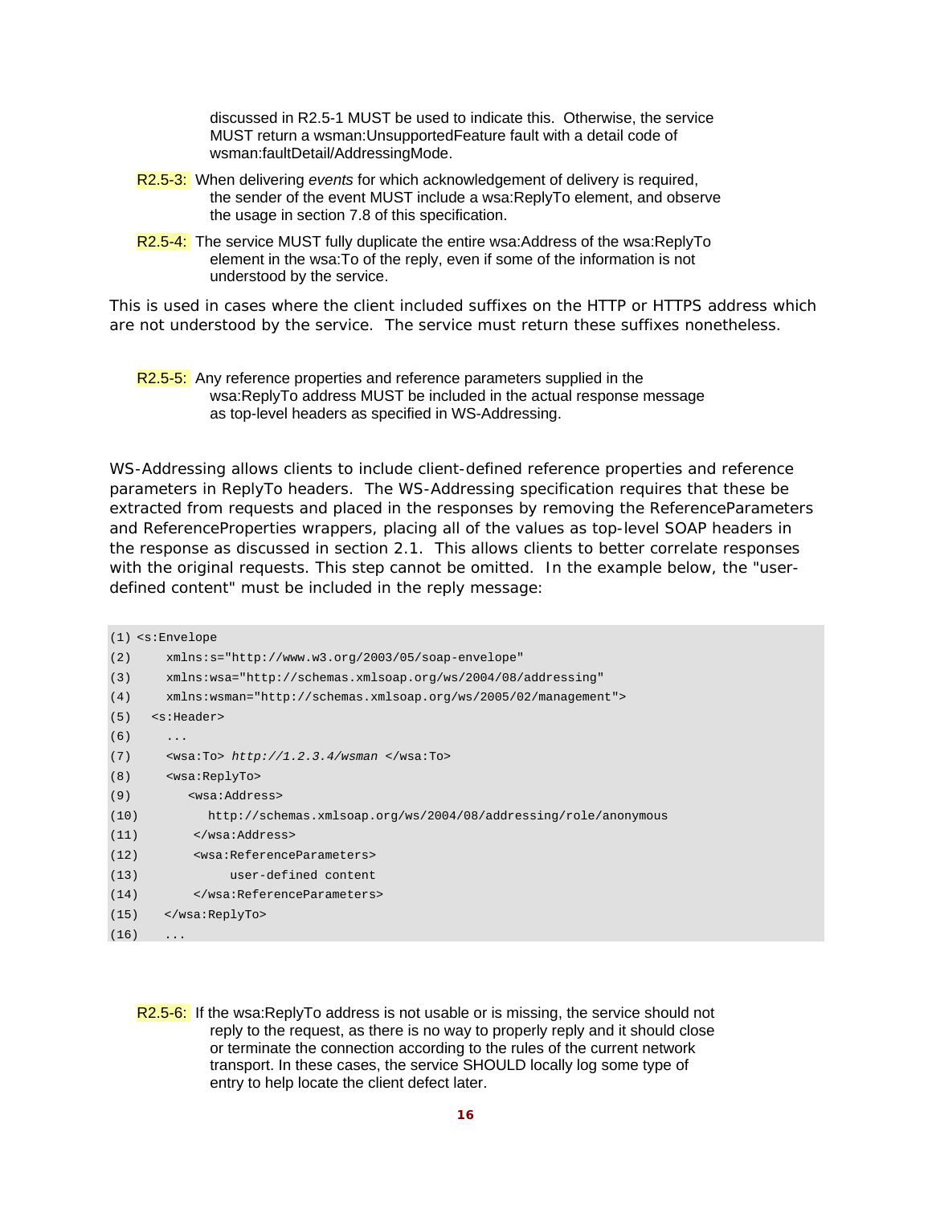discussed in R2.5-1 MUST be used to indicate this. Otherwise, the service MUST return a wsman:UnsupportedFeature fault with a detail code of wsman:faultDetail/AddressingMode.

R2.5-3: When delivering *events* for which acknowledgement of delivery is required, the sender of the event MUST include a wsa:ReplyTo element, and observe the usage in section 7.8 of this specification.

R2.5-4: The service MUST fully duplicate the entire wsa:Address of the wsa:ReplyTo element in the wsa:To of the reply, even if some of the information is not understood by the service.

This is used in cases where the client included suffixes on the HTTP or HTTPS address which are not understood by the service. The service must return these suffixes nonetheless.

R2.5-5: Any reference properties and reference parameters supplied in the wsa:ReplyTo address MUST be included in the actual response message as top-level headers as specified in WS-Addressing.

WS-Addressing allows clients to include client-defined reference properties and reference parameters in ReplyTo headers. The WS-Addressing specification requires that these be extracted from requests and placed in the responses by removing the ReferenceParameters and ReferenceProperties wrappers, placing all of the values as top-level SOAP headers in the response as discussed in section 2.1. This allows clients to better correlate responses with the original requests. This step cannot be omitted. In the example below, the "user-defined content" must be included in the reply message:

```
(1) <s:Envelope
(2)     xmlns:s="http://www.w3.org/2003/05/soap-envelope"
(3)     xmlns:wsa="http://schemas.xmlsoap.org/ws/2004/08/addressing"
(4)     xmlns:wsman="http://schemas.xmlsoap.org/ws/2005/02/management">
(5)   <s:Header>
(6)     ...
(7)     <wsa:To> http://1.2.3.4/wsman </wsa:To>
(8)     <wsa:ReplyTo>
(9)        <wsa:Address>
(10)          http://schemas.xmlsoap.org/ws/2004/08/addressing/role/anonymous
(11)        </wsa:Address>
(12)        <wsa:ReferenceParameters>
(13)             user-defined content
(14)        </wsa:ReferenceParameters>
(15)    </wsa:ReplyTo>
(16)    ...
```

R2.5-6: If the wsa:ReplyTo address is not usable or is missing, the service should not reply to the request, as there is no way to properly reply and it should close or terminate the connection according to the rules of the current network transport. In these cases, the service SHOULD locally log some type of entry to help locate the client defect later.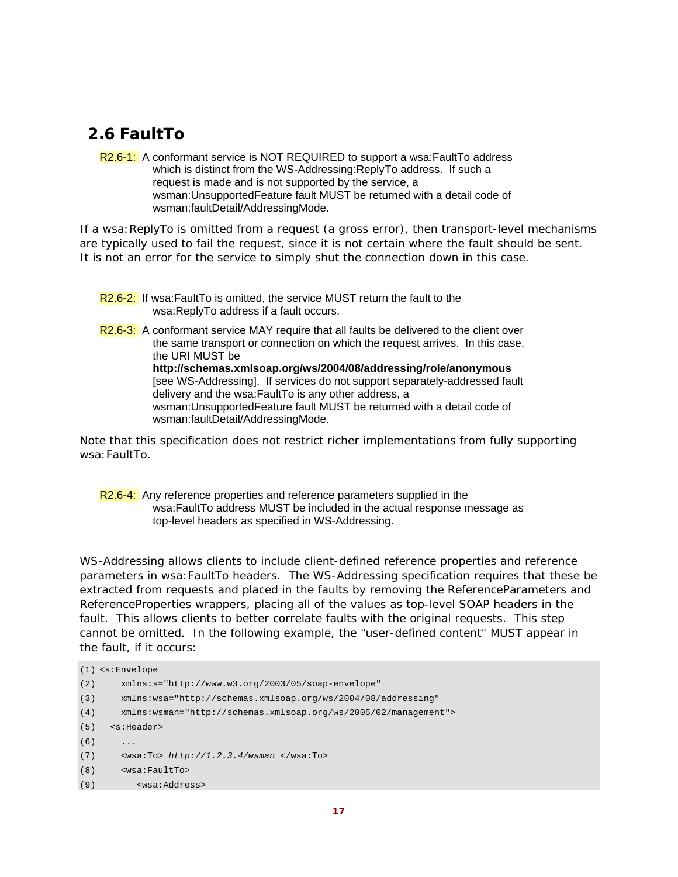## 2.6 FaultTo

R2.6-1: A conformant service is NOT REQUIRED to support a wsa:FaultTo address which is distinct from the WS-Addressing:ReplyTo address. If such a request is made and is not supported by the service, a wsman:UnsupportedFeature fault MUST be returned with a detail code of wsman:faultDetail/AddressingMode.

If a wsa:ReplyTo is omitted from a request (a gross error), then transport-level mechanisms are typically used to fail the request, since it is not certain where the fault should be sent. It is not an error for the service to simply shut the connection down in this case.

R2.6-2: If wsa:FaultTo is omitted, the service MUST return the fault to the wsa:ReplyTo address if a fault occurs.

R2.6-3: A conformant service MAY require that all faults be delivered to the client over the same transport or connection on which the request arrives. In this case, the URI MUST be **http://schemas.xmlsoap.org/ws/2004/08/addressing/role/anonymous** [see WS-Addressing]. If services do not support separately-addressed fault delivery and the wsa:FaultTo is any other address, a wsman:UnsupportedFeature fault MUST be returned with a detail code of wsman:faultDetail/AddressingMode.

Note that this specification does not restrict richer implementations from fully supporting wsa:FaultTo.

R2.6-4: Any reference properties and reference parameters supplied in the wsa:FaultTo address MUST be included in the actual response message as top-level headers as specified in WS-Addressing.

WS-Addressing allows clients to include client-defined reference properties and reference parameters in wsa:FaultTo headers. The WS-Addressing specification requires that these be extracted from requests and placed in the faults by removing the ReferenceParameters and ReferenceProperties wrappers, placing all of the values as top-level SOAP headers in the fault. This allows clients to better correlate faults with the original requests. This step cannot be omitted. In the following example, the "user-defined content" MUST appear in the fault, if it occurs:

```
(1) <s:Envelope
(2)     xmlns:s="http://www.w3.org/2003/05/soap-envelope"
(3)     xmlns:wsa="http://schemas.xmlsoap.org/ws/2004/08/addressing"
(4)     xmlns:wsman="http://schemas.xmlsoap.org/ws/2005/02/management">
(5)   <s:Header>
(6)     ...
(7)     <wsa:To> http://1.2.3.4/wsman </wsa:To>
(8)     <wsa:FaultTo>
(9)       <wsa:Address>
```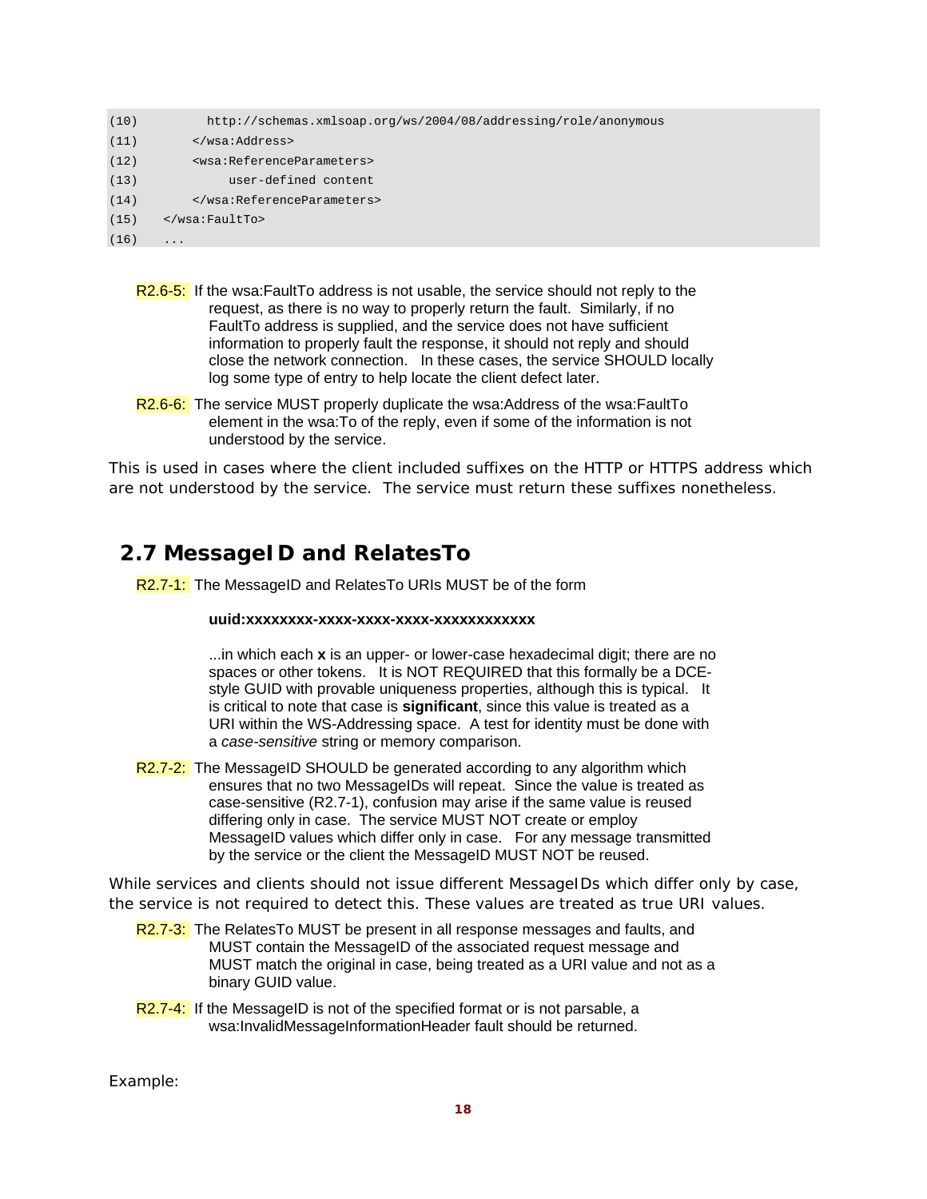```
(10)         http://schemas.xmlsoap.org/ws/2004/08/addressing/role/anonymous
(11)       </wsa:Address>
(12)       <wsa:ReferenceParameters>
(13)            user-defined content
(14)       </wsa:ReferenceParameters>
(15)   </wsa:FaultTo>
(16)   ...
```

R2.6-5: If the wsa:FaultTo address is not usable, the service should not reply to the request, as there is no way to properly return the fault. Similarly, if no FaultTo address is supplied, and the service does not have sufficient information to properly fault the response, it should not reply and should close the network connection. In these cases, the service SHOULD locally log some type of entry to help locate the client defect later.

R2.6-6: The service MUST properly duplicate the wsa:Address of the wsa:FaultTo element in the wsa:To of the reply, even if some of the information is not understood by the service.

This is used in cases where the client included suffixes on the HTTP or HTTPS address which are not understood by the service. The service must return these suffixes nonetheless.

## 2.7 MessageID and RelatesTo

R2.7-1: The MessageID and RelatesTo URIs MUST be of the form

**uuid:xxxxxxxx-xxxx-xxxx-xxxx-xxxxxxxxxxxx**

...in which each **x** is an upper- or lower-case hexadecimal digit; there are no spaces or other tokens. It is NOT REQUIRED that this formally be a DCE-style GUID with provable uniqueness properties, although this is typical. It is critical to note that case is **significant**, since this value is treated as a URI within the WS-Addressing space. A test for identity must be done with a *case-sensitive* string or memory comparison.

R2.7-2: The MessageID SHOULD be generated according to any algorithm which ensures that no two MessageIDs will repeat. Since the value is treated as case-sensitive (R2.7-1), confusion may arise if the same value is reused differing only in case. The service MUST NOT create or employ MessageID values which differ only in case. For any message transmitted by the service or the client the MessageID MUST NOT be reused.

While services and clients should not issue different MessageIDs which differ only by case, the service is not required to detect this. These values are treated as true URI values.

R2.7-3: The RelatesTo MUST be present in all response messages and faults, and MUST contain the MessageID of the associated request message and MUST match the original in case, being treated as a URI value and not as a binary GUID value.

R2.7-4: If the MessageID is not of the specified format or is not parsable, a wsa:InvalidMessageInformationHeader fault should be returned.

Example: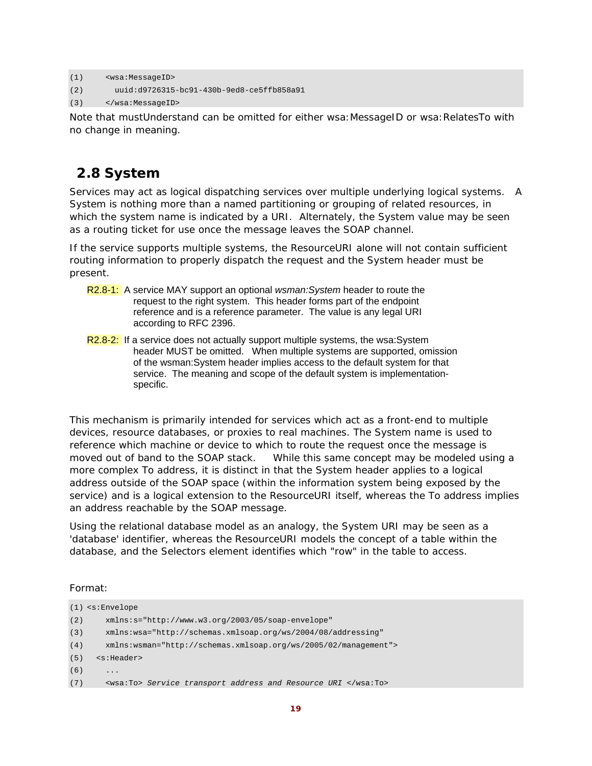```
(1)     <wsa:MessageID>
(2)       uuid:d9726315-bc91-430b-9ed8-ce5ffb858a91
(3)     </wsa:MessageID>
```

Note that mustUnderstand can be omitted for either wsa:MessageID or wsa:RelatesTo with no change in meaning.

## 2.8 System

Services may act as logical dispatching services over multiple underlying logical systems. A System is nothing more than a named partitioning or grouping of related resources, in which the system name is indicated by a URI. Alternately, the System value may be seen as a routing ticket for use once the message leaves the SOAP channel.

If the service supports multiple systems, the ResourceURI alone will not contain sufficient routing information to properly dispatch the request and the System header must be present.

R2.8-1: A service MAY support an optional *wsman:System* header to route the request to the right system. This header forms part of the endpoint reference and is a reference parameter. The value is any legal URI according to RFC 2396.

R2.8-2: If a service does not actually support multiple systems, the wsa:System header MUST be omitted. When multiple systems are supported, omission of the wsman:System header implies access to the default system for that service. The meaning and scope of the default system is implementation-specific.

This mechanism is primarily intended for services which act as a front-end to multiple devices, resource databases, or proxies to real machines. The System name is used to reference which machine or device to which to route the request once the message is moved out of band to the SOAP stack. While this same concept may be modeled using a more complex To address, it is distinct in that the System header applies to a logical address outside of the SOAP space (within the information system being exposed by the service) and is a logical extension to the ResourceURI itself, whereas the To address implies an address reachable by the SOAP message.

Using the relational database model as an analogy, the System URI may be seen as a 'database' identifier, whereas the ResourceURI models the concept of a table within the database, and the Selectors element identifies which "row" in the table to access.

Format:

```
(1) <s:Envelope
(2)     xmlns:s="http://www.w3.org/2003/05/soap-envelope"
(3)     xmlns:wsa="http://schemas.xmlsoap.org/ws/2004/08/addressing"
(4)     xmlns:wsman="http://schemas.xmlsoap.org/ws/2005/02/management">
(5)   <s:Header>
(6)     ...
(7)     <wsa:To> Service transport address and Resource URI </wsa:To>
```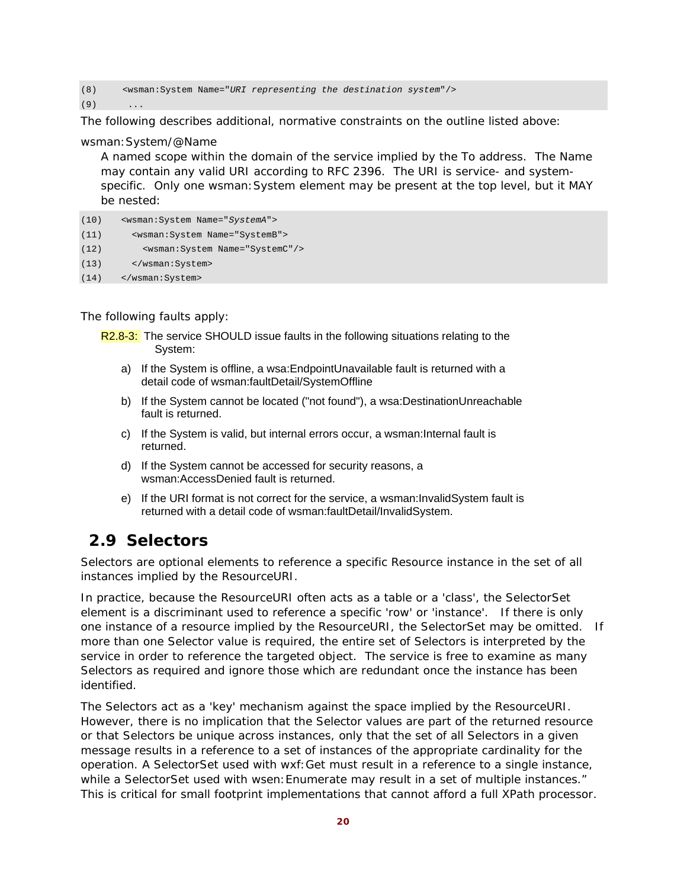```
(8)     <wsman:System Name="URI representing the destination system"/>
(9)      ...
```

The following describes additional, normative constraints on the outline listed above:

wsman:System/@Name

A named scope within the domain of the service implied by the To address. The Name may contain any valid URI according to RFC 2396. The URI is service- and system-specific. Only one wsman:System element may be present at the top level, but it MAY be nested:

```
(10)    <wsman:System Name="SystemA">
(11)      <wsman:System Name="SystemB">
(12)        <wsman:System Name="SystemC"/>
(13)      </wsman:System>
(14)    </wsman:System>
```

The following faults apply:

R2.8-3: The service SHOULD issue faults in the following situations relating to the System:

a) If the System is offline, a wsa:EndpointUnavailable fault is returned with a detail code of wsman:faultDetail/SystemOffline

b) If the System cannot be located ("not found"), a wsa:DestinationUnreachable fault is returned.

c) If the System is valid, but internal errors occur, a wsman:Internal fault is returned.

d) If the System cannot be accessed for security reasons, a wsman:AccessDenied fault is returned.

e) If the URI format is not correct for the service, a wsman:InvalidSystem fault is returned with a detail code of wsman:faultDetail/InvalidSystem.

## 2.9 Selectors

Selectors are optional elements to reference a specific Resource instance in the set of all instances implied by the ResourceURI.

In practice, because the ResourceURI often acts as a table or a 'class', the SelectorSet element is a discriminant used to reference a specific 'row' or 'instance'. If there is only one instance of a resource implied by the ResourceURI, the SelectorSet may be omitted. If more than one Selector value is required, the entire set of Selectors is interpreted by the service in order to reference the targeted object. The service is free to examine as many Selectors as required and ignore those which are redundant once the instance has been identified.

The Selectors act as a 'key' mechanism against the space implied by the ResourceURI. However, there is no implication that the Selector values are part of the returned resource or that Selectors be unique across instances, only that the set of all Selectors in a given message results in a reference to a set of instances of the appropriate cardinality for the operation. A SelectorSet used with wxf:Get must result in a reference to a single instance, while a SelectorSet used with wsen:Enumerate may result in a set of multiple instances." This is critical for small footprint implementations that cannot afford a full XPath processor.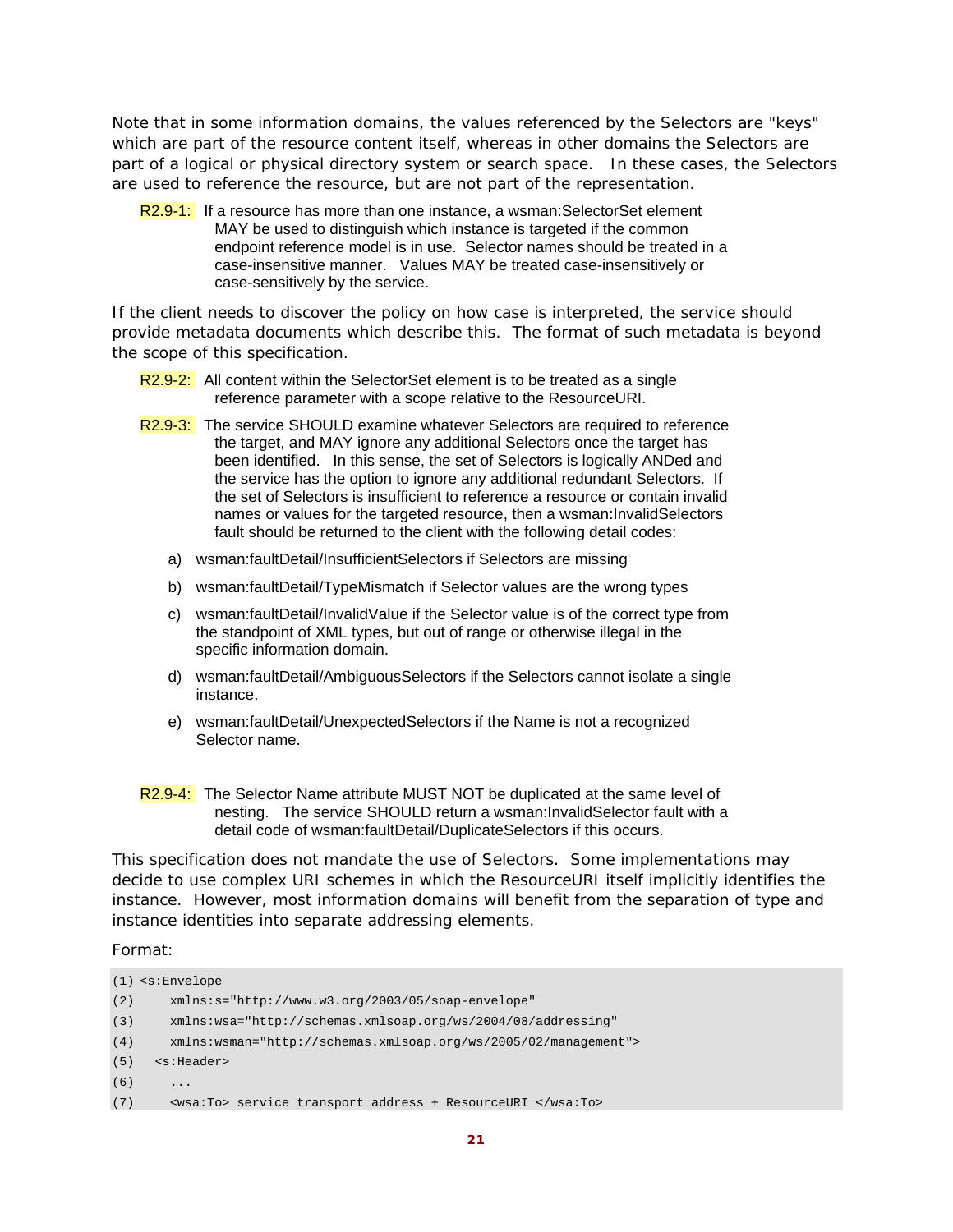Note that in some information domains, the values referenced by the Selectors are "keys" which are part of the resource content itself, whereas in other domains the Selectors are part of a logical or physical directory system or search space. In these cases, the Selectors are used to reference the resource, but are not part of the representation.

R2.9-1: If a resource has more than one instance, a wsman:SelectorSet element MAY be used to distinguish which instance is targeted if the common endpoint reference model is in use. Selector names should be treated in a case-insensitive manner. Values MAY be treated case-insensitively or case-sensitively by the service.

If the client needs to discover the policy on how case is interpreted, the service should provide metadata documents which describe this. The format of such metadata is beyond the scope of this specification.

R2.9-2: All content within the SelectorSet element is to be treated as a single reference parameter with a scope relative to the ResourceURI.

R2.9-3: The service SHOULD examine whatever Selectors are required to reference the target, and MAY ignore any additional Selectors once the target has been identified. In this sense, the set of Selectors is logically ANDed and the service has the option to ignore any additional redundant Selectors. If the set of Selectors is insufficient to reference a resource or contain invalid names or values for the targeted resource, then a wsman:InvalidSelectors fault should be returned to the client with the following detail codes:

a) wsman:faultDetail/InsufficientSelectors if Selectors are missing

b) wsman:faultDetail/TypeMismatch if Selector values are the wrong types

c) wsman:faultDetail/InvalidValue if the Selector value is of the correct type from the standpoint of XML types, but out of range or otherwise illegal in the specific information domain.

d) wsman:faultDetail/AmbiguousSelectors if the Selectors cannot isolate a single instance.

e) wsman:faultDetail/UnexpectedSelectors if the Name is not a recognized Selector name.

R2.9-4: The Selector Name attribute MUST NOT be duplicated at the same level of nesting. The service SHOULD return a wsman:InvalidSelector fault with a detail code of wsman:faultDetail/DuplicateSelectors if this occurs.

This specification does not mandate the use of Selectors. Some implementations may decide to use complex URI schemes in which the ResourceURI itself implicitly identifies the instance. However, most information domains will benefit from the separation of type and instance identities into separate addressing elements.

Format:

```
(1) <s:Envelope
(2)     xmlns:s="http://www.w3.org/2003/05/soap-envelope"
(3)     xmlns:wsa="http://schemas.xmlsoap.org/ws/2004/08/addressing"
(4)     xmlns:wsman="http://schemas.xmlsoap.org/ws/2005/02/management">
(5)   <s:Header>
(6)     ...
(7)     <wsa:To> service transport address + ResourceURI </wsa:To>
```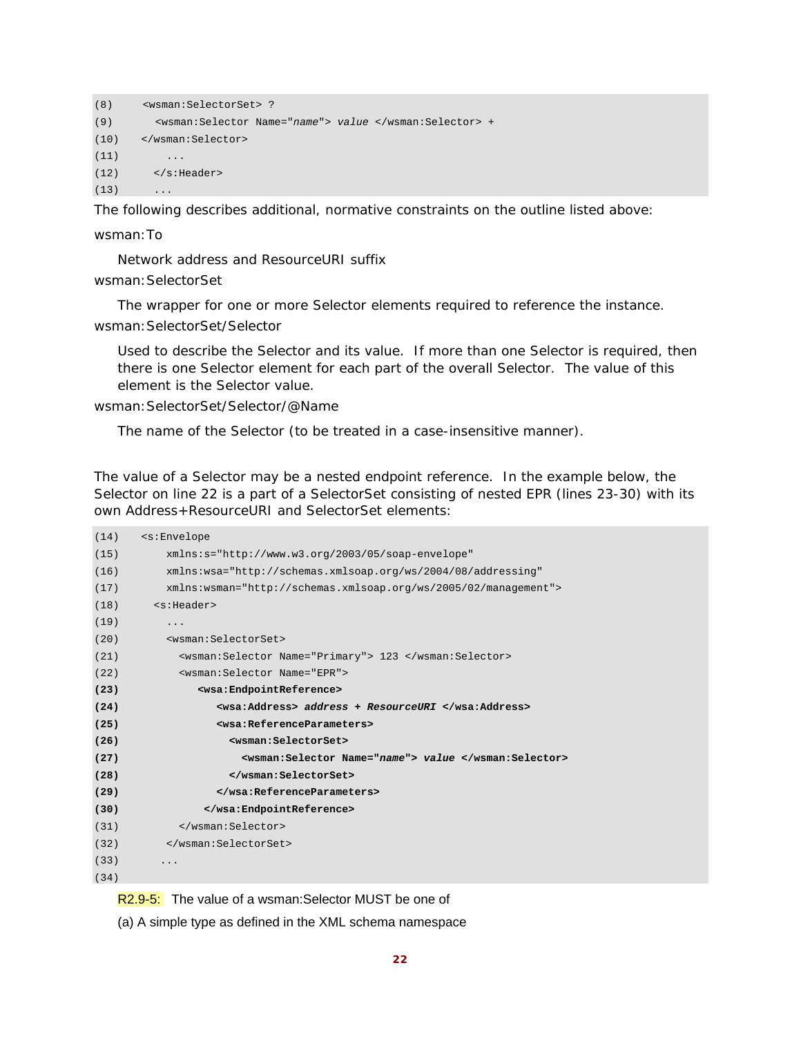```
(8)     <wsman:SelectorSet> ?
(9)       <wsman:Selector Name="name"> value </wsman:Selector> +
(10)    </wsman:Selector>
(11)        ...
(12)      </s:Header>
(13)      ...
```

The following describes additional, normative constraints on the outline listed above:

wsman:To

Network address and ResourceURI suffix

wsman:SelectorSet

The wrapper for one or more Selector elements required to reference the instance.

wsman:SelectorSet/Selector

Used to describe the Selector and its value. If more than one Selector is required, then there is one Selector element for each part of the overall Selector. The value of this element is the Selector value.

wsman:SelectorSet/Selector/@Name

The name of the Selector (to be treated in a case-insensitive manner).

The value of a Selector may be a nested endpoint reference. In the example below, the Selector on line 22 is a part of a SelectorSet consisting of nested EPR (lines 23-30) with its own Address+ResourceURI and SelectorSet elements:

```
(14)    <s:Envelope
(15)        xmlns:s="http://www.w3.org/2003/05/soap-envelope"
(16)        xmlns:wsa="http://schemas.xmlsoap.org/ws/2004/08/addressing"
(17)        xmlns:wsman="http://schemas.xmlsoap.org/ws/2005/02/management">
(18)      <s:Header>
(19)        ...
(20)        <wsman:SelectorSet>
(21)          <wsman:Selector Name="Primary"> 123 </wsman:Selector>
(22)          <wsman:Selector Name="EPR">
(23)             <wsa:EndpointReference>
(24)                <wsa:Address> address + ResourceURI </wsa:Address>
(25)                <wsa:ReferenceParameters>
(26)                  <wsman:SelectorSet>
(27)                     <wsman:Selector Name="name"> value </wsman:Selector>
(28)                  </wsman:SelectorSet>
(29)                </wsa:ReferenceParameters>
(30)              </wsa:EndpointReference>
(31)          </wsman:Selector>
(32)        </wsman:SelectorSet>
(33)       ...
(34)
```

R2.9-5: The value of a wsman:Selector MUST be one of

(a) A simple type as defined in the XML schema namespace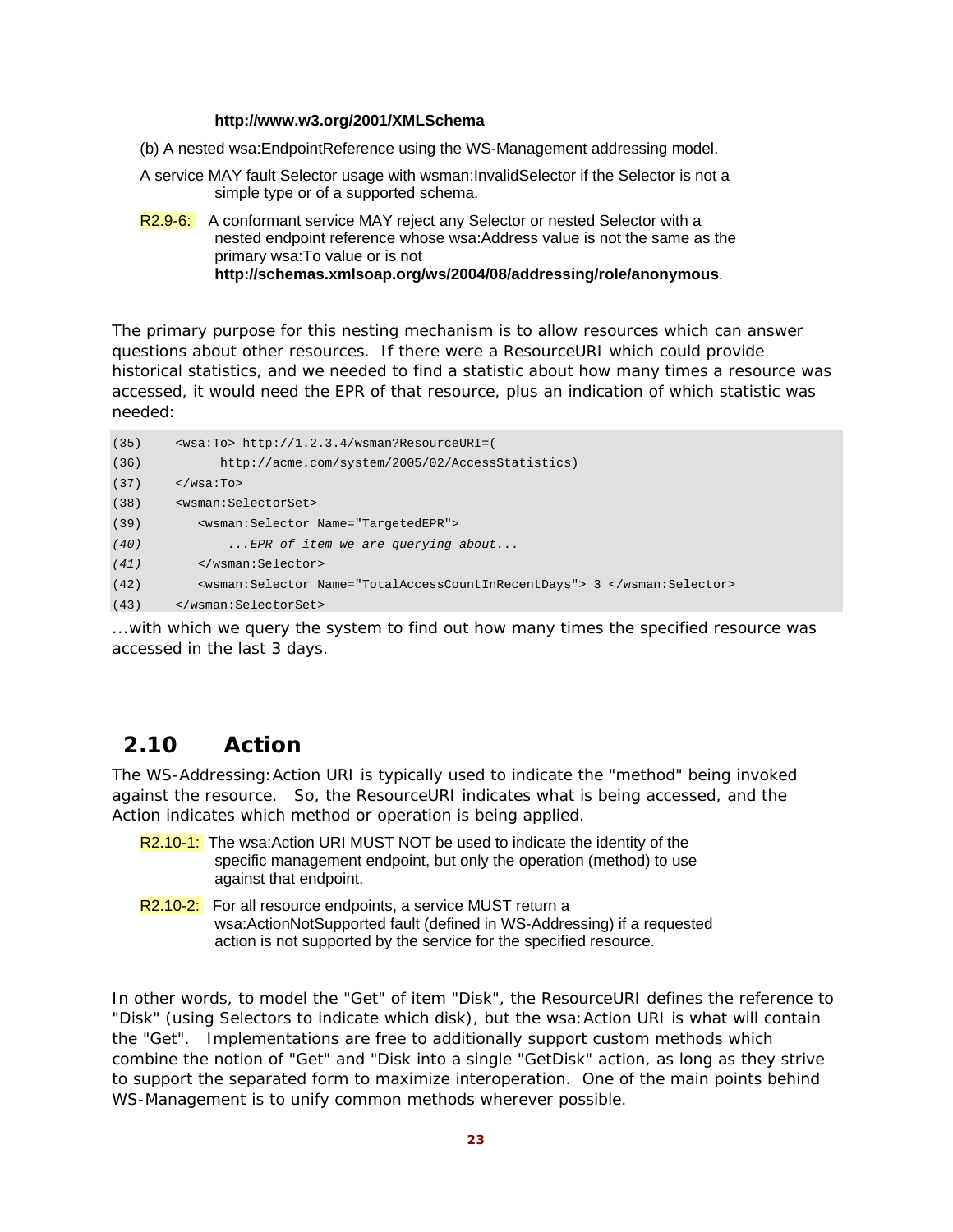**http://www.w3.org/2001/XMLSchema**

(b) A nested wsa:EndpointReference using the WS-Management addressing model.

A service MAY fault Selector usage with wsman:InvalidSelector if the Selector is not a simple type or of a supported schema.

R2.9-6: A conformant service MAY reject any Selector or nested Selector with a nested endpoint reference whose wsa:Address value is not the same as the primary wsa:To value or is not **http://schemas.xmlsoap.org/ws/2004/08/addressing/role/anonymous**.

The primary purpose for this nesting mechanism is to allow resources which can answer questions about other resources. If there were a ResourceURI which could provide historical statistics, and we needed to find a statistic about how many times a resource was accessed, it would need the EPR of that resource, plus an indication of which statistic was needed:

```
(35)    <wsa:To> http://1.2.3.4/wsman?ResourceURI=(
(36)          http://acme.com/system/2005/02/AccessStatistics)
(37)    </wsa:To>
(38)    <wsman:SelectorSet>
(39)       <wsman:Selector Name="TargetedEPR">
(40)           ...EPR of item we are querying about...
(41)       </wsman:Selector>
(42)       <wsman:Selector Name="TotalAccessCountInRecentDays"> 3 </wsman:Selector>
(43)    </wsman:SelectorSet>
```

...with which we query the system to find out how many times the specified resource was accessed in the last 3 days.

## 2.10 Action

The WS-Addressing:Action URI is typically used to indicate the "method" being invoked against the resource. So, the ResourceURI indicates what is being accessed, and the Action indicates which method or operation is being applied.

R2.10-1: The wsa:Action URI MUST NOT be used to indicate the identity of the specific management endpoint, but only the operation (method) to use against that endpoint.

R2.10-2: For all resource endpoints, a service MUST return a wsa:ActionNotSupported fault (defined in WS-Addressing) if a requested action is not supported by the service for the specified resource.

In other words, to model the "Get" of item "Disk", the ResourceURI defines the reference to "Disk" (using Selectors to indicate which disk), but the wsa:Action URI is what will contain the "Get". Implementations are free to additionally support custom methods which combine the notion of "Get" and "Disk into a single "GetDisk" action, as long as they strive to support the separated form to maximize interoperation. One of the main points behind WS-Management is to unify common methods wherever possible.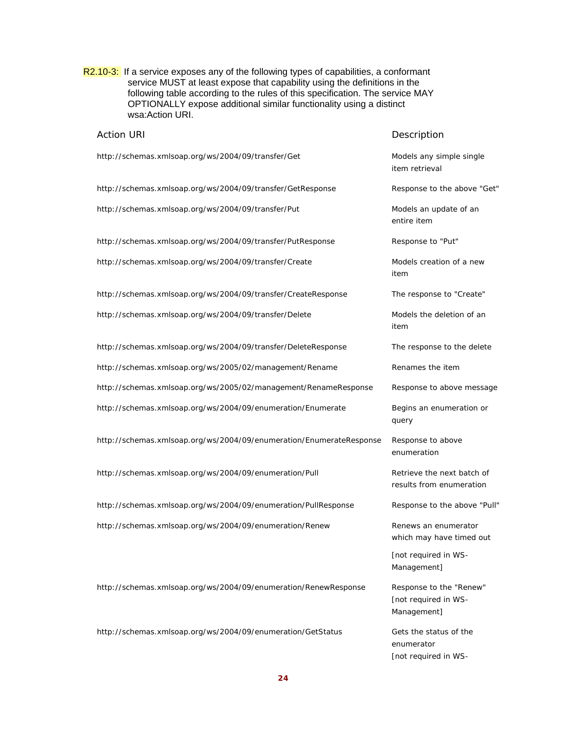R2.10-3: If a service exposes any of the following types of capabilities, a conformant service MUST at least expose that capability using the definitions in the following table according to the rules of this specification. The service MAY OPTIONALLY expose additional similar functionality using a distinct wsa:Action URI.

| Action URI | Description |
|---|---|
| http://schemas.xmlsoap.org/ws/2004/09/transfer/Get | Models any simple single item retrieval |
| http://schemas.xmlsoap.org/ws/2004/09/transfer/GetResponse | Response to the above "Get" |
| http://schemas.xmlsoap.org/ws/2004/09/transfer/Put | Models an update of an entire item |
| http://schemas.xmlsoap.org/ws/2004/09/transfer/PutResponse | Response to "Put" |
| http://schemas.xmlsoap.org/ws/2004/09/transfer/Create | Models creation of a new item |
| http://schemas.xmlsoap.org/ws/2004/09/transfer/CreateResponse | The response to "Create" |
| http://schemas.xmlsoap.org/ws/2004/09/transfer/Delete | Models the deletion of an item |
| http://schemas.xmlsoap.org/ws/2004/09/transfer/DeleteResponse | The response to the delete |
| http://schemas.xmlsoap.org/ws/2005/02/management/Rename | Renames the item |
| http://schemas.xmlsoap.org/ws/2005/02/management/RenameResponse | Response to above message |
| http://schemas.xmlsoap.org/ws/2004/09/enumeration/Enumerate | Begins an enumeration or query |
| http://schemas.xmlsoap.org/ws/2004/09/enumeration/EnumerateResponse | Response to above enumeration |
| http://schemas.xmlsoap.org/ws/2004/09/enumeration/Pull | Retrieve the next batch of results from enumeration |
| http://schemas.xmlsoap.org/ws/2004/09/enumeration/PullResponse | Response to the above "Pull" |
| http://schemas.xmlsoap.org/ws/2004/09/enumeration/Renew | Renews an enumerator which may have timed out<br>[not required in WS-Management] |
| http://schemas.xmlsoap.org/ws/2004/09/enumeration/RenewResponse | Response to the "Renew" [not required in WS-Management] |
| http://schemas.xmlsoap.org/ws/2004/09/enumeration/GetStatus | Gets the status of the enumerator<br>[not required in WS- |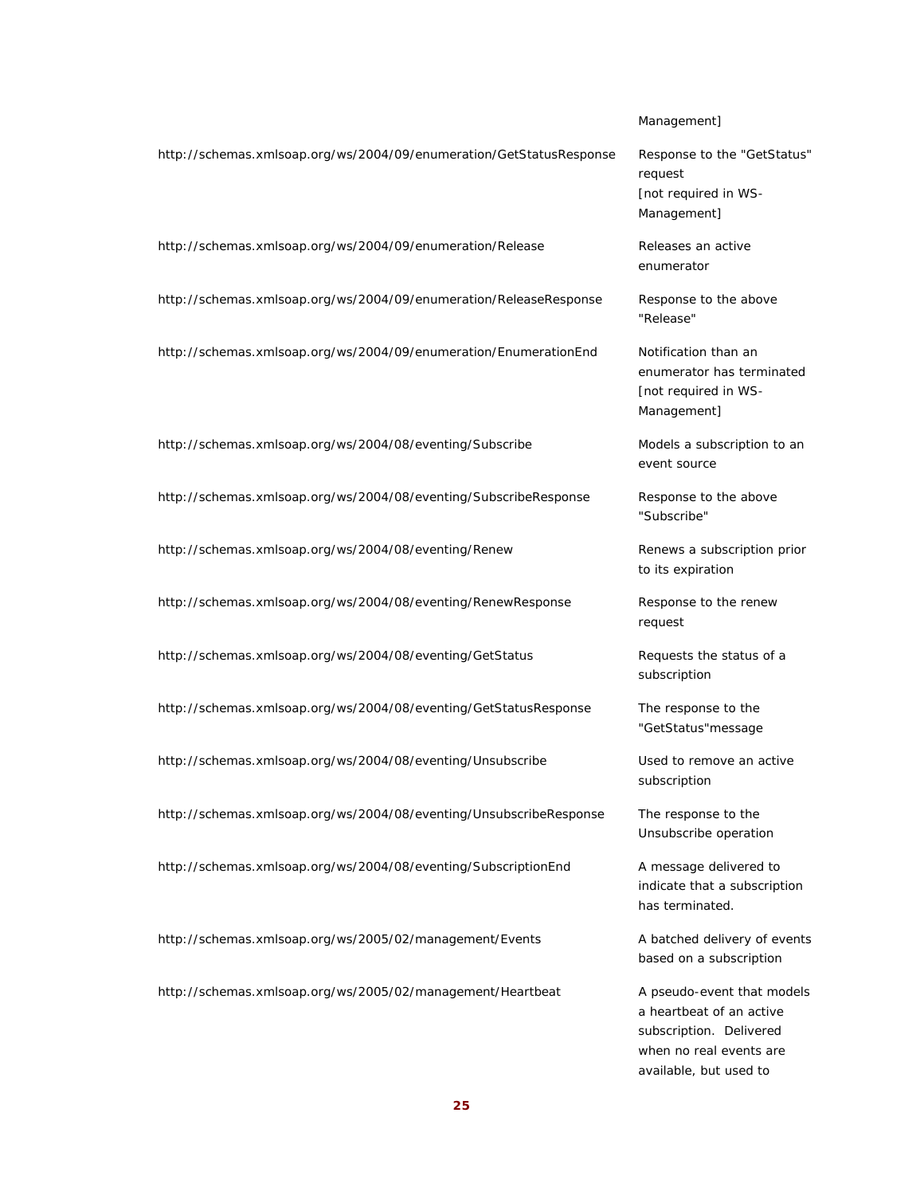| | |
|---|---|
| | Management] |
| http://schemas.xmlsoap.org/ws/2004/09/enumeration/GetStatusResponse | Response to the "GetStatus" request [not required in WS-Management] |
| http://schemas.xmlsoap.org/ws/2004/09/enumeration/Release | Releases an active enumerator |
| http://schemas.xmlsoap.org/ws/2004/09/enumeration/ReleaseResponse | Response to the above "Release" |
| http://schemas.xmlsoap.org/ws/2004/09/enumeration/EnumerationEnd | Notification than an enumerator has terminated [not required in WS-Management] |
| http://schemas.xmlsoap.org/ws/2004/08/eventing/Subscribe | Models a subscription to an event source |
| http://schemas.xmlsoap.org/ws/2004/08/eventing/SubscribeResponse | Response to the above "Subscribe" |
| http://schemas.xmlsoap.org/ws/2004/08/eventing/Renew | Renews a subscription prior to its expiration |
| http://schemas.xmlsoap.org/ws/2004/08/eventing/RenewResponse | Response to the renew request |
| http://schemas.xmlsoap.org/ws/2004/08/eventing/GetStatus | Requests the status of a subscription |
| http://schemas.xmlsoap.org/ws/2004/08/eventing/GetStatusResponse | The response to the "GetStatus"message |
| http://schemas.xmlsoap.org/ws/2004/08/eventing/Unsubscribe | Used to remove an active subscription |
| http://schemas.xmlsoap.org/ws/2004/08/eventing/UnsubscribeResponse | The response to the Unsubscribe operation |
| http://schemas.xmlsoap.org/ws/2004/08/eventing/SubscriptionEnd | A message delivered to indicate that a subscription has terminated. |
| http://schemas.xmlsoap.org/ws/2005/02/management/Events | A batched delivery of events based on a subscription |
| http://schemas.xmlsoap.org/ws/2005/02/management/Heartbeat | A pseudo-event that models a heartbeat of an active subscription. Delivered when no real events are available, but used to |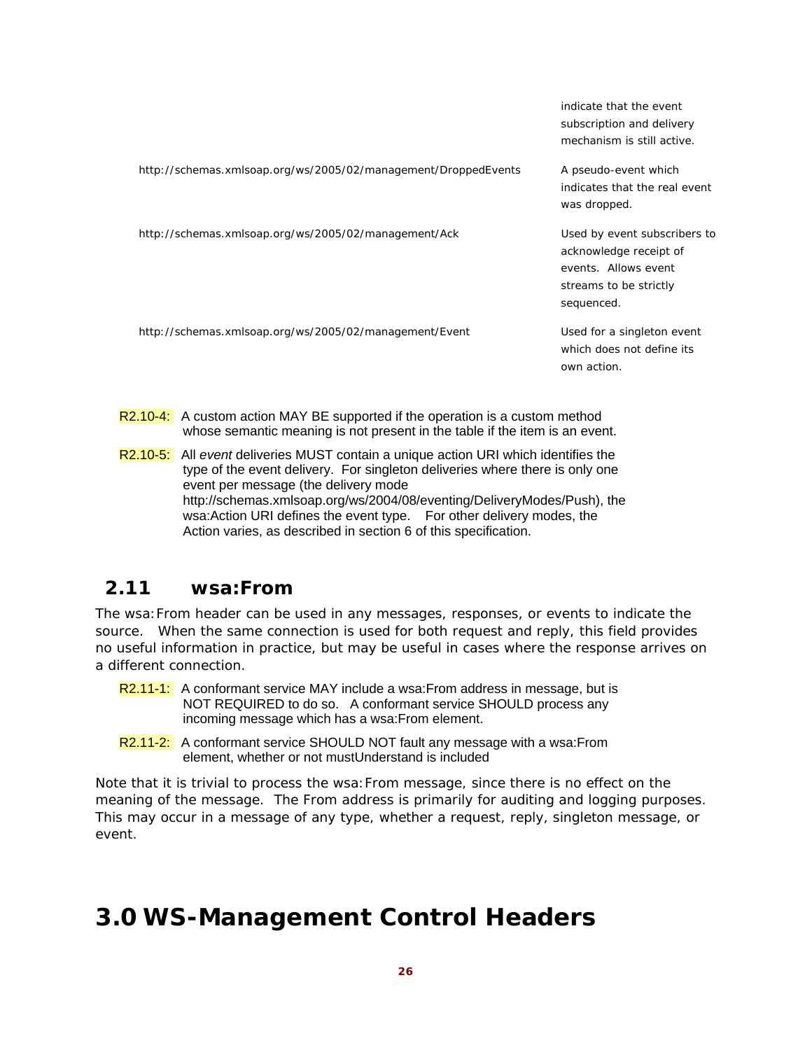| | |
|---|---|
| | indicate that the event subscription and delivery mechanism is still active. |
| http://schemas.xmlsoap.org/ws/2005/02/management/DroppedEvents | A pseudo-event which indicates that the real event was dropped. |
| http://schemas.xmlsoap.org/ws/2005/02/management/Ack | Used by event subscribers to acknowledge receipt of events. Allows event streams to be strictly sequenced. |
| http://schemas.xmlsoap.org/ws/2005/02/management/Event | Used for a singleton event which does not define its own action. |

R2.10-4: A custom action MAY BE supported if the operation is a custom method whose semantic meaning is not present in the table if the item is an event.

R2.10-5: All *event* deliveries MUST contain a unique action URI which identifies the type of the event delivery. For singleton deliveries where there is only one event per message (the delivery mode http://schemas.xmlsoap.org/ws/2004/08/eventing/DeliveryModes/Push), the wsa:Action URI defines the event type. For other delivery modes, the Action varies, as described in section 6 of this specification.

## 2.11 wsa:From

The wsa:From header can be used in any messages, responses, or events to indicate the source. When the same connection is used for both request and reply, this field provides no useful information in practice, but may be useful in cases where the response arrives on a different connection.

R2.11-1: A conformant service MAY include a wsa:From address in message, but is NOT REQUIRED to do so. A conformant service SHOULD process any incoming message which has a wsa:From element.

R2.11-2: A conformant service SHOULD NOT fault any message with a wsa:From element, whether or not mustUnderstand is included

Note that it is trivial to process the wsa:From message, since there is no effect on the meaning of the message. The From address is primarily for auditing and logging purposes. This may occur in a message of any type, whether a request, reply, singleton message, or event.

# 3.0 WS-Management Control Headers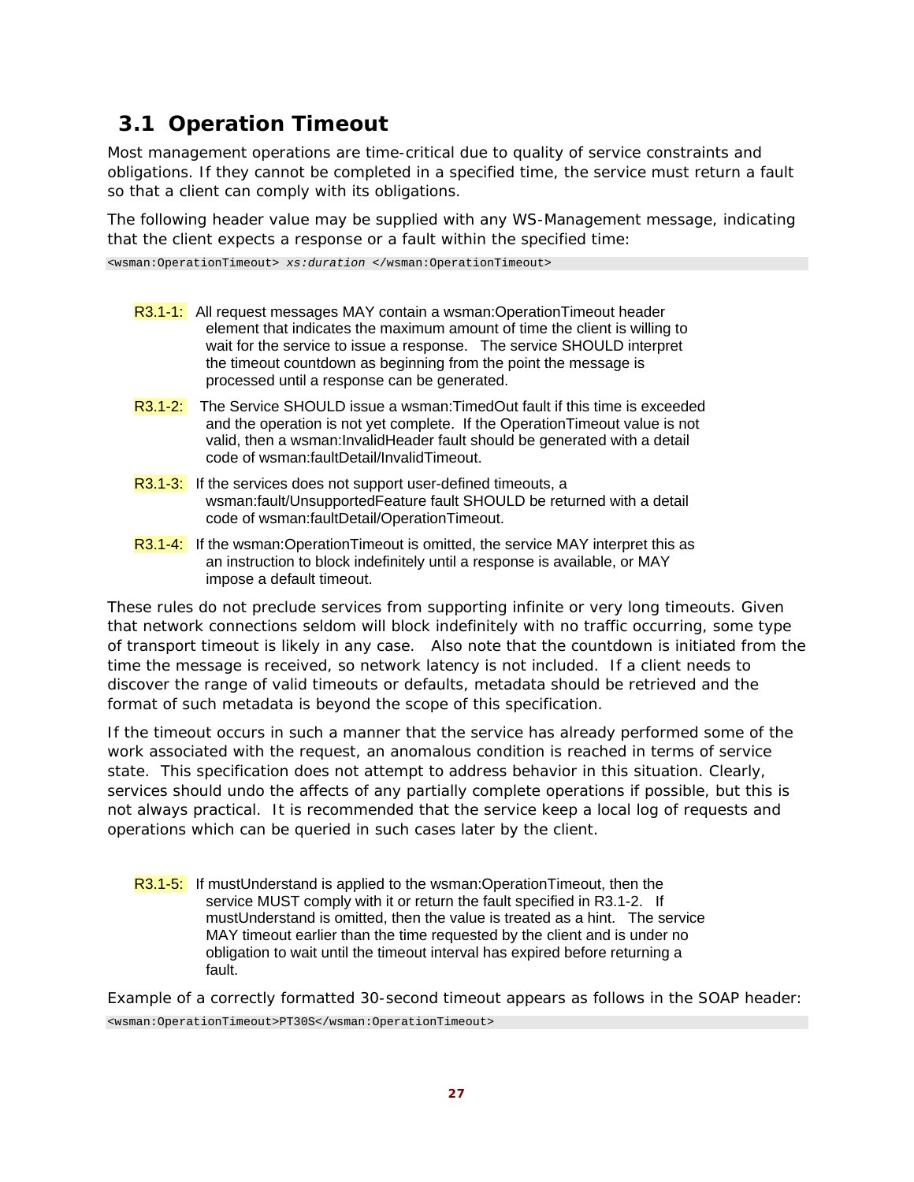## 3.1 Operation Timeout

Most management operations are time-critical due to quality of service constraints and obligations. If they cannot be completed in a specified time, the service must return a fault so that a client can comply with its obligations.

The following header value may be supplied with any WS-Management message, indicating that the client expects a response or a fault within the specified time:

```
<wsman:OperationTimeout> xs:duration </wsman:OperationTimeout>
```

R3.1-1: All request messages MAY contain a wsman:OperationTimeout header element that indicates the maximum amount of time the client is willing to wait for the service to issue a response. The service SHOULD interpret the timeout countdown as beginning from the point the message is processed until a response can be generated.

R3.1-2: The Service SHOULD issue a wsman:TimedOut fault if this time is exceeded and the operation is not yet complete. If the OperationTimeout value is not valid, then a wsman:InvalidHeader fault should be generated with a detail code of wsman:faultDetail/InvalidTimeout.

R3.1-3: If the services does not support user-defined timeouts, a wsman:fault/UnsupportedFeature fault SHOULD be returned with a detail code of wsman:faultDetail/OperationTimeout.

R3.1-4: If the wsman:OperationTimeout is omitted, the service MAY interpret this as an instruction to block indefinitely until a response is available, or MAY impose a default timeout.

These rules do not preclude services from supporting infinite or very long timeouts. Given that network connections seldom will block indefinitely with no traffic occurring, some type of transport timeout is likely in any case. Also note that the countdown is initiated from the time the message is received, so network latency is not included. If a client needs to discover the range of valid timeouts or defaults, metadata should be retrieved and the format of such metadata is beyond the scope of this specification.

If the timeout occurs in such a manner that the service has already performed some of the work associated with the request, an anomalous condition is reached in terms of service state. This specification does not attempt to address behavior in this situation. Clearly, services should undo the affects of any partially complete operations if possible, but this is not always practical. It is recommended that the service keep a local log of requests and operations which can be queried in such cases later by the client.

R3.1-5: If mustUnderstand is applied to the wsman:OperationTimeout, then the service MUST comply with it or return the fault specified in R3.1-2. If mustUnderstand is omitted, then the value is treated as a hint. The service MAY timeout earlier than the time requested by the client and is under no obligation to wait until the timeout interval has expired before returning a fault.

Example of a correctly formatted 30-second timeout appears as follows in the SOAP header:

```
<wsman:OperationTimeout>PT30S</wsman:OperationTimeout>
```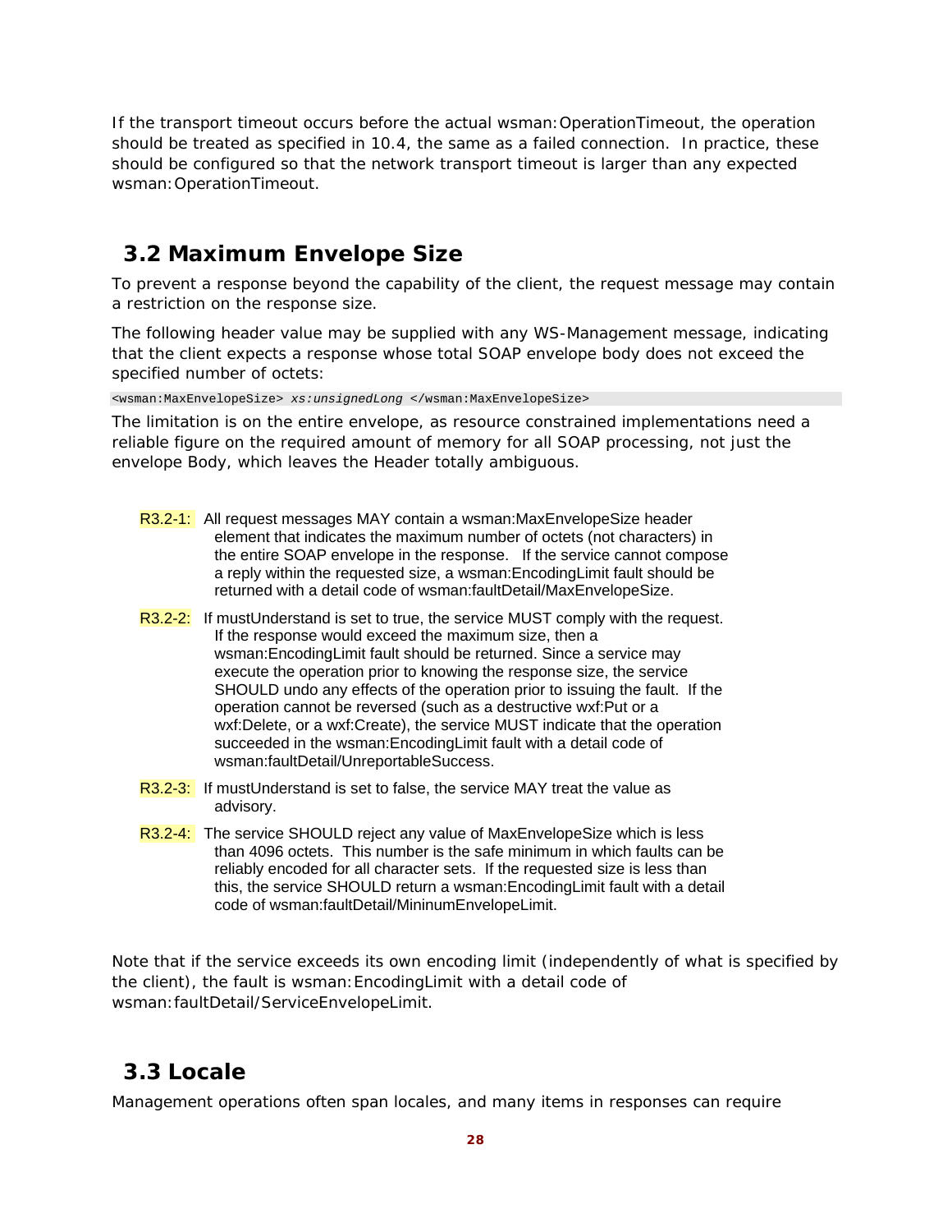If the transport timeout occurs before the actual wsman:OperationTimeout, the operation should be treated as specified in 10.4, the same as a failed connection. In practice, these should be configured so that the network transport timeout is larger than any expected wsman:OperationTimeout.

## 3.2 Maximum Envelope Size

To prevent a response beyond the capability of the client, the request message may contain a restriction on the response size.

The following header value may be supplied with any WS-Management message, indicating that the client expects a response whose total SOAP envelope body does not exceed the specified number of octets:

```
<wsman:MaxEnvelopeSize> xs:unsignedLong </wsman:MaxEnvelopeSize>
```

The limitation is on the entire envelope, as resource constrained implementations need a reliable figure on the required amount of memory for all SOAP processing, not just the envelope Body, which leaves the Header totally ambiguous.

R3.2-1: All request messages MAY contain a wsman:MaxEnvelopeSize header element that indicates the maximum number of octets (not characters) in the entire SOAP envelope in the response. If the service cannot compose a reply within the requested size, a wsman:EncodingLimit fault should be returned with a detail code of wsman:faultDetail/MaxEnvelopeSize.

R3.2-2: If mustUnderstand is set to true, the service MUST comply with the request. If the response would exceed the maximum size, then a wsman:EncodingLimit fault should be returned. Since a service may execute the operation prior to knowing the response size, the service SHOULD undo any effects of the operation prior to issuing the fault. If the operation cannot be reversed (such as a destructive wxf:Put or a wxf:Delete, or a wxf:Create), the service MUST indicate that the operation succeeded in the wsman:EncodingLimit fault with a detail code of wsman:faultDetail/UnreportableSuccess.

R3.2-3: If mustUnderstand is set to false, the service MAY treat the value as advisory.

R3.2-4: The service SHOULD reject any value of MaxEnvelopeSize which is less than 4096 octets. This number is the safe minimum in which faults can be reliably encoded for all character sets. If the requested size is less than this, the service SHOULD return a wsman:EncodingLimit fault with a detail code of wsman:faultDetail/MininumEnvelopeLimit.

Note that if the service exceeds its own encoding limit (independently of what is specified by the client), the fault is wsman:EncodingLimit with a detail code of wsman:faultDetail/ServiceEnvelopeLimit.

## 3.3 Locale

Management operations often span locales, and many items in responses can require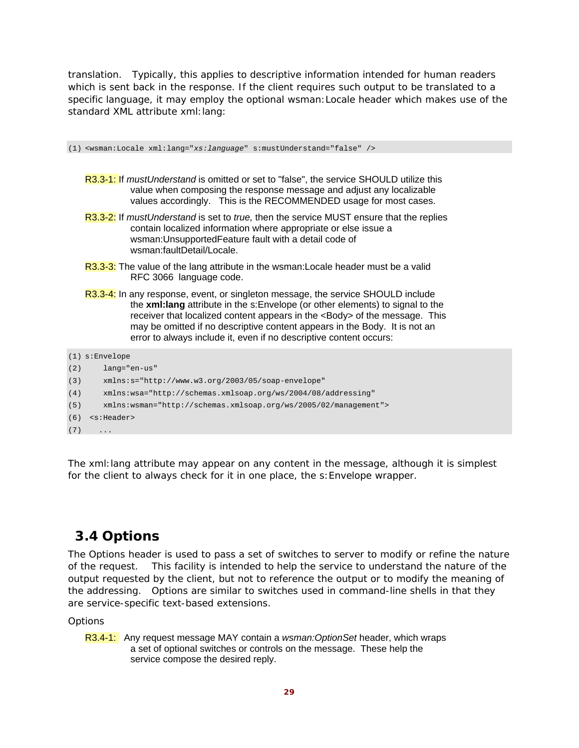translation. Typically, this applies to descriptive information intended for human readers which is sent back in the response. If the client requires such output to be translated to a specific language, it may employ the optional wsman:Locale header which makes use of the standard XML attribute xml:lang:

```
(1) <wsman:Locale xml:lang="xs:language" s:mustUnderstand="false" />
```

R3.3-1: If *mustUnderstand* is omitted or set to "false", the service SHOULD utilize this value when composing the response message and adjust any localizable values accordingly. This is the RECOMMENDED usage for most cases.

R3.3-2: If *mustUnderstand* is set to *true*, then the service MUST ensure that the replies contain localized information where appropriate or else issue a wsman:UnsupportedFeature fault with a detail code of wsman:faultDetail/Locale.

R3.3-3: The value of the lang attribute in the wsman:Locale header must be a valid RFC 3066 language code.

R3.3-4: In any response, event, or singleton message, the service SHOULD include the **xml:lang** attribute in the s:Envelope (or other elements) to signal to the receiver that localized content appears in the <Body> of the message. This may be omitted if no descriptive content appears in the Body. It is not an error to always include it, even if no descriptive content occurs:

```
(1) s:Envelope
(2)     lang="en-us"
(3)     xmlns:s="http://www.w3.org/2003/05/soap-envelope"
(4)     xmlns:wsa="http://schemas.xmlsoap.org/ws/2004/08/addressing"
(5)     xmlns:wsman="http://schemas.xmlsoap.org/ws/2005/02/management">
(6)  <s:Header>
(7)    ...
```

The xml:lang attribute may appear on any content in the message, although it is simplest for the client to always check for it in one place, the s:Envelope wrapper.

## 3.4 Options

The Options header is used to pass a set of switches to server to modify or refine the nature of the request. This facility is intended to help the service to understand the nature of the output requested by the client, but not to reference the output or to modify the meaning of the addressing. Options are similar to switches used in command-line shells in that they are service-specific text-based extensions.

Options

R3.4-1: Any request message MAY contain a *wsman:OptionSet* header, which wraps a set of optional switches or controls on the message. These help the service compose the desired reply.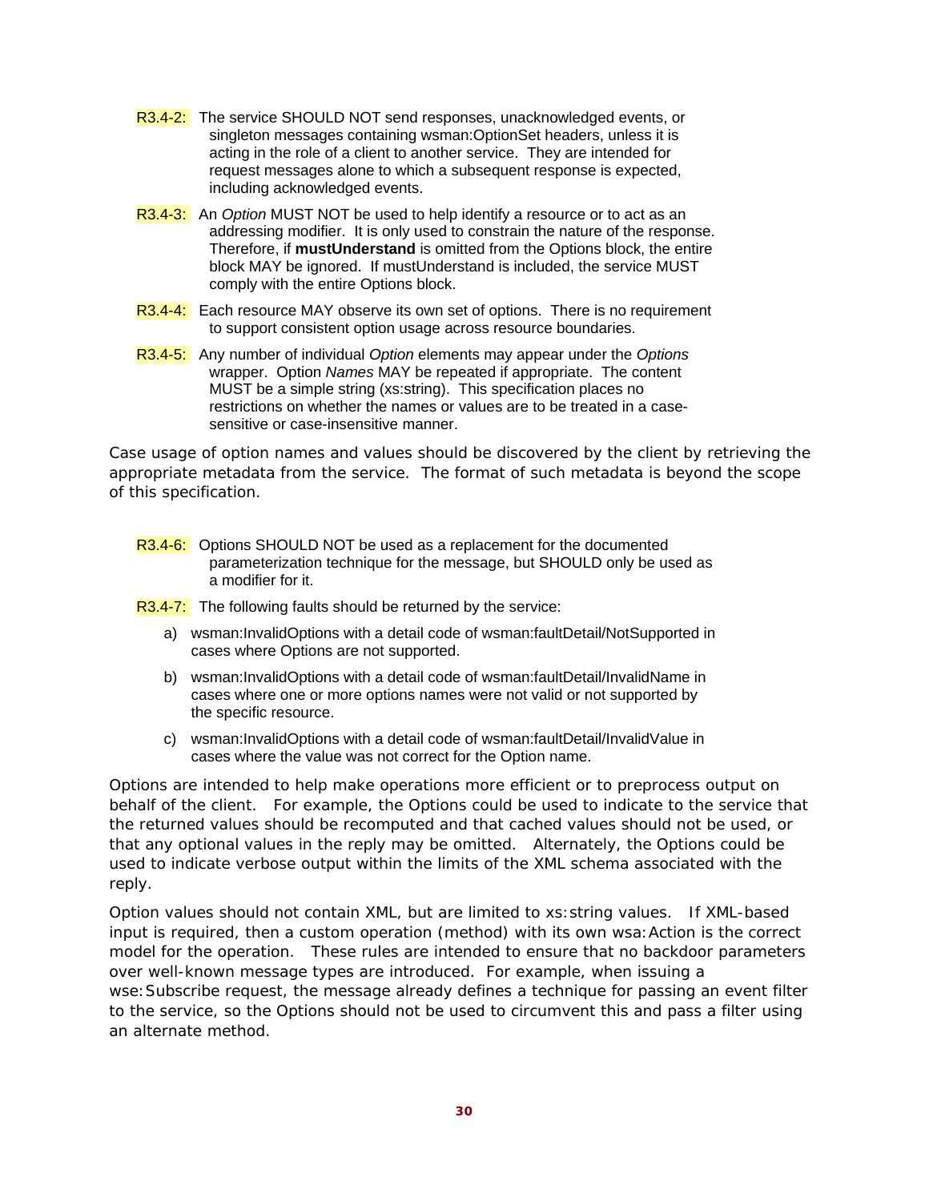R3.4-2: The service SHOULD NOT send responses, unacknowledged events, or singleton messages containing wsman:OptionSet headers, unless it is acting in the role of a client to another service. They are intended for request messages alone to which a subsequent response is expected, including acknowledged events.

R3.4-3: An *Option* MUST NOT be used to help identify a resource or to act as an addressing modifier. It is only used to constrain the nature of the response. Therefore, if **mustUnderstand** is omitted from the Options block, the entire block MAY be ignored. If mustUnderstand is included, the service MUST comply with the entire Options block.

R3.4-4: Each resource MAY observe its own set of options. There is no requirement to support consistent option usage across resource boundaries.

R3.4-5: Any number of individual *Option* elements may appear under the *Options* wrapper. Option *Names* MAY be repeated if appropriate. The content MUST be a simple string (xs:string). This specification places no restrictions on whether the names or values are to be treated in a case-sensitive or case-insensitive manner.

Case usage of option names and values should be discovered by the client by retrieving the appropriate metadata from the service. The format of such metadata is beyond the scope of this specification.

R3.4-6: Options SHOULD NOT be used as a replacement for the documented parameterization technique for the message, but SHOULD only be used as a modifier for it.

R3.4-7: The following faults should be returned by the service:

a) wsman:InvalidOptions with a detail code of wsman:faultDetail/NotSupported in cases where Options are not supported.

b) wsman:InvalidOptions with a detail code of wsman:faultDetail/InvalidName in cases where one or more options names were not valid or not supported by the specific resource.

c) wsman:InvalidOptions with a detail code of wsman:faultDetail/InvalidValue in cases where the value was not correct for the Option name.

Options are intended to help make operations more efficient or to preprocess output on behalf of the client. For example, the Options could be used to indicate to the service that the returned values should be recomputed and that cached values should not be used, or that any optional values in the reply may be omitted. Alternately, the Options could be used to indicate verbose output within the limits of the XML schema associated with the reply.

Option values should not contain XML, but are limited to xs:string values. If XML-based input is required, then a custom operation (method) with its own wsa:Action is the correct model for the operation. These rules are intended to ensure that no backdoor parameters over well-known message types are introduced. For example, when issuing a wse:Subscribe request, the message already defines a technique for passing an event filter to the service, so the Options should not be used to circumvent this and pass a filter using an alternate method.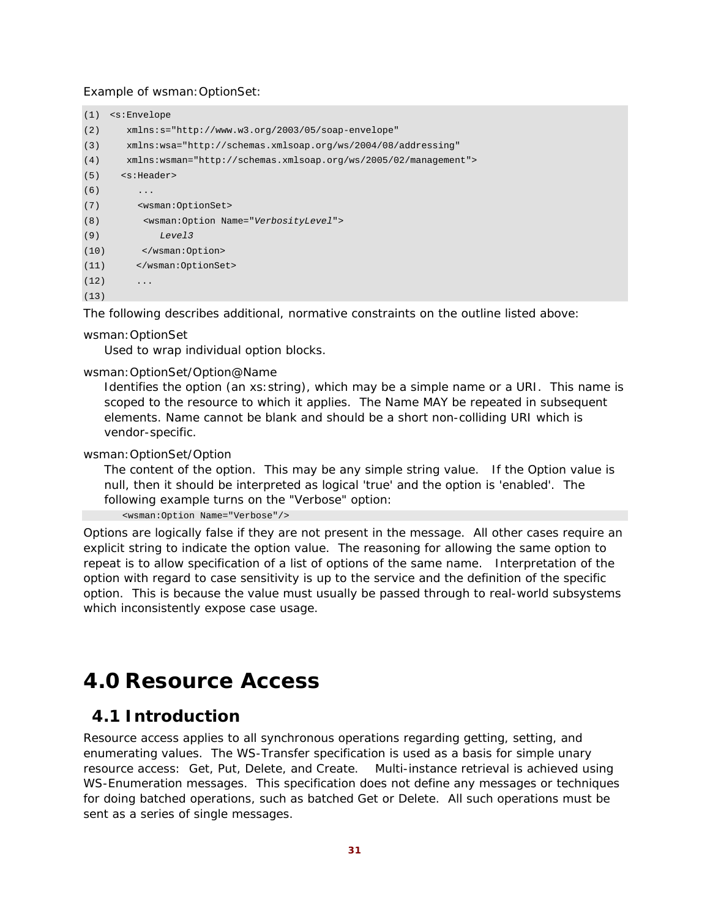Example of wsman:OptionSet:

```
(1)  <s:Envelope
(2)     xmlns:s="http://www.w3.org/2003/05/soap-envelope"
(3)     xmlns:wsa="http://schemas.xmlsoap.org/ws/2004/08/addressing"
(4)     xmlns:wsman="http://schemas.xmlsoap.org/ws/2005/02/management">
(5)    <s:Header>
(6)       ...
(7)       <wsman:OptionSet>
(8)        <wsman:Option Name="VerbosityLevel">
(9)           Level3
(10)       </wsman:Option>
(11)      </wsman:OptionSet>
(12)      ...
(13)
```

The following describes additional, normative constraints on the outline listed above:

wsman:OptionSet

Used to wrap individual option blocks.

wsman:OptionSet/Option@Name

Identifies the option (an xs:string), which may be a simple name or a URI. This name is scoped to the resource to which it applies. The Name MAY be repeated in subsequent elements. Name cannot be blank and should be a short non-colliding URI which is vendor-specific.

wsman:OptionSet/Option

The content of the option. This may be any simple string value. If the Option value is null, then it should be interpreted as logical 'true' and the option is 'enabled'. The following example turns on the "Verbose" option:

```
<wsman:Option Name="Verbose"/>
```

Options are logically false if they are not present in the message. All other cases require an explicit string to indicate the option value. The reasoning for allowing the same option to repeat is to allow specification of a list of options of the same name. Interpretation of the option with regard to case sensitivity is up to the service and the definition of the specific option. This is because the value must usually be passed through to real-world subsystems which inconsistently expose case usage.

# 4.0 Resource Access

## 4.1 Introduction

Resource access applies to all synchronous operations regarding getting, setting, and enumerating values. The WS-Transfer specification is used as a basis for simple unary resource access: Get, Put, Delete, and Create. Multi-instance retrieval is achieved using WS-Enumeration messages. This specification does not define any messages or techniques for doing batched operations, such as batched Get or Delete. All such operations must be sent as a series of single messages.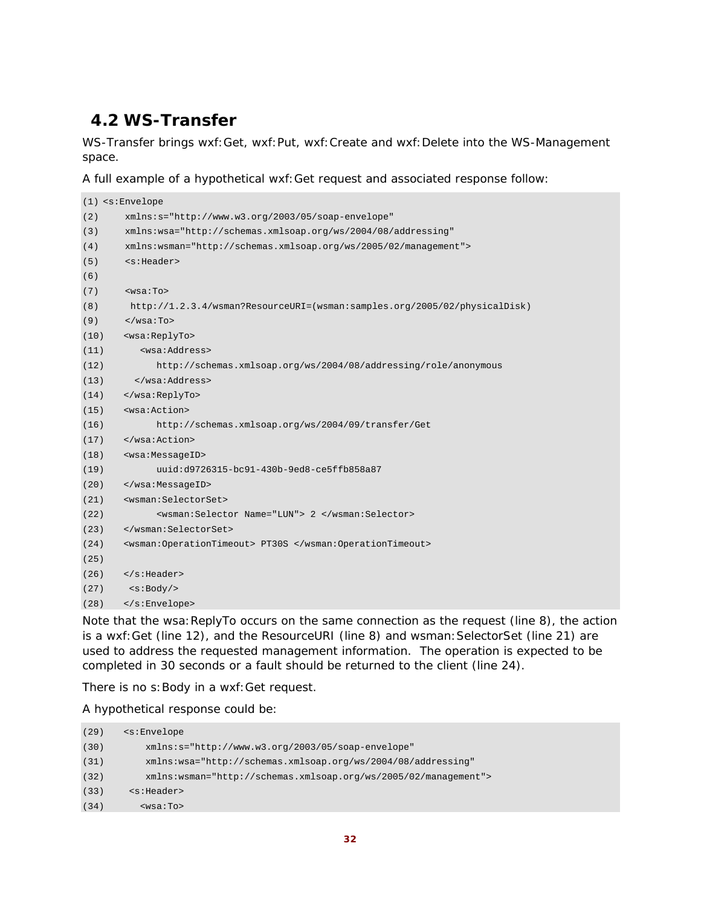## 4.2 WS-Transfer

WS-Transfer brings wxf:Get, wxf:Put, wxf:Create and wxf:Delete into the WS-Management space.

A full example of a hypothetical wxf:Get request and associated response follow:

```
(1) <s:Envelope
(2)     xmlns:s="http://www.w3.org/2003/05/soap-envelope"
(3)     xmlns:wsa="http://schemas.xmlsoap.org/ws/2004/08/addressing"
(4)     xmlns:wsman="http://schemas.xmlsoap.org/ws/2005/02/management">
(5)     <s:Header>
(6)
(7)     <wsa:To>
(8)      http://1.2.3.4/wsman?ResourceURI=(wsman:samples.org/2005/02/physicalDisk)
(9)     </wsa:To>
(10)    <wsa:ReplyTo>
(11)       <wsa:Address>
(12)          http://schemas.xmlsoap.org/ws/2004/08/addressing/role/anonymous
(13)      </wsa:Address>
(14)    </wsa:ReplyTo>
(15)    <wsa:Action>
(16)          http://schemas.xmlsoap.org/ws/2004/09/transfer/Get
(17)    </wsa:Action>
(18)    <wsa:MessageID>
(19)          uuid:d9726315-bc91-430b-9ed8-ce5ffb858a87
(20)    </wsa:MessageID>
(21)    <wsman:SelectorSet>
(22)          <wsman:Selector Name="LUN"> 2 </wsman:Selector>
(23)    </wsman:SelectorSet>
(24)    <wsman:OperationTimeout> PT30S </wsman:OperationTimeout>
(25)
(26)    </s:Header>
(27)     <s:Body/>
(28)    </s:Envelope>
```

Note that the wsa:ReplyTo occurs on the same connection as the request (line 8), the action is a wxf:Get (line 12), and the ResourceURI (line 8) and wsman:SelectorSet (line 21) are used to address the requested management information. The operation is expected to be completed in 30 seconds or a fault should be returned to the client (line 24).

There is no s:Body in a wxf:Get request.

A hypothetical response could be:

```
(29)    <s:Envelope
(30)        xmlns:s="http://www.w3.org/2003/05/soap-envelope"
(31)        xmlns:wsa="http://schemas.xmlsoap.org/ws/2004/08/addressing"
(32)        xmlns:wsman="http://schemas.xmlsoap.org/ws/2005/02/management">
(33)     <s:Header>
(34)       <wsa:To>
```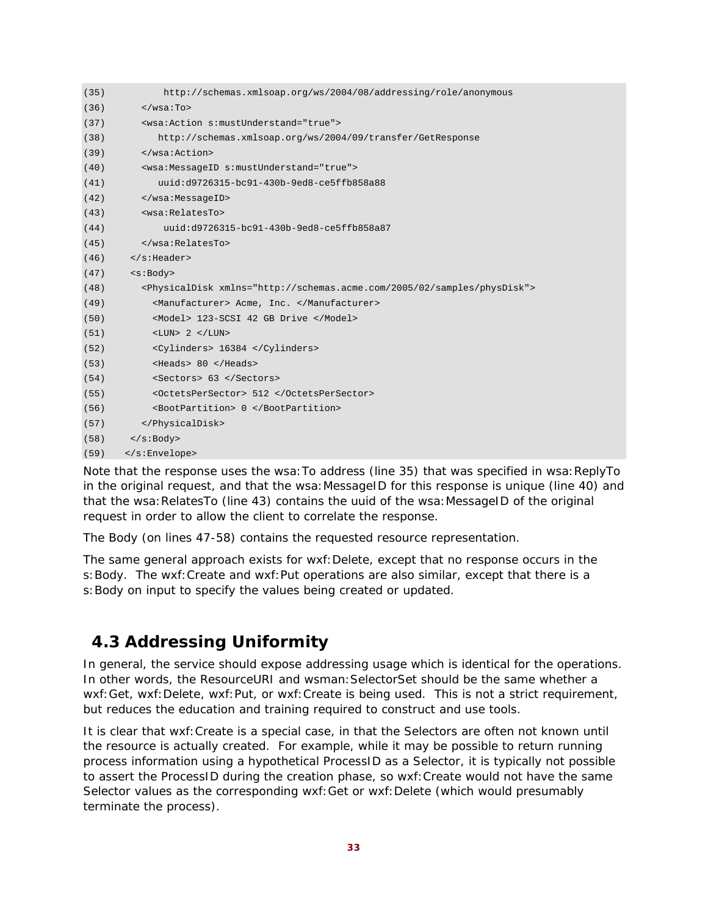```
(35)          http://schemas.xmlsoap.org/ws/2004/08/addressing/role/anonymous
(36)      </wsa:To>
(37)      <wsa:Action s:mustUnderstand="true">
(38)         http://schemas.xmlsoap.org/ws/2004/09/transfer/GetResponse
(39)      </wsa:Action>
(40)      <wsa:MessageID s:mustUnderstand="true">
(41)         uuid:d9726315-bc91-430b-9ed8-ce5ffb858a88
(42)      </wsa:MessageID>
(43)      <wsa:RelatesTo>
(44)          uuid:d9726315-bc91-430b-9ed8-ce5ffb858a87
(45)      </wsa:RelatesTo>
(46)    </s:Header>
(47)    <s:Body>
(48)      <PhysicalDisk xmlns="http://schemas.acme.com/2005/02/samples/physDisk">
(49)        <Manufacturer> Acme, Inc. </Manufacturer>
(50)        <Model> 123-SCSI 42 GB Drive </Model>
(51)        <LUN> 2 </LUN>
(52)        <Cylinders> 16384 </Cylinders>
(53)        <Heads> 80 </Heads>
(54)        <Sectors> 63 </Sectors>
(55)        <OctetsPerSector> 512 </OctetsPerSector>
(56)        <BootPartition> 0 </BootPartition>
(57)      </PhysicalDisk>
(58)    </s:Body>
(59)   </s:Envelope>
```

Note that the response uses the wsa:To address (line 35) that was specified in wsa:ReplyTo in the original request, and that the wsa:MessageID for this response is unique (line 40) and that the wsa:RelatesTo (line 43) contains the uuid of the wsa:MessageID of the original request in order to allow the client to correlate the response.

The Body (on lines 47-58) contains the requested resource representation.

The same general approach exists for wxf:Delete, except that no response occurs in the s:Body. The wxf:Create and wxf:Put operations are also similar, except that there is a s:Body on input to specify the values being created or updated.

## 4.3 Addressing Uniformity

In general, the service should expose addressing usage which is identical for the operations. In other words, the ResourceURI and wsman:SelectorSet should be the same whether a wxf:Get, wxf:Delete, wxf:Put, or wxf:Create is being used. This is not a strict requirement, but reduces the education and training required to construct and use tools.

It is clear that wxf:Create is a special case, in that the Selectors are often not known until the resource is actually created. For example, while it may be possible to return running process information using a hypothetical ProcessID as a Selector, it is typically not possible to assert the ProcessID during the creation phase, so wxf:Create would not have the same Selector values as the corresponding wxf:Get or wxf:Delete (which would presumably terminate the process).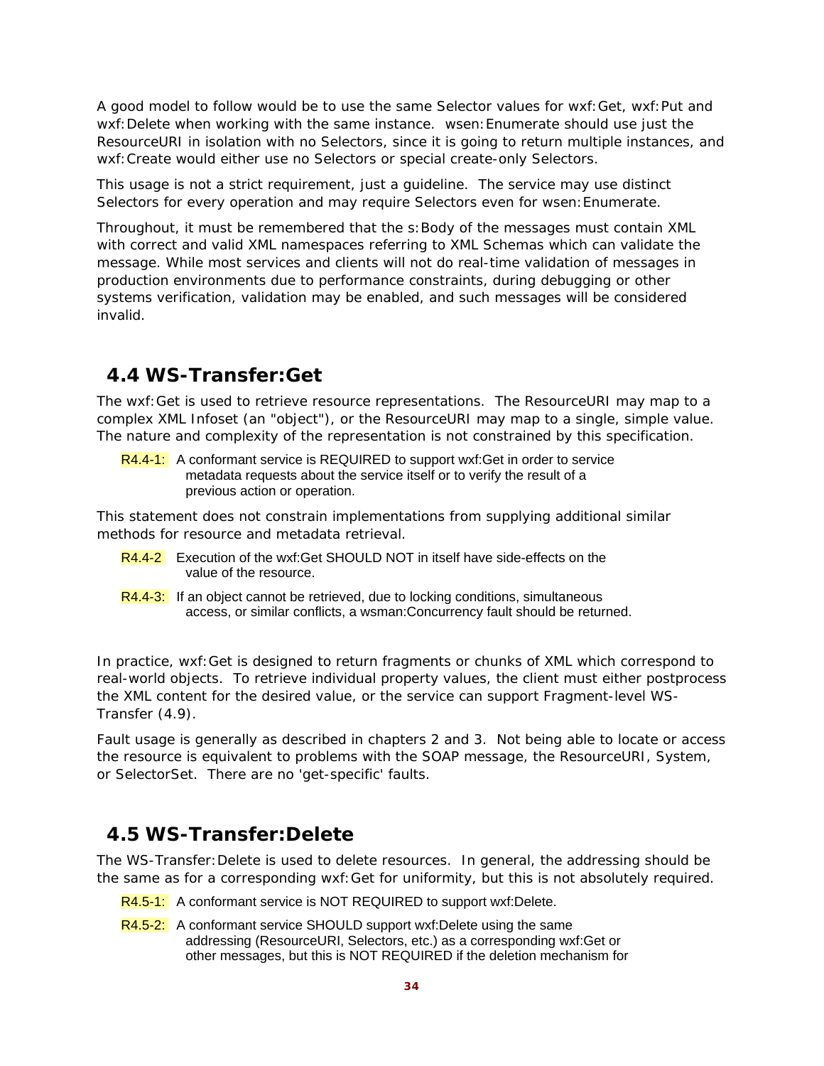A good model to follow would be to use the same Selector values for wxf:Get, wxf:Put and wxf:Delete when working with the same instance. wsen:Enumerate should use just the ResourceURI in isolation with no Selectors, since it is going to return multiple instances, and wxf:Create would either use no Selectors or special create-only Selectors.

This usage is not a strict requirement, just a guideline. The service may use distinct Selectors for every operation and may require Selectors even for wsen:Enumerate.

Throughout, it must be remembered that the s:Body of the messages must contain XML with correct and valid XML namespaces referring to XML Schemas which can validate the message. While most services and clients will not do real-time validation of messages in production environments due to performance constraints, during debugging or other systems verification, validation may be enabled, and such messages will be considered invalid.

## 4.4 WS-Transfer:Get

The wxf:Get is used to retrieve resource representations. The ResourceURI may map to a complex XML Infoset (an "object"), or the ResourceURI may map to a single, simple value. The nature and complexity of the representation is not constrained by this specification.

R4.4-1: A conformant service is REQUIRED to support wxf:Get in order to service metadata requests about the service itself or to verify the result of a previous action or operation.

This statement does not constrain implementations from supplying additional similar methods for resource and metadata retrieval.

R4.4-2 Execution of the wxf:Get SHOULD NOT in itself have side-effects on the value of the resource.

R4.4-3: If an object cannot be retrieved, due to locking conditions, simultaneous access, or similar conflicts, a wsman:Concurrency fault should be returned.

In practice, wxf:Get is designed to return fragments or chunks of XML which correspond to real-world objects. To retrieve individual property values, the client must either postprocess the XML content for the desired value, or the service can support Fragment-level WS-Transfer (4.9).

Fault usage is generally as described in chapters 2 and 3. Not being able to locate or access the resource is equivalent to problems with the SOAP message, the ResourceURI, System, or SelectorSet. There are no 'get-specific' faults.

## 4.5 WS-Transfer:Delete

The WS-Transfer:Delete is used to delete resources. In general, the addressing should be the same as for a corresponding wxf:Get for uniformity, but this is not absolutely required.

R4.5-1: A conformant service is NOT REQUIRED to support wxf:Delete.

R4.5-2: A conformant service SHOULD support wxf:Delete using the same addressing (ResourceURI, Selectors, etc.) as a corresponding wxf:Get or other messages, but this is NOT REQUIRED if the deletion mechanism for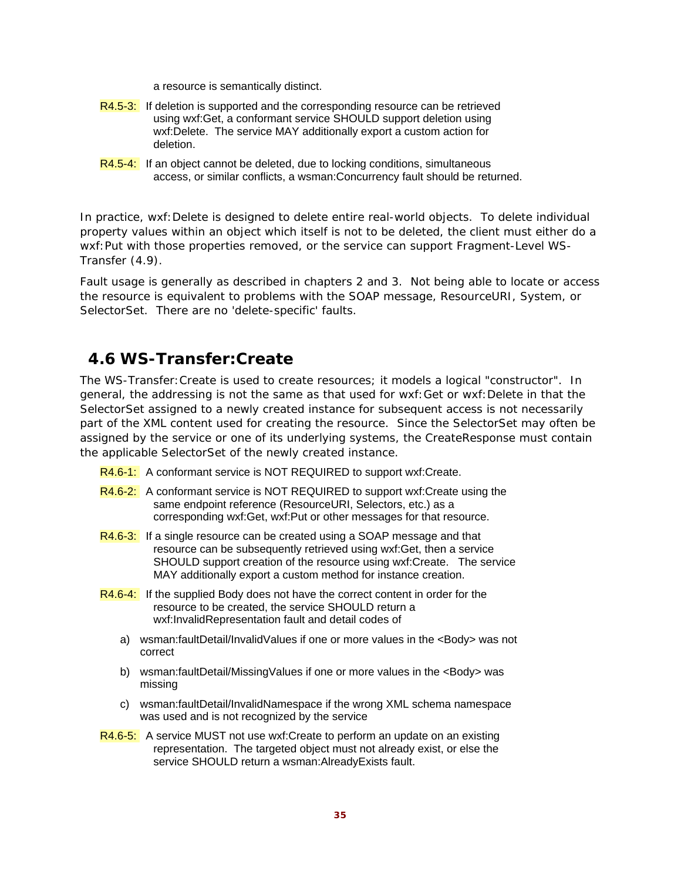a resource is semantically distinct.

R4.5-3: If deletion is supported and the corresponding resource can be retrieved using wxf:Get, a conformant service SHOULD support deletion using wxf:Delete. The service MAY additionally export a custom action for deletion.

R4.5-4: If an object cannot be deleted, due to locking conditions, simultaneous access, or similar conflicts, a wsman:Concurrency fault should be returned.

In practice, wxf:Delete is designed to delete entire real-world objects. To delete individual property values within an object which itself is not to be deleted, the client must either do a wxf:Put with those properties removed, or the service can support Fragment-Level WS-Transfer (4.9).

Fault usage is generally as described in chapters 2 and 3. Not being able to locate or access the resource is equivalent to problems with the SOAP message, ResourceURI, System, or SelectorSet. There are no 'delete-specific' faults.

## 4.6 WS-Transfer:Create

The WS-Transfer:Create is used to create resources; it models a logical "constructor". In general, the addressing is not the same as that used for wxf:Get or wxf:Delete in that the SelectorSet assigned to a newly created instance for subsequent access is not necessarily part of the XML content used for creating the resource. Since the SelectorSet may often be assigned by the service or one of its underlying systems, the CreateResponse must contain the applicable SelectorSet of the newly created instance.

R4.6-1: A conformant service is NOT REQUIRED to support wxf:Create.

R4.6-2: A conformant service is NOT REQUIRED to support wxf:Create using the same endpoint reference (ResourceURI, Selectors, etc.) as a corresponding wxf:Get, wxf:Put or other messages for that resource.

R4.6-3: If a single resource can be created using a SOAP message and that resource can be subsequently retrieved using wxf:Get, then a service SHOULD support creation of the resource using wxf:Create. The service MAY additionally export a custom method for instance creation.

R4.6-4: If the supplied Body does not have the correct content in order for the resource to be created, the service SHOULD return a wxf:InvalidRepresentation fault and detail codes of

a) wsman:faultDetail/InvalidValues if one or more values in the <Body> was not correct

b) wsman:faultDetail/MissingValues if one or more values in the <Body> was missing

c) wsman:faultDetail/InvalidNamespace if the wrong XML schema namespace was used and is not recognized by the service

R4.6-5: A service MUST not use wxf:Create to perform an update on an existing representation. The targeted object must not already exist, or else the service SHOULD return a wsman:AlreadyExists fault.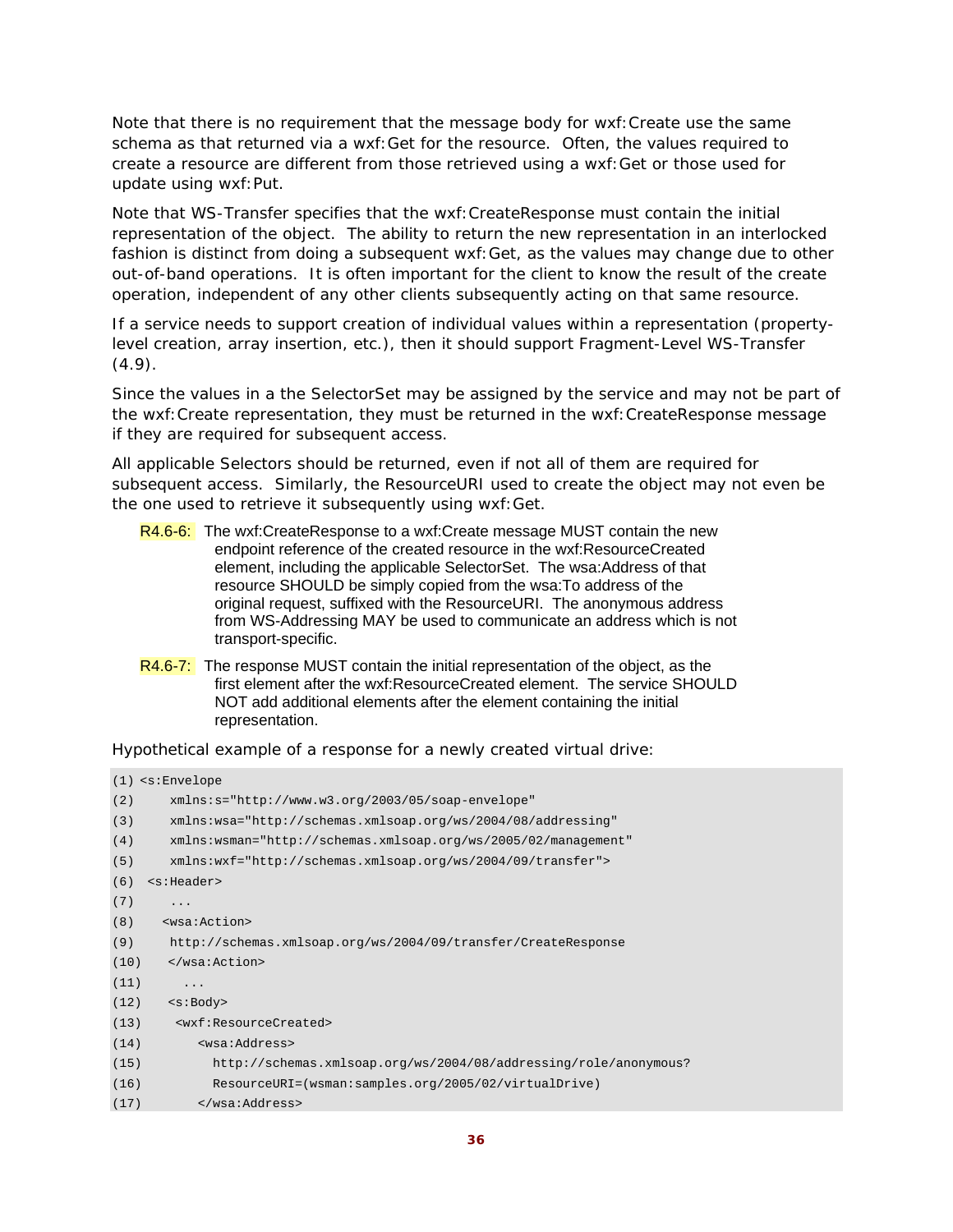Note that there is no requirement that the message body for wxf:Create use the same schema as that returned via a wxf:Get for the resource. Often, the values required to create a resource are different from those retrieved using a wxf:Get or those used for update using wxf:Put.

Note that WS-Transfer specifies that the wxf:CreateResponse must contain the initial representation of the object. The ability to return the new representation in an interlocked fashion is distinct from doing a subsequent wxf:Get, as the values may change due to other out-of-band operations. It is often important for the client to know the result of the create operation, independent of any other clients subsequently acting on that same resource.

If a service needs to support creation of individual values within a representation (property-level creation, array insertion, etc.), then it should support Fragment-Level WS-Transfer (4.9).

Since the values in a the SelectorSet may be assigned by the service and may not be part of the wxf:Create representation, they must be returned in the wxf:CreateResponse message if they are required for subsequent access.

All applicable Selectors should be returned, even if not all of them are required for subsequent access. Similarly, the ResourceURI used to create the object may not even be the one used to retrieve it subsequently using wxf:Get.

R4.6-6: The wxf:CreateResponse to a wxf:Create message MUST contain the new endpoint reference of the created resource in the wxf:ResourceCreated element, including the applicable SelectorSet. The wsa:Address of that resource SHOULD be simply copied from the wsa:To address of the original request, suffixed with the ResourceURI. The anonymous address from WS-Addressing MAY be used to communicate an address which is not transport-specific.

R4.6-7: The response MUST contain the initial representation of the object, as the first element after the wxf:ResourceCreated element. The service SHOULD NOT add additional elements after the element containing the initial representation.

Hypothetical example of a response for a newly created virtual drive:

```
(1) <s:Envelope
(2)     xmlns:s="http://www.w3.org/2003/05/soap-envelope"
(3)     xmlns:wsa="http://schemas.xmlsoap.org/ws/2004/08/addressing"
(4)     xmlns:wsman="http://schemas.xmlsoap.org/ws/2005/02/management"
(5)     xmlns:wxf="http://schemas.xmlsoap.org/ws/2004/09/transfer">
(6)  <s:Header>
(7)     ...
(8)    <wsa:Action>
(9)     http://schemas.xmlsoap.org/ws/2004/09/transfer/CreateResponse
(10)    </wsa:Action>
(11)      ...
(12)    <s:Body>
(13)     <wxf:ResourceCreated>
(14)        <wsa:Address>
(15)          http://schemas.xmlsoap.org/ws/2004/08/addressing/role/anonymous?
(16)          ResourceURI=(wsman:samples.org/2005/02/virtualDrive)
(17)        </wsa:Address>
```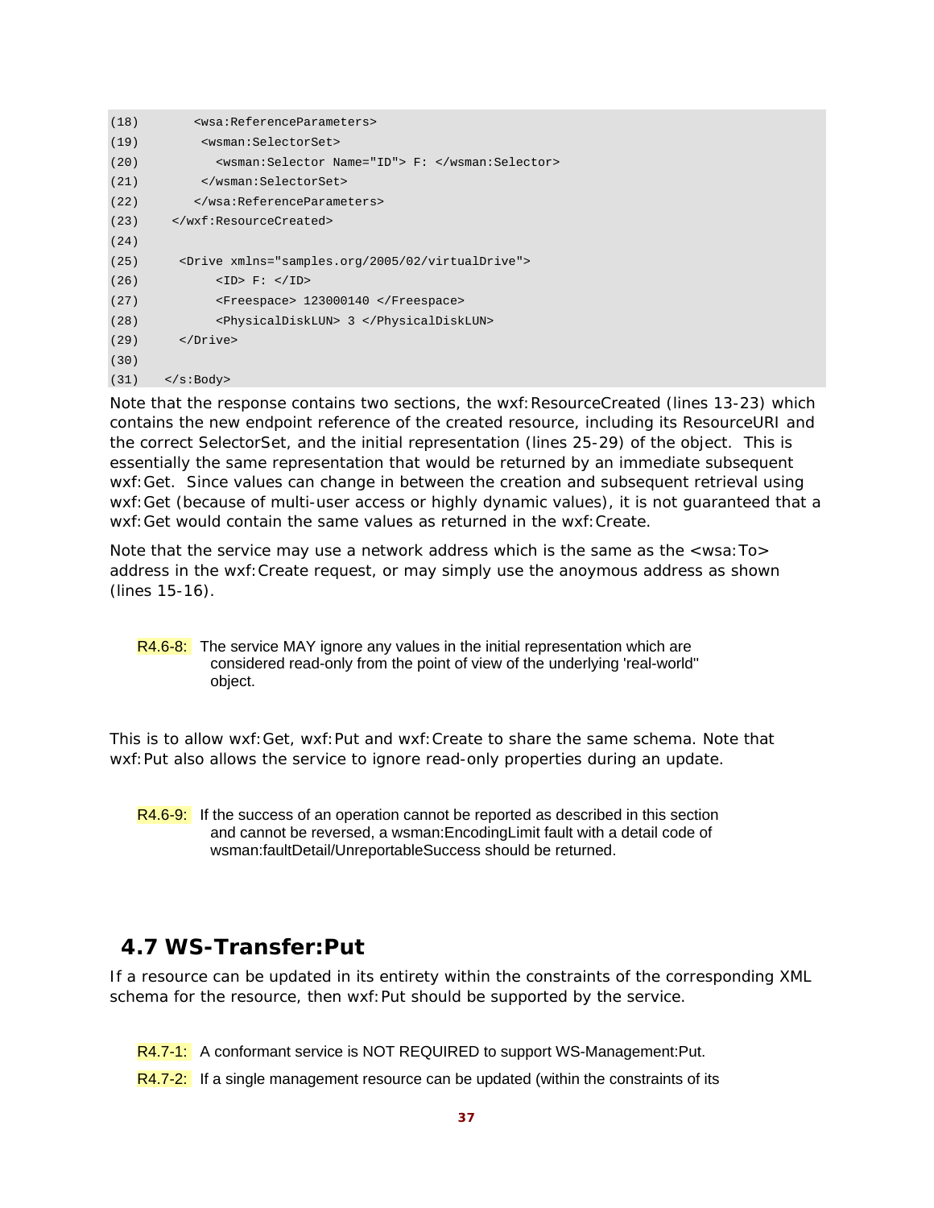```
(18)       <wsa:ReferenceParameters>
(19)        <wsman:SelectorSet>
(20)          <wsman:Selector Name="ID"> F: </wsman:Selector>
(21)        </wsman:SelectorSet>
(22)       </wsa:ReferenceParameters>
(23)    </wxf:ResourceCreated>
(24)
(25)     <Drive xmlns="samples.org/2005/02/virtualDrive">
(26)          <ID> F: </ID>
(27)          <Freespace> 123000140 </Freespace>
(28)          <PhysicalDiskLUN> 3 </PhysicalDiskLUN>
(29)     </Drive>
(30)
(31)   </s:Body>
```

Note that the response contains two sections, the wxf:ResourceCreated (lines 13-23) which contains the new endpoint reference of the created resource, including its ResourceURI and the correct SelectorSet, and the initial representation (lines 25-29) of the object. This is essentially the same representation that would be returned by an immediate subsequent wxf:Get. Since values can change in between the creation and subsequent retrieval using wxf:Get (because of multi-user access or highly dynamic values), it is not guaranteed that a wxf:Get would contain the same values as returned in the wxf:Create.

Note that the service may use a network address which is the same as the <wsa:To> address in the wxf:Create request, or may simply use the anoymous address as shown (lines 15-16).

R4.6-8: The service MAY ignore any values in the initial representation which are considered read-only from the point of view of the underlying 'real-world" object.

This is to allow wxf:Get, wxf:Put and wxf:Create to share the same schema. Note that wxf:Put also allows the service to ignore read-only properties during an update.

R4.6-9: If the success of an operation cannot be reported as described in this section and cannot be reversed, a wsman:EncodingLimit fault with a detail code of wsman:faultDetail/UnreportableSuccess should be returned.

## 4.7 WS-Transfer:Put

If a resource can be updated in its entirety within the constraints of the corresponding XML schema for the resource, then wxf:Put should be supported by the service.

R4.7-1: A conformant service is NOT REQUIRED to support WS-Management:Put.

R4.7-2: If a single management resource can be updated (within the constraints of its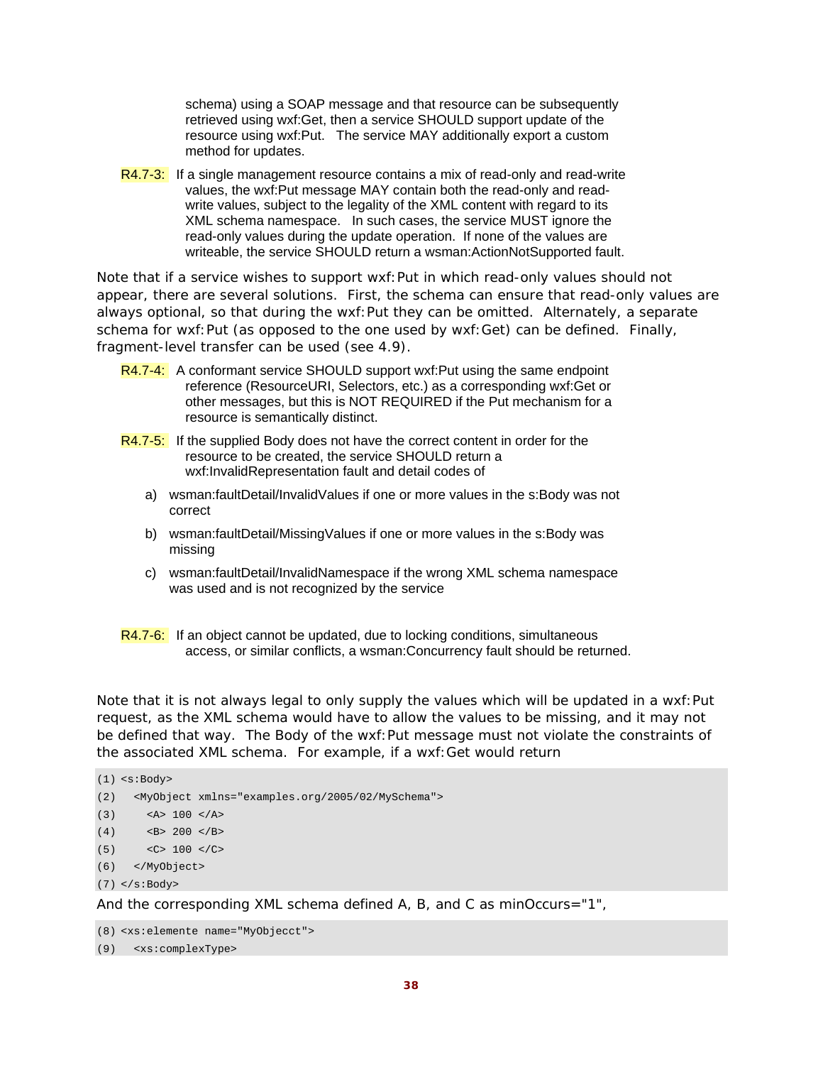schema) using a SOAP message and that resource can be subsequently retrieved using wxf:Get, then a service SHOULD support update of the resource using wxf:Put. The service MAY additionally export a custom method for updates.

R4.7-3: If a single management resource contains a mix of read-only and read-write values, the wxf:Put message MAY contain both the read-only and read-write values, subject to the legality of the XML content with regard to its XML schema namespace. In such cases, the service MUST ignore the read-only values during the update operation. If none of the values are writeable, the service SHOULD return a wsman:ActionNotSupported fault.

Note that if a service wishes to support wxf:Put in which read-only values should not appear, there are several solutions. First, the schema can ensure that read-only values are always optional, so that during the wxf:Put they can be omitted. Alternately, a separate schema for wxf:Put (as opposed to the one used by wxf:Get) can be defined. Finally, fragment-level transfer can be used (see 4.9).

R4.7-4: A conformant service SHOULD support wxf:Put using the same endpoint reference (ResourceURI, Selectors, etc.) as a corresponding wxf:Get or other messages, but this is NOT REQUIRED if the Put mechanism for a resource is semantically distinct.

R4.7-5: If the supplied Body does not have the correct content in order for the resource to be created, the service SHOULD return a wxf:InvalidRepresentation fault and detail codes of

a) wsman:faultDetail/InvalidValues if one or more values in the s:Body was not correct

b) wsman:faultDetail/MissingValues if one or more values in the s:Body was missing

c) wsman:faultDetail/InvalidNamespace if the wrong XML schema namespace was used and is not recognized by the service

R4.7-6: If an object cannot be updated, due to locking conditions, simultaneous access, or similar conflicts, a wsman:Concurrency fault should be returned.

Note that it is not always legal to only supply the values which will be updated in a wxf:Put request, as the XML schema would have to allow the values to be missing, and it may not be defined that way. The Body of the wxf:Put message must not violate the constraints of the associated XML schema. For example, if a wxf:Get would return

```
(1) <s:Body>
(2)   <MyObject xmlns="examples.org/2005/02/MySchema">
(3)     <A> 100 </A>
(4)     <B> 200 </B>
(5)     <C> 100 </C>
(6)   </MyObject>
(7) </s:Body>
```

And the corresponding XML schema defined A, B, and C as minOccurs="1",

```
(8) <xs:elemente name="MyObjecct">
(9)   <xs:complexType>
```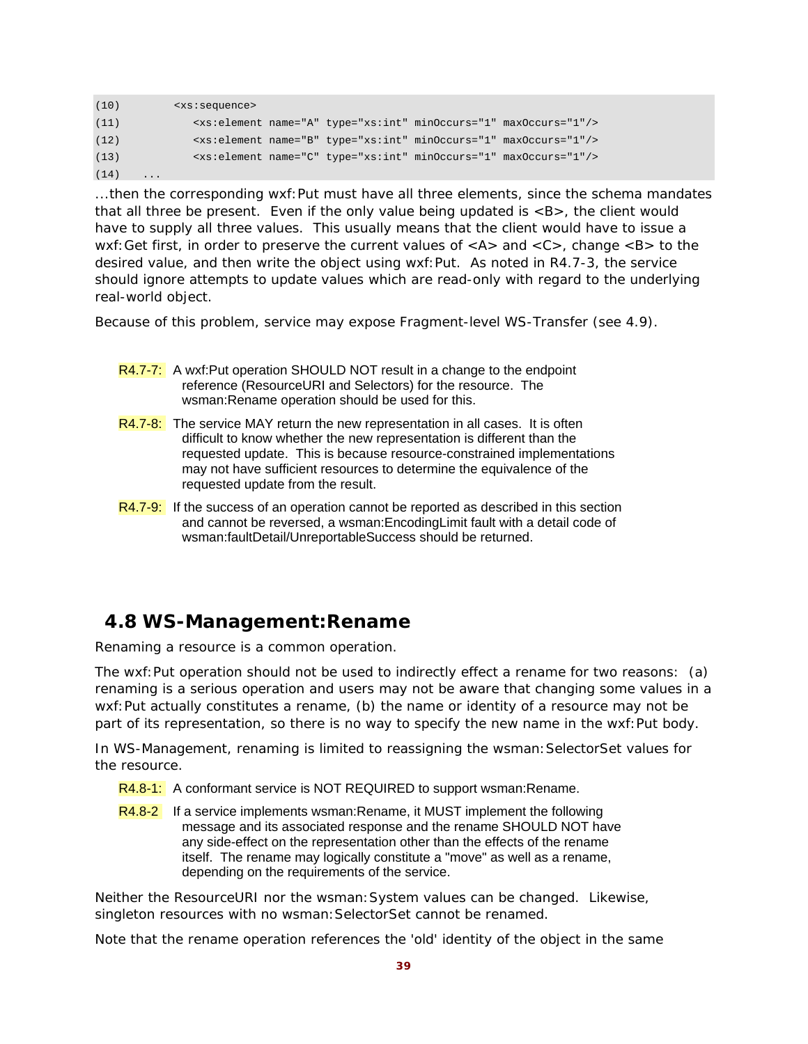```
(10)        <xs:sequence>
(11)          <xs:element name="A" type="xs:int" minOccurs="1" maxOccurs="1"/>
(12)          <xs:element name="B" type="xs:int" minOccurs="1" maxOccurs="1"/>
(13)          <xs:element name="C" type="xs:int" minOccurs="1" maxOccurs="1"/>
(14)    ...
```

...then the corresponding wxf:Put must have all three elements, since the schema mandates that all three be present. Even if the only value being updated is <B>, the client would have to supply all three values. This usually means that the client would have to issue a wxf:Get first, in order to preserve the current values of <A> and <C>, change <B> to the desired value, and then write the object using wxf:Put. As noted in R4.7-3, the service should ignore attempts to update values which are read-only with regard to the underlying real-world object.

Because of this problem, service may expose Fragment-level WS-Transfer (see 4.9).

R4.7-7: A wxf:Put operation SHOULD NOT result in a change to the endpoint reference (ResourceURI and Selectors) for the resource. The wsman:Rename operation should be used for this.

R4.7-8: The service MAY return the new representation in all cases. It is often difficult to know whether the new representation is different than the requested update. This is because resource-constrained implementations may not have sufficient resources to determine the equivalence of the requested update from the result.

R4.7-9: If the success of an operation cannot be reported as described in this section and cannot be reversed, a wsman:EncodingLimit fault with a detail code of wsman:faultDetail/UnreportableSuccess should be returned.

## 4.8 WS-Management:Rename

Renaming a resource is a common operation.

The wxf:Put operation should not be used to indirectly effect a rename for two reasons: (a) renaming is a serious operation and users may not be aware that changing some values in a wxf:Put actually constitutes a rename, (b) the name or identity of a resource may not be part of its representation, so there is no way to specify the new name in the wxf:Put body.

In WS-Management, renaming is limited to reassigning the wsman:SelectorSet values for the resource.

R4.8-1: A conformant service is NOT REQUIRED to support wsman:Rename.

R4.8-2 If a service implements wsman:Rename, it MUST implement the following message and its associated response and the rename SHOULD NOT have any side-effect on the representation other than the effects of the rename itself. The rename may logically constitute a "move" as well as a rename, depending on the requirements of the service.

Neither the ResourceURI nor the wsman:System values can be changed. Likewise, singleton resources with no wsman:SelectorSet cannot be renamed.

Note that the rename operation references the 'old' identity of the object in the same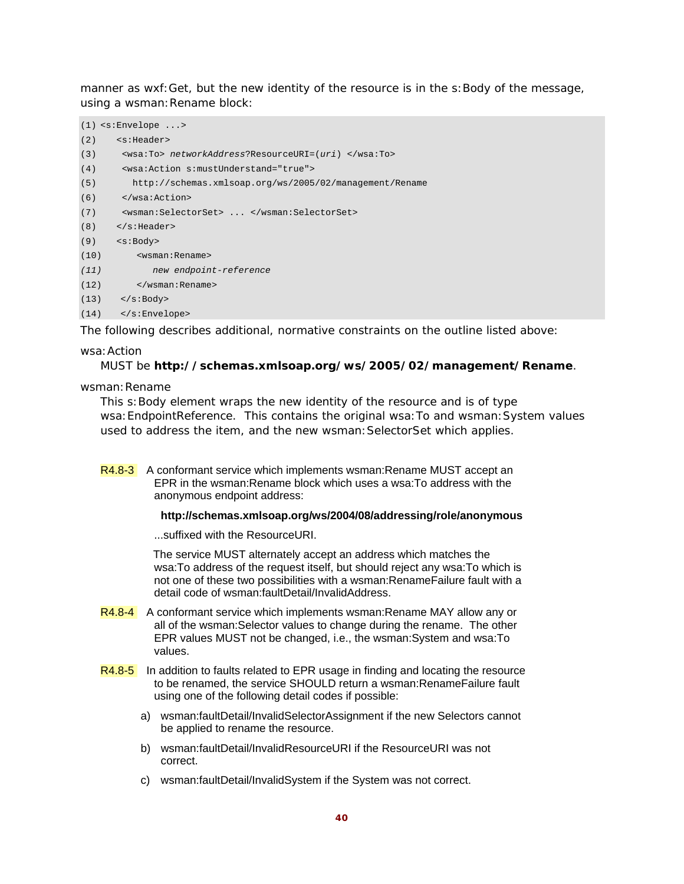manner as wxf:Get, but the new identity of the resource is in the s:Body of the message, using a wsman:Rename block:

```
(1) <s:Envelope ...>
(2)    <s:Header>
(3)     <wsa:To> networkAddress?ResourceURI=(uri) </wsa:To>
(4)     <wsa:Action s:mustUnderstand="true">
(5)       http://schemas.xmlsoap.org/ws/2005/02/management/Rename
(6)     </wsa:Action>
(7)     <wsman:SelectorSet> ... </wsman:SelectorSet>
(8)    </s:Header>
(9)    <s:Body>
(10)       <wsman:Rename>
(11)          new endpoint-reference
(12)       </wsman:Rename>
(13)    </s:Body>
(14)    </s:Envelope>
```

The following describes additional, normative constraints on the outline listed above:

wsa:Action

MUST be **http://schemas.xmlsoap.org/ws/2005/02/management/Rename**.

wsman:Rename

This s:Body element wraps the new identity of the resource and is of type wsa:EndpointReference. This contains the original wsa:To and wsman:System values used to address the item, and the new wsman:SelectorSet which applies.

R4.8-3 A conformant service which implements wsman:Rename MUST accept an EPR in the wsman:Rename block which uses a wsa:To address with the anonymous endpoint address:

**http://schemas.xmlsoap.org/ws/2004/08/addressing/role/anonymous**

...suffixed with the ResourceURI.

The service MUST alternately accept an address which matches the wsa:To address of the request itself, but should reject any wsa:To which is not one of these two possibilities with a wsman:RenameFailure fault with a detail code of wsman:faultDetail/InvalidAddress.

R4.8-4 A conformant service which implements wsman:Rename MAY allow any or all of the wsman:Selector values to change during the rename. The other EPR values MUST not be changed, i.e., the wsman:System and wsa:To values.

R4.8-5 In addition to faults related to EPR usage in finding and locating the resource to be renamed, the service SHOULD return a wsman:RenameFailure fault using one of the following detail codes if possible:

a) wsman:faultDetail/InvalidSelectorAssignment if the new Selectors cannot be applied to rename the resource.

b) wsman:faultDetail/InvalidResourceURI if the ResourceURI was not correct.

c) wsman:faultDetail/InvalidSystem if the System was not correct.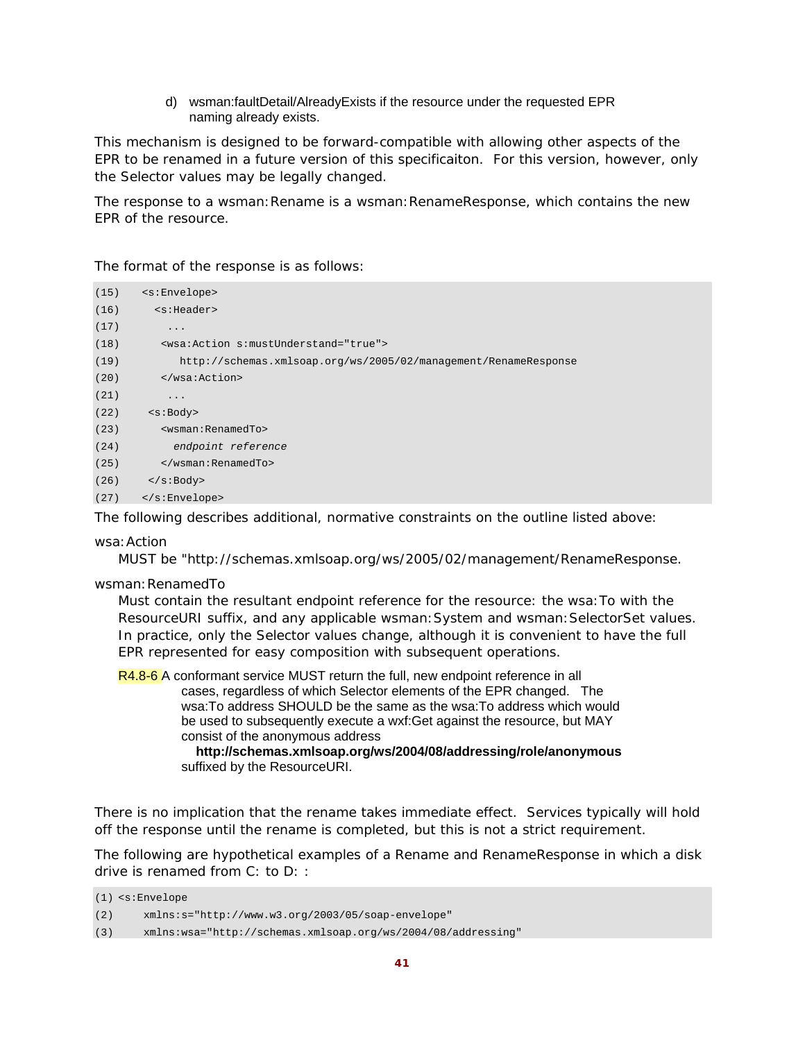d) wsman:faultDetail/AlreadyExists if the resource under the requested EPR naming already exists.

This mechanism is designed to be forward-compatible with allowing other aspects of the EPR to be renamed in a future version of this specificaiton. For this version, however, only the Selector values may be legally changed.

The response to a wsman:Rename is a wsman:RenameResponse, which contains the new EPR of the resource.

The format of the response is as follows:

```
(15)   <s:Envelope>
(16)     <s:Header>
(17)       ...
(18)      <wsa:Action s:mustUnderstand="true">
(19)         http://schemas.xmlsoap.org/ws/2005/02/management/RenameResponse
(20)      </wsa:Action>
(21)       ...
(22)    <s:Body>
(23)      <wsman:RenamedTo>
(24)        endpoint reference
(25)      </wsman:RenamedTo>
(26)    </s:Body>
(27)   </s:Envelope>
```

The following describes additional, normative constraints on the outline listed above:

wsa:Action

MUST be "http://schemas.xmlsoap.org/ws/2005/02/management/RenameResponse.

wsman:RenamedTo

Must contain the resultant endpoint reference for the resource: the wsa:To with the ResourceURI suffix, and any applicable wsman:System and wsman:SelectorSet values. In practice, only the Selector values change, although it is convenient to have the full EPR represented for easy composition with subsequent operations.

R4.8-6 A conformant service MUST return the full, new endpoint reference in all cases, regardless of which Selector elements of the EPR changed. The wsa:To address SHOULD be the same as the wsa:To address which would be used to subsequently execute a wxf:Get against the resource, but MAY consist of the anonymous address

**http://schemas.xmlsoap.org/ws/2004/08/addressing/role/anonymous**

suffixed by the ResourceURI.

There is no implication that the rename takes immediate effect. Services typically will hold off the response until the rename is completed, but this is not a strict requirement.

The following are hypothetical examples of a Rename and RenameResponse in which a disk drive is renamed from C: to D: :

```
(1) <s:Envelope
(2)     xmlns:s="http://www.w3.org/2003/05/soap-envelope"
(3)     xmlns:wsa="http://schemas.xmlsoap.org/ws/2004/08/addressing"
```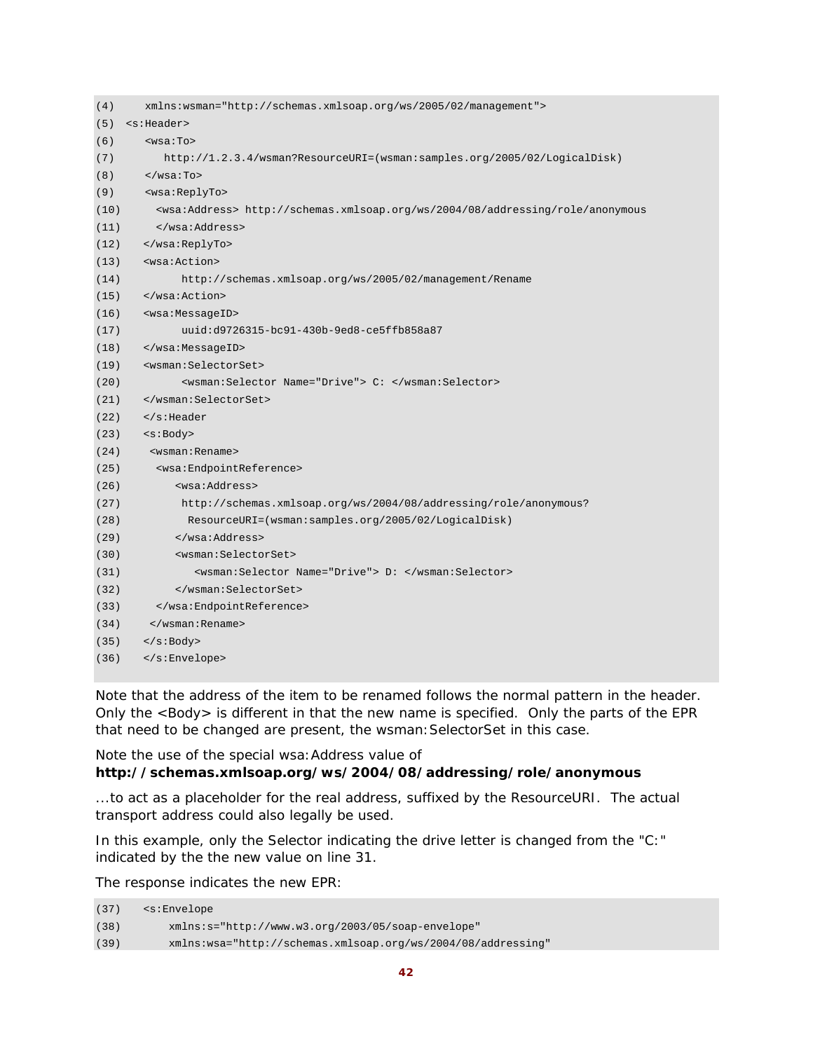```
(4)     xmlns:wsman="http://schemas.xmlsoap.org/ws/2005/02/management">
(5)  <s:Header>
(6)     <wsa:To>
(7)        http://1.2.3.4/wsman?ResourceURI=(wsman:samples.org/2005/02/LogicalDisk)
(8)     </wsa:To>
(9)     <wsa:ReplyTo>
(10)      <wsa:Address> http://schemas.xmlsoap.org/ws/2004/08/addressing/role/anonymous
(11)      </wsa:Address>
(12)    </wsa:ReplyTo>
(13)    <wsa:Action>
(14)         http://schemas.xmlsoap.org/ws/2005/02/management/Rename
(15)    </wsa:Action>
(16)    <wsa:MessageID>
(17)         uuid:d9726315-bc91-430b-9ed8-ce5ffb858a87
(18)    </wsa:MessageID>
(19)    <wsman:SelectorSet>
(20)         <wsman:Selector Name="Drive"> C: </wsman:Selector>
(21)    </wsman:SelectorSet>
(22)    </s:Header
(23)    <s:Body>
(24)     <wsman:Rename>
(25)      <wsa:EndpointReference>
(26)         <wsa:Address>
(27)          http://schemas.xmlsoap.org/ws/2004/08/addressing/role/anonymous?
(28)           ResourceURI=(wsman:samples.org/2005/02/LogicalDisk)
(29)         </wsa:Address>
(30)         <wsman:SelectorSet>
(31)           <wsman:Selector Name="Drive"> D: </wsman:Selector>
(32)         </wsman:SelectorSet>
(33)      </wsa:EndpointReference>
(34)     </wsman:Rename>
(35)    </s:Body>
(36)    </s:Envelope>
```

Note that the address of the item to be renamed follows the normal pattern in the header. Only the <Body> is different in that the new name is specified. Only the parts of the EPR that need to be changed are present, the wsman:SelectorSet in this case.

Note the use of the special wsa:Address value of **http://schemas.xmlsoap.org/ws/2004/08/addressing/role/anonymous**

...to act as a placeholder for the real address, suffixed by the ResourceURI. The actual transport address could also legally be used.

In this example, only the Selector indicating the drive letter is changed from the "C:" indicated by the the new value on line 31.

The response indicates the new EPR:

```
(37)    <s:Envelope
(38)        xmlns:s="http://www.w3.org/2003/05/soap-envelope"
(39)        xmlns:wsa="http://schemas.xmlsoap.org/ws/2004/08/addressing"
```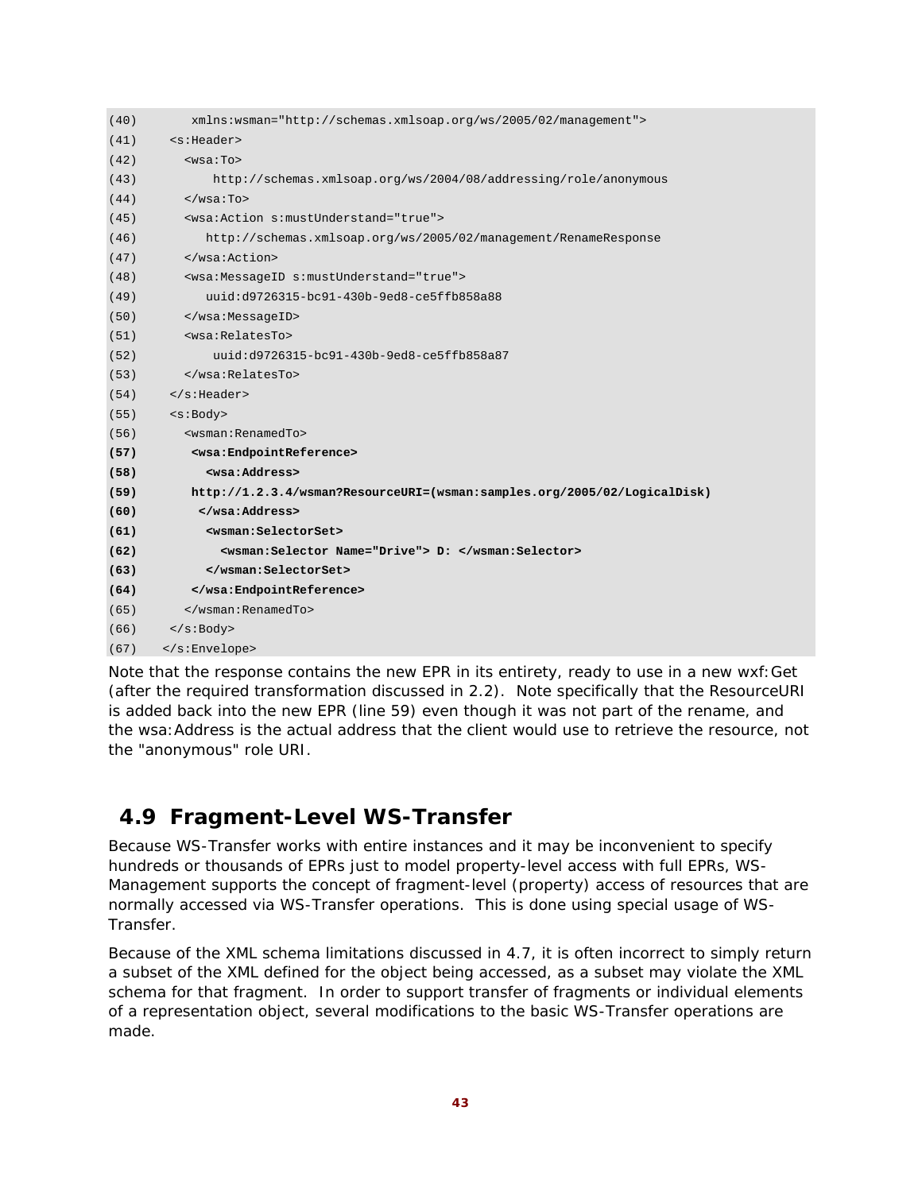```
(40)        xmlns:wsman="http://schemas.xmlsoap.org/ws/2005/02/management">
(41)    <s:Header>
(42)      <wsa:To>
(43)          http://schemas.xmlsoap.org/ws/2004/08/addressing/role/anonymous
(44)      </wsa:To>
(45)      <wsa:Action s:mustUnderstand="true">
(46)         http://schemas.xmlsoap.org/ws/2005/02/management/RenameResponse
(47)      </wsa:Action>
(48)      <wsa:MessageID s:mustUnderstand="true">
(49)         uuid:d9726315-bc91-430b-9ed8-ce5ffb858a88
(50)      </wsa:MessageID>
(51)      <wsa:RelatesTo>
(52)          uuid:d9726315-bc91-430b-9ed8-ce5ffb858a87
(53)      </wsa:RelatesTo>
(54)    </s:Header>
(55)    <s:Body>
(56)      <wsman:RenamedTo>
(57)       <wsa:EndpointReference>
(58)         <wsa:Address>
(59)       http://1.2.3.4/wsman?ResourceURI=(wsman:samples.org/2005/02/LogicalDisk)
(60)        </wsa:Address>
(61)         <wsman:SelectorSet>
(62)           <wsman:Selector Name="Drive"> D: </wsman:Selector>
(63)         </wsman:SelectorSet>
(64)       </wsa:EndpointReference>
(65)      </wsman:RenamedTo>
(66)    </s:Body>
(67)   </s:Envelope>
```

Note that the response contains the new EPR in its entirety, ready to use in a new wxf:Get (after the required transformation discussed in 2.2). Note specifically that the ResourceURI is added back into the new EPR (line 59) even though it was not part of the rename, and the wsa:Address is the actual address that the client would use to retrieve the resource, not the "anonymous" role URI.

## 4.9 Fragment-Level WS-Transfer

Because WS-Transfer works with entire instances and it may be inconvenient to specify hundreds or thousands of EPRs just to model property-level access with full EPRs, WS-Management supports the concept of fragment-level (property) access of resources that are normally accessed via WS-Transfer operations. This is done using special usage of WS-Transfer.

Because of the XML schema limitations discussed in 4.7, it is often incorrect to simply return a subset of the XML defined for the object being accessed, as a subset may violate the XML schema for that fragment. In order to support transfer of fragments or individual elements of a representation object, several modifications to the basic WS-Transfer operations are made.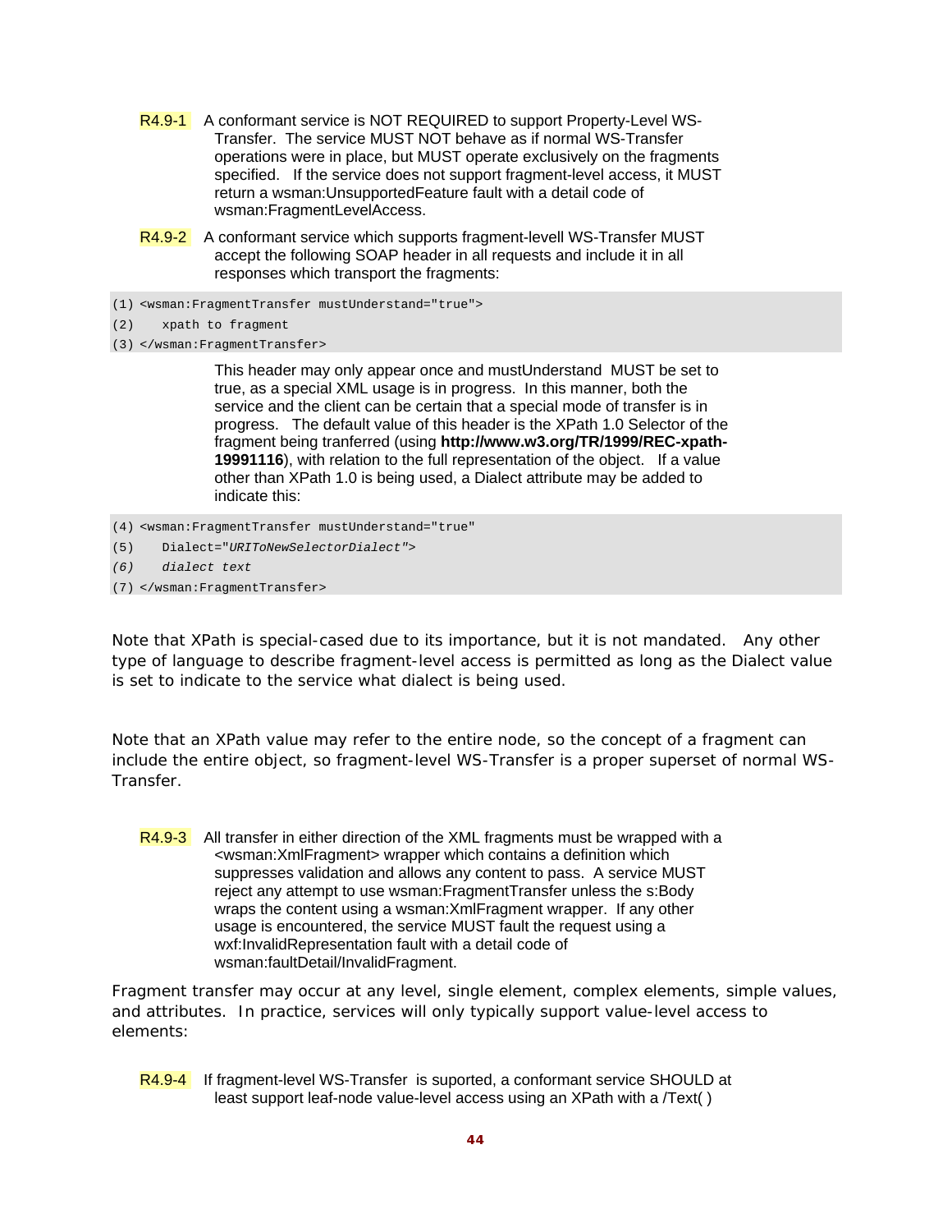R4.9-1 A conformant service is NOT REQUIRED to support Property-Level WS-Transfer. The service MUST NOT behave as if normal WS-Transfer operations were in place, but MUST operate exclusively on the fragments specified. If the service does not support fragment-level access, it MUST return a wsman:UnsupportedFeature fault with a detail code of wsman:FragmentLevelAccess.

R4.9-2 A conformant service which supports fragment-levell WS-Transfer MUST accept the following SOAP header in all requests and include it in all responses which transport the fragments:

```
(1) <wsman:FragmentTransfer mustUnderstand="true">
(2)    xpath to fragment
(3) </wsman:FragmentTransfer>
```

This header may only appear once and mustUnderstand MUST be set to true, as a special XML usage is in progress. In this manner, both the service and the client can be certain that a special mode of transfer is in progress. The default value of this header is the XPath 1.0 Selector of the fragment being tranferred (using **http://www.w3.org/TR/1999/REC-xpath-19991116**), with relation to the full representation of the object. If a value other than XPath 1.0 is being used, a Dialect attribute may be added to indicate this:

```
(4) <wsman:FragmentTransfer mustUnderstand="true"
(5)    Dialect="URIToNewSelectorDialect">
(6)    dialect text
(7) </wsman:FragmentTransfer>
```

Note that XPath is special-cased due to its importance, but it is not mandated. Any other type of language to describe fragment-level access is permitted as long as the Dialect value is set to indicate to the service what dialect is being used.

Note that an XPath value may refer to the entire node, so the concept of a fragment can include the entire object, so fragment-level WS-Transfer is a proper superset of normal WS-Transfer.

R4.9-3 All transfer in either direction of the XML fragments must be wrapped with a <wsman:XmlFragment> wrapper which contains a definition which suppresses validation and allows any content to pass. A service MUST reject any attempt to use wsman:FragmentTransfer unless the s:Body wraps the content using a wsman:XmlFragment wrapper. If any other usage is encountered, the service MUST fault the request using a wxf:InvalidRepresentation fault with a detail code of wsman:faultDetail/InvalidFragment.

Fragment transfer may occur at any level, single element, complex elements, simple values, and attributes. In practice, services will only typically support value-level access to elements:

R4.9-4 If fragment-level WS-Transfer is suported, a conformant service SHOULD at least support leaf-node value-level access using an XPath with a /Text( )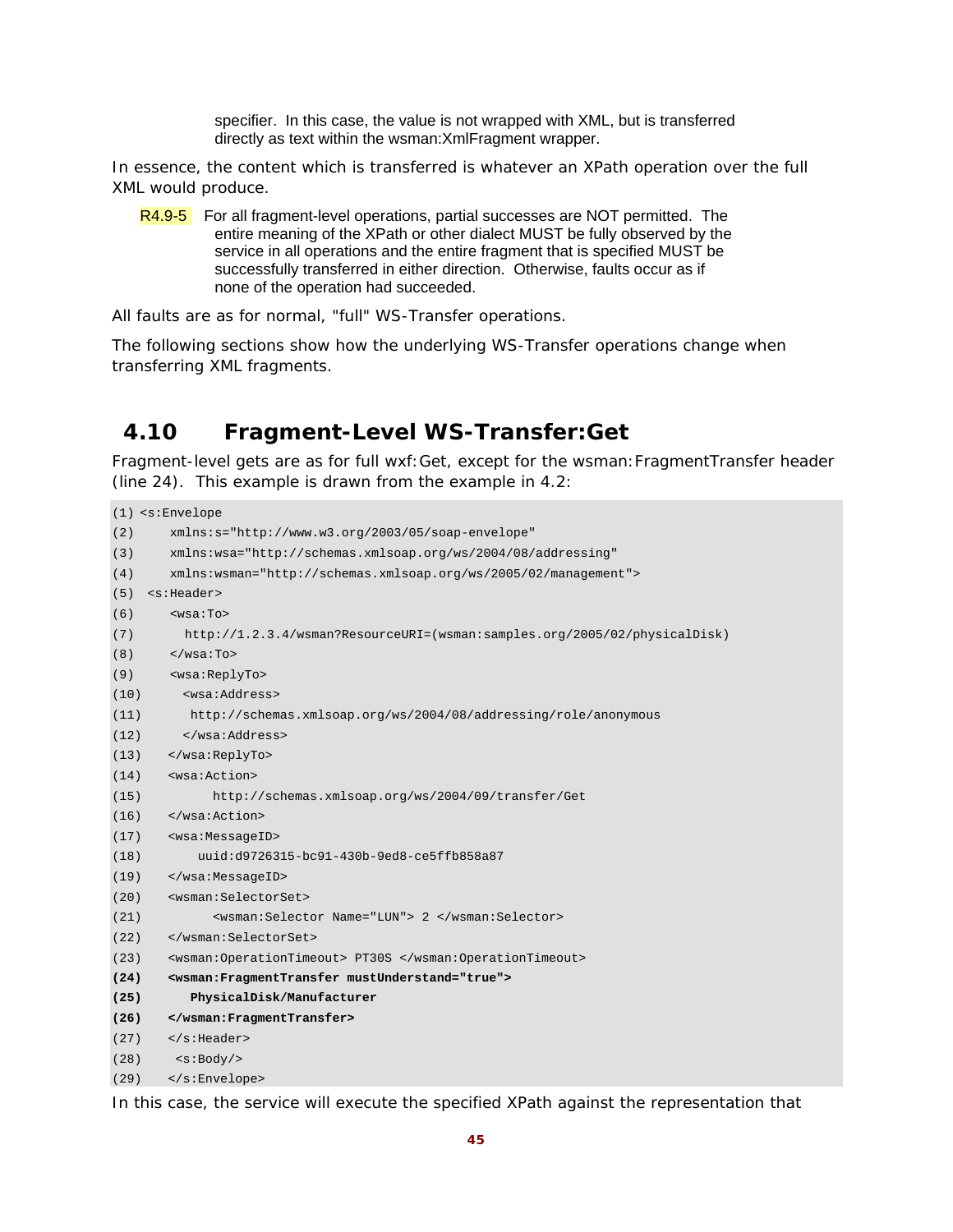specifier. In this case, the value is not wrapped with XML, but is transferred directly as text within the wsman:XmlFragment wrapper.

In essence, the content which is transferred is whatever an XPath operation over the full XML would produce.

R4.9-5 For all fragment-level operations, partial successes are NOT permitted. The entire meaning of the XPath or other dialect MUST be fully observed by the service in all operations and the entire fragment that is specified MUST be successfully transferred in either direction. Otherwise, faults occur as if none of the operation had succeeded.

All faults are as for normal, "full" WS-Transfer operations.

The following sections show how the underlying WS-Transfer operations change when transferring XML fragments.

## 4.10 Fragment-Level WS-Transfer:Get

Fragment-level gets are as for full wxf:Get, except for the wsman:FragmentTransfer header (line 24). This example is drawn from the example in 4.2:

```
(1) <s:Envelope
(2)     xmlns:s="http://www.w3.org/2003/05/soap-envelope"
(3)     xmlns:wsa="http://schemas.xmlsoap.org/ws/2004/08/addressing"
(4)     xmlns:wsman="http://schemas.xmlsoap.org/ws/2005/02/management">
(5)  <s:Header>
(6)     <wsa:To>
(7)       http://1.2.3.4/wsman?ResourceURI=(wsman:samples.org/2005/02/physicalDisk)
(8)     </wsa:To>
(9)     <wsa:ReplyTo>
(10)      <wsa:Address>
(11)       http://schemas.xmlsoap.org/ws/2004/08/addressing/role/anonymous
(12)      </wsa:Address>
(13)    </wsa:ReplyTo>
(14)    <wsa:Action>
(15)         http://schemas.xmlsoap.org/ws/2004/09/transfer/Get
(16)    </wsa:Action>
(17)    <wsa:MessageID>
(18)       uuid:d9726315-bc91-430b-9ed8-ce5ffb858a87
(19)    </wsa:MessageID>
(20)    <wsman:SelectorSet>
(21)         <wsman:Selector Name="LUN"> 2 </wsman:Selector>
(22)    </wsman:SelectorSet>
(23)    <wsman:OperationTimeout> PT30S </wsman:OperationTimeout>
(24)    <wsman:FragmentTransfer mustUnderstand="true">
(25)       PhysicalDisk/Manufacturer
(26)    </wsman:FragmentTransfer>
(27)    </s:Header>
(28)     <s:Body/>
(29)    </s:Envelope>
```

In this case, the service will execute the specified XPath against the representation that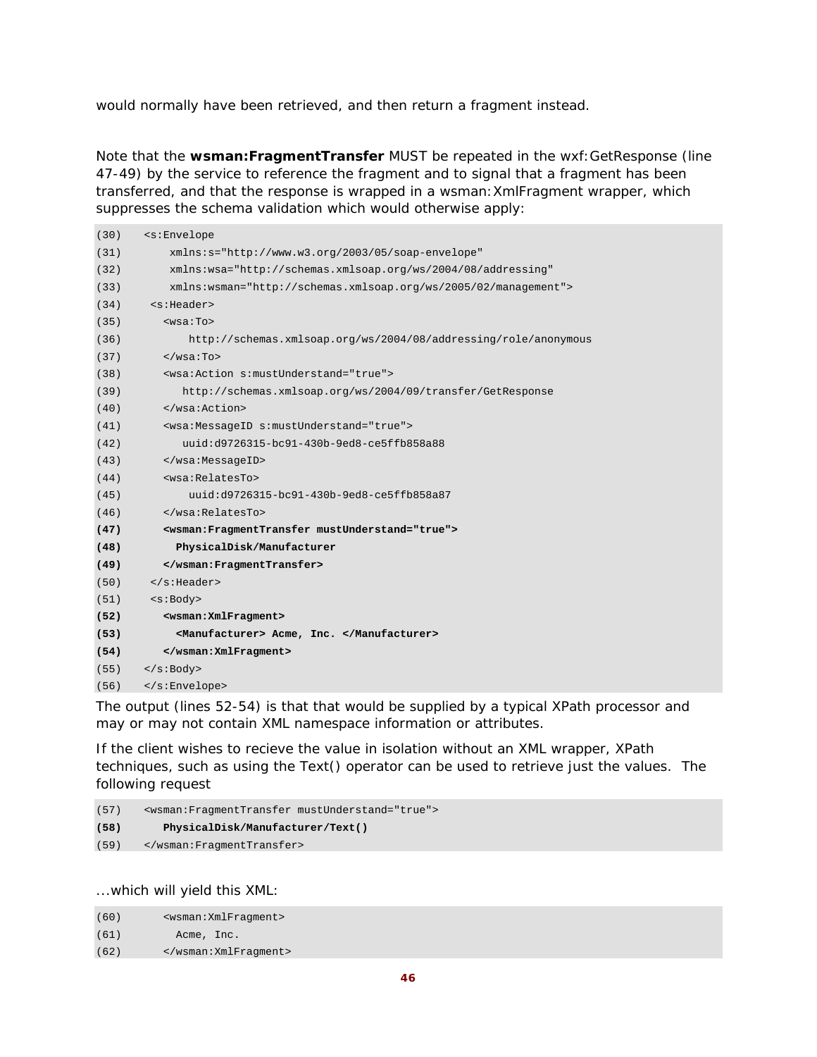would normally have been retrieved, and then return a fragment instead.

Note that the **wsman:FragmentTransfer** MUST be repeated in the wxf:GetResponse (line 47-49) by the service to reference the fragment and to signal that a fragment has been transferred, and that the response is wrapped in a wsman:XmlFragment wrapper, which suppresses the schema validation which would otherwise apply:

```
(30)   <s:Envelope
(31)       xmlns:s="http://www.w3.org/2003/05/soap-envelope"
(32)       xmlns:wsa="http://schemas.xmlsoap.org/ws/2004/08/addressing"
(33)       xmlns:wsman="http://schemas.xmlsoap.org/ws/2005/02/management">
(34)    <s:Header>
(35)      <wsa:To>
(36)          http://schemas.xmlsoap.org/ws/2004/08/addressing/role/anonymous
(37)      </wsa:To>
(38)      <wsa:Action s:mustUnderstand="true">
(39)         http://schemas.xmlsoap.org/ws/2004/09/transfer/GetResponse
(40)      </wsa:Action>
(41)      <wsa:MessageID s:mustUnderstand="true">
(42)         uuid:d9726315-bc91-430b-9ed8-ce5ffb858a88
(43)      </wsa:MessageID>
(44)      <wsa:RelatesTo>
(45)          uuid:d9726315-bc91-430b-9ed8-ce5ffb858a87
(46)      </wsa:RelatesTo>
(47)      <wsman:FragmentTransfer mustUnderstand="true">
(48)        PhysicalDisk/Manufacturer
(49)      </wsman:FragmentTransfer>
(50)    </s:Header>
(51)    <s:Body>
(52)      <wsman:XmlFragment>
(53)        <Manufacturer> Acme, Inc. </Manufacturer>
(54)      </wsman:XmlFragment>
(55)   </s:Body>
(56)   </s:Envelope>
```

The output (lines 52-54) is that that would be supplied by a typical XPath processor and may or may not contain XML namespace information or attributes.

If the client wishes to recieve the value in isolation without an XML wrapper, XPath techniques, such as using the Text() operator can be used to retrieve just the values. The following request

```
(57)   <wsman:FragmentTransfer mustUnderstand="true">
(58)      PhysicalDisk/Manufacturer/Text()
(59)   </wsman:FragmentTransfer>
```

...which will yield this XML:

```
(60)      <wsman:XmlFragment>
(61)        Acme, Inc.
(62)      </wsman:XmlFragment>
```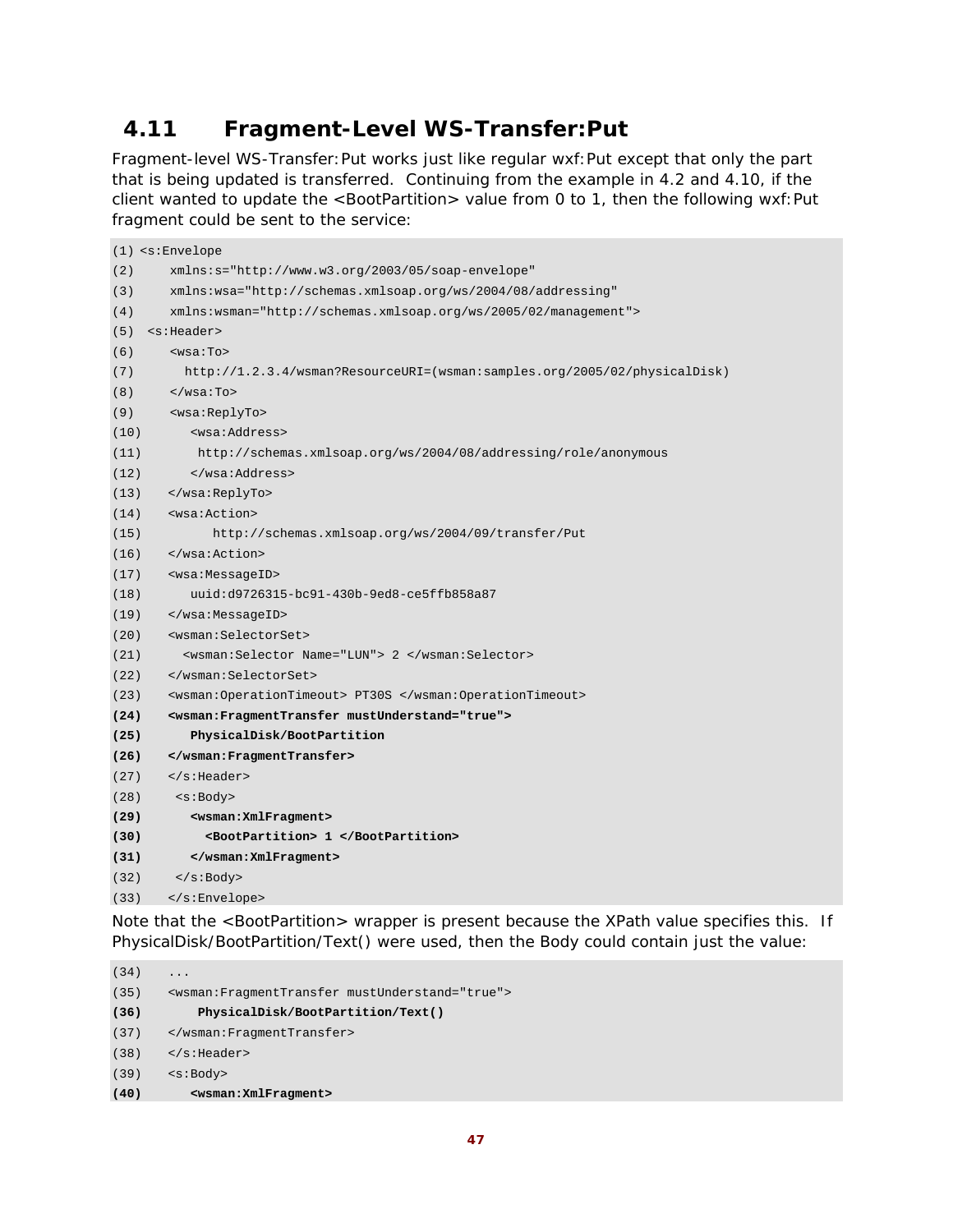## 4.11 Fragment-Level WS-Transfer:Put

Fragment-level WS-Transfer:Put works just like regular wxf:Put except that only the part that is being updated is transferred. Continuing from the example in 4.2 and 4.10, if the client wanted to update the <BootPartition> value from 0 to 1, then the following wxf:Put fragment could be sent to the service:

```
(1) <s:Envelope
(2)     xmlns:s="http://www.w3.org/2003/05/soap-envelope"
(3)     xmlns:wsa="http://schemas.xmlsoap.org/ws/2004/08/addressing"
(4)     xmlns:wsman="http://schemas.xmlsoap.org/ws/2005/02/management">
(5)  <s:Header>
(6)     <wsa:To>
(7)       http://1.2.3.4/wsman?ResourceURI=(wsman:samples.org/2005/02/physicalDisk)
(8)     </wsa:To>
(9)     <wsa:ReplyTo>
(10)      <wsa:Address>
(11)       http://schemas.xmlsoap.org/ws/2004/08/addressing/role/anonymous
(12)      </wsa:Address>
(13)   </wsa:ReplyTo>
(14)   <wsa:Action>
(15)         http://schemas.xmlsoap.org/ws/2004/09/transfer/Put
(16)   </wsa:Action>
(17)   <wsa:MessageID>
(18)      uuid:d9726315-bc91-430b-9ed8-ce5ffb858a87
(19)   </wsa:MessageID>
(20)   <wsman:SelectorSet>
(21)     <wsman:Selector Name="LUN"> 2 </wsman:Selector>
(22)   </wsman:SelectorSet>
(23)   <wsman:OperationTimeout> PT30S </wsman:OperationTimeout>
(24)   <wsman:FragmentTransfer mustUnderstand="true">
(25)      PhysicalDisk/BootPartition
(26)   </wsman:FragmentTransfer>
(27)   </s:Header>
(28)    <s:Body>
(29)      <wsman:XmlFragment>
(30)        <BootPartition> 1 </BootPartition>
(31)      </wsman:XmlFragment>
(32)    </s:Body>
(33)   </s:Envelope>
```

Note that the <BootPartition> wrapper is present because the XPath value specifies this. If PhysicalDisk/BootPartition/Text() were used, then the Body could contain just the value:

```
(34)   ...
(35)   <wsman:FragmentTransfer mustUnderstand="true">
(36)       PhysicalDisk/BootPartition/Text()
(37)   </wsman:FragmentTransfer>
(38)   </s:Header>
(39)   <s:Body>
(40)      <wsman:XmlFragment>
```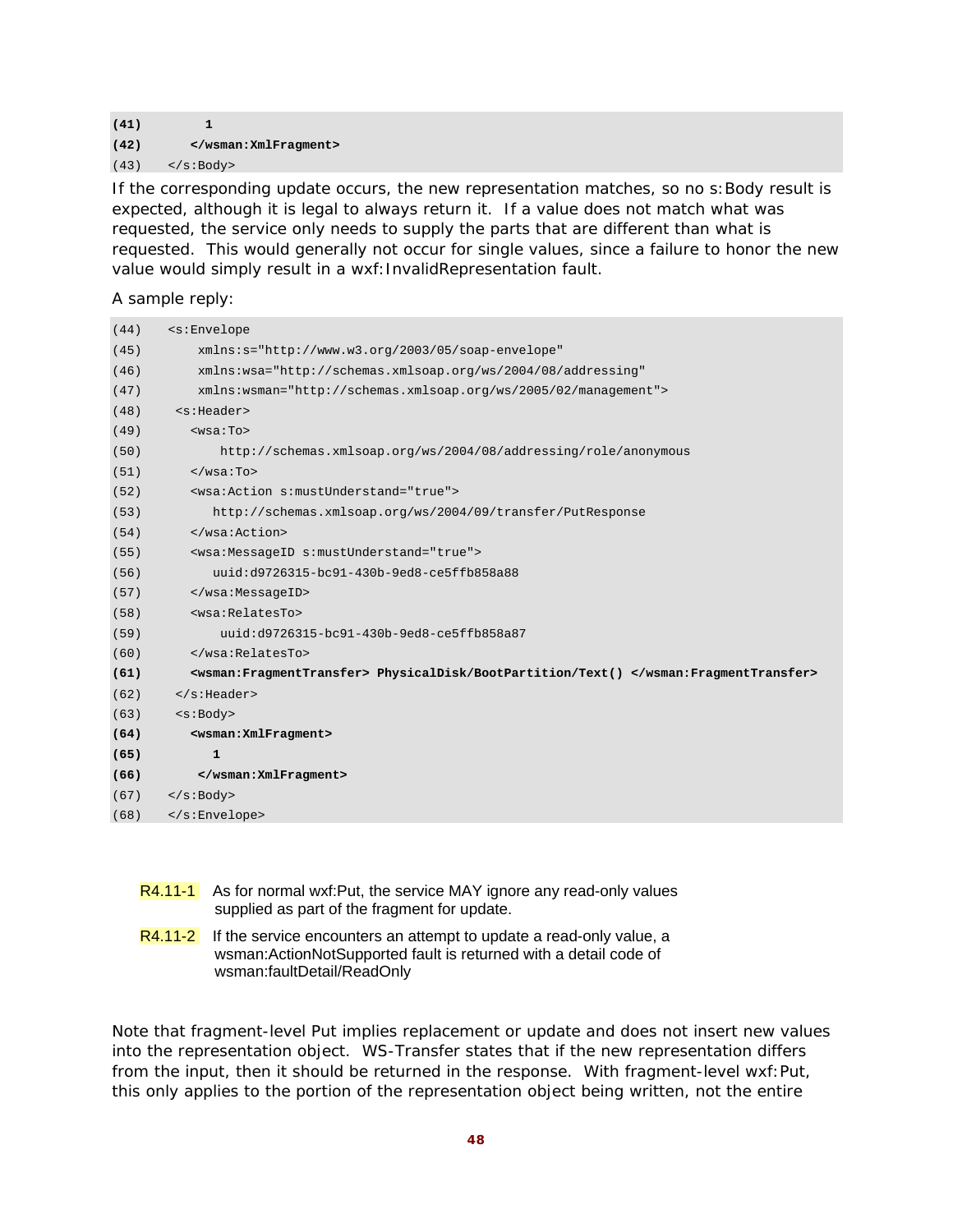```
(41)        1
(42)      </wsman:XmlFragment>
(43)   </s:Body>
```

If the corresponding update occurs, the new representation matches, so no s:Body result is expected, although it is legal to always return it. If a value does not match what was requested, the service only needs to supply the parts that are different than what is requested. This would generally not occur for single values, since a failure to honor the new value would simply result in a wxf:InvalidRepresentation fault.

A sample reply:

```
(44)   <s:Envelope
(45)       xmlns:s="http://www.w3.org/2003/05/soap-envelope"
(46)       xmlns:wsa="http://schemas.xmlsoap.org/ws/2004/08/addressing"
(47)       xmlns:wsman="http://schemas.xmlsoap.org/ws/2005/02/management">
(48)    <s:Header>
(49)      <wsa:To>
(50)          http://schemas.xmlsoap.org/ws/2004/08/addressing/role/anonymous
(51)      </wsa:To>
(52)      <wsa:Action s:mustUnderstand="true">
(53)         http://schemas.xmlsoap.org/ws/2004/09/transfer/PutResponse
(54)      </wsa:Action>
(55)      <wsa:MessageID s:mustUnderstand="true">
(56)         uuid:d9726315-bc91-430b-9ed8-ce5ffb858a88
(57)      </wsa:MessageID>
(58)      <wsa:RelatesTo>
(59)          uuid:d9726315-bc91-430b-9ed8-ce5ffb858a87
(60)      </wsa:RelatesTo>
(61)      <wsman:FragmentTransfer> PhysicalDisk/BootPartition/Text() </wsman:FragmentTransfer>
(62)    </s:Header>
(63)    <s:Body>
(64)      <wsman:XmlFragment>
(65)         1
(66)       </wsman:XmlFragment>
(67)   </s:Body>
(68)   </s:Envelope>
```

R4.11-1 As for normal wxf:Put, the service MAY ignore any read-only values supplied as part of the fragment for update.

R4.11-2 If the service encounters an attempt to update a read-only value, a wsman:ActionNotSupported fault is returned with a detail code of wsman:faultDetail/ReadOnly

Note that fragment-level Put implies replacement or update and does not insert new values into the representation object. WS-Transfer states that if the new representation differs from the input, then it should be returned in the response. With fragment-level wxf:Put, this only applies to the portion of the representation object being written, not the entire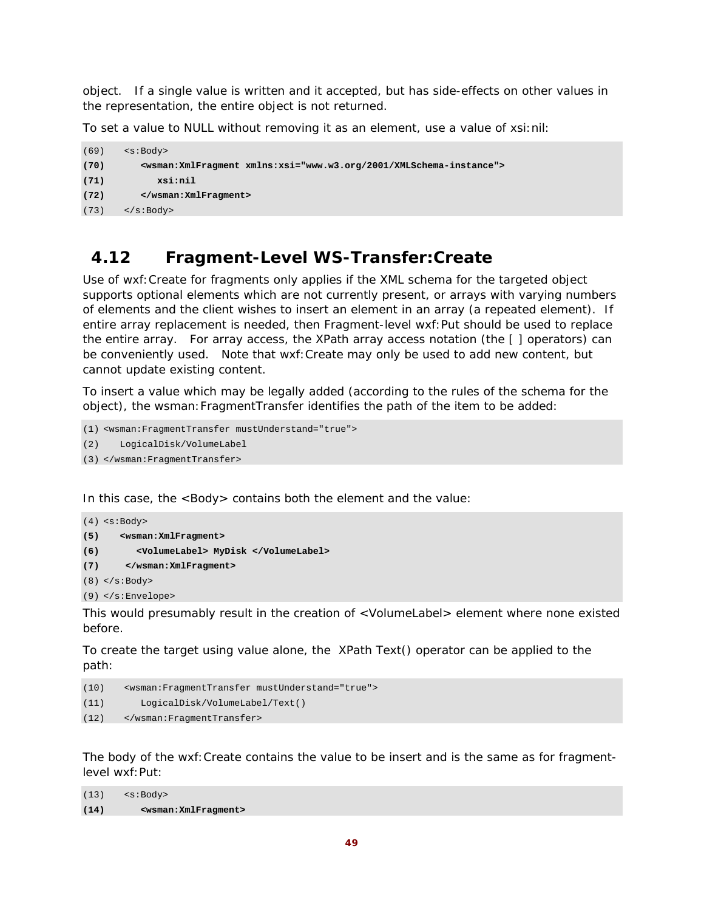object. If a single value is written and it accepted, but has side-effects on other values in the representation, the entire object is not returned.

To set a value to NULL without removing it as an element, use a value of xsi:nil:

```
(69)   <s:Body>
(70)      <wsman:XmlFragment xmlns:xsi="www.w3.org/2001/XMLSchema-instance">
(71)         xsi:nil
(72)      </wsman:XmlFragment>
(73)   </s:Body>
```

## 4.12 Fragment-Level WS-Transfer:Create

Use of wxf:Create for fragments only applies if the XML schema for the targeted object supports optional elements which are not currently present, or arrays with varying numbers of elements and the client wishes to insert an element in an array (a repeated element). If entire array replacement is needed, then Fragment-level wxf:Put should be used to replace the entire array. For array access, the XPath array access notation (the [ ] operators) can be conveniently used. Note that wxf:Create may only be used to add new content, but cannot update existing content.

To insert a value which may be legally added (according to the rules of the schema for the object), the wsman:FragmentTransfer identifies the path of the item to be added:

```
(1) <wsman:FragmentTransfer mustUnderstand="true">
(2)    LogicalDisk/VolumeLabel
(3) </wsman:FragmentTransfer>
```

In this case, the <Body> contains both the element and the value:

```
(4) <s:Body>
(5)    <wsman:XmlFragment>
(6)       <VolumeLabel> MyDisk </VolumeLabel>
(7)    </wsman:XmlFragment>
(8) </s:Body>
(9) </s:Envelope>
```

This would presumably result in the creation of <VolumeLabel> element where none existed before.

To create the target using value alone, the XPath Text() operator can be applied to the path:

```
(10)   <wsman:FragmentTransfer mustUnderstand="true">
(11)      LogicalDisk/VolumeLabel/Text()
(12)   </wsman:FragmentTransfer>
```

The body of the wxf:Create contains the value to be insert and is the same as for fragment-level wxf:Put:

```
(13)   <s:Body>
(14)      <wsman:XmlFragment>
```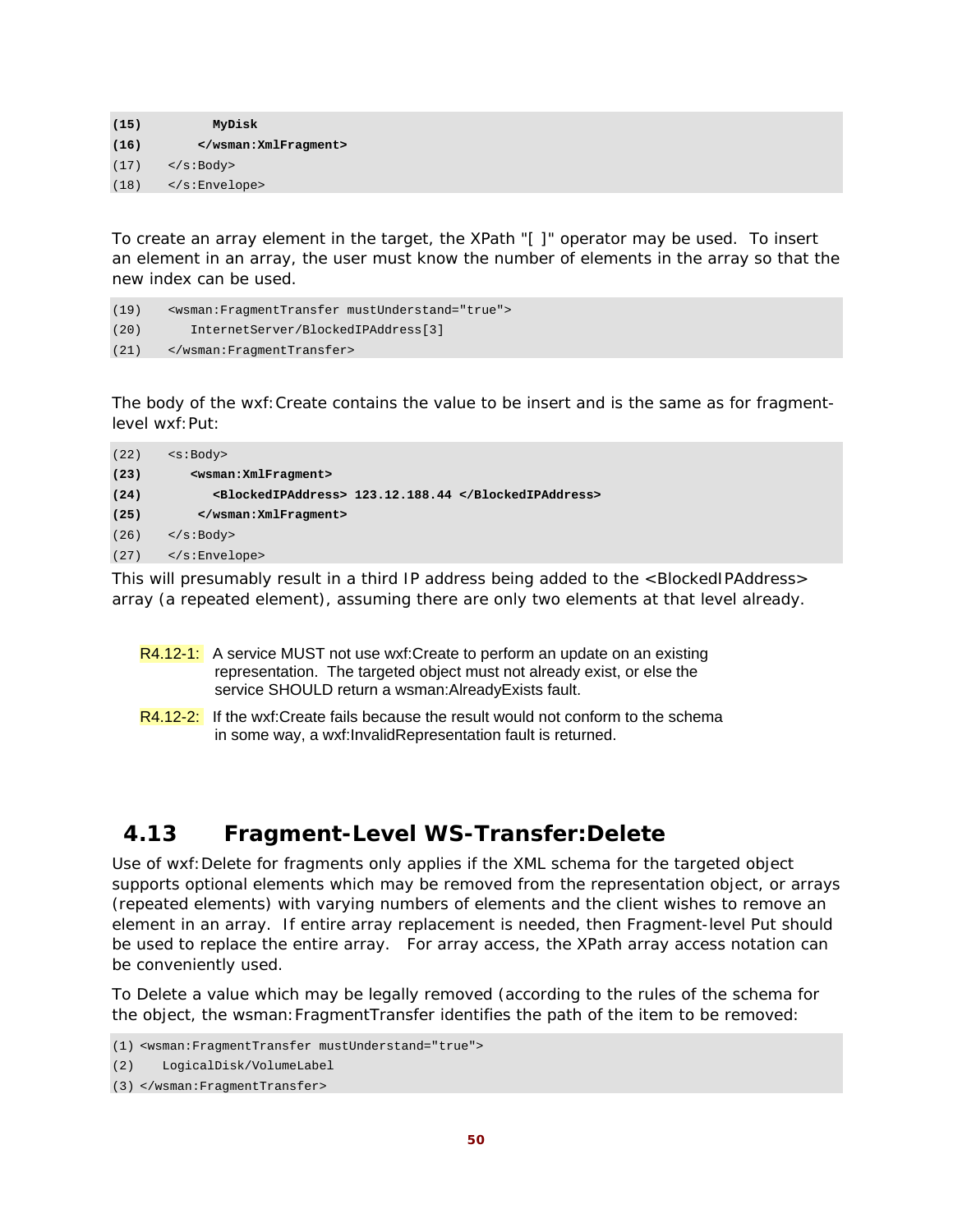```
(15)          MyDisk
(16)       </wsman:XmlFragment>
(17)    </s:Body>
(18)    </s:Envelope>
```

To create an array element in the target, the XPath "[ ]" operator may be used. To insert an element in an array, the user must know the number of elements in the array so that the new index can be used.

```
(19)    <wsman:FragmentTransfer mustUnderstand="true">
(20)       InternetServer/BlockedIPAddress[3]
(21)    </wsman:FragmentTransfer>
```

The body of the wxf:Create contains the value to be insert and is the same as for fragment-level wxf:Put:

```
(22)    <s:Body>
(23)       <wsman:XmlFragment>
(24)          <BlockedIPAddress> 123.12.188.44 </BlockedIPAddress>
(25)       </wsman:XmlFragment>
(26)    </s:Body>
(27)    </s:Envelope>
```

This will presumably result in a third IP address being added to the <BlockedIPAddress> array (a repeated element), assuming there are only two elements at that level already.

R4.12-1: A service MUST not use wxf:Create to perform an update on an existing representation. The targeted object must not already exist, or else the service SHOULD return a wsman:AlreadyExists fault.

R4.12-2: If the wxf:Create fails because the result would not conform to the schema in some way, a wxf:InvalidRepresentation fault is returned.

## 4.13 Fragment-Level WS-Transfer:Delete

Use of wxf:Delete for fragments only applies if the XML schema for the targeted object supports optional elements which may be removed from the representation object, or arrays (repeated elements) with varying numbers of elements and the client wishes to remove an element in an array. If entire array replacement is needed, then Fragment-level Put should be used to replace the entire array. For array access, the XPath array access notation can be conveniently used.

To Delete a value which may be legally removed (according to the rules of the schema for the object, the wsman:FragmentTransfer identifies the path of the item to be removed:

```
(1) <wsman:FragmentTransfer mustUnderstand="true">
(2)    LogicalDisk/VolumeLabel
(3) </wsman:FragmentTransfer>
```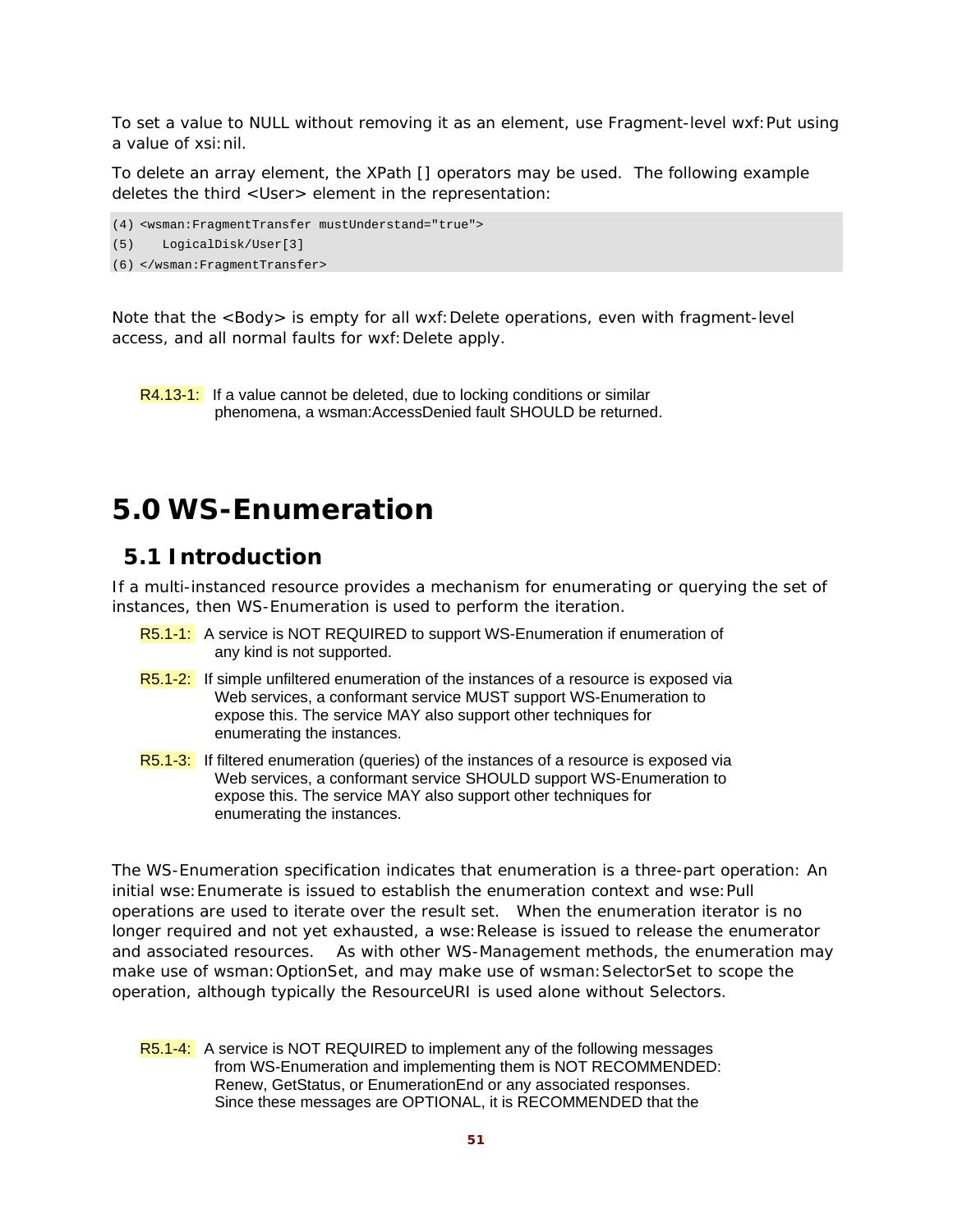To set a value to NULL without removing it as an element, use Fragment-level wxf:Put using a value of xsi:nil.

To delete an array element, the XPath [] operators may be used. The following example deletes the third <User> element in the representation:

```
(4) <wsman:FragmentTransfer mustUnderstand="true">
(5)    LogicalDisk/User[3]
(6) </wsman:FragmentTransfer>
```

Note that the <Body> is empty for all wxf:Delete operations, even with fragment-level access, and all normal faults for wxf:Delete apply.

R4.13-1: If a value cannot be deleted, due to locking conditions or similar phenomena, a wsman:AccessDenied fault SHOULD be returned.

# 5.0 WS-Enumeration

## 5.1 Introduction

If a multi-instanced resource provides a mechanism for enumerating or querying the set of instances, then WS-Enumeration is used to perform the iteration.

R5.1-1: A service is NOT REQUIRED to support WS-Enumeration if enumeration of any kind is not supported.

R5.1-2: If simple unfiltered enumeration of the instances of a resource is exposed via Web services, a conformant service MUST support WS-Enumeration to expose this. The service MAY also support other techniques for enumerating the instances.

R5.1-3: If filtered enumeration (queries) of the instances of a resource is exposed via Web services, a conformant service SHOULD support WS-Enumeration to expose this. The service MAY also support other techniques for enumerating the instances.

The WS-Enumeration specification indicates that enumeration is a three-part operation: An initial wse:Enumerate is issued to establish the enumeration context and wse:Pull operations are used to iterate over the result set. When the enumeration iterator is no longer required and not yet exhausted, a wse:Release is issued to release the enumerator and associated resources. As with other WS-Management methods, the enumeration may make use of wsman:OptionSet, and may make use of wsman:SelectorSet to scope the operation, although typically the ResourceURI is used alone without Selectors.

R5.1-4: A service is NOT REQUIRED to implement any of the following messages from WS-Enumeration and implementing them is NOT RECOMMENDED: Renew, GetStatus, or EnumerationEnd or any associated responses. Since these messages are OPTIONAL, it is RECOMMENDED that the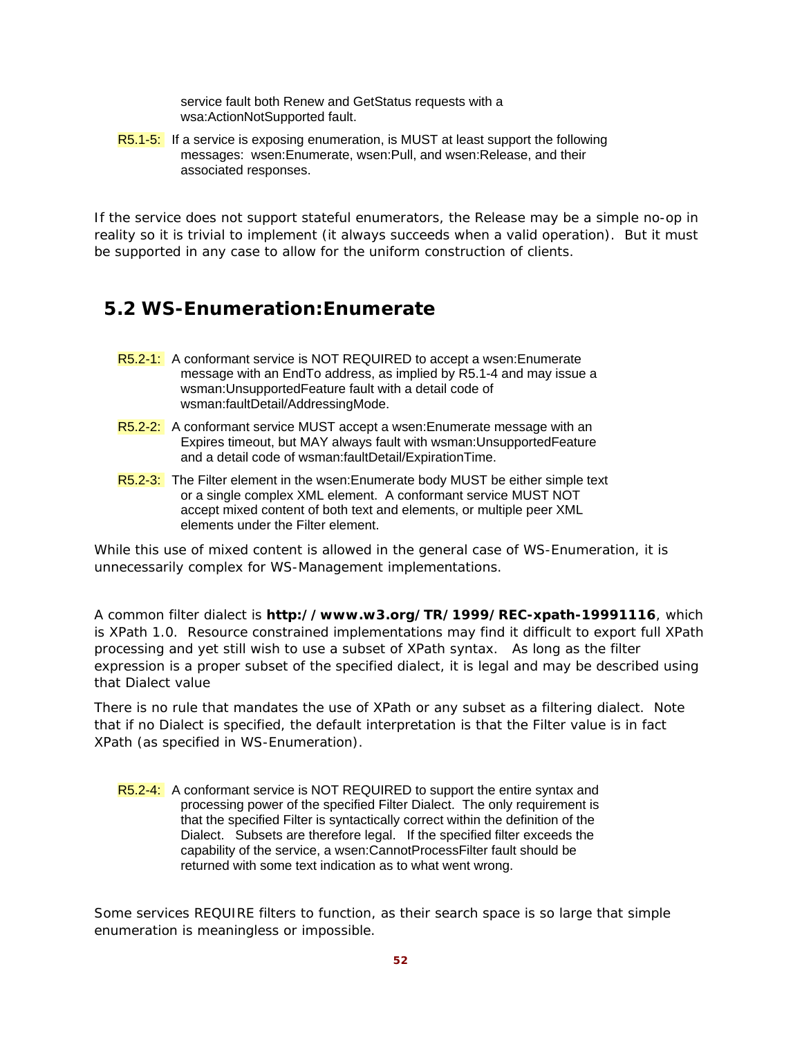service fault both Renew and GetStatus requests with a wsa:ActionNotSupported fault.

R5.1-5: If a service is exposing enumeration, is MUST at least support the following messages: wsen:Enumerate, wsen:Pull, and wsen:Release, and their associated responses.

If the service does not support stateful enumerators, the Release may be a simple no-op in reality so it is trivial to implement (it always succeeds when a valid operation). But it must be supported in any case to allow for the uniform construction of clients.

## 5.2 WS-Enumeration:Enumerate

R5.2-1: A conformant service is NOT REQUIRED to accept a wsen:Enumerate message with an EndTo address, as implied by R5.1-4 and may issue a wsman:UnsupportedFeature fault with a detail code of wsman:faultDetail/AddressingMode.

R5.2-2: A conformant service MUST accept a wsen:Enumerate message with an Expires timeout, but MAY always fault with wsman:UnsupportedFeature and a detail code of wsman:faultDetail/ExpirationTime.

R5.2-3: The Filter element in the wsen:Enumerate body MUST be either simple text or a single complex XML element. A conformant service MUST NOT accept mixed content of both text and elements, or multiple peer XML elements under the Filter element.

While this use of mixed content is allowed in the general case of WS-Enumeration, it is unnecessarily complex for WS-Management implementations.

A common filter dialect is **http://www.w3.org/TR/1999/REC-xpath-19991116**, which is XPath 1.0. Resource constrained implementations may find it difficult to export full XPath processing and yet still wish to use a subset of XPath syntax. As long as the filter expression is a proper subset of the specified dialect, it is legal and may be described using that Dialect value

There is no rule that mandates the use of XPath or any subset as a filtering dialect. Note that if no Dialect is specified, the default interpretation is that the Filter value is in fact XPath (as specified in WS-Enumeration).

R5.2-4: A conformant service is NOT REQUIRED to support the entire syntax and processing power of the specified Filter Dialect. The only requirement is that the specified Filter is syntactically correct within the definition of the Dialect. Subsets are therefore legal. If the specified filter exceeds the capability of the service, a wsen:CannotProcessFilter fault should be returned with some text indication as to what went wrong.

Some services REQUIRE filters to function, as their search space is so large that simple enumeration is meaningless or impossible.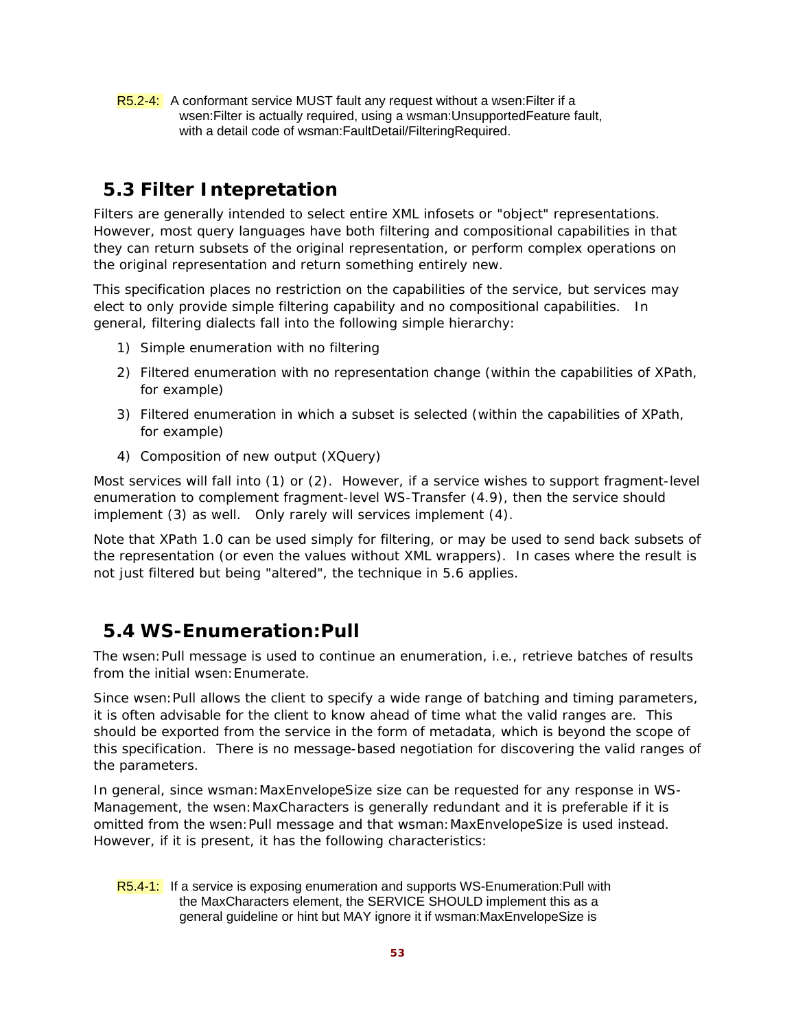R5.2-4: A conformant service MUST fault any request without a wsen:Filter if a wsen:Filter is actually required, using a wsman:UnsupportedFeature fault, with a detail code of wsman:FaultDetail/FilteringRequired.

## 5.3 Filter Intepretation

Filters are generally intended to select entire XML infosets or "object" representations. However, most query languages have both filtering and compositional capabilities in that they can return subsets of the original representation, or perform complex operations on the original representation and return something entirely new.

This specification places no restriction on the capabilities of the service, but services may elect to only provide simple filtering capability and no compositional capabilities. In general, filtering dialects fall into the following simple hierarchy:

1) Simple enumeration with no filtering
2) Filtered enumeration with no representation change (within the capabilities of XPath, for example)
3) Filtered enumeration in which a subset is selected (within the capabilities of XPath, for example)
4) Composition of new output (XQuery)

Most services will fall into (1) or (2). However, if a service wishes to support fragment-level enumeration to complement fragment-level WS-Transfer (4.9), then the service should implement (3) as well. Only rarely will services implement (4).

Note that XPath 1.0 can be used simply for filtering, or may be used to send back subsets of the representation (or even the values without XML wrappers). In cases where the result is not just filtered but being "altered", the technique in 5.6 applies.

## 5.4 WS-Enumeration:Pull

The wsen:Pull message is used to continue an enumeration, i.e., retrieve batches of results from the initial wsen:Enumerate.

Since wsen:Pull allows the client to specify a wide range of batching and timing parameters, it is often advisable for the client to know ahead of time what the valid ranges are. This should be exported from the service in the form of metadata, which is beyond the scope of this specification. There is no message-based negotiation for discovering the valid ranges of the parameters.

In general, since wsman:MaxEnvelopeSize size can be requested for any response in WS-Management, the wsen:MaxCharacters is generally redundant and it is preferable if it is omitted from the wsen:Pull message and that wsman:MaxEnvelopeSize is used instead. However, if it is present, it has the following characteristics:

R5.4-1: If a service is exposing enumeration and supports WS-Enumeration:Pull with the MaxCharacters element, the SERVICE SHOULD implement this as a general guideline or hint but MAY ignore it if wsman:MaxEnvelopeSize is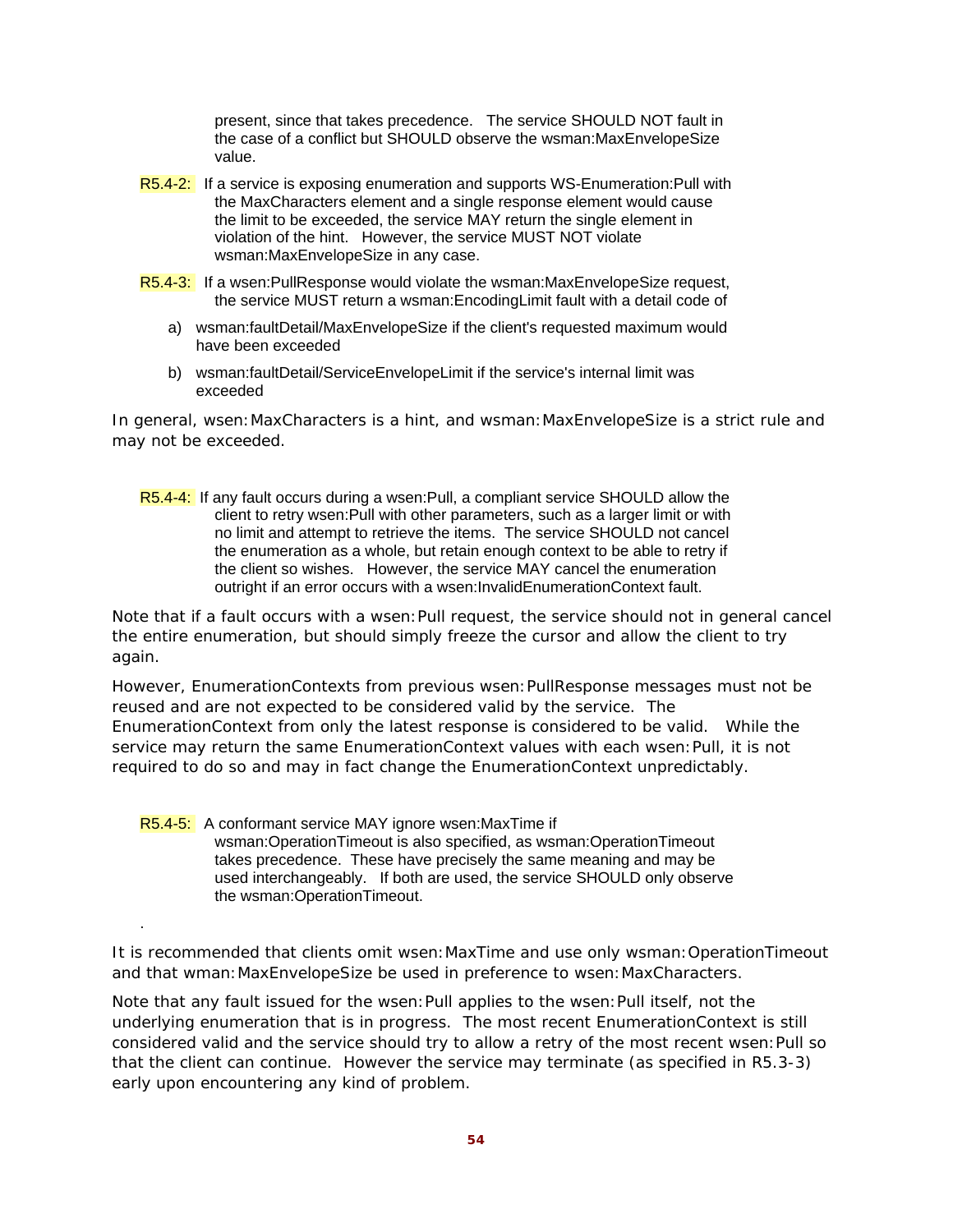present, since that takes precedence. The service SHOULD NOT fault in the case of a conflict but SHOULD observe the wsman:MaxEnvelopeSize value.

R5.4-2: If a service is exposing enumeration and supports WS-Enumeration:Pull with the MaxCharacters element and a single response element would cause the limit to be exceeded, the service MAY return the single element in violation of the hint. However, the service MUST NOT violate wsman:MaxEnvelopeSize in any case.

R5.4-3: If a wsen:PullResponse would violate the wsman:MaxEnvelopeSize request, the service MUST return a wsman:EncodingLimit fault with a detail code of

a) wsman:faultDetail/MaxEnvelopeSize if the client's requested maximum would have been exceeded

b) wsman:faultDetail/ServiceEnvelopeLimit if the service's internal limit was exceeded

In general, wsen:MaxCharacters is a hint, and wsman:MaxEnvelopeSize is a strict rule and may not be exceeded.

R5.4-4: If any fault occurs during a wsen:Pull, a compliant service SHOULD allow the client to retry wsen:Pull with other parameters, such as a larger limit or with no limit and attempt to retrieve the items. The service SHOULD not cancel the enumeration as a whole, but retain enough context to be able to retry if the client so wishes. However, the service MAY cancel the enumeration outright if an error occurs with a wsen:InvalidEnumerationContext fault.

Note that if a fault occurs with a wsen:Pull request, the service should not in general cancel the entire enumeration, but should simply freeze the cursor and allow the client to try again.

However, EnumerationContexts from previous wsen:PullResponse messages must not be reused and are not expected to be considered valid by the service. The EnumerationContext from only the latest response is considered to be valid. While the service may return the same EnumerationContext values with each wsen:Pull, it is not required to do so and may in fact change the EnumerationContext unpredictably.

R5.4-5: A conformant service MAY ignore wsen:MaxTime if wsman:OperationTimeout is also specified, as wsman:OperationTimeout takes precedence. These have precisely the same meaning and may be used interchangeably. If both are used, the service SHOULD only observe the wsman:OperationTimeout.

.

It is recommended that clients omit wsen:MaxTime and use only wsman:OperationTimeout and that wman:MaxEnvelopeSize be used in preference to wsen:MaxCharacters.

Note that any fault issued for the wsen:Pull applies to the wsen:Pull itself, not the underlying enumeration that is in progress. The most recent EnumerationContext is still considered valid and the service should try to allow a retry of the most recent wsen:Pull so that the client can continue. However the service may terminate (as specified in R5.3-3) early upon encountering any kind of problem.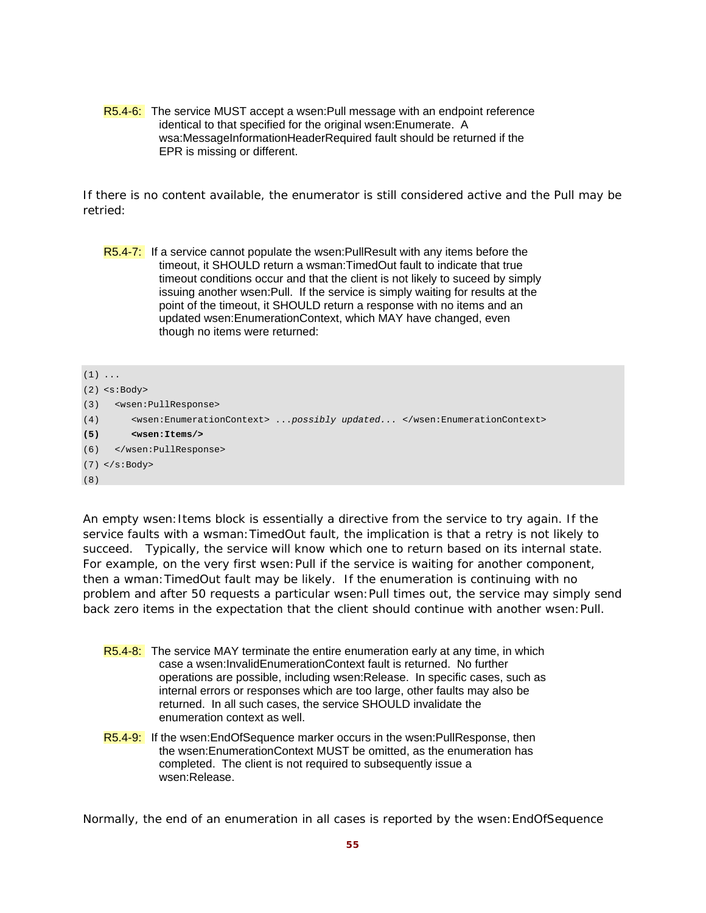R5.4-6: The service MUST accept a wsen:Pull message with an endpoint reference identical to that specified for the original wsen:Enumerate. A wsa:MessageInformationHeaderRequired fault should be returned if the EPR is missing or different.

If there is no content available, the enumerator is still considered active and the Pull may be retried:

R5.4-7: If a service cannot populate the wsen:PullResult with any items before the timeout, it SHOULD return a wsman:TimedOut fault to indicate that true timeout conditions occur and that the client is not likely to suceed by simply issuing another wsen:Pull. If the service is simply waiting for results at the point of the timeout, it SHOULD return a response with no items and an updated wsen:EnumerationContext, which MAY have changed, even though no items were returned:

```
(1) ...
(2) <s:Body>
(3)   <wsen:PullResponse>
(4)      <wsen:EnumerationContext> ...possibly updated... </wsen:EnumerationContext>
(5)      <wsen:Items/>
(6)   </wsen:PullResponse>
(7) </s:Body>
(8)
```

An empty wsen:Items block is essentially a directive from the service to try again. If the service faults with a wsman:TimedOut fault, the implication is that a retry is not likely to succeed. Typically, the service will know which one to return based on its internal state. For example, on the very first wsen:Pull if the service is waiting for another component, then a wman:TimedOut fault may be likely. If the enumeration is continuing with no problem and after 50 requests a particular wsen:Pull times out, the service may simply send back zero items in the expectation that the client should continue with another wsen:Pull.

R5.4-8: The service MAY terminate the entire enumeration early at any time, in which case a wsen:InvalidEnumerationContext fault is returned. No further operations are possible, including wsen:Release. In specific cases, such as internal errors or responses which are too large, other faults may also be returned. In all such cases, the service SHOULD invalidate the enumeration context as well.

R5.4-9: If the wsen:EndOfSequence marker occurs in the wsen:PullResponse, then the wsen:EnumerationContext MUST be omitted, as the enumeration has completed. The client is not required to subsequently issue a wsen:Release.

Normally, the end of an enumeration in all cases is reported by the wsen:EndOfSequence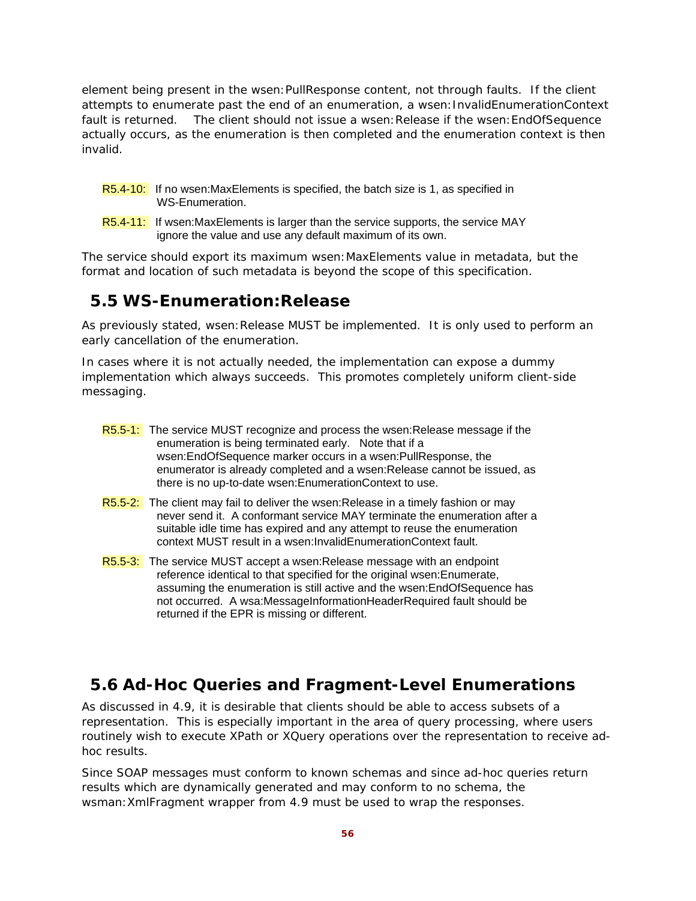element being present in the wsen:PullResponse content, not through faults. If the client attempts to enumerate past the end of an enumeration, a wsen:InvalidEnumerationContext fault is returned. The client should not issue a wsen:Release if the wsen:EndOfSequence actually occurs, as the enumeration is then completed and the enumeration context is then invalid.

R5.4-10: If no wsen:MaxElements is specified, the batch size is 1, as specified in WS-Enumeration.

R5.4-11: If wsen:MaxElements is larger than the service supports, the service MAY ignore the value and use any default maximum of its own.

The service should export its maximum wsen:MaxElements value in metadata, but the format and location of such metadata is beyond the scope of this specification.

## 5.5 WS-Enumeration:Release

As previously stated, wsen:Release MUST be implemented. It is only used to perform an early cancellation of the enumeration.

In cases where it is not actually needed, the implementation can expose a dummy implementation which always succeeds. This promotes completely uniform client-side messaging.

R5.5-1: The service MUST recognize and process the wsen:Release message if the enumeration is being terminated early. Note that if a wsen:EndOfSequence marker occurs in a wsen:PullResponse, the enumerator is already completed and a wsen:Release cannot be issued, as there is no up-to-date wsen:EnumerationContext to use.

R5.5-2: The client may fail to deliver the wsen:Release in a timely fashion or may never send it. A conformant service MAY terminate the enumeration after a suitable idle time has expired and any attempt to reuse the enumeration context MUST result in a wsen:InvalidEnumerationContext fault.

R5.5-3: The service MUST accept a wsen:Release message with an endpoint reference identical to that specified for the original wsen:Enumerate, assuming the enumeration is still active and the wsen:EndOfSequence has not occurred. A wsa:MessageInformationHeaderRequired fault should be returned if the EPR is missing or different.

## 5.6 Ad-Hoc Queries and Fragment-Level Enumerations

As discussed in 4.9, it is desirable that clients should be able to access subsets of a representation. This is especially important in the area of query processing, where users routinely wish to execute XPath or XQuery operations over the representation to receive ad-hoc results.

Since SOAP messages must conform to known schemas and since ad-hoc queries return results which are dynamically generated and may conform to no schema, the wsman:XmlFragment wrapper from 4.9 must be used to wrap the responses.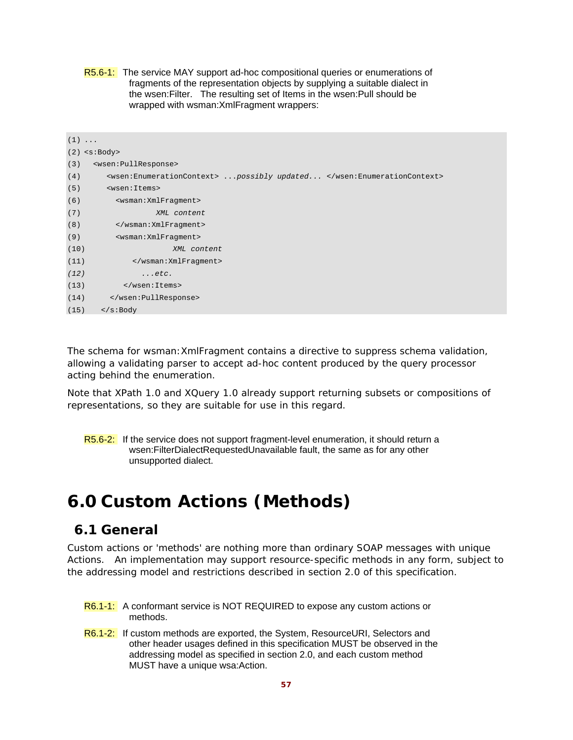R5.6-1: The service MAY support ad-hoc compositional queries or enumerations of fragments of the representation objects by supplying a suitable dialect in the wsen:Filter. The resulting set of Items in the wsen:Pull should be wrapped with wsman:XmlFragment wrappers:

```
(1) ...
(2) <s:Body>
(3)   <wsen:PullResponse>
(4)      <wsen:EnumerationContext> ...possibly updated... </wsen:EnumerationContext>
(5)      <wsen:Items>
(6)        <wsman:XmlFragment>
(7)                 XML content
(8)        </wsman:XmlFragment>
(9)        <wsman:XmlFragment>
(10)                  XML content
(11)          </wsman:XmlFragment>
(12)            ...etc.
(13)        </wsen:Items>
(14)     </wsen:PullResponse>
(15)   </s:Body
```

The schema for wsman:XmlFragment contains a directive to suppress schema validation, allowing a validating parser to accept ad-hoc content produced by the query processor acting behind the enumeration.

Note that XPath 1.0 and XQuery 1.0 already support returning subsets or compositions of representations, so they are suitable for use in this regard.

R5.6-2: If the service does not support fragment-level enumeration, it should return a wsen:FilterDialectRequestedUnavailable fault, the same as for any other unsupported dialect.

# 6.0 Custom Actions (Methods)

## 6.1 General

Custom actions or 'methods' are nothing more than ordinary SOAP messages with unique Actions. An implementation may support resource-specific methods in any form, subject to the addressing model and restrictions described in section 2.0 of this specification.

R6.1-1: A conformant service is NOT REQUIRED to expose any custom actions or methods.

R6.1-2: If custom methods are exported, the System, ResourceURI, Selectors and other header usages defined in this specification MUST be observed in the addressing model as specified in section 2.0, and each custom method MUST have a unique wsa:Action.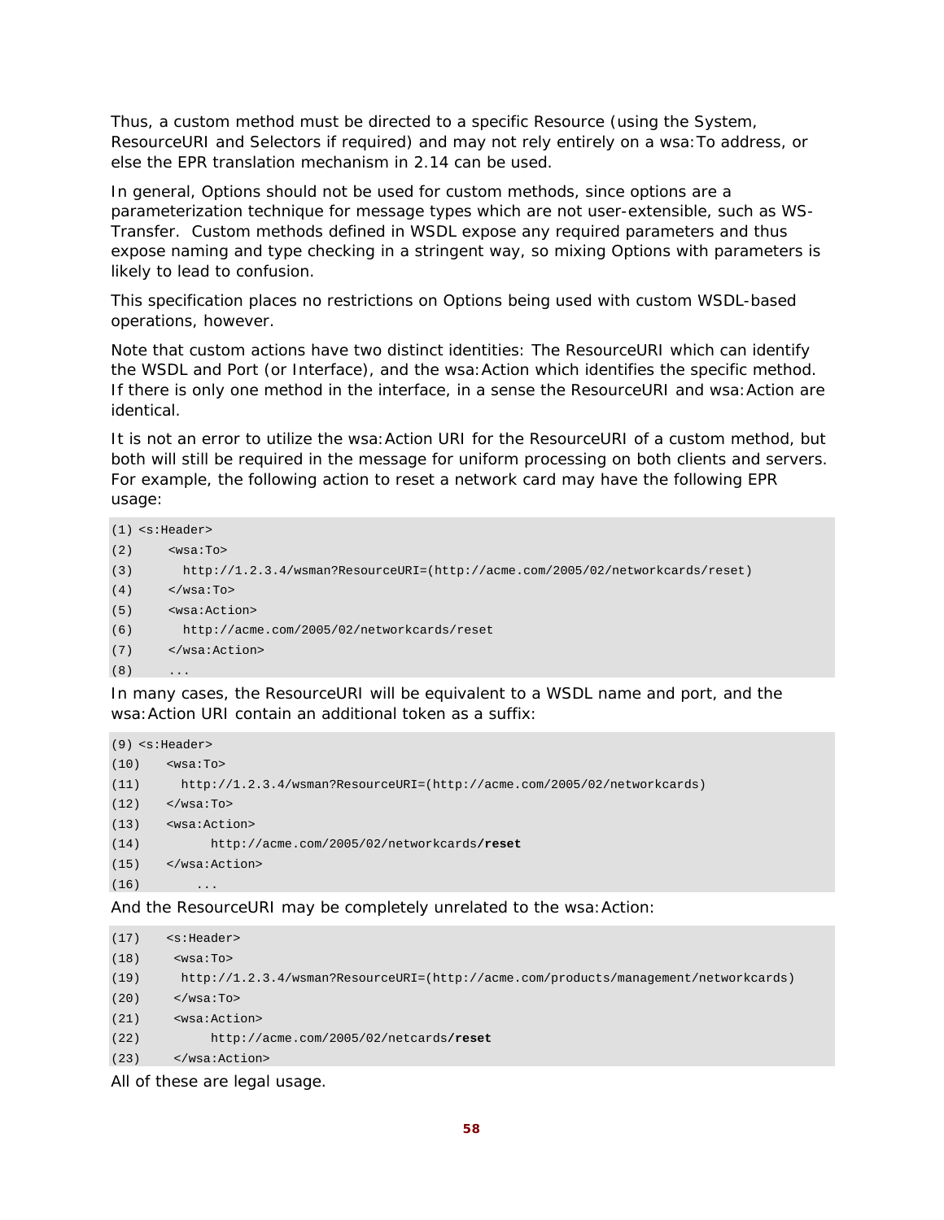Thus, a custom method must be directed to a specific Resource (using the System, ResourceURI and Selectors if required) and may not rely entirely on a wsa:To address, or else the EPR translation mechanism in 2.14 can be used.

In general, Options should not be used for custom methods, since options are a parameterization technique for message types which are not user-extensible, such as WS-Transfer. Custom methods defined in WSDL expose any required parameters and thus expose naming and type checking in a stringent way, so mixing Options with parameters is likely to lead to confusion.

This specification places no restrictions on Options being used with custom WSDL-based operations, however.

Note that custom actions have two distinct identities: The ResourceURI which can identify the WSDL and Port (or Interface), and the wsa:Action which identifies the specific method. If there is only one method in the interface, in a sense the ResourceURI and wsa:Action are identical.

It is not an error to utilize the wsa:Action URI for the ResourceURI of a custom method, but both will still be required in the message for uniform processing on both clients and servers. For example, the following action to reset a network card may have the following EPR usage:

```
(1) <s:Header>
(2)     <wsa:To>
(3)       http://1.2.3.4/wsman?ResourceURI=(http://acme.com/2005/02/networkcards/reset)
(4)     </wsa:To>
(5)     <wsa:Action>
(6)       http://acme.com/2005/02/networkcards/reset
(7)     </wsa:Action>
(8)     ...
```

In many cases, the ResourceURI will be equivalent to a WSDL name and port, and the wsa:Action URI contain an additional token as a suffix:

```
(9) <s:Header>
(10)    <wsa:To>
(11)      http://1.2.3.4/wsman?ResourceURI=(http://acme.com/2005/02/networkcards)
(12)    </wsa:To>
(13)    <wsa:Action>
(14)          http://acme.com/2005/02/networkcards/reset
(15)    </wsa:Action>
(16)        ...
```

And the ResourceURI may be completely unrelated to the wsa:Action:

```
(17)    <s:Header>
(18)     <wsa:To>
(19)      http://1.2.3.4/wsman?ResourceURI=(http://acme.com/products/management/networkcards)
(20)     </wsa:To>
(21)     <wsa:Action>
(22)          http://acme.com/2005/02/netcards/reset
(23)     </wsa:Action>
```

All of these are legal usage.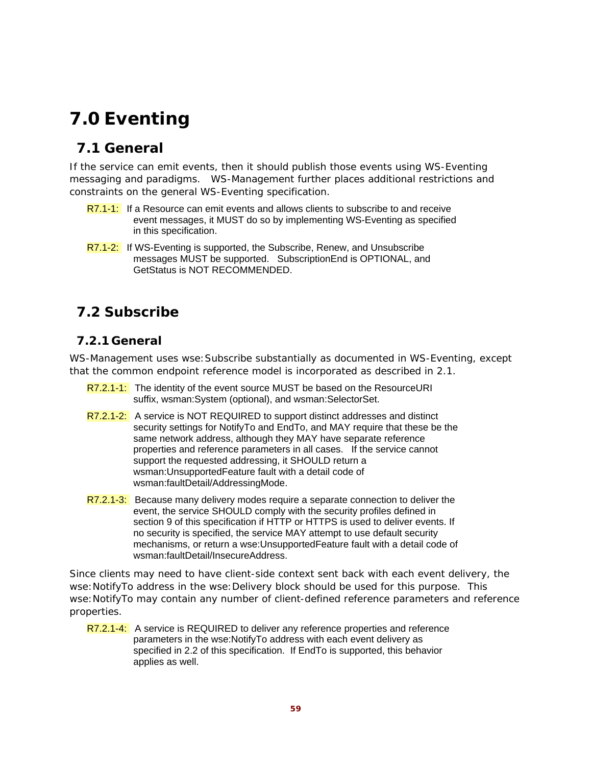# 7.0 Eventing

## 7.1 General

If the service can emit events, then it should publish those events using WS-Eventing messaging and paradigms. WS-Management further places additional restrictions and constraints on the general WS-Eventing specification.

R7.1-1: If a Resource can emit events and allows clients to subscribe to and receive event messages, it MUST do so by implementing WS-Eventing as specified in this specification.

R7.1-2: If WS-Eventing is supported, the Subscribe, Renew, and Unsubscribe messages MUST be supported. SubscriptionEnd is OPTIONAL, and GetStatus is NOT RECOMMENDED.

## 7.2 Subscribe

### 7.2.1 General

WS-Management uses wse:Subscribe substantially as documented in WS-Eventing, except that the common endpoint reference model is incorporated as described in 2.1.

R7.2.1-1: The identity of the event source MUST be based on the ResourceURI suffix, wsman:System (optional), and wsman:SelectorSet.

R7.2.1-2: A service is NOT REQUIRED to support distinct addresses and distinct security settings for NotifyTo and EndTo, and MAY require that these be the same network address, although they MAY have separate reference properties and reference parameters in all cases. If the service cannot support the requested addressing, it SHOULD return a wsman:UnsupportedFeature fault with a detail code of wsman:faultDetail/AddressingMode.

R7.2.1-3: Because many delivery modes require a separate connection to deliver the event, the service SHOULD comply with the security profiles defined in section 9 of this specification if HTTP or HTTPS is used to deliver events. If no security is specified, the service MAY attempt to use default security mechanisms, or return a wse:UnsupportedFeature fault with a detail code of wsman:faultDetail/InsecureAddress.

Since clients may need to have client-side context sent back with each event delivery, the wse:NotifyTo address in the wse:Delivery block should be used for this purpose. This wse:NotifyTo may contain any number of client-defined reference parameters and reference properties.

R7.2.1-4: A service is REQUIRED to deliver any reference properties and reference parameters in the wse:NotifyTo address with each event delivery as specified in 2.2 of this specification. If EndTo is supported, this behavior applies as well.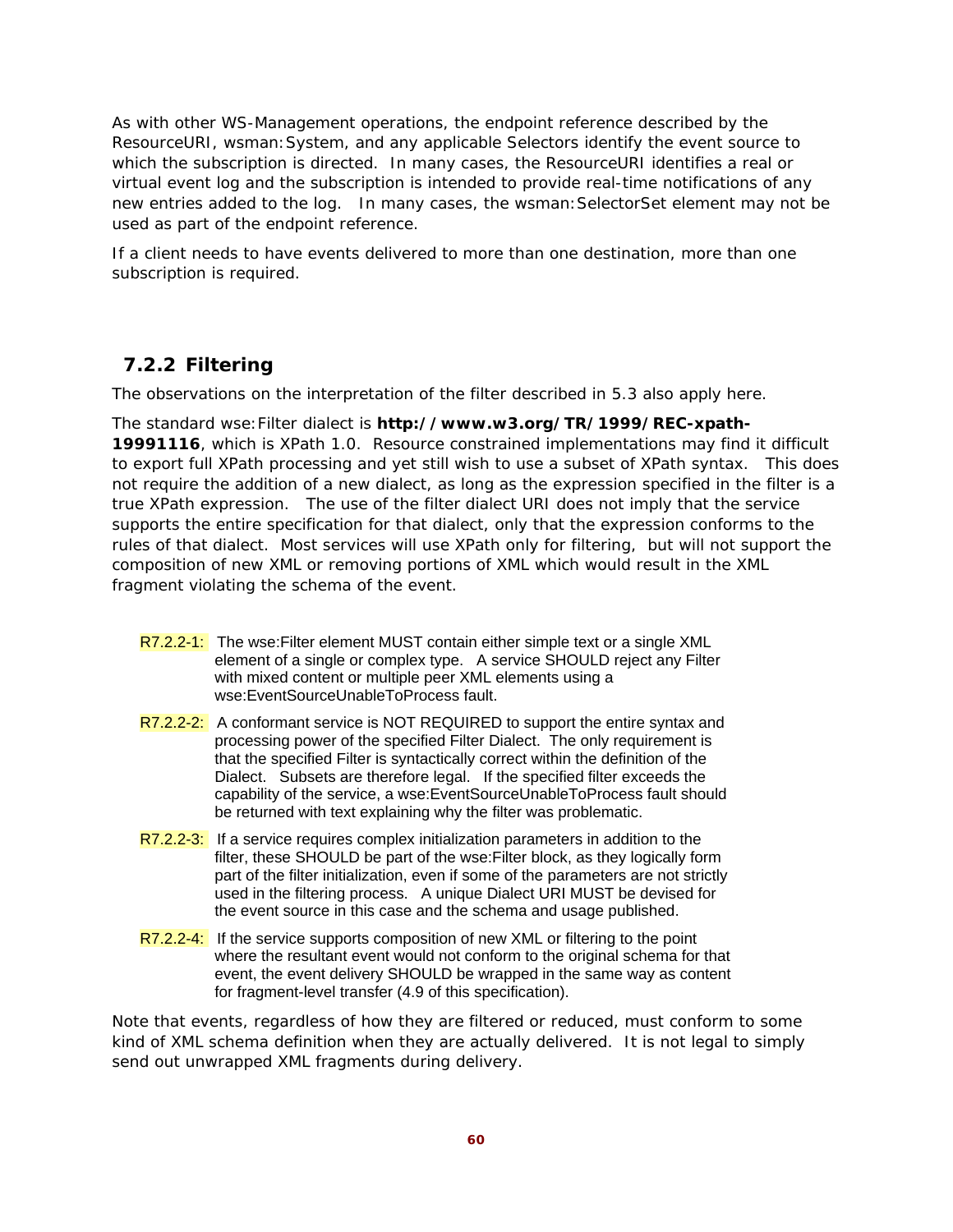As with other WS-Management operations, the endpoint reference described by the ResourceURI, wsman:System, and any applicable Selectors identify the event source to which the subscription is directed. In many cases, the ResourceURI identifies a real or virtual event log and the subscription is intended to provide real-time notifications of any new entries added to the log. In many cases, the wsman:SelectorSet element may not be used as part of the endpoint reference.

If a client needs to have events delivered to more than one destination, more than one subscription is required.

### 7.2.2 Filtering

The observations on the interpretation of the filter described in 5.3 also apply here.

The standard wse:Filter dialect is **http://www.w3.org/TR/1999/REC-xpath-19991116**, which is XPath 1.0. Resource constrained implementations may find it difficult to export full XPath processing and yet still wish to use a subset of XPath syntax. This does not require the addition of a new dialect, as long as the expression specified in the filter is a true XPath expression. The use of the filter dialect URI does not imply that the service supports the entire specification for that dialect, only that the expression conforms to the rules of that dialect. Most services will use XPath only for filtering, but will not support the composition of new XML or removing portions of XML which would result in the XML fragment violating the schema of the event.

R7.2.2-1: The wse:Filter element MUST contain either simple text or a single XML element of a single or complex type. A service SHOULD reject any Filter with mixed content or multiple peer XML elements using a wse:EventSourceUnableToProcess fault.

R7.2.2-2: A conformant service is NOT REQUIRED to support the entire syntax and processing power of the specified Filter Dialect. The only requirement is that the specified Filter is syntactically correct within the definition of the Dialect. Subsets are therefore legal. If the specified filter exceeds the capability of the service, a wse:EventSourceUnableToProcess fault should be returned with text explaining why the filter was problematic.

R7.2.2-3: If a service requires complex initialization parameters in addition to the filter, these SHOULD be part of the wse:Filter block, as they logically form part of the filter initialization, even if some of the parameters are not strictly used in the filtering process. A unique Dialect URI MUST be devised for the event source in this case and the schema and usage published.

R7.2.2-4: If the service supports composition of new XML or filtering to the point where the resultant event would not conform to the original schema for that event, the event delivery SHOULD be wrapped in the same way as content for fragment-level transfer (4.9 of this specification).

Note that events, regardless of how they are filtered or reduced, must conform to some kind of XML schema definition when they are actually delivered. It is not legal to simply send out unwrapped XML fragments during delivery.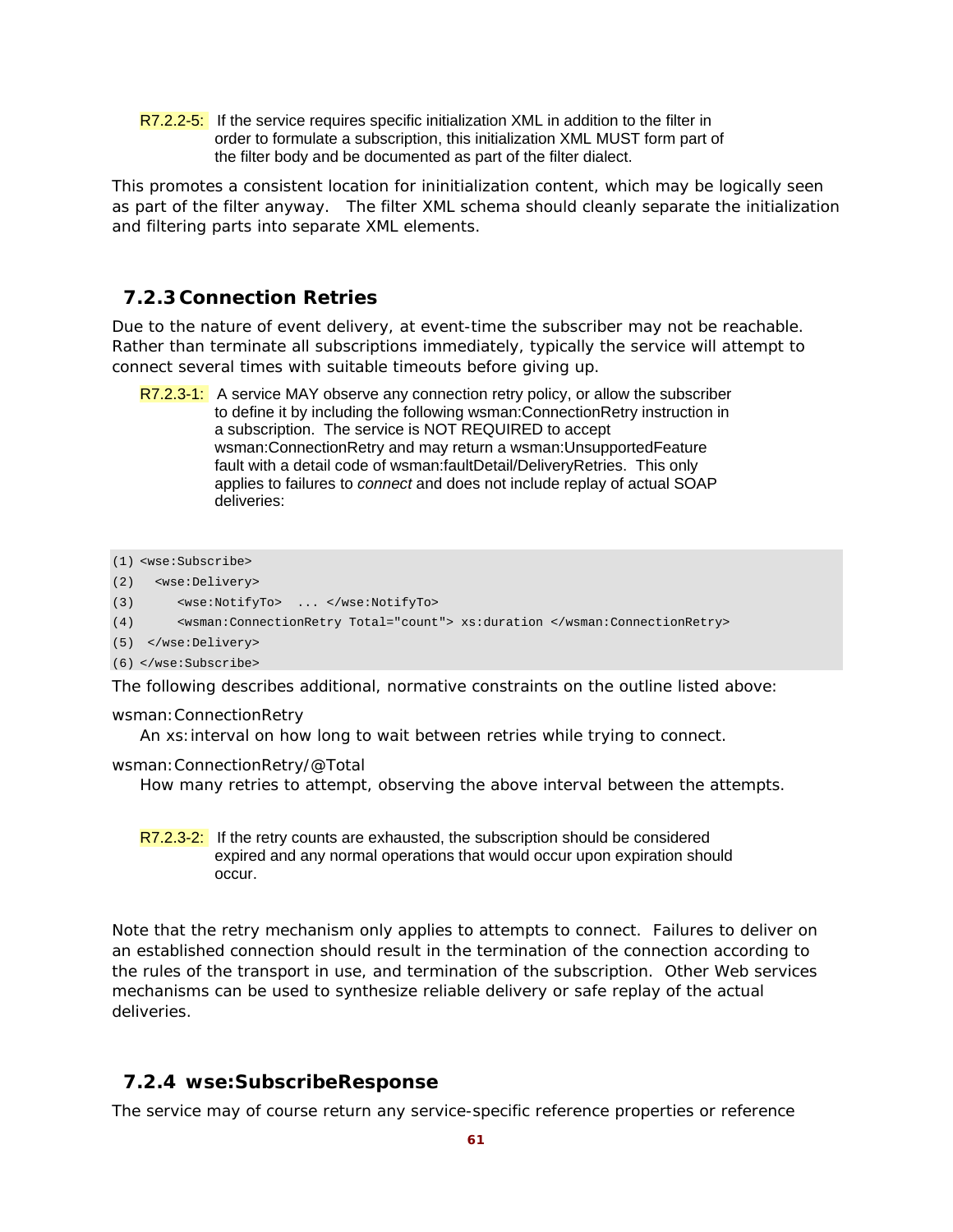R7.2.2-5: If the service requires specific initialization XML in addition to the filter in order to formulate a subscription, this initialization XML MUST form part of the filter body and be documented as part of the filter dialect.

This promotes a consistent location for ininitialization content, which may be logically seen as part of the filter anyway. The filter XML schema should cleanly separate the initialization and filtering parts into separate XML elements.

### 7.2.3 Connection Retries

Due to the nature of event delivery, at event-time the subscriber may not be reachable. Rather than terminate all subscriptions immediately, typically the service will attempt to connect several times with suitable timeouts before giving up.

R7.2.3-1: A service MAY observe any connection retry policy, or allow the subscriber to define it by including the following wsman:ConnectionRetry instruction in a subscription. The service is NOT REQUIRED to accept wsman:ConnectionRetry and may return a wsman:UnsupportedFeature fault with a detail code of wsman:faultDetail/DeliveryRetries. This only applies to failures to *connect* and does not include replay of actual SOAP deliveries:

```
(1) <wse:Subscribe>
(2)   <wse:Delivery>
(3)      <wse:NotifyTo>  ... </wse:NotifyTo>
(4)      <wsman:ConnectionRetry Total="count"> xs:duration </wsman:ConnectionRetry>
(5)  </wse:Delivery>
(6) </wse:Subscribe>
```

The following describes additional, normative constraints on the outline listed above:

wsman:ConnectionRetry
    An xs:interval on how long to wait between retries while trying to connect.

wsman:ConnectionRetry/@Total
    How many retries to attempt, observing the above interval between the attempts.

R7.2.3-2: If the retry counts are exhausted, the subscription should be considered expired and any normal operations that would occur upon expiration should occur.

Note that the retry mechanism only applies to attempts to connect. Failures to deliver on an established connection should result in the termination of the connection according to the rules of the transport in use, and termination of the subscription. Other Web services mechanisms can be used to synthesize reliable delivery or safe replay of the actual deliveries.

### 7.2.4 wse:SubscribeResponse

The service may of course return any service-specific reference properties or reference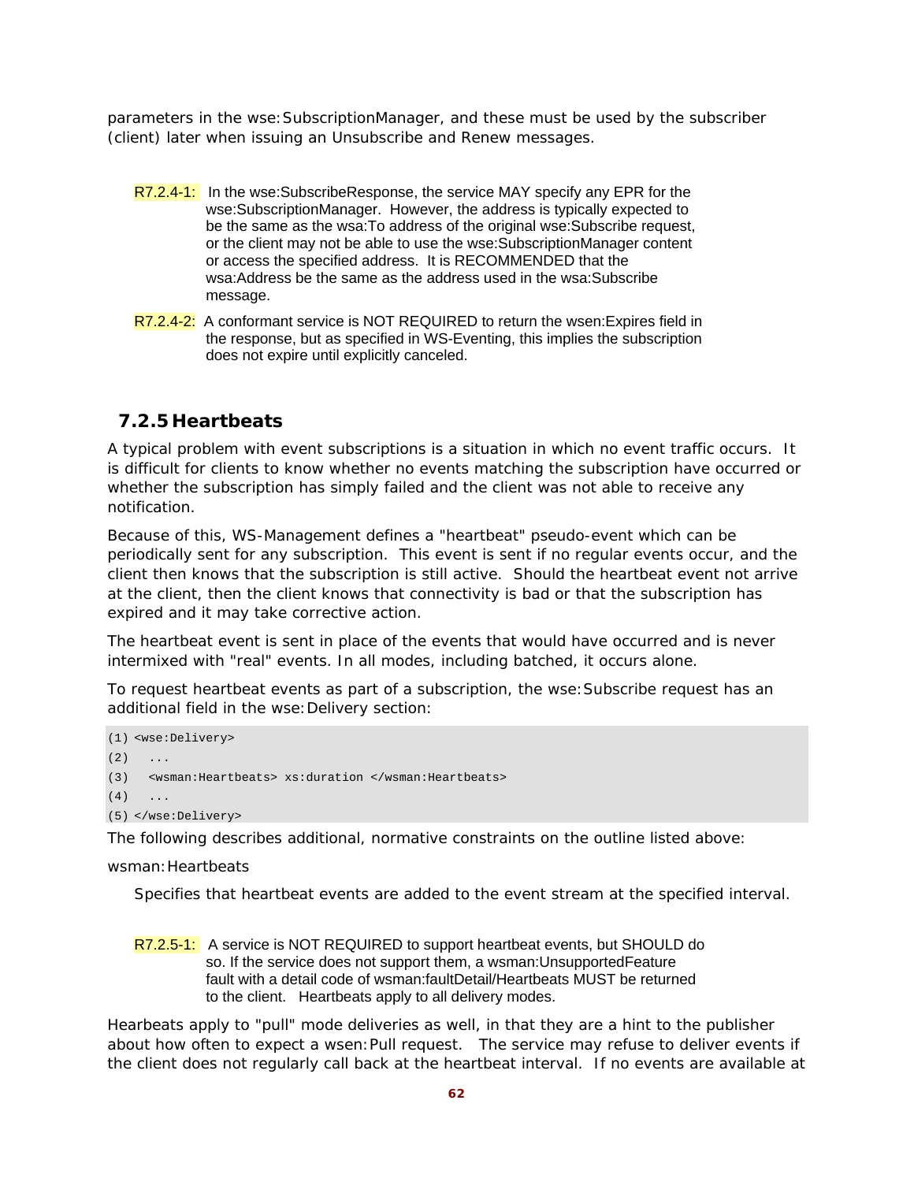parameters in the wse:SubscriptionManager, and these must be used by the subscriber (client) later when issuing an Unsubscribe and Renew messages.

R7.2.4-1: In the wse:SubscribeResponse, the service MAY specify any EPR for the wse:SubscriptionManager. However, the address is typically expected to be the same as the wsa:To address of the original wse:Subscribe request, or the client may not be able to use the wse:SubscriptionManager content or access the specified address. It is RECOMMENDED that the wsa:Address be the same as the address used in the wsa:Subscribe message.

R7.2.4-2: A conformant service is NOT REQUIRED to return the wsen:Expires field in the response, but as specified in WS-Eventing, this implies the subscription does not expire until explicitly canceled.

### 7.2.5 Heartbeats

A typical problem with event subscriptions is a situation in which no event traffic occurs. It is difficult for clients to know whether no events matching the subscription have occurred or whether the subscription has simply failed and the client was not able to receive any notification.

Because of this, WS-Management defines a "heartbeat" pseudo-event which can be periodically sent for any subscription. This event is sent if no regular events occur, and the client then knows that the subscription is still active. Should the heartbeat event not arrive at the client, then the client knows that connectivity is bad or that the subscription has expired and it may take corrective action.

The heartbeat event is sent in place of the events that would have occurred and is never intermixed with "real" events. In all modes, including batched, it occurs alone.

To request heartbeat events as part of a subscription, the wse:Subscribe request has an additional field in the wse:Delivery section:

```
(1) <wse:Delivery>
(2)   ...
(3)   <wsman:Heartbeats> xs:duration </wsman:Heartbeats>
(4)   ...
(5) </wse:Delivery>
```

The following describes additional, normative constraints on the outline listed above:

wsman:Heartbeats

Specifies that heartbeat events are added to the event stream at the specified interval.

R7.2.5-1: A service is NOT REQUIRED to support heartbeat events, but SHOULD do so. If the service does not support them, a wsman:UnsupportedFeature fault with a detail code of wsman:faultDetail/Heartbeats MUST be returned to the client. Heartbeats apply to all delivery modes.

Hearbeats apply to "pull" mode deliveries as well, in that they are a hint to the publisher about how often to expect a wsen:Pull request. The service may refuse to deliver events if the client does not regularly call back at the heartbeat interval. If no events are available at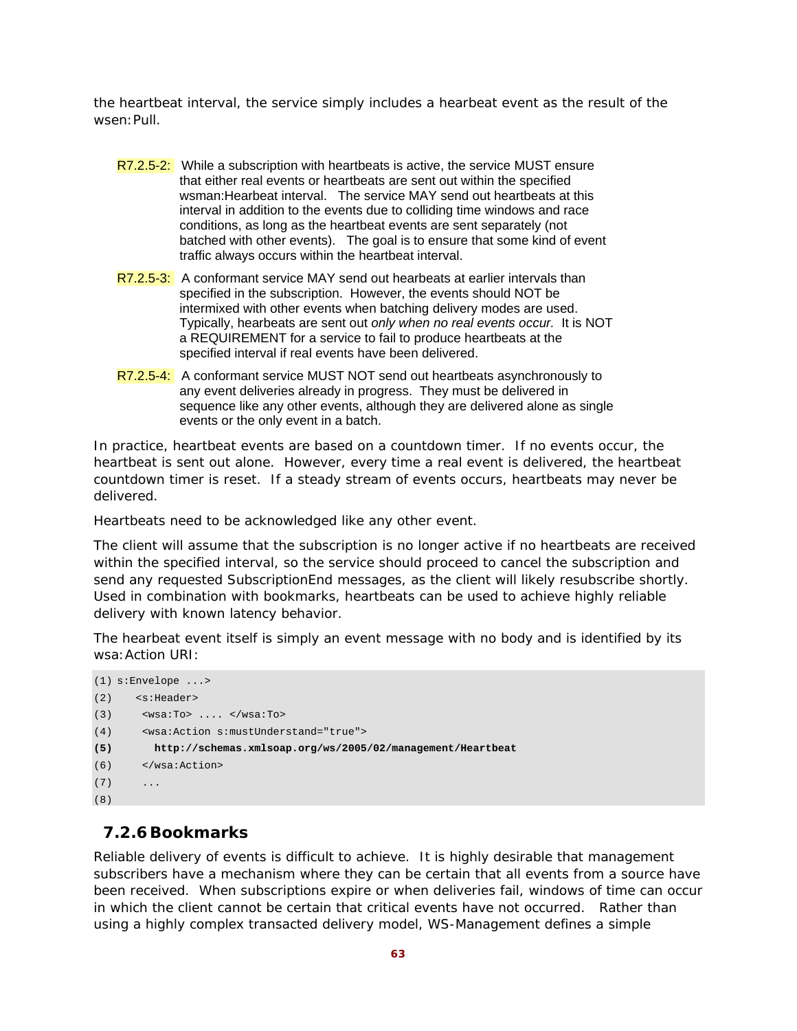the heartbeat interval, the service simply includes a hearbeat event as the result of the wsen:Pull.

R7.2.5-2: While a subscription with heartbeats is active, the service MUST ensure that either real events or heartbeats are sent out within the specified wsman:Hearbeat interval. The service MAY send out heartbeats at this interval in addition to the events due to colliding time windows and race conditions, as long as the heartbeat events are sent separately (not batched with other events). The goal is to ensure that some kind of event traffic always occurs within the heartbeat interval.

R7.2.5-3: A conformant service MAY send out hearbeats at earlier intervals than specified in the subscription. However, the events should NOT be intermixed with other events when batching delivery modes are used. Typically, hearbeats are sent out *only when no real events occur.* It is NOT a REQUIREMENT for a service to fail to produce heartbeats at the specified interval if real events have been delivered.

R7.2.5-4: A conformant service MUST NOT send out heartbeats asynchronously to any event deliveries already in progress. They must be delivered in sequence like any other events, although they are delivered alone as single events or the only event in a batch.

In practice, heartbeat events are based on a countdown timer. If no events occur, the heartbeat is sent out alone. However, every time a real event is delivered, the heartbeat countdown timer is reset. If a steady stream of events occurs, heartbeats may never be delivered.

Heartbeats need to be acknowledged like any other event.

The client will assume that the subscription is no longer active if no heartbeats are received within the specified interval, so the service should proceed to cancel the subscription and send any requested SubscriptionEnd messages, as the client will likely resubscribe shortly. Used in combination with bookmarks, heartbeats can be used to achieve highly reliable delivery with known latency behavior.

The hearbeat event itself is simply an event message with no body and is identified by its wsa:Action URI:

```
(1) s:Envelope ...>
(2)   <s:Header>
(3)    <wsa:To> .... </wsa:To>
(4)    <wsa:Action s:mustUnderstand="true">
(5)      http://schemas.xmlsoap.org/ws/2005/02/management/Heartbeat
(6)    </wsa:Action>
(7)    ...
(8)
```

### 7.2.6 Bookmarks

Reliable delivery of events is difficult to achieve. It is highly desirable that management subscribers have a mechanism where they can be certain that all events from a source have been received. When subscriptions expire or when deliveries fail, windows of time can occur in which the client cannot be certain that critical events have not occurred. Rather than using a highly complex transacted delivery model, WS-Management defines a simple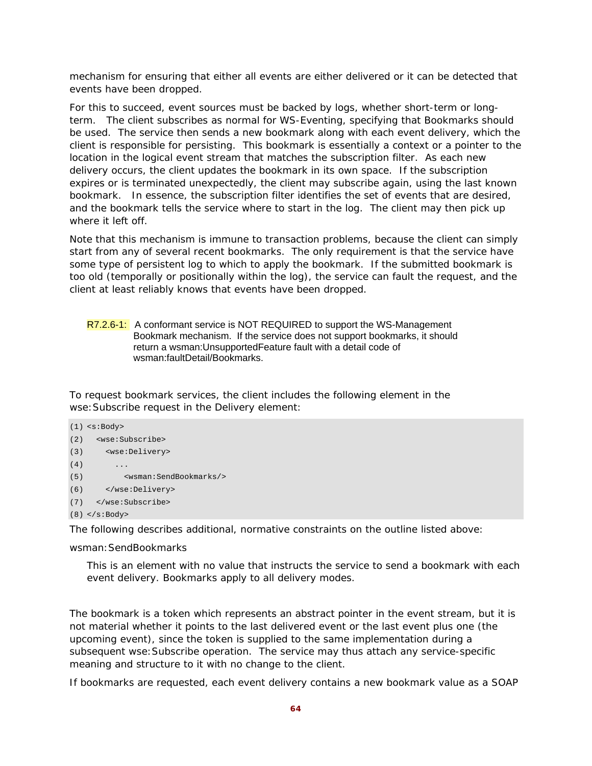mechanism for ensuring that either all events are either delivered or it can be detected that events have been dropped.

For this to succeed, event sources must be backed by logs, whether short-term or long-term. The client subscribes as normal for WS-Eventing, specifying that Bookmarks should be used. The service then sends a new bookmark along with each event delivery, which the client is responsible for persisting. This bookmark is essentially a context or a pointer to the location in the logical event stream that matches the subscription filter. As each new delivery occurs, the client updates the bookmark in its own space. If the subscription expires or is terminated unexpectedly, the client may subscribe again, using the last known bookmark. In essence, the subscription filter identifies the set of events that are desired, and the bookmark tells the service where to start in the log. The client may then pick up where it left off.

Note that this mechanism is immune to transaction problems, because the client can simply start from any of several recent bookmarks. The only requirement is that the service have some type of persistent log to which to apply the bookmark. If the submitted bookmark is too old (temporally or positionally within the log), the service can fault the request, and the client at least reliably knows that events have been dropped.

R7.2.6-1: A conformant service is NOT REQUIRED to support the WS-Management Bookmark mechanism. If the service does not support bookmarks, it should return a wsman:UnsupportedFeature fault with a detail code of wsman:faultDetail/Bookmarks.

To request bookmark services, the client includes the following element in the wse:Subscribe request in the Delivery element:

```
(1) <s:Body>
(2)   <wse:Subscribe>
(3)     <wse:Delivery>
(4)       ...
(5)         <wsman:SendBookmarks/>
(6)     </wse:Delivery>
(7)   </wse:Subscribe>
(8) </s:Body>
```

The following describes additional, normative constraints on the outline listed above:

wsman:SendBookmarks

This is an element with no value that instructs the service to send a bookmark with each event delivery. Bookmarks apply to all delivery modes.

The bookmark is a token which represents an abstract pointer in the event stream, but it is not material whether it points to the last delivered event or the last event plus one (the upcoming event), since the token is supplied to the same implementation during a subsequent wse:Subscribe operation. The service may thus attach any service-specific meaning and structure to it with no change to the client.

If bookmarks are requested, each event delivery contains a new bookmark value as a SOAP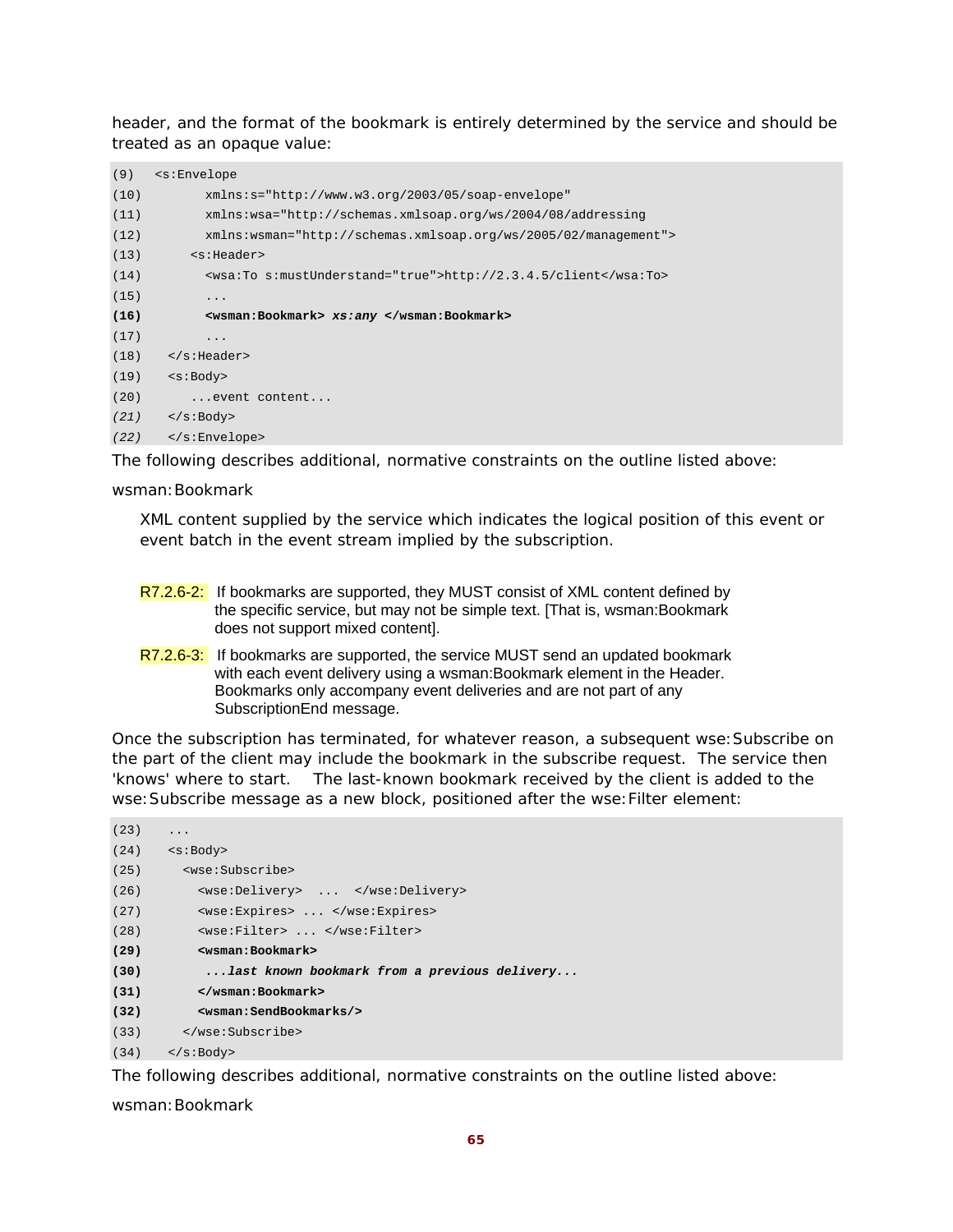header, and the format of the bookmark is entirely determined by the service and should be treated as an opaque value:

```
(9)   <s:Envelope
(10)        xmlns:s="http://www.w3.org/2003/05/soap-envelope"
(11)        xmlns:wsa="http://schemas.xmlsoap.org/ws/2004/08/addressing
(12)        xmlns:wsman="http://schemas.xmlsoap.org/ws/2005/02/management">
(13)      <s:Header>
(14)        <wsa:To s:mustUnderstand="true">http://2.3.4.5/client</wsa:To>
(15)        ...
(16)        <wsman:Bookmark> xs:any </wsman:Bookmark>
(17)        ...
(18)    </s:Header>
(19)    <s:Body>
(20)       ...event content...
(21)    </s:Body>
(22)    </s:Envelope>
```

The following describes additional, normative constraints on the outline listed above:

wsman:Bookmark

XML content supplied by the service which indicates the logical position of this event or event batch in the event stream implied by the subscription.

R7.2.6-2: If bookmarks are supported, they MUST consist of XML content defined by the specific service, but may not be simple text. [That is, wsman:Bookmark does not support mixed content].

R7.2.6-3: If bookmarks are supported, the service MUST send an updated bookmark with each event delivery using a wsman:Bookmark element in the Header. Bookmarks only accompany event deliveries and are not part of any SubscriptionEnd message.

Once the subscription has terminated, for whatever reason, a subsequent wse:Subscribe on the part of the client may include the bookmark in the subscribe request. The service then 'knows' where to start. The last-known bookmark received by the client is added to the wse:Subscribe message as a new block, positioned after the wse:Filter element:

```
(23)    ...
(24)    <s:Body>
(25)      <wse:Subscribe>
(26)        <wse:Delivery>  ...  </wse:Delivery>
(27)        <wse:Expires> ... </wse:Expires>
(28)        <wse:Filter> ... </wse:Filter>
(29)        <wsman:Bookmark>
(30)         ...last known bookmark from a previous delivery...
(31)        </wsman:Bookmark>
(32)        <wsman:SendBookmarks/>
(33)      </wse:Subscribe>
(34)    </s:Body>
```

The following describes additional, normative constraints on the outline listed above:

wsman:Bookmark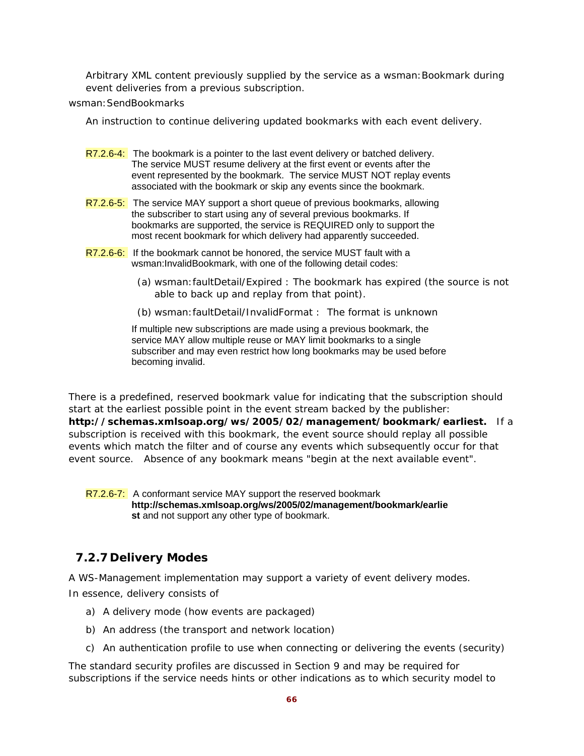Arbitrary XML content previously supplied by the service as a wsman:Bookmark during event deliveries from a previous subscription.

wsman:SendBookmarks

An instruction to continue delivering updated bookmarks with each event delivery.

R7.2.6-4: The bookmark is a pointer to the last event delivery or batched delivery. The service MUST resume delivery at the first event or events after the event represented by the bookmark. The service MUST NOT replay events associated with the bookmark or skip any events since the bookmark.

R7.2.6-5: The service MAY support a short queue of previous bookmarks, allowing the subscriber to start using any of several previous bookmarks. If bookmarks are supported, the service is REQUIRED only to support the most recent bookmark for which delivery had apparently succeeded.

R7.2.6-6: If the bookmark cannot be honored, the service MUST fault with a wsman:InvalidBookmark, with one of the following detail codes:

(a) wsman:faultDetail/Expired : The bookmark has expired (the source is not able to back up and replay from that point).

(b) wsman:faultDetail/InvalidFormat : The format is unknown

If multiple new subscriptions are made using a previous bookmark, the service MAY allow multiple reuse or MAY limit bookmarks to a single subscriber and may even restrict how long bookmarks may be used before becoming invalid.

There is a predefined, reserved bookmark value for indicating that the subscription should start at the earliest possible point in the event stream backed by the publisher: **http://schemas.xmlsoap.org/ws/2005/02/management/bookmark/earliest.** If a subscription is received with this bookmark, the event source should replay all possible events which match the filter and of course any events which subsequently occur for that event source. Absence of any bookmark means "begin at the next available event".

R7.2.6-7: A conformant service MAY support the reserved bookmark **http://schemas.xmlsoap.org/ws/2005/02/management/bookmark/earliest** and not support any other type of bookmark.

### 7.2.7 Delivery Modes

A WS-Management implementation may support a variety of event delivery modes.

In essence, delivery consists of

a) A delivery mode (how events are packaged)

b) An address (the transport and network location)

c) An authentication profile to use when connecting or delivering the events (security)

The standard security profiles are discussed in Section 9 and may be required for subscriptions if the service needs hints or other indications as to which security model to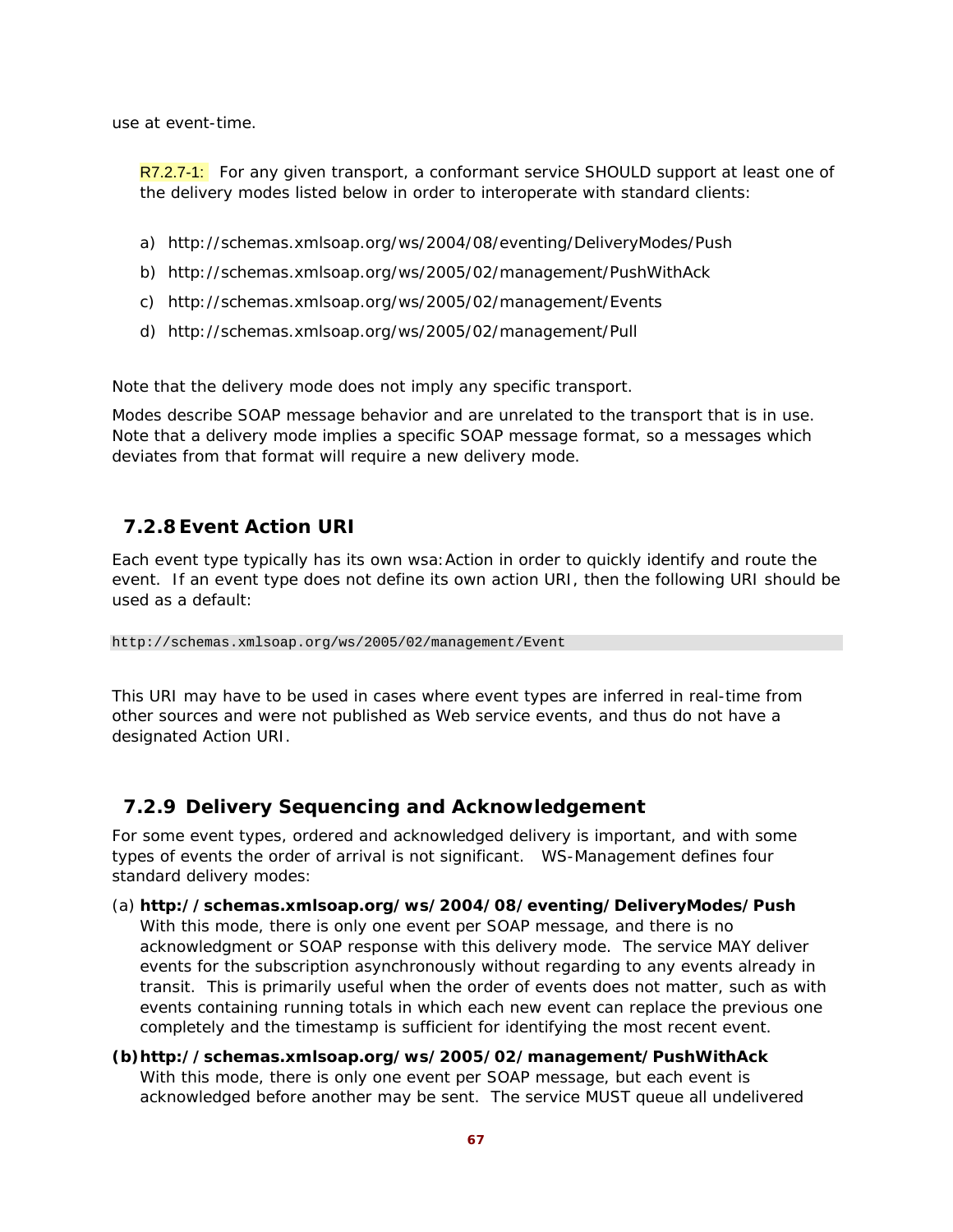use at event-time.

R7.2.7-1: For any given transport, a conformant service SHOULD support at least one of the delivery modes listed below in order to interoperate with standard clients:

a) http://schemas.xmlsoap.org/ws/2004/08/eventing/DeliveryModes/Push
b) http://schemas.xmlsoap.org/ws/2005/02/management/PushWithAck
c) http://schemas.xmlsoap.org/ws/2005/02/management/Events
d) http://schemas.xmlsoap.org/ws/2005/02/management/Pull

Note that the delivery mode does not imply any specific transport.

Modes describe SOAP message behavior and are unrelated to the transport that is in use. Note that a delivery mode implies a specific SOAP message format, so a messages which deviates from that format will require a new delivery mode.

### 7.2.8 Event Action URI

Each event type typically has its own wsa:Action in order to quickly identify and route the event. If an event type does not define its own action URI, then the following URI should be used as a default:

```
http://schemas.xmlsoap.org/ws/2005/02/management/Event
```

This URI may have to be used in cases where event types are inferred in real-time from other sources and were not published as Web service events, and thus do not have a designated Action URI.

### 7.2.9 Delivery Sequencing and Acknowledgement

For some event types, ordered and acknowledged delivery is important, and with some types of events the order of arrival is not significant. WS-Management defines four standard delivery modes:

(a) **http://schemas.xmlsoap.org/ws/2004/08/eventing/DeliveryModes/Push**
With this mode, there is only one event per SOAP message, and there is no acknowledgment or SOAP response with this delivery mode. The service MAY deliver events for the subscription asynchronously without regarding to any events already in transit. This is primarily useful when the order of events does not matter, such as with events containing running totals in which each new event can replace the previous one completely and the timestamp is sufficient for identifying the most recent event.

**(b) http://schemas.xmlsoap.org/ws/2005/02/management/PushWithAck**
With this mode, there is only one event per SOAP message, but each event is acknowledged before another may be sent. The service MUST queue all undelivered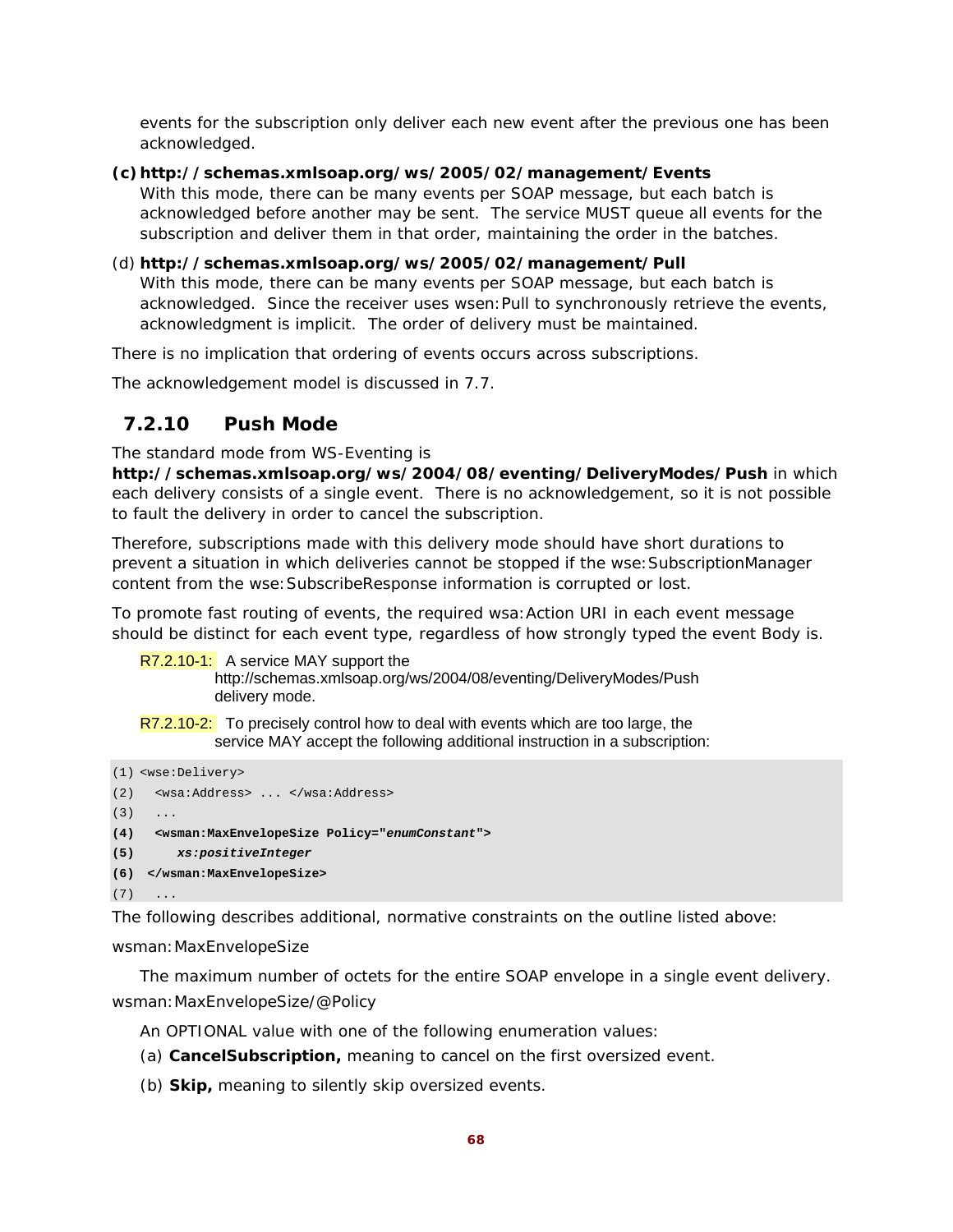events for the subscription only deliver each new event after the previous one has been acknowledged.

**(c) http://schemas.xmlsoap.org/ws/2005/02/management/Events**
With this mode, there can be many events per SOAP message, but each batch is acknowledged before another may be sent. The service MUST queue all events for the subscription and deliver them in that order, maintaining the order in the batches.

(d) **http://schemas.xmlsoap.org/ws/2005/02/management/Pull**
With this mode, there can be many events per SOAP message, but each batch is acknowledged. Since the receiver uses wsen:Pull to synchronously retrieve the events, acknowledgment is implicit. The order of delivery must be maintained.

There is no implication that ordering of events occurs across subscriptions.

The acknowledgement model is discussed in 7.7.

### 7.2.10 Push Mode

The standard mode from WS-Eventing is **http://schemas.xmlsoap.org/ws/2004/08/eventing/DeliveryModes/Push** in which each delivery consists of a single event. There is no acknowledgement, so it is not possible to fault the delivery in order to cancel the subscription.

Therefore, subscriptions made with this delivery mode should have short durations to prevent a situation in which deliveries cannot be stopped if the wse:SubscriptionManager content from the wse:SubscribeResponse information is corrupted or lost.

To promote fast routing of events, the required wsa:Action URI in each event message should be distinct for each event type, regardless of how strongly typed the event Body is.

R7.2.10-1: A service MAY support the http://schemas.xmlsoap.org/ws/2004/08/eventing/DeliveryModes/Push delivery mode.

R7.2.10-2: To precisely control how to deal with events which are too large, the service MAY accept the following additional instruction in a subscription:

```
(1) <wse:Delivery>
(2)   <wsa:Address> ... </wsa:Address>
(3)   ...
(4)   <wsman:MaxEnvelopeSize Policy="enumConstant">
(5)      xs:positiveInteger
(6)  </wsman:MaxEnvelopeSize>
(7)   ...
```

The following describes additional, normative constraints on the outline listed above:

wsman:MaxEnvelopeSize

The maximum number of octets for the entire SOAP envelope in a single event delivery.

wsman:MaxEnvelopeSize/@Policy

An OPTIONAL value with one of the following enumeration values:

(a) **CancelSubscription,** meaning to cancel on the first oversized event.

(b) **Skip,** meaning to silently skip oversized events.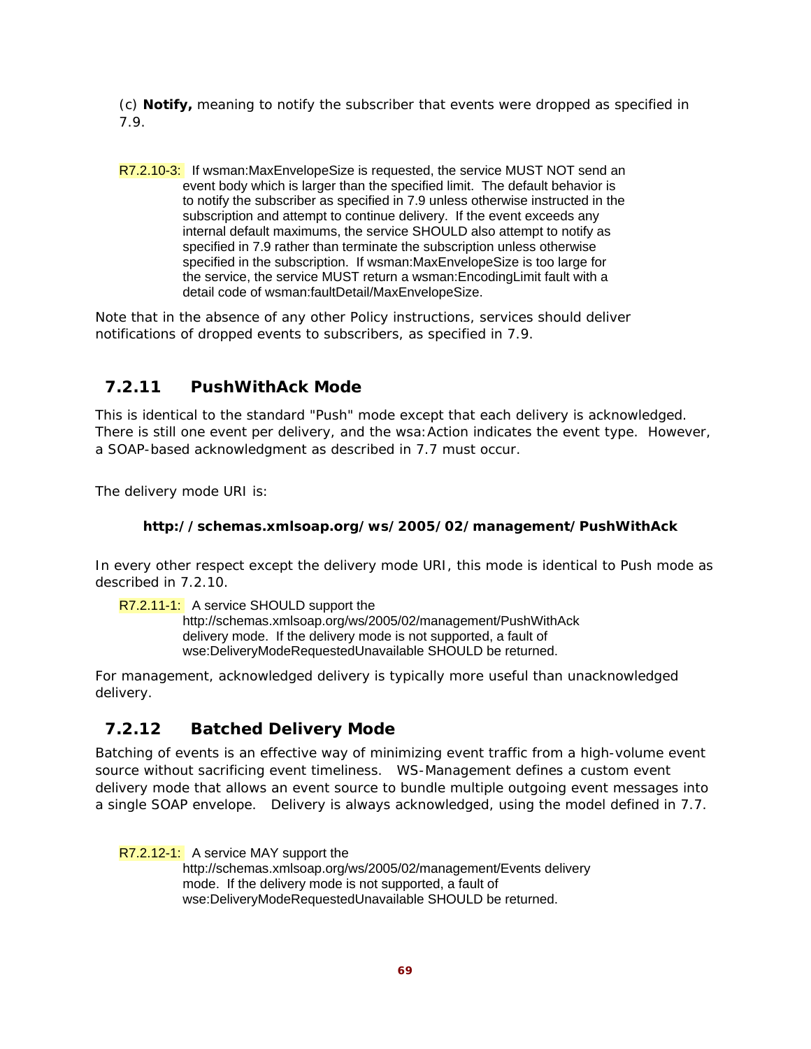(c) **Notify,** meaning to notify the subscriber that events were dropped as specified in 7.9.

R7.2.10-3: If wsman:MaxEnvelopeSize is requested, the service MUST NOT send an event body which is larger than the specified limit. The default behavior is to notify the subscriber as specified in 7.9 unless otherwise instructed in the subscription and attempt to continue delivery. If the event exceeds any internal default maximums, the service SHOULD also attempt to notify as specified in 7.9 rather than terminate the subscription unless otherwise specified in the subscription. If wsman:MaxEnvelopeSize is too large for the service, the service MUST return a wsman:EncodingLimit fault with a detail code of wsman:faultDetail/MaxEnvelopeSize.

Note that in the absence of any other Policy instructions, services should deliver notifications of dropped events to subscribers, as specified in 7.9.

### 7.2.11 PushWithAck Mode

This is identical to the standard "Push" mode except that each delivery is acknowledged. There is still one event per delivery, and the wsa:Action indicates the event type. However, a SOAP-based acknowledgment as described in 7.7 must occur.

The delivery mode URI is:

**http://schemas.xmlsoap.org/ws/2005/02/management/PushWithAck**

In every other respect except the delivery mode URI, this mode is identical to Push mode as described in 7.2.10.

R7.2.11-1: A service SHOULD support the http://schemas.xmlsoap.org/ws/2005/02/management/PushWithAck delivery mode. If the delivery mode is not supported, a fault of wse:DeliveryModeRequestedUnavailable SHOULD be returned.

For management, acknowledged delivery is typically more useful than unacknowledged delivery.

### 7.2.12 Batched Delivery Mode

Batching of events is an effective way of minimizing event traffic from a high-volume event source without sacrificing event timeliness. WS-Management defines a custom event delivery mode that allows an event source to bundle multiple outgoing event messages into a single SOAP envelope. Delivery is always acknowledged, using the model defined in 7.7.

R7.2.12-1: A service MAY support the http://schemas.xmlsoap.org/ws/2005/02/management/Events delivery mode. If the delivery mode is not supported, a fault of wse:DeliveryModeRequestedUnavailable SHOULD be returned.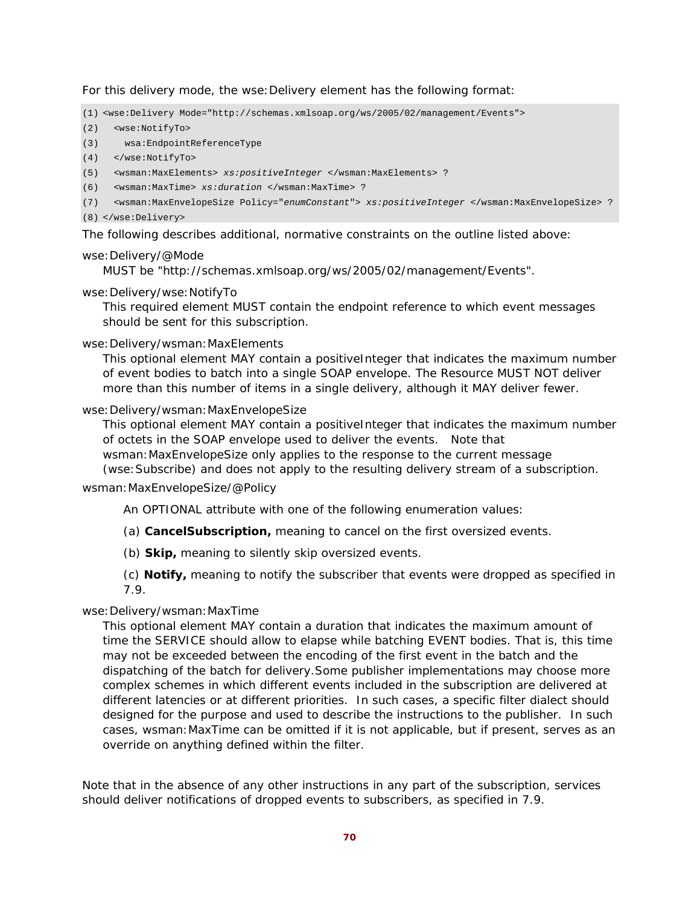For this delivery mode, the wse:Delivery element has the following format:

```
(1) <wse:Delivery Mode="http://schemas.xmlsoap.org/ws/2005/02/management/Events">
(2)   <wse:NotifyTo>
(3)     wsa:EndpointReferenceType
(4)   </wse:NotifyTo>
(5)   <wsman:MaxElements> xs:positiveInteger </wsman:MaxElements> ?
(6)   <wsman:MaxTime> xs:duration </wsman:MaxTime> ?
(7)   <wsman:MaxEnvelopeSize Policy="enumConstant"> xs:positiveInteger </wsman:MaxEnvelopeSize> ?
(8) </wse:Delivery>
```

The following describes additional, normative constraints on the outline listed above:

wse:Delivery/@Mode

MUST be "http://schemas.xmlsoap.org/ws/2005/02/management/Events".

wse:Delivery/wse:NotifyTo

This required element MUST contain the endpoint reference to which event messages should be sent for this subscription.

wse:Delivery/wsman:MaxElements

This optional element MAY contain a positiveInteger that indicates the maximum number of event bodies to batch into a single SOAP envelope. The Resource MUST NOT deliver more than this number of items in a single delivery, although it MAY deliver fewer.

wse:Delivery/wsman:MaxEnvelopeSize

This optional element MAY contain a positiveInteger that indicates the maximum number of octets in the SOAP envelope used to deliver the events. Note that wsman:MaxEnvelopeSize only applies to the response to the current message (wse:Subscribe) and does not apply to the resulting delivery stream of a subscription.

wsman:MaxEnvelopeSize/@Policy

An OPTIONAL attribute with one of the following enumeration values:

(a) **CancelSubscription,** meaning to cancel on the first oversized events.

(b) **Skip,** meaning to silently skip oversized events.

(c) **Notify,** meaning to notify the subscriber that events were dropped as specified in 7.9.

wse:Delivery/wsman:MaxTime

This optional element MAY contain a duration that indicates the maximum amount of time the SERVICE should allow to elapse while batching EVENT bodies. That is, this time may not be exceeded between the encoding of the first event in the batch and the dispatching of the batch for delivery.Some publisher implementations may choose more complex schemes in which different events included in the subscription are delivered at different latencies or at different priorities. In such cases, a specific filter dialect should designed for the purpose and used to describe the instructions to the publisher. In such cases, wsman:MaxTime can be omitted if it is not applicable, but if present, serves as an override on anything defined within the filter.

Note that in the absence of any other instructions in any part of the subscription, services should deliver notifications of dropped events to subscribers, as specified in 7.9.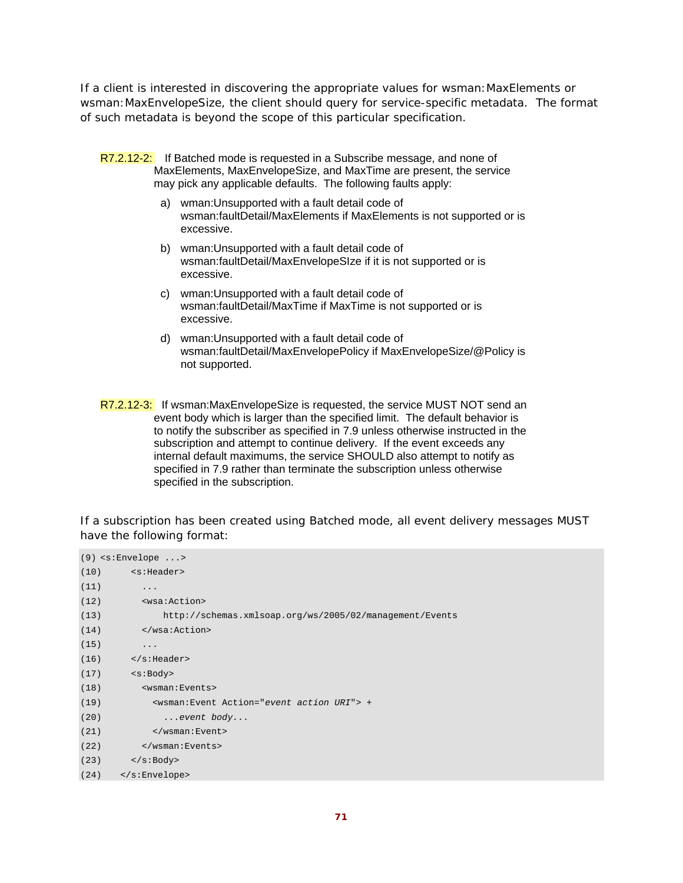If a client is interested in discovering the appropriate values for wsman:MaxElements or wsman:MaxEnvelopeSize, the client should query for service-specific metadata. The format of such metadata is beyond the scope of this particular specification.

R7.2.12-2: If Batched mode is requested in a Subscribe message, and none of MaxElements, MaxEnvelopeSize, and MaxTime are present, the service may pick any applicable defaults. The following faults apply:

a) wman:Unsupported with a fault detail code of wsman:faultDetail/MaxElements if MaxElements is not supported or is excessive.

b) wman:Unsupported with a fault detail code of wsman:faultDetail/MaxEnvelopeSIze if it is not supported or is excessive.

c) wman:Unsupported with a fault detail code of wsman:faultDetail/MaxTime if MaxTime is not supported or is excessive.

d) wman:Unsupported with a fault detail code of wsman:faultDetail/MaxEnvelopePolicy if MaxEnvelopeSize/@Policy is not supported.

R7.2.12-3: If wsman:MaxEnvelopeSize is requested, the service MUST NOT send an event body which is larger than the specified limit. The default behavior is to notify the subscriber as specified in 7.9 unless otherwise instructed in the subscription and attempt to continue delivery. If the event exceeds any internal default maximums, the service SHOULD also attempt to notify as specified in 7.9 rather than terminate the subscription unless otherwise specified in the subscription.

If a subscription has been created using Batched mode, all event delivery messages MUST have the following format:

```
(9) <s:Envelope ...>
(10)     <s:Header>
(11)       ...
(12)       <wsa:Action>
(13)           http://schemas.xmlsoap.org/ws/2005/02/management/Events
(14)       </wsa:Action>
(15)       ...
(16)     </s:Header>
(17)     <s:Body>
(18)       <wsman:Events>
(19)         <wsman:Event Action="event action URI"> +
(20)           ...event body...
(21)         </wsman:Event>
(22)       </wsman:Events>
(23)     </s:Body>
(24)   </s:Envelope>
```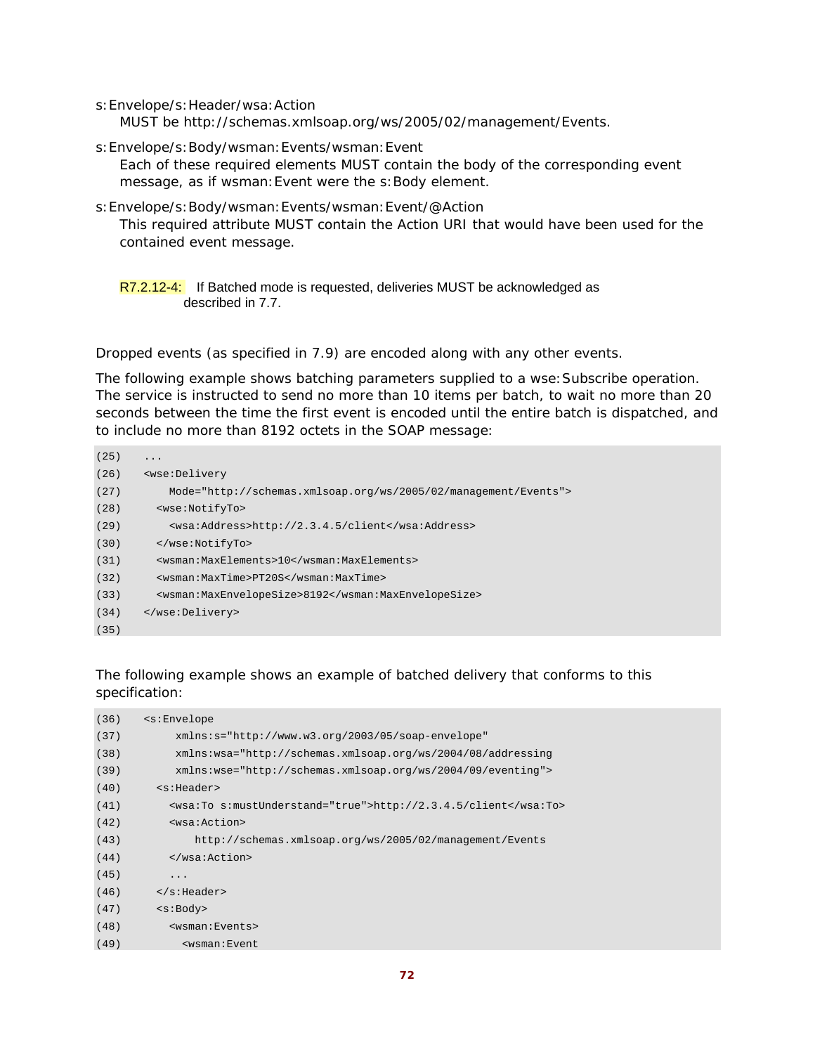s:Envelope/s:Header/wsa:Action
MUST be http://schemas.xmlsoap.org/ws/2005/02/management/Events.

s:Envelope/s:Body/wsman:Events/wsman:Event
Each of these required elements MUST contain the body of the corresponding event message, as if wsman:Event were the s:Body element.

s:Envelope/s:Body/wsman:Events/wsman:Event/@Action
This required attribute MUST contain the Action URI that would have been used for the contained event message.

R7.2.12-4: If Batched mode is requested, deliveries MUST be acknowledged as described in 7.7.

Dropped events (as specified in 7.9) are encoded along with any other events.

The following example shows batching parameters supplied to a wse:Subscribe operation. The service is instructed to send no more than 10 items per batch, to wait no more than 20 seconds between the time the first event is encoded until the entire batch is dispatched, and to include no more than 8192 octets in the SOAP message:

```
(25)   ...
(26)   <wse:Delivery
(27)       Mode="http://schemas.xmlsoap.org/ws/2005/02/management/Events">
(28)     <wse:NotifyTo>
(29)       <wsa:Address>http://2.3.4.5/client</wsa:Address>
(30)     </wse:NotifyTo>
(31)     <wsman:MaxElements>10</wsman:MaxElements>
(32)     <wsman:MaxTime>PT20S</wsman:MaxTime>
(33)     <wsman:MaxEnvelopeSize>8192</wsman:MaxEnvelopeSize>
(34)   </wse:Delivery>
(35)
```

The following example shows an example of batched delivery that conforms to this specification:

```
(36)   <s:Envelope
(37)        xmlns:s="http://www.w3.org/2003/05/soap-envelope"
(38)        xmlns:wsa="http://schemas.xmlsoap.org/ws/2004/08/addressing
(39)        xmlns:wse="http://schemas.xmlsoap.org/ws/2004/09/eventing">
(40)     <s:Header>
(41)       <wsa:To s:mustUnderstand="true">http://2.3.4.5/client</wsa:To>
(42)       <wsa:Action>
(43)           http://schemas.xmlsoap.org/ws/2005/02/management/Events
(44)       </wsa:Action>
(45)       ...
(46)     </s:Header>
(47)     <s:Body>
(48)       <wsman:Events>
(49)         <wsman:Event
```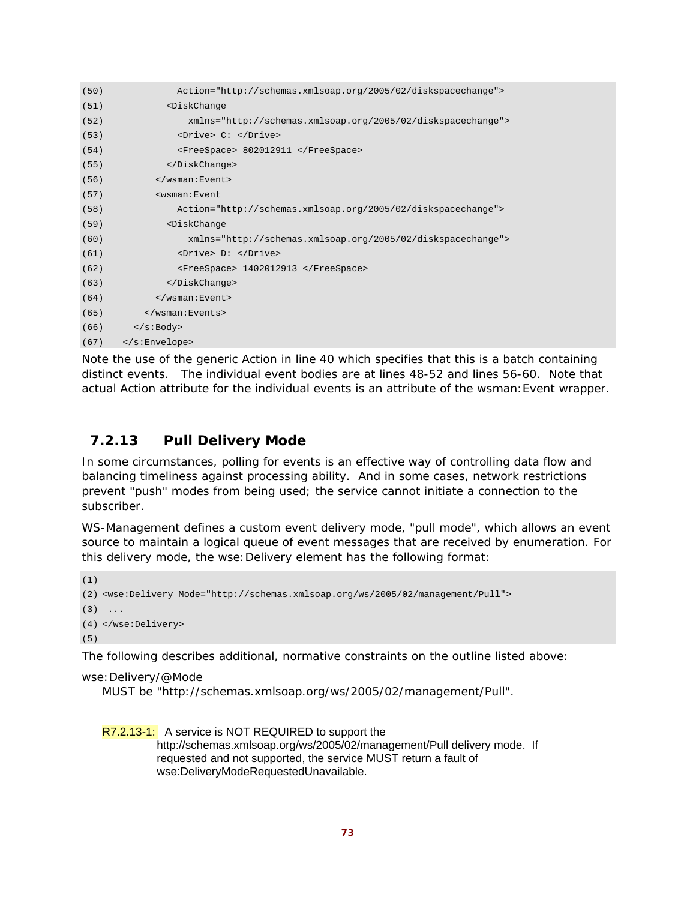```
(50)            Action="http://schemas.xmlsoap.org/2005/02/diskspacechange">
(51)          <DiskChange
(52)              xmlns="http://schemas.xmlsoap.org/2005/02/diskspacechange">
(53)            <Drive> C: </Drive>
(54)            <FreeSpace> 802012911 </FreeSpace>
(55)          </DiskChange>
(56)        </wsman:Event>
(57)        <wsman:Event
(58)            Action="http://schemas.xmlsoap.org/2005/02/diskspacechange">
(59)          <DiskChange
(60)              xmlns="http://schemas.xmlsoap.org/2005/02/diskspacechange">
(61)            <Drive> D: </Drive>
(62)            <FreeSpace> 1402012913 </FreeSpace>
(63)          </DiskChange>
(64)        </wsman:Event>
(65)      </wsman:Events>
(66)    </s:Body>
(67)  </s:Envelope>
```

Note the use of the generic Action in line 40 which specifies that this is a batch containing distinct events. The individual event bodies are at lines 48-52 and lines 56-60. Note that actual Action attribute for the individual events is an attribute of the wsman:Event wrapper.

### 7.2.13 Pull Delivery Mode

In some circumstances, polling for events is an effective way of controlling data flow and balancing timeliness against processing ability. And in some cases, network restrictions prevent "push" modes from being used; the service cannot initiate a connection to the subscriber.

WS-Management defines a custom event delivery mode, "pull mode", which allows an event source to maintain a logical queue of event messages that are received by enumeration. For this delivery mode, the wse:Delivery element has the following format:

```
(1)
(2) <wse:Delivery Mode="http://schemas.xmlsoap.org/ws/2005/02/management/Pull">
(3)  ...
(4) </wse:Delivery>
(5)
```

The following describes additional, normative constraints on the outline listed above:

wse:Delivery/@Mode
MUST be "http://schemas.xmlsoap.org/ws/2005/02/management/Pull".

R7.2.13-1: A service is NOT REQUIRED to support the http://schemas.xmlsoap.org/ws/2005/02/management/Pull delivery mode. If requested and not supported, the service MUST return a fault of wse:DeliveryModeRequestedUnavailable.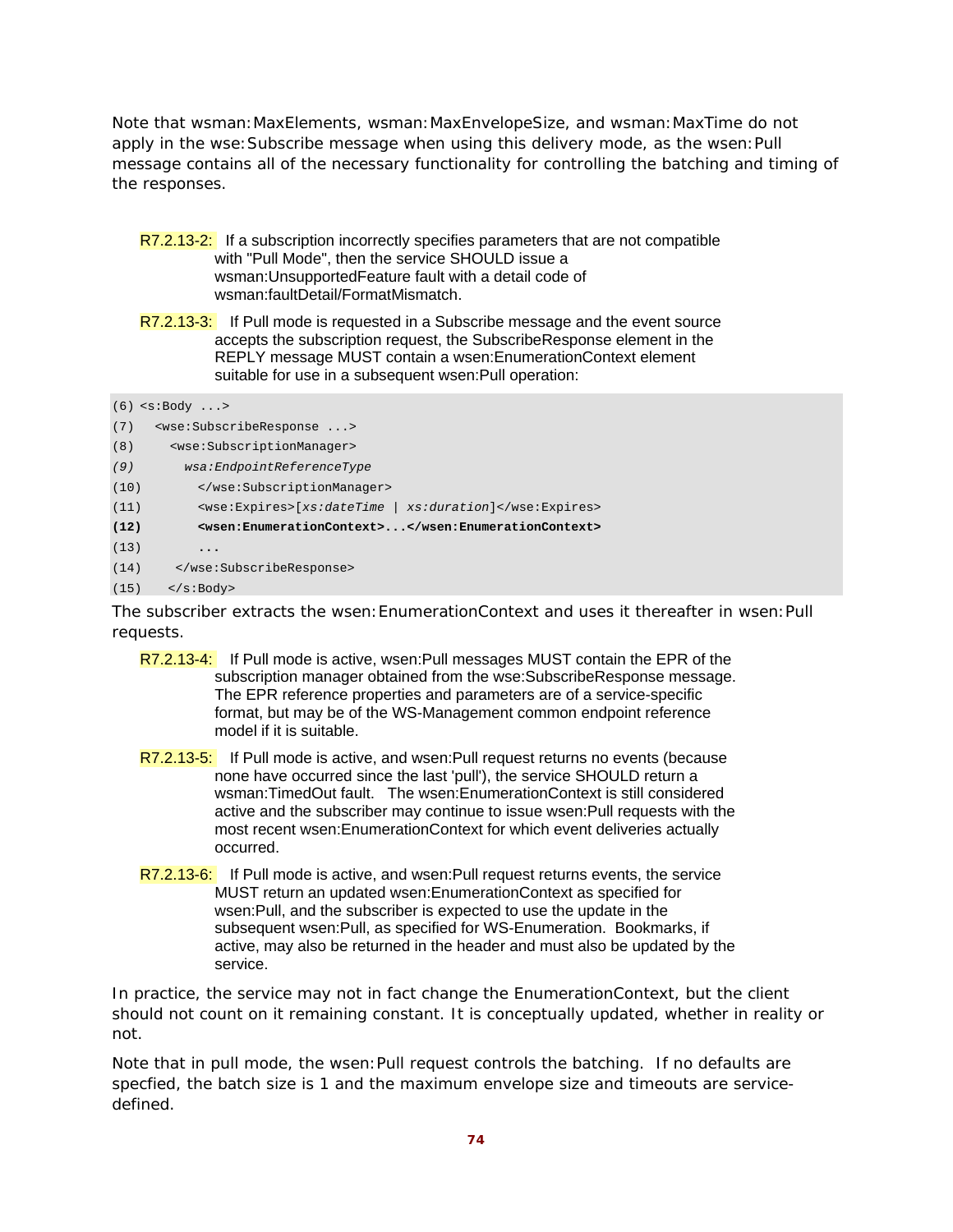Note that wsman:MaxElements, wsman:MaxEnvelopeSize, and wsman:MaxTime do not apply in the wse:Subscribe message when using this delivery mode, as the wsen:Pull message contains all of the necessary functionality for controlling the batching and timing of the responses.

R7.2.13-2: If a subscription incorrectly specifies parameters that are not compatible with "Pull Mode", then the service SHOULD issue a wsman:UnsupportedFeature fault with a detail code of wsman:faultDetail/FormatMismatch.

R7.2.13-3: If Pull mode is requested in a Subscribe message and the event source accepts the subscription request, the SubscribeResponse element in the REPLY message MUST contain a wsen:EnumerationContext element suitable for use in a subsequent wsen:Pull operation:

```
(6) <s:Body ...>
(7)   <wse:SubscribeResponse ...>
(8)     <wse:SubscriptionManager>
(9)       wsa:EndpointReferenceType
(10)       </wse:SubscriptionManager>
(11)       <wse:Expires>[xs:dateTime | xs:duration]</wse:Expires>
(12)       <wsen:EnumerationContext>...</wsen:EnumerationContext>
(13)       ...
(14)    </wse:SubscribeResponse>
(15)   </s:Body>
```

The subscriber extracts the wsen:EnumerationContext and uses it thereafter in wsen:Pull requests.

R7.2.13-4: If Pull mode is active, wsen:Pull messages MUST contain the EPR of the subscription manager obtained from the wse:SubscribeResponse message. The EPR reference properties and parameters are of a service-specific format, but may be of the WS-Management common endpoint reference model if it is suitable.

R7.2.13-5: If Pull mode is active, and wsen:Pull request returns no events (because none have occurred since the last 'pull'), the service SHOULD return a wsman:TimedOut fault. The wsen:EnumerationContext is still considered active and the subscriber may continue to issue wsen:Pull requests with the most recent wsen:EnumerationContext for which event deliveries actually occurred.

R7.2.13-6: If Pull mode is active, and wsen:Pull request returns events, the service MUST return an updated wsen:EnumerationContext as specified for wsen:Pull, and the subscriber is expected to use the update in the subsequent wsen:Pull, as specified for WS-Enumeration. Bookmarks, if active, may also be returned in the header and must also be updated by the service.

In practice, the service may not in fact change the EnumerationContext, but the client should not count on it remaining constant. It is conceptually updated, whether in reality or not.

Note that in pull mode, the wsen:Pull request controls the batching. If no defaults are specfied, the batch size is 1 and the maximum envelope size and timeouts are service-defined.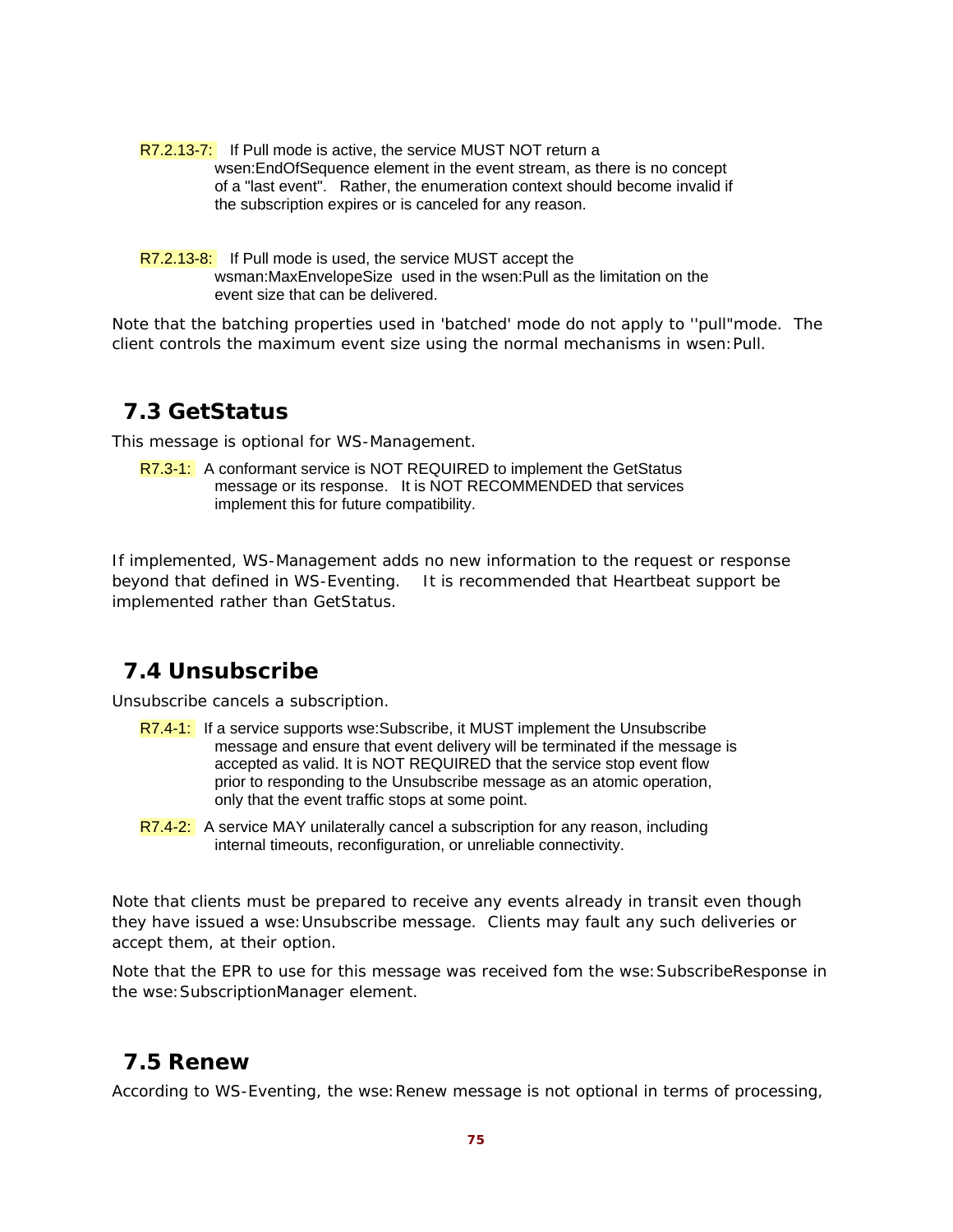R7.2.13-7: If Pull mode is active, the service MUST NOT return a wsen:EndOfSequence element in the event stream, as there is no concept of a "last event". Rather, the enumeration context should become invalid if the subscription expires or is canceled for any reason.

R7.2.13-8: If Pull mode is used, the service MUST accept the wsman:MaxEnvelopeSize used in the wsen:Pull as the limitation on the event size that can be delivered.

Note that the batching properties used in 'batched' mode do not apply to ''pull"mode. The client controls the maximum event size using the normal mechanisms in wsen:Pull.

## 7.3 GetStatus

This message is optional for WS-Management.

R7.3-1: A conformant service is NOT REQUIRED to implement the GetStatus message or its response. It is NOT RECOMMENDED that services implement this for future compatibility.

If implemented, WS-Management adds no new information to the request or response beyond that defined in WS-Eventing. It is recommended that Heartbeat support be implemented rather than GetStatus.

## 7.4 Unsubscribe

Unsubscribe cancels a subscription.

R7.4-1: If a service supports wse:Subscribe, it MUST implement the Unsubscribe message and ensure that event delivery will be terminated if the message is accepted as valid. It is NOT REQUIRED that the service stop event flow prior to responding to the Unsubscribe message as an atomic operation, only that the event traffic stops at some point.

R7.4-2: A service MAY unilaterally cancel a subscription for any reason, including internal timeouts, reconfiguration, or unreliable connectivity.

Note that clients must be prepared to receive any events already in transit even though they have issued a wse:Unsubscribe message. Clients may fault any such deliveries or accept them, at their option.

Note that the EPR to use for this message was received fom the wse:SubscribeResponse in the wse:SubscriptionManager element.

## 7.5 Renew

According to WS-Eventing, the wse:Renew message is not optional in terms of processing,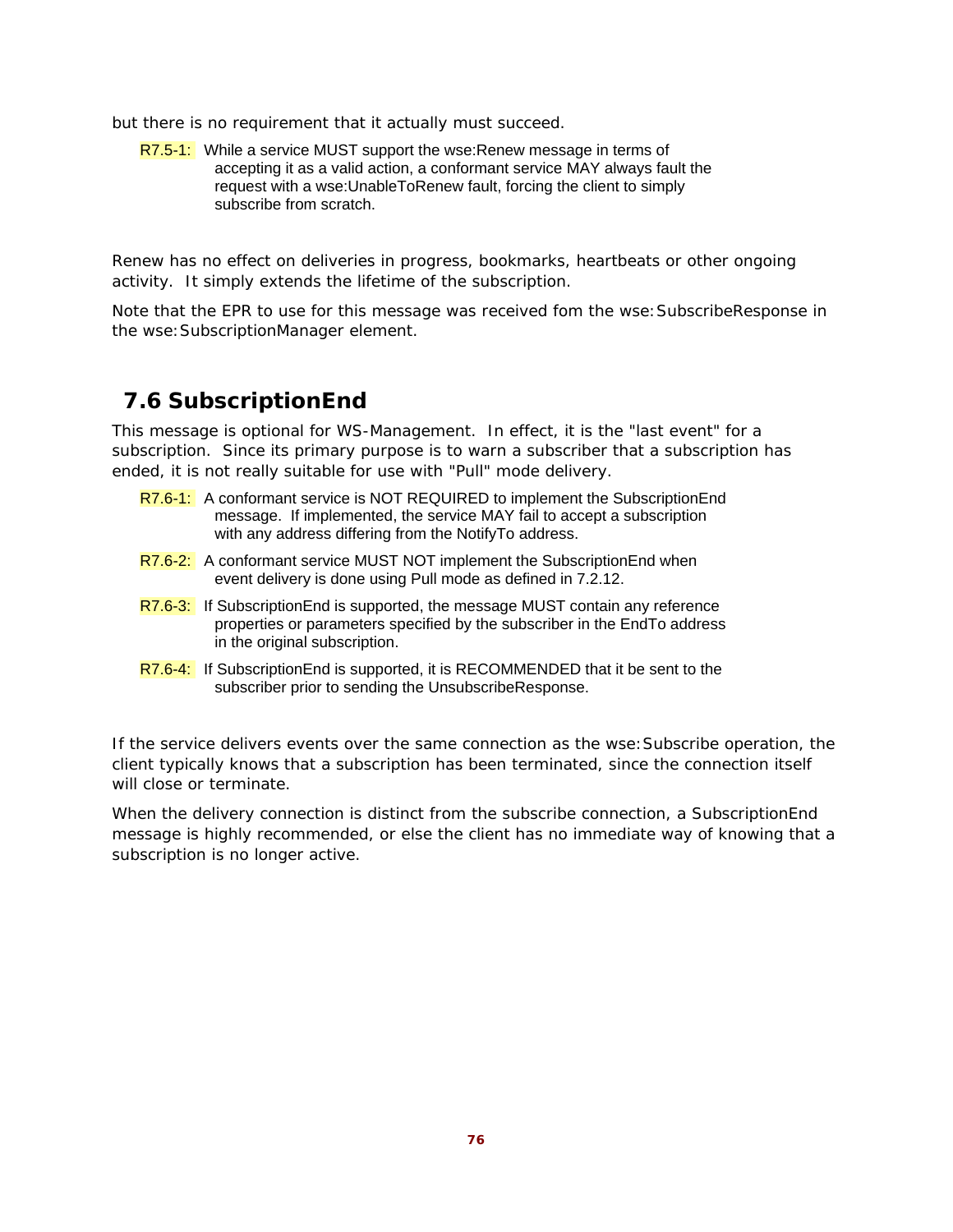but there is no requirement that it actually must succeed.

> R7.5-1: While a service MUST support the wse:Renew message in terms of accepting it as a valid action, a conformant service MAY always fault the request with a wse:UnableToRenew fault, forcing the client to simply subscribe from scratch.

Renew has no effect on deliveries in progress, bookmarks, heartbeats or other ongoing activity. It simply extends the lifetime of the subscription.

Note that the EPR to use for this message was received fom the wse:SubscribeResponse in the wse:SubscriptionManager element.

## 7.6 SubscriptionEnd

This message is optional for WS-Management. In effect, it is the "last event" for a subscription. Since its primary purpose is to warn a subscriber that a subscription has ended, it is not really suitable for use with "Pull" mode delivery.

> R7.6-1: A conformant service is NOT REQUIRED to implement the SubscriptionEnd message. If implemented, the service MAY fail to accept a subscription with any address differing from the NotifyTo address.

> R7.6-2: A conformant service MUST NOT implement the SubscriptionEnd when event delivery is done using Pull mode as defined in 7.2.12.

> R7.6-3: If SubscriptionEnd is supported, the message MUST contain any reference properties or parameters specified by the subscriber in the EndTo address in the original subscription.

> R7.6-4: If SubscriptionEnd is supported, it is RECOMMENDED that it be sent to the subscriber prior to sending the UnsubscribeResponse.

If the service delivers events over the same connection as the wse:Subscribe operation, the client typically knows that a subscription has been terminated, since the connection itself will close or terminate.

When the delivery connection is distinct from the subscribe connection, a SubscriptionEnd message is highly recommended, or else the client has no immediate way of knowing that a subscription is no longer active.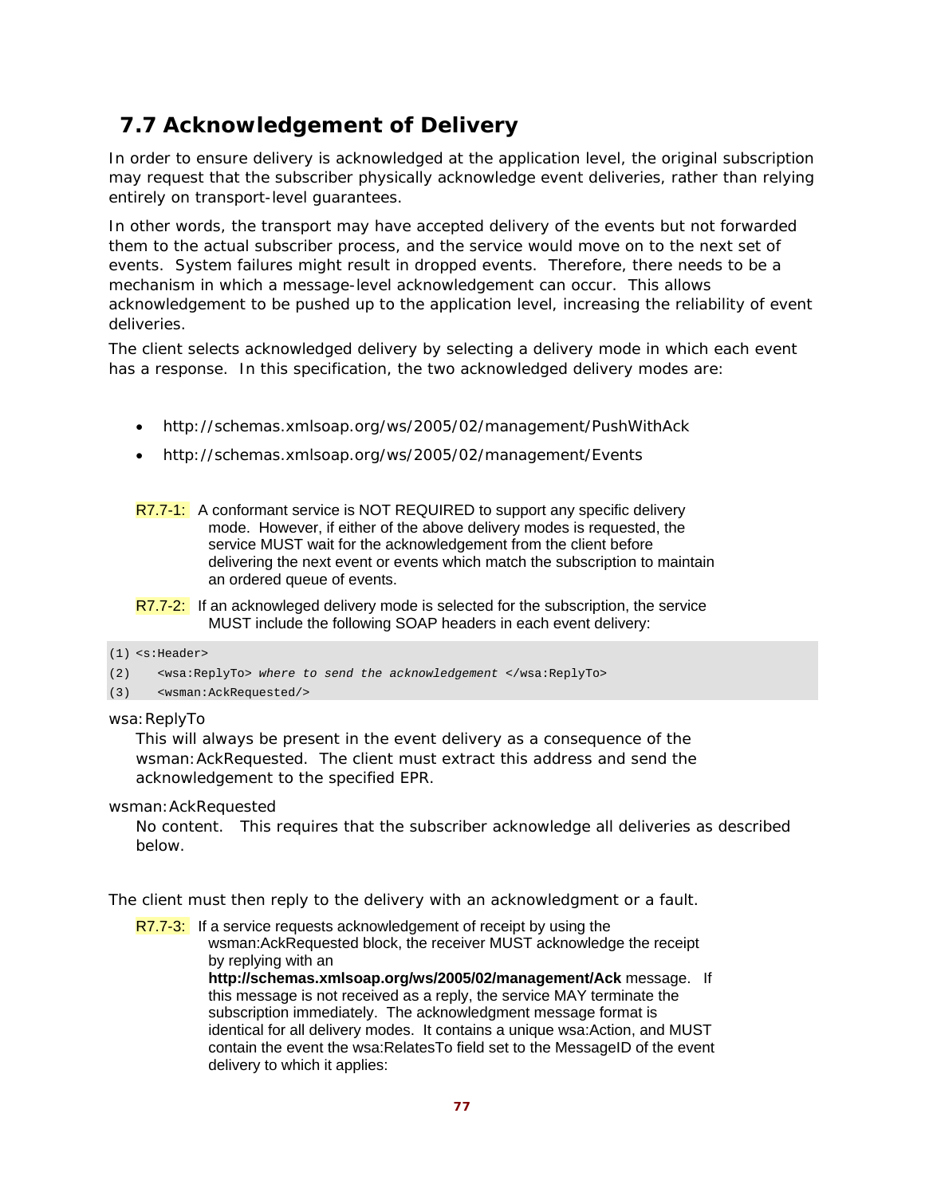## 7.7 Acknowledgement of Delivery

In order to ensure delivery is acknowledged at the application level, the original subscription may request that the subscriber physically acknowledge event deliveries, rather than relying entirely on transport-level guarantees.

In other words, the transport may have accepted delivery of the events but not forwarded them to the actual subscriber process, and the service would move on to the next set of events. System failures might result in dropped events. Therefore, there needs to be a mechanism in which a message-level acknowledgement can occur. This allows acknowledgement to be pushed up to the application level, increasing the reliability of event deliveries.

The client selects acknowledged delivery by selecting a delivery mode in which each event has a response. In this specification, the two acknowledged delivery modes are:

- http://schemas.xmlsoap.org/ws/2005/02/management/PushWithAck
- http://schemas.xmlsoap.org/ws/2005/02/management/Events

R7.7-1: A conformant service is NOT REQUIRED to support any specific delivery mode. However, if either of the above delivery modes is requested, the service MUST wait for the acknowledgement from the client before delivering the next event or events which match the subscription to maintain an ordered queue of events.

R7.7-2: If an acknowleged delivery mode is selected for the subscription, the service MUST include the following SOAP headers in each event delivery:

```
(1) <s:Header>
(2)    <wsa:ReplyTo> where to send the acknowledgement </wsa:ReplyTo>
(3)    <wsman:AckRequested/>
```

wsa:ReplyTo
: This will always be present in the event delivery as a consequence of the wsman:AckRequested. The client must extract this address and send the acknowledgement to the specified EPR.

wsman:AckRequested
: No content. This requires that the subscriber acknowledge all deliveries as described below.

The client must then reply to the delivery with an acknowledgment or a fault.

R7.7-3: If a service requests acknowledgement of receipt by using the wsman:AckRequested block, the receiver MUST acknowledge the receipt by replying with an **http://schemas.xmlsoap.org/ws/2005/02/management/Ack** message. If this message is not received as a reply, the service MAY terminate the subscription immediately. The acknowledgment message format is identical for all delivery modes. It contains a unique wsa:Action, and MUST contain the event the wsa:RelatesTo field set to the MessageID of the event delivery to which it applies: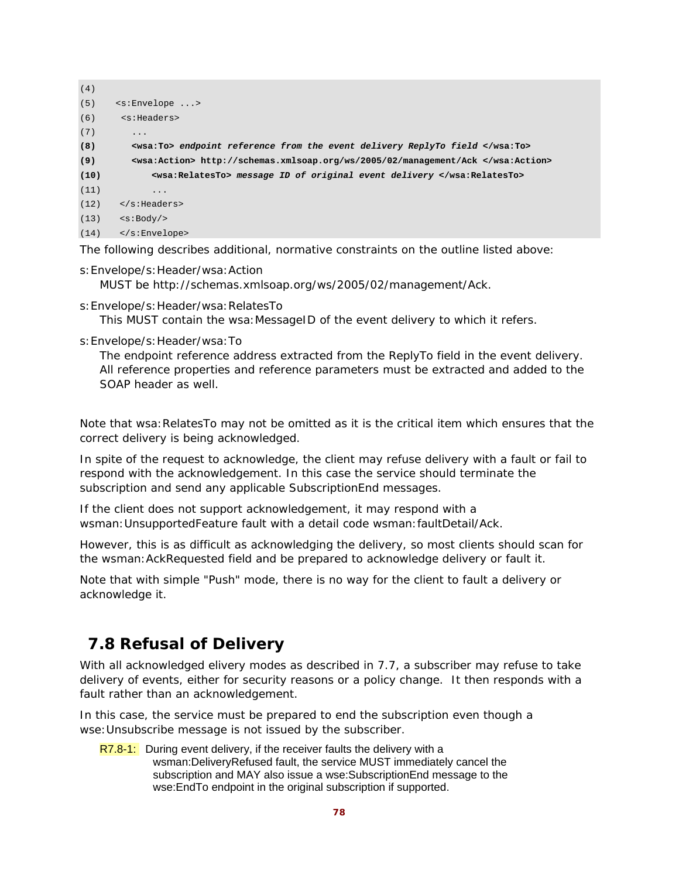```
(4)
(5)   <s:Envelope ...>
(6)    <s:Headers>
(7)      ...
(8)      <wsa:To> endpoint reference from the event delivery ReplyTo field </wsa:To>
(9)      <wsa:Action> http://schemas.xmlsoap.org/ws/2005/02/management/Ack </wsa:Action>
(10)         <wsa:RelatesTo> message ID of original event delivery </wsa:RelatesTo>
(11)         ...
(12)   </s:Headers>
(13)   <s:Body/>
(14)   </s:Envelope>
```

The following describes additional, normative constraints on the outline listed above:

s:Envelope/s:Header/wsa:Action
MUST be http://schemas.xmlsoap.org/ws/2005/02/management/Ack.

s:Envelope/s:Header/wsa:RelatesTo
This MUST contain the wsa:MessageID of the event delivery to which it refers.

s:Envelope/s:Header/wsa:To
The endpoint reference address extracted from the ReplyTo field in the event delivery. All reference properties and reference parameters must be extracted and added to the SOAP header as well.

Note that wsa:RelatesTo may not be omitted as it is the critical item which ensures that the correct delivery is being acknowledged.

In spite of the request to acknowledge, the client may refuse delivery with a fault or fail to respond with the acknowledgement. In this case the service should terminate the subscription and send any applicable SubscriptionEnd messages.

If the client does not support acknowledgement, it may respond with a wsman:UnsupportedFeature fault with a detail code wsman:faultDetail/Ack.

However, this is as difficult as acknowledging the delivery, so most clients should scan for the wsman:AckRequested field and be prepared to acknowledge delivery or fault it.

Note that with simple "Push" mode, there is no way for the client to fault a delivery or acknowledge it.

## 7.8 Refusal of Delivery

With all acknowledged elivery modes as described in 7.7, a subscriber may refuse to take delivery of events, either for security reasons or a policy change. It then responds with a fault rather than an acknowledgement.

In this case, the service must be prepared to end the subscription even though a wse:Unsubscribe message is not issued by the subscriber.

R7.8-1: During event delivery, if the receiver faults the delivery with a wsman:DeliveryRefused fault, the service MUST immediately cancel the subscription and MAY also issue a wse:SubscriptionEnd message to the wse:EndTo endpoint in the original subscription if supported.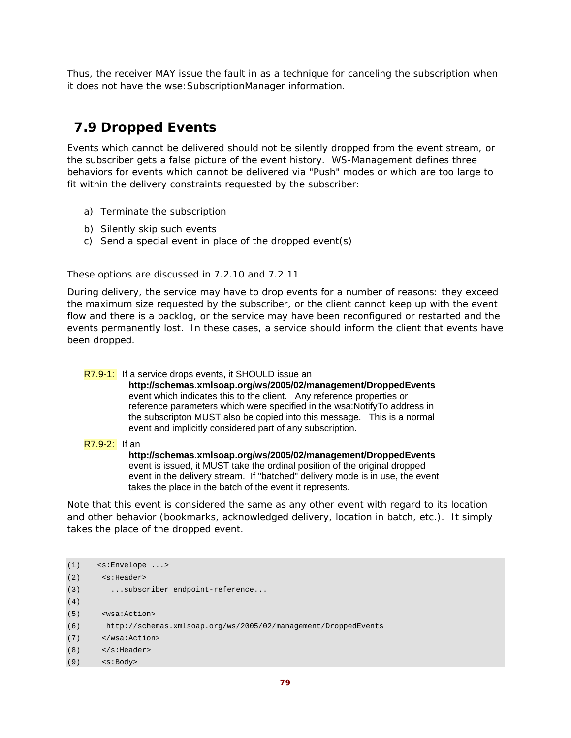Thus, the receiver MAY issue the fault in as a technique for canceling the subscription when it does not have the wse:SubscriptionManager information.

## 7.9 Dropped Events

Events which cannot be delivered should not be silently dropped from the event stream, or the subscriber gets a false picture of the event history. WS-Management defines three behaviors for events which cannot be delivered via "Push" modes or which are too large to fit within the delivery constraints requested by the subscriber:

a) Terminate the subscription

b) Silently skip such events

c) Send a special event in place of the dropped event(s)

These options are discussed in 7.2.10 and 7.2.11

During delivery, the service may have to drop events for a number of reasons: they exceed the maximum size requested by the subscriber, or the client cannot keep up with the event flow and there is a backlog, or the service may have been reconfigured or restarted and the events permanently lost. In these cases, a service should inform the client that events have been dropped.

R7.9-1: If a service drops events, it SHOULD issue an **http://schemas.xmlsoap.org/ws/2005/02/management/DroppedEvents** event which indicates this to the client. Any reference properties or reference parameters which were specified in the wsa:NotifyTo address in the subscripton MUST also be copied into this message. This is a normal event and implicitly considered part of any subscription.

R7.9-2: If an **http://schemas.xmlsoap.org/ws/2005/02/management/DroppedEvents** event is issued, it MUST take the ordinal position of the original dropped event in the delivery stream. If "batched" delivery mode is in use, the event takes the place in the batch of the event it represents.

Note that this event is considered the same as any other event with regard to its location and other behavior (bookmarks, acknowledged delivery, location in batch, etc.). It simply takes the place of the dropped event.

```
(1)   <s:Envelope ...>
(2)    <s:Header>
(3)      ...subscriber endpoint-reference...
(4)
(5)    <wsa:Action>
(6)     http://schemas.xmlsoap.org/ws/2005/02/management/DroppedEvents
(7)    </wsa:Action>
(8)    </s:Header>
(9)    <s:Body>
```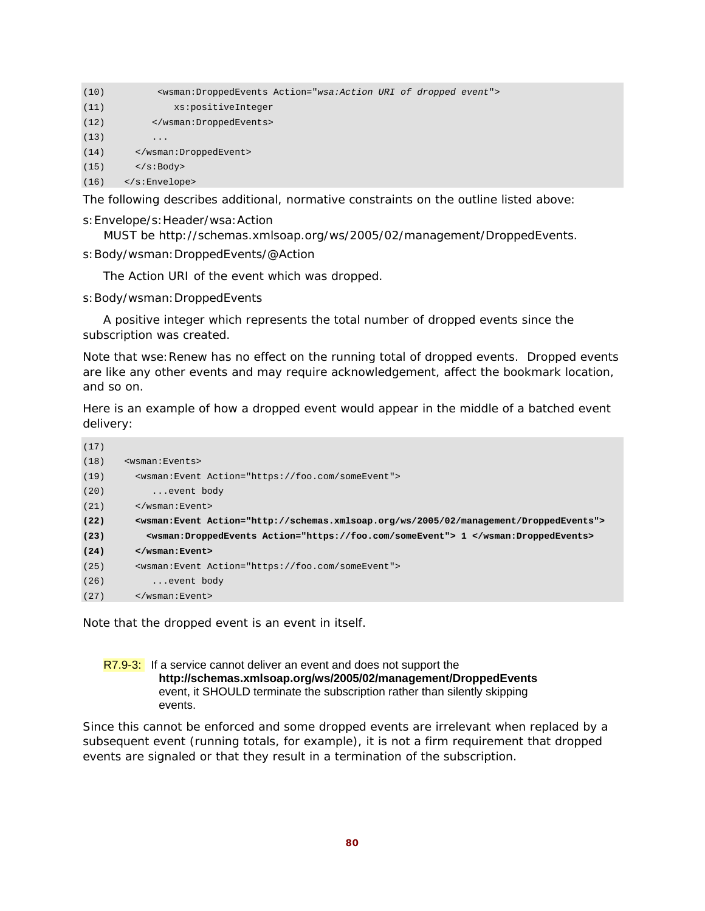```
(10)         <wsman:DroppedEvents Action="wsa:Action URI of dropped event">
(11)            xs:positiveInteger
(12)         </wsman:DroppedEvents>
(13)         ...
(14)      </wsman:DroppedEvent>
(15)      </s:Body>
(16)   </s:Envelope>
```

The following describes additional, normative constraints on the outline listed above:

s:Envelope/s:Header/wsa:Action

MUST be http://schemas.xmlsoap.org/ws/2005/02/management/DroppedEvents.

s:Body/wsman:DroppedEvents/@Action

The Action URI of the event which was dropped.

s:Body/wsman:DroppedEvents

A positive integer which represents the total number of dropped events since the subscription was created.

Note that wse:Renew has no effect on the running total of dropped events. Dropped events are like any other events and may require acknowledgement, affect the bookmark location, and so on.

Here is an example of how a dropped event would appear in the middle of a batched event delivery:

```
(17)
(18)   <wsman:Events>
(19)     <wsman:Event Action="https://foo.com/someEvent">
(20)        ...event body
(21)     </wsman:Event>
(22)     <wsman:Event Action="http://schemas.xmlsoap.org/ws/2005/02/management/DroppedEvents">
(23)       <wsman:DroppedEvents Action="https://foo.com/someEvent"> 1 </wsman:DroppedEvents>
(24)     </wsman:Event>
(25)     <wsman:Event Action="https://foo.com/someEvent">
(26)        ...event body
(27)     </wsman:Event>
```

Note that the dropped event is an event in itself.

R7.9-3: If a service cannot deliver an event and does not support the **http://schemas.xmlsoap.org/ws/2005/02/management/DroppedEvents** event, it SHOULD terminate the subscription rather than silently skipping events.

Since this cannot be enforced and some dropped events are irrelevant when replaced by a subsequent event (running totals, for example), it is not a firm requirement that dropped events are signaled or that they result in a termination of the subscription.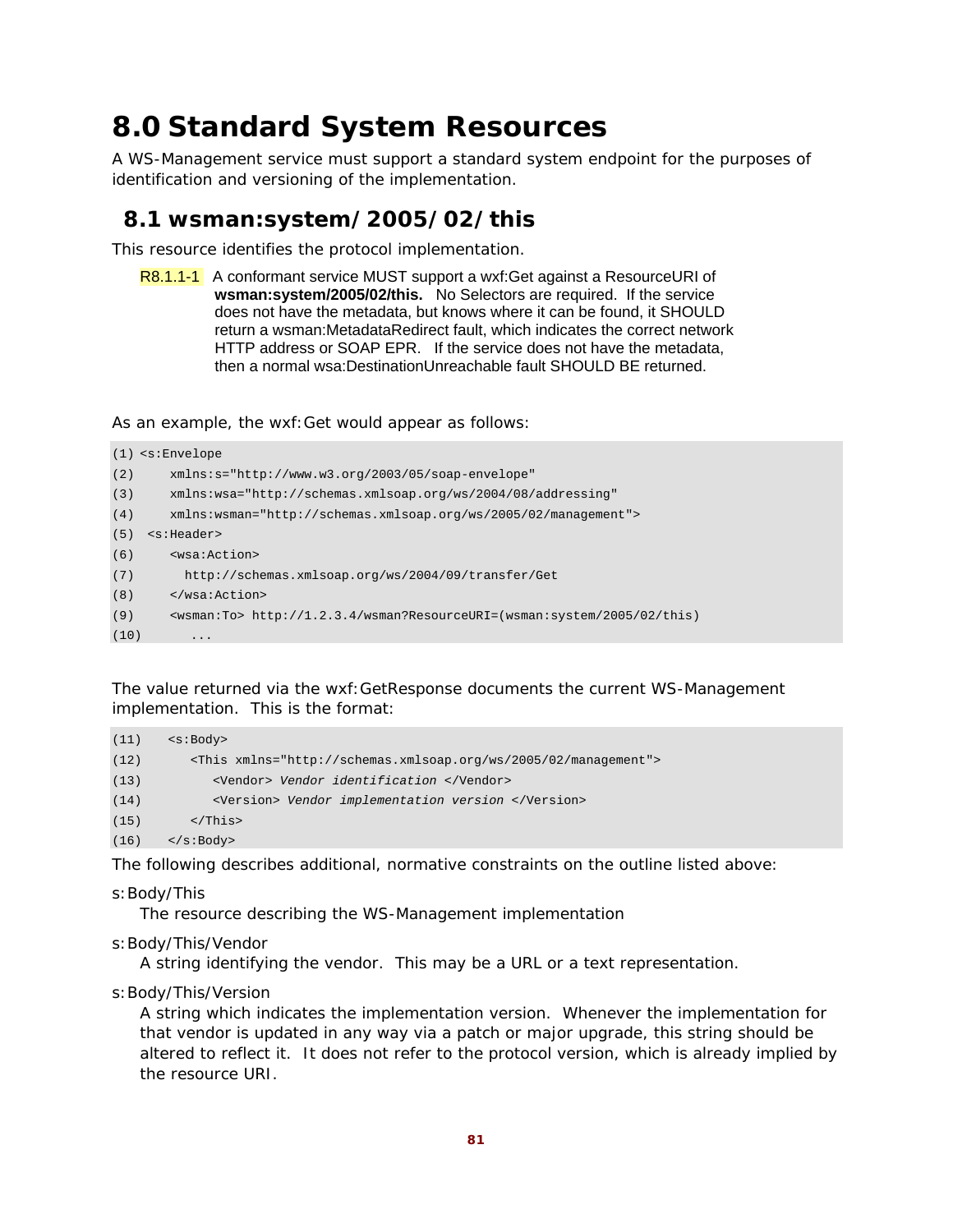# 8.0 Standard System Resources

A WS-Management service must support a standard system endpoint for the purposes of identification and versioning of the implementation.

## 8.1 wsman:system/2005/02/this

This resource identifies the protocol implementation.

R8.1.1-1 A conformant service MUST support a wxf:Get against a ResourceURI of **wsman:system/2005/02/this.** No Selectors are required. If the service does not have the metadata, but knows where it can be found, it SHOULD return a wsman:MetadataRedirect fault, which indicates the correct network HTTP address or SOAP EPR. If the service does not have the metadata, then a normal wsa:DestinationUnreachable fault SHOULD BE returned.

As an example, the wxf:Get would appear as follows:

```
(1) <s:Envelope
(2)     xmlns:s="http://www.w3.org/2003/05/soap-envelope"
(3)     xmlns:wsa="http://schemas.xmlsoap.org/ws/2004/08/addressing"
(4)     xmlns:wsman="http://schemas.xmlsoap.org/ws/2005/02/management">
(5)  <s:Header>
(6)     <wsa:Action>
(7)       http://schemas.xmlsoap.org/ws/2004/09/transfer/Get
(8)     </wsa:Action>
(9)     <wsman:To> http://1.2.3.4/wsman?ResourceURI=(wsman:system/2005/02/this)
(10)      ...
```

The value returned via the wxf:GetResponse documents the current WS-Management implementation. This is the format:

```
(11)   <s:Body>
(12)      <This xmlns="http://schemas.xmlsoap.org/ws/2005/02/management">
(13)         <Vendor> Vendor identification </Vendor>
(14)         <Version> Vendor implementation version </Version>
(15)      </This>
(16)   </s:Body>
```

The following describes additional, normative constraints on the outline listed above:

s:Body/This
: The resource describing the WS-Management implementation

s:Body/This/Vendor
: A string identifying the vendor. This may be a URL or a text representation.

s:Body/This/Version
: A string which indicates the implementation version. Whenever the implementation for that vendor is updated in any way via a patch or major upgrade, this string should be altered to reflect it. It does not refer to the protocol version, which is already implied by the resource URI.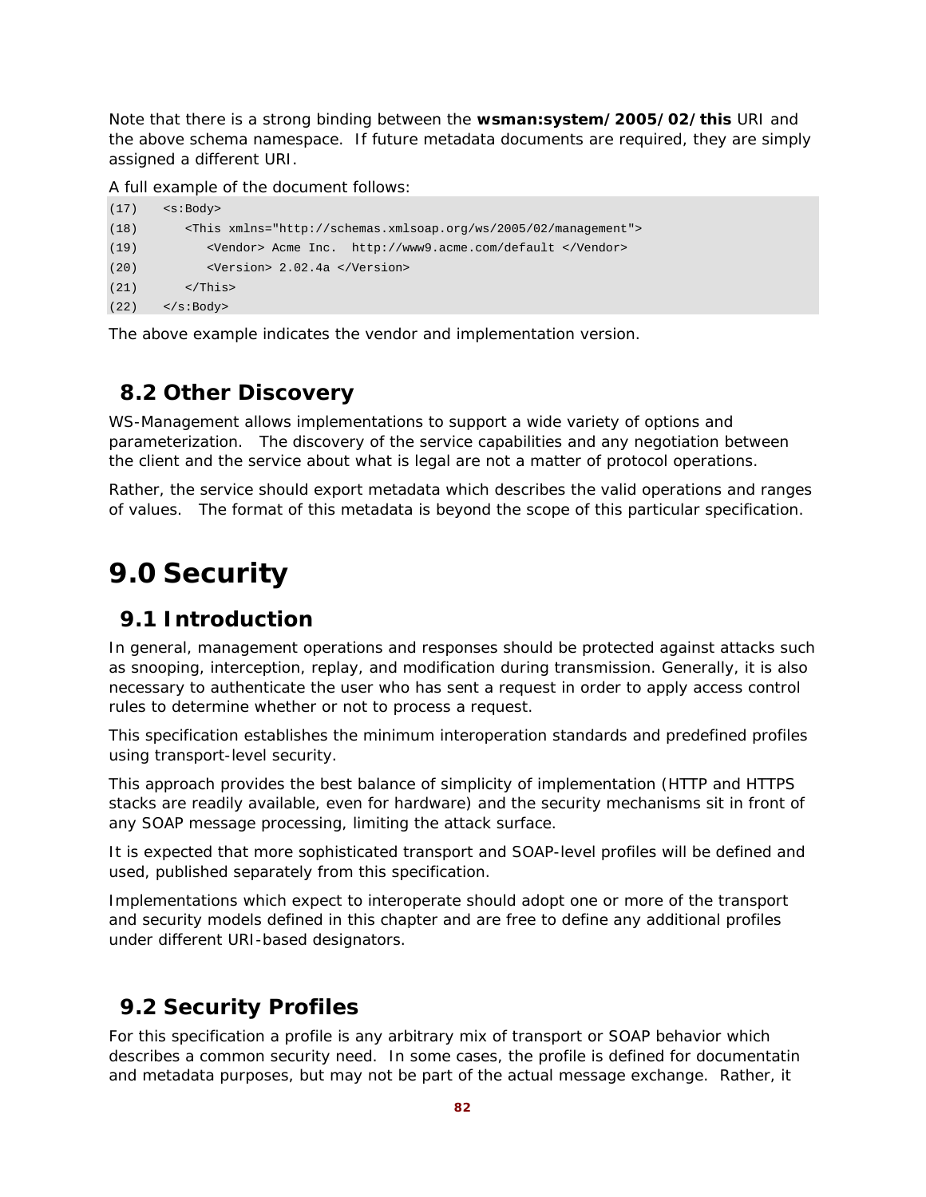Note that there is a strong binding between the **wsman:system/2005/02/this** URI and the above schema namespace. If future metadata documents are required, they are simply assigned a different URI.

A full example of the document follows:

```
(17)   <s:Body>
(18)      <This xmlns="http://schemas.xmlsoap.org/ws/2005/02/management">
(19)         <Vendor> Acme Inc.  http://www9.acme.com/default </Vendor>
(20)         <Version> 2.02.4a </Version>
(21)      </This>
(22)   </s:Body>
```

The above example indicates the vendor and implementation version.

## 8.2 Other Discovery

WS-Management allows implementations to support a wide variety of options and parameterization. The discovery of the service capabilities and any negotiation between the client and the service about what is legal are not a matter of protocol operations.

Rather, the service should export metadata which describes the valid operations and ranges of values. The format of this metadata is beyond the scope of this particular specification.

# 9.0 Security

## 9.1 Introduction

In general, management operations and responses should be protected against attacks such as snooping, interception, replay, and modification during transmission. Generally, it is also necessary to authenticate the user who has sent a request in order to apply access control rules to determine whether or not to process a request.

This specification establishes the minimum interoperation standards and predefined profiles using transport-level security.

This approach provides the best balance of simplicity of implementation (HTTP and HTTPS stacks are readily available, even for hardware) and the security mechanisms sit in front of any SOAP message processing, limiting the attack surface.

It is expected that more sophisticated transport and SOAP-level profiles will be defined and used, published separately from this specification.

Implementations which expect to interoperate should adopt one or more of the transport and security models defined in this chapter and are free to define any additional profiles under different URI-based designators.

## 9.2 Security Profiles

For this specification a profile is any arbitrary mix of transport or SOAP behavior which describes a common security need. In some cases, the profile is defined for documentatin and metadata purposes, but may not be part of the actual message exchange. Rather, it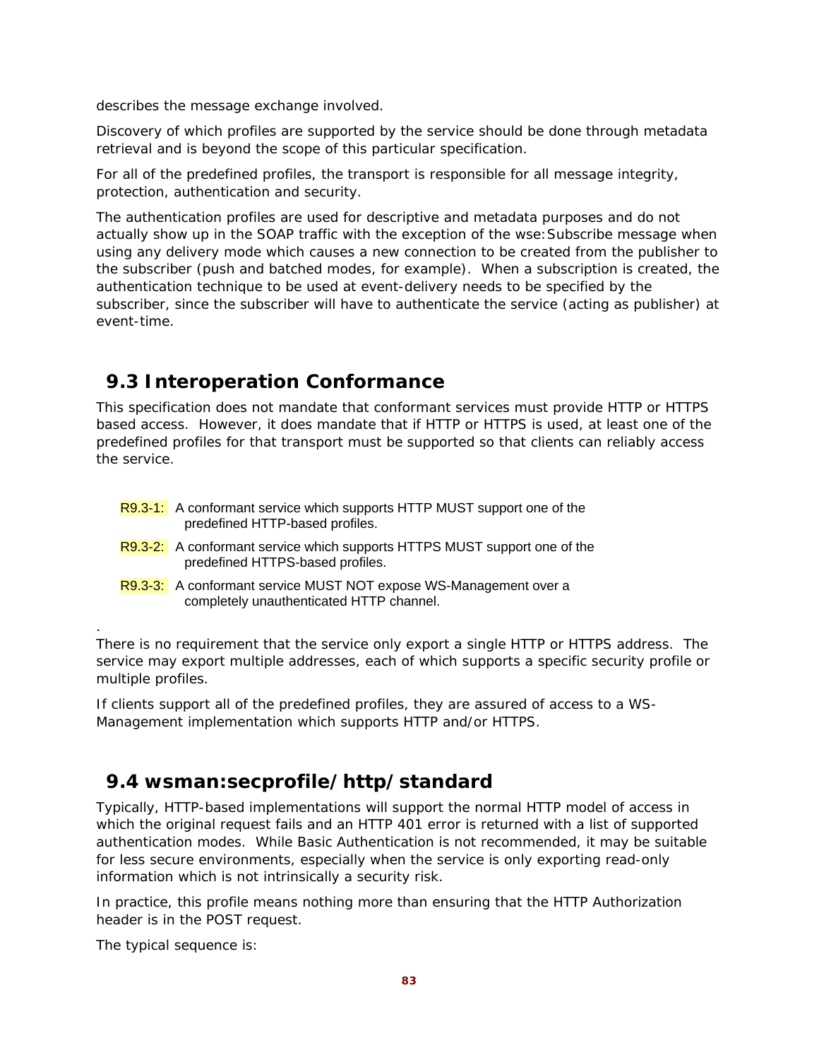describes the message exchange involved.

Discovery of which profiles are supported by the service should be done through metadata retrieval and is beyond the scope of this particular specification.

For all of the predefined profiles, the transport is responsible for all message integrity, protection, authentication and security.

The authentication profiles are used for descriptive and metadata purposes and do not actually show up in the SOAP traffic with the exception of the wse:Subscribe message when using any delivery mode which causes a new connection to be created from the publisher to the subscriber (push and batched modes, for example). When a subscription is created, the authentication technique to be used at event-delivery needs to be specified by the subscriber, since the subscriber will have to authenticate the service (acting as publisher) at event-time.

## 9.3 Interoperation Conformance

This specification does not mandate that conformant services must provide HTTP or HTTPS based access. However, it does mandate that if HTTP or HTTPS is used, at least one of the predefined profiles for that transport must be supported so that clients can reliably access the service.

R9.3-1: A conformant service which supports HTTP MUST support one of the predefined HTTP-based profiles.

R9.3-2: A conformant service which supports HTTPS MUST support one of the predefined HTTPS-based profiles.

R9.3-3: A conformant service MUST NOT expose WS-Management over a completely unauthenticated HTTP channel.

.

There is no requirement that the service only export a single HTTP or HTTPS address. The service may export multiple addresses, each of which supports a specific security profile or multiple profiles.

If clients support all of the predefined profiles, they are assured of access to a WS-Management implementation which supports HTTP and/or HTTPS.

## 9.4 wsman:secprofile/http/standard

Typically, HTTP-based implementations will support the normal HTTP model of access in which the original request fails and an HTTP 401 error is returned with a list of supported authentication modes. While Basic Authentication is not recommended, it may be suitable for less secure environments, especially when the service is only exporting read-only information which is not intrinsically a security risk.

In practice, this profile means nothing more than ensuring that the HTTP Authorization header is in the POST request.

The typical sequence is: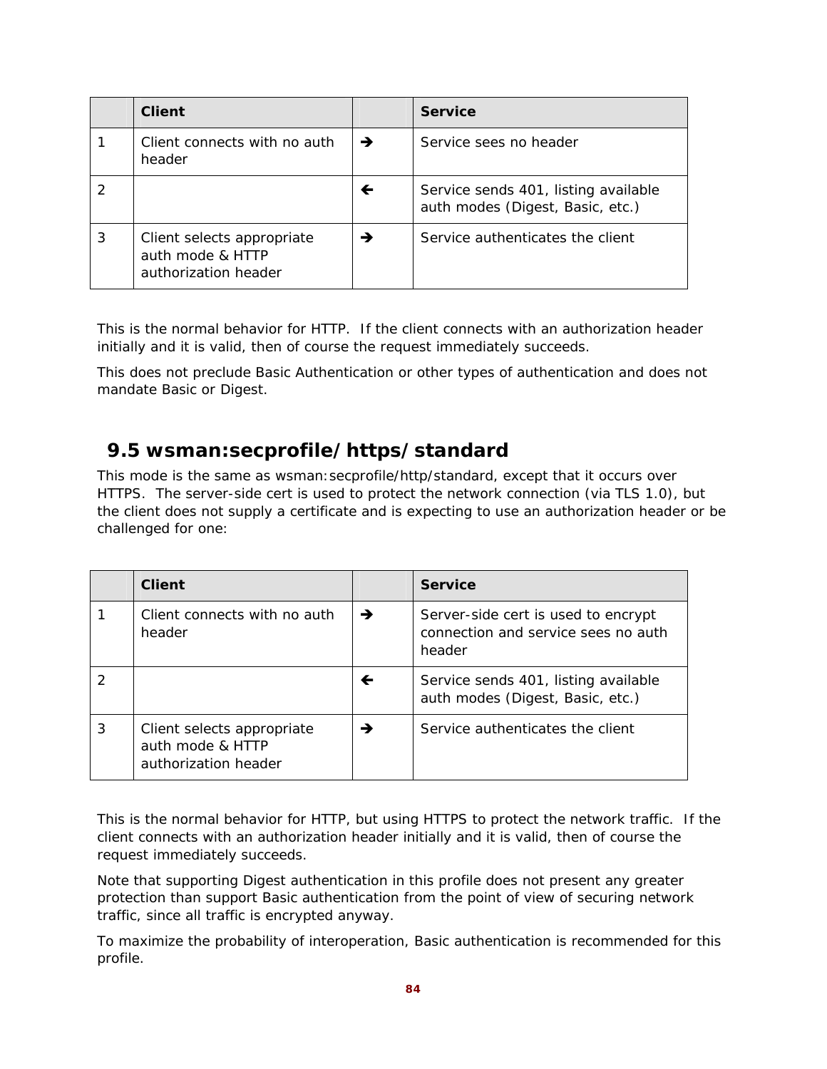| | Client | | Service |
|---|---|---|---|
| 1 | Client connects with no auth header | → | Service sees no header |
| 2 | | ← | Service sends 401, listing available auth modes (Digest, Basic, etc.) |
| 3 | Client selects appropriate auth mode & HTTP authorization header | → | Service authenticates the client |

This is the normal behavior for HTTP. If the client connects with an authorization header initially and it is valid, then of course the request immediately succeeds.

This does not preclude Basic Authentication or other types of authentication and does not mandate Basic or Digest.

## 9.5 wsman:secprofile/https/standard

This mode is the same as wsman:secprofile/http/standard, except that it occurs over HTTPS. The server-side cert is used to protect the network connection (via TLS 1.0), but the client does not supply a certificate and is expecting to use an authorization header or be challenged for one:

| | Client | | Service |
|---|---|---|---|
| 1 | Client connects with no auth header | → | Server-side cert is used to encrypt connection and service sees no auth header |
| 2 | | ← | Service sends 401, listing available auth modes (Digest, Basic, etc.) |
| 3 | Client selects appropriate auth mode & HTTP authorization header | → | Service authenticates the client |

This is the normal behavior for HTTP, but using HTTPS to protect the network traffic. If the client connects with an authorization header initially and it is valid, then of course the request immediately succeeds.

Note that supporting Digest authentication in this profile does not present any greater protection than support Basic authentication from the point of view of securing network traffic, since all traffic is encrypted anyway.

To maximize the probability of interoperation, Basic authentication is recommended for this profile.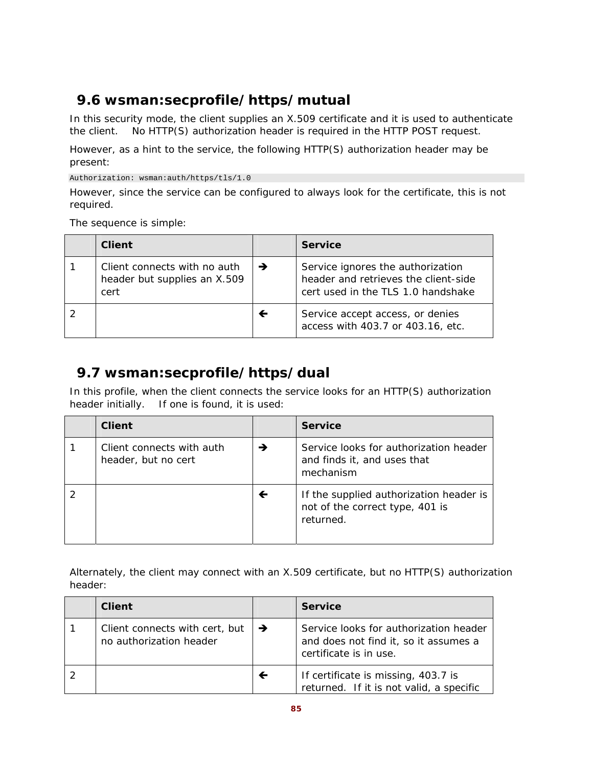## 9.6 wsman:secprofile/https/mutual

In this security mode, the client supplies an X.509 certificate and it is used to authenticate the client. No HTTP(S) authorization header is required in the HTTP POST request.

However, as a hint to the service, the following HTTP(S) authorization header may be present:

```
Authorization: wsman:auth/https/tls/1.0
```

However, since the service can be configured to always look for the certificate, this is not required.

The sequence is simple:

| | Client | | Service |
|---|---|---|---|
| 1 | Client connects with no auth header but supplies an X.509 cert | → | Service ignores the authorization header and retrieves the client-side cert used in the TLS 1.0 handshake |
| 2 | | ← | Service accept access, or denies access with 403.7 or 403.16, etc. |

## 9.7 wsman:secprofile/https/dual

In this profile, when the client connects the service looks for an HTTP(S) authorization header initially. If one is found, it is used:

| | Client | | Service |
|---|---|---|---|
| 1 | Client connects with auth header, but no cert | → | Service looks for authorization header and finds it, and uses that mechanism |
| 2 | | ← | If the supplied authorization header is not of the correct type, 401 is returned. |

Alternately, the client may connect with an X.509 certificate, but no HTTP(S) authorization header:

| | Client | | Service |
|---|---|---|---|
| 1 | Client connects with cert, but no authorization header | → | Service looks for authorization header and does not find it, so it assumes a certificate is in use. |
| 2 | | ← | If certificate is missing, 403.7 is returned. If it is not valid, a specific |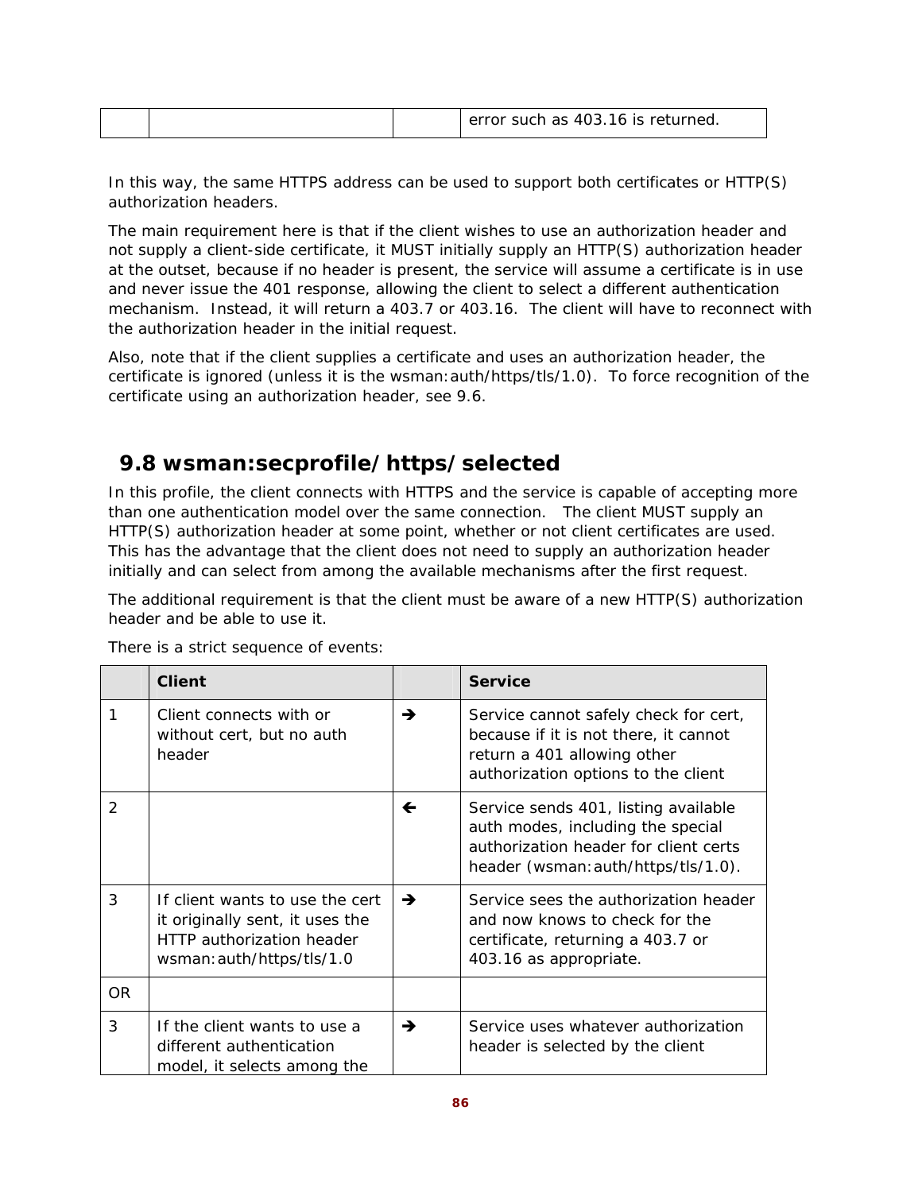| | | | error such as 403.16 is returned. |
|---|---|---|---|

In this way, the same HTTPS address can be used to support both certificates or HTTP(S) authorization headers.

The main requirement here is that if the client wishes to use an authorization header and not supply a client-side certificate, it MUST initially supply an HTTP(S) authorization header at the outset, because if no header is present, the service will assume a certificate is in use and never issue the 401 response, allowing the client to select a different authentication mechanism. Instead, it will return a 403.7 or 403.16. The client will have to reconnect with the authorization header in the initial request.

Also, note that if the client supplies a certificate and uses an authorization header, the certificate is ignored (unless it is the wsman:auth/https/tls/1.0). To force recognition of the certificate using an authorization header, see 9.6.

## 9.8 wsman:secprofile/https/selected

In this profile, the client connects with HTTPS and the service is capable of accepting more than one authentication model over the same connection. The client MUST supply an HTTP(S) authorization header at some point, whether or not client certificates are used. This has the advantage that the client does not need to supply an authorization header initially and can select from among the available mechanisms after the first request.

The additional requirement is that the client must be aware of a new HTTP(S) authorization header and be able to use it.

There is a strict sequence of events:

| | Client | | Service |
|---|---|---|---|
| 1 | Client connects with or without cert, but no auth header | → | Service cannot safely check for cert, because if it is not there, it cannot return a 401 allowing other authorization options to the client |
| 2 | | ← | Service sends 401, listing available auth modes, including the special authorization header for client certs header (wsman:auth/https/tls/1.0). |
| 3 | If client wants to use the cert it originally sent, it uses the HTTP authorization header wsman:auth/https/tls/1.0 | → | Service sees the authorization header and now knows to check for the certificate, returning a 403.7 or 403.16 as appropriate. |
| OR | | | |
| 3 | If the client wants to use a different authentication model, it selects among the | → | Service uses whatever authorization header is selected by the client |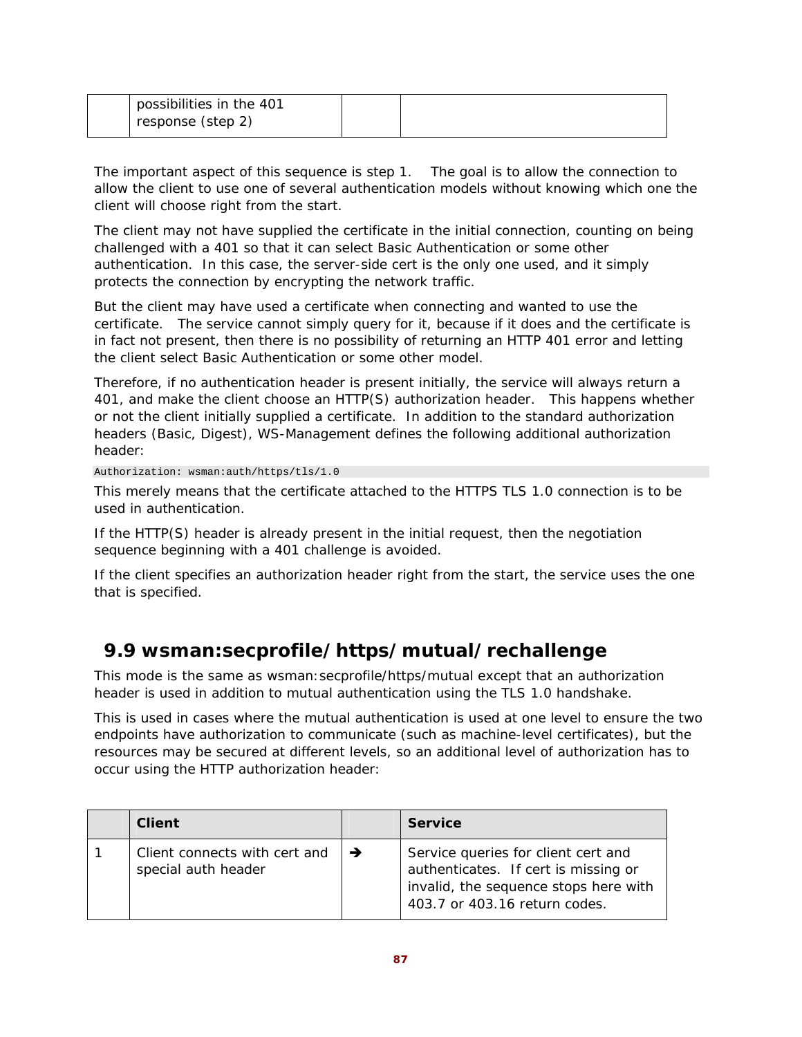|  | possibilities in the 401 response (step 2) |  |  |
|---|---|---|---|

The important aspect of this sequence is step 1. The goal is to allow the connection to allow the client to use one of several authentication models without knowing which one the client will choose right from the start.

The client may not have supplied the certificate in the initial connection, counting on being challenged with a 401 so that it can select Basic Authentication or some other authentication. In this case, the server-side cert is the only one used, and it simply protects the connection by encrypting the network traffic.

But the client may have used a certificate when connecting and wanted to use the certificate. The service cannot simply query for it, because if it does and the certificate is in fact not present, then there is no possibility of returning an HTTP 401 error and letting the client select Basic Authentication or some other model.

Therefore, if no authentication header is present initially, the service will always return a 401, and make the client choose an HTTP(S) authorization header. This happens whether or not the client initially supplied a certificate. In addition to the standard authorization headers (Basic, Digest), WS-Management defines the following additional authorization header:

```
Authorization: wsman:auth/https/tls/1.0
```

This merely means that the certificate attached to the HTTPS TLS 1.0 connection is to be used in authentication.

If the HTTP(S) header is already present in the initial request, then the negotiation sequence beginning with a 401 challenge is avoided.

If the client specifies an authorization header right from the start, the service uses the one that is specified.

## 9.9 wsman:secprofile/https/mutual/rechallenge

This mode is the same as wsman:secprofile/https/mutual except that an authorization header is used in addition to mutual authentication using the TLS 1.0 handshake.

This is used in cases where the mutual authentication is used at one level to ensure the two endpoints have authorization to communicate (such as machine-level certificates), but the resources may be secured at different levels, so an additional level of authorization has to occur using the HTTP authorization header:

|  | **Client** |  | **Service** |
|---|---|---|---|
| 1 | Client connects with cert and special auth header | → | Service queries for client cert and authenticates. If cert is missing or invalid, the sequence stops here with 403.7 or 403.16 return codes. |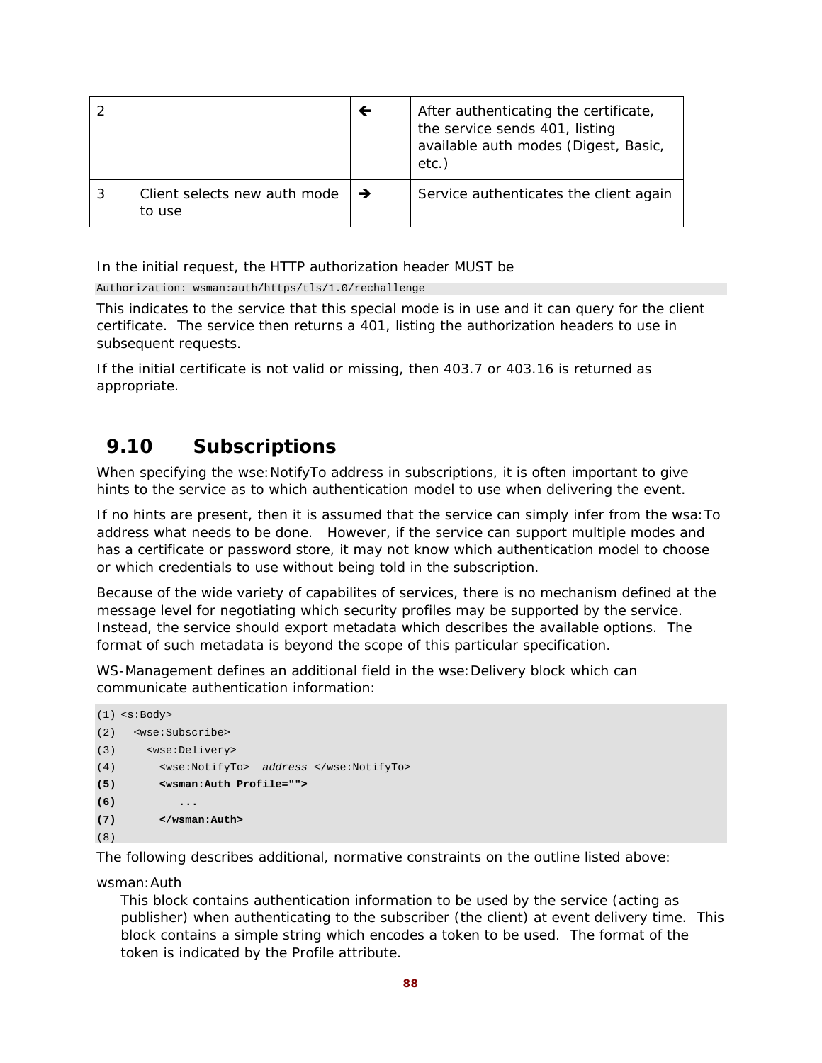| 2 | | ← | After authenticating the certificate, the service sends 401, listing available auth modes (Digest, Basic, etc.) |
|---|---|---|---|
| 3 | Client selects new auth mode to use | → | Service authenticates the client again |

In the initial request, the HTTP authorization header MUST be

```
Authorization: wsman:auth/https/tls/1.0/rechallenge
```

This indicates to the service that this special mode is in use and it can query for the client certificate. The service then returns a 401, listing the authorization headers to use in subsequent requests.

If the initial certificate is not valid or missing, then 403.7 or 403.16 is returned as appropriate.

## 9.10 Subscriptions

When specifying the wse:NotifyTo address in subscriptions, it is often important to give hints to the service as to which authentication model to use when delivering the event.

If no hints are present, then it is assumed that the service can simply infer from the wsa:To address what needs to be done. However, if the service can support multiple modes and has a certificate or password store, it may not know which authentication model to choose or which credentials to use without being told in the subscription.

Because of the wide variety of capabilites of services, there is no mechanism defined at the message level for negotiating which security profiles may be supported by the service. Instead, the service should export metadata which describes the available options. The format of such metadata is beyond the scope of this particular specification.

WS-Management defines an additional field in the wse:Delivery block which can communicate authentication information:

```
(1) <s:Body>
(2)   <wse:Subscribe>
(3)     <wse:Delivery>
(4)       <wse:NotifyTo>  address </wse:NotifyTo>
(5)       <wsman:Auth Profile="">
(6)          ...
(7)       </wsman:Auth>
(8)
```

The following describes additional, normative constraints on the outline listed above:

wsman:Auth

This block contains authentication information to be used by the service (acting as publisher) when authenticating to the subscriber (the client) at event delivery time. This block contains a simple string which encodes a token to be used. The format of the token is indicated by the Profile attribute.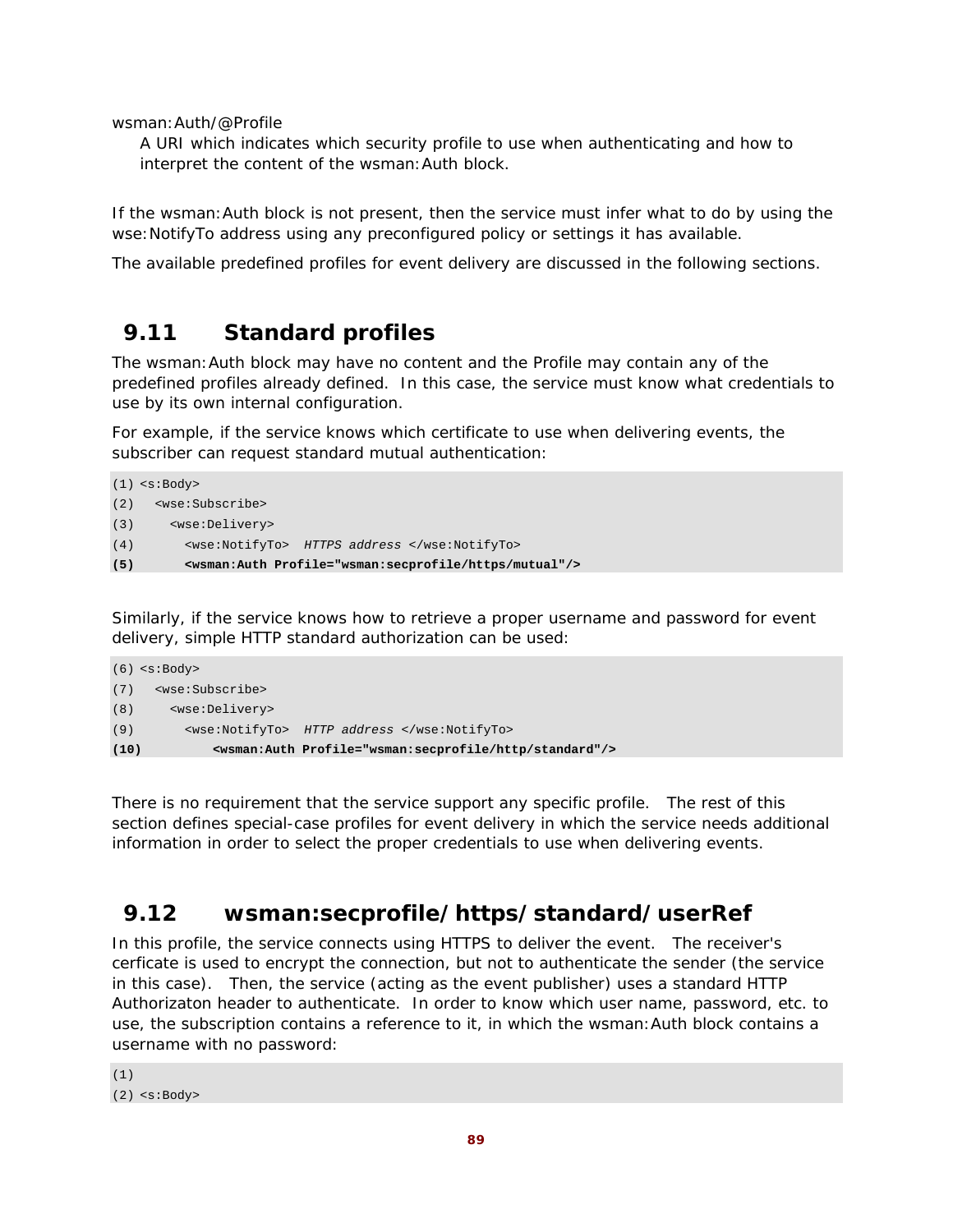wsman:Auth/@Profile

A URI which indicates which security profile to use when authenticating and how to interpret the content of the wsman:Auth block.

If the wsman:Auth block is not present, then the service must infer what to do by using the wse:NotifyTo address using any preconfigured policy or settings it has available.

The available predefined profiles for event delivery are discussed in the following sections.

## 9.11 Standard profiles

The wsman:Auth block may have no content and the Profile may contain any of the predefined profiles already defined. In this case, the service must know what credentials to use by its own internal configuration.

For example, if the service knows which certificate to use when delivering events, the subscriber can request standard mutual authentication:

```
(1) <s:Body>
(2)   <wse:Subscribe>
(3)     <wse:Delivery>
(4)       <wse:NotifyTo>  HTTPS address </wse:NotifyTo>
(5)       <wsman:Auth Profile="wsman:secprofile/https/mutual"/>
```

Similarly, if the service knows how to retrieve a proper username and password for event delivery, simple HTTP standard authorization can be used:

```
(6) <s:Body>
(7)   <wse:Subscribe>
(8)     <wse:Delivery>
(9)       <wse:NotifyTo>  HTTP address </wse:NotifyTo>
(10)          <wsman:Auth Profile="wsman:secprofile/http/standard"/>
```

There is no requirement that the service support any specific profile. The rest of this section defines special-case profiles for event delivery in which the service needs additional information in order to select the proper credentials to use when delivering events.

## 9.12 wsman:secprofile/https/standard/userRef

In this profile, the service connects using HTTPS to deliver the event. The receiver's cerficate is used to encrypt the connection, but not to authenticate the sender (the service in this case). Then, the service (acting as the event publisher) uses a standard HTTP Authorizaton header to authenticate. In order to know which user name, password, etc. to use, the subscription contains a reference to it, in which the wsman:Auth block contains a username with no password:

```
(1)
(2) <s:Body>
```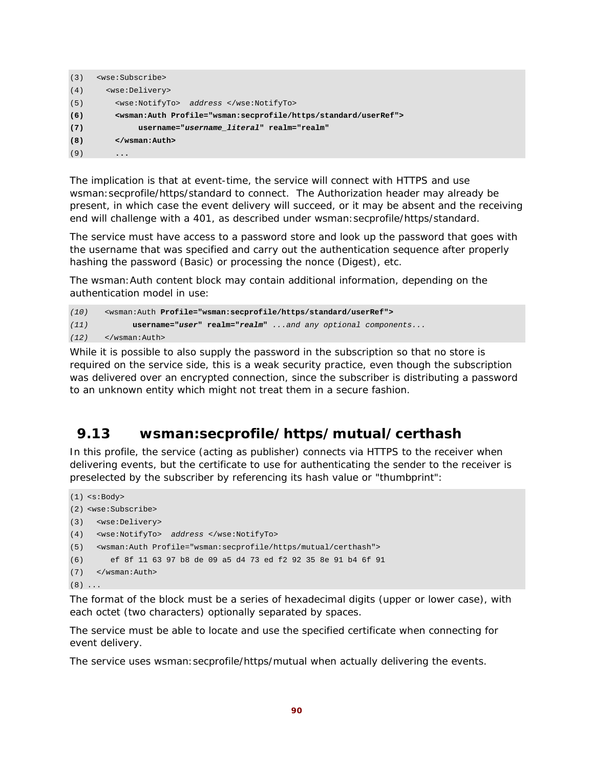```
(3)   <wse:Subscribe>
(4)     <wse:Delivery>
(5)       <wse:NotifyTo>  address </wse:NotifyTo>
(6)       <wsman:Auth Profile="wsman:secprofile/https/standard/userRef">
(7)            username="username_literal" realm="realm"
(8)       </wsman:Auth>
(9)       ...
```

The implication is that at event-time, the service will connect with HTTPS and use wsman:secprofile/https/standard to connect. The Authorization header may already be present, in which case the event delivery will succeed, or it may be absent and the receiving end will challenge with a 401, as described under wsman:secprofile/https/standard.

The service must have access to a password store and look up the password that goes with the username that was specified and carry out the authentication sequence after properly hashing the password (Basic) or processing the nonce (Digest), etc.

The wsman:Auth content block may contain additional information, depending on the authentication model in use:

```
(10)    <wsman:Auth Profile="wsman:secprofile/https/standard/userRef">
(11)          username="user" realm="realm" ...and any optional components...
(12)    </wsman:Auth>
```

While it is possible to also supply the password in the subscription so that no store is required on the service side, this is a weak security practice, even though the subscription was delivered over an encrypted connection, since the subscriber is distributing a password to an unknown entity which might not treat them in a secure fashion.

## 9.13 wsman:secprofile/https/mutual/certhash

In this profile, the service (acting as publisher) connects via HTTPS to the receiver when delivering events, but the certificate to use for authenticating the sender to the receiver is preselected by the subscriber by referencing its hash value or "thumbprint":

```
(1) <s:Body>
(2) <wse:Subscribe>
(3)   <wse:Delivery>
(4)   <wse:NotifyTo>  address </wse:NotifyTo>
(5)   <wsman:Auth Profile="wsman:secprofile/https/mutual/certhash">
(6)      ef 8f 11 63 97 b8 de 09 a5 d4 73 ed f2 92 35 8e 91 b4 6f 91
(7)   </wsman:Auth>
(8) ...
```

The format of the block must be a series of hexadecimal digits (upper or lower case), with each octet (two characters) optionally separated by spaces.

The service must be able to locate and use the specified certificate when connecting for event delivery.

The service uses wsman:secprofile/https/mutual when actually delivering the events.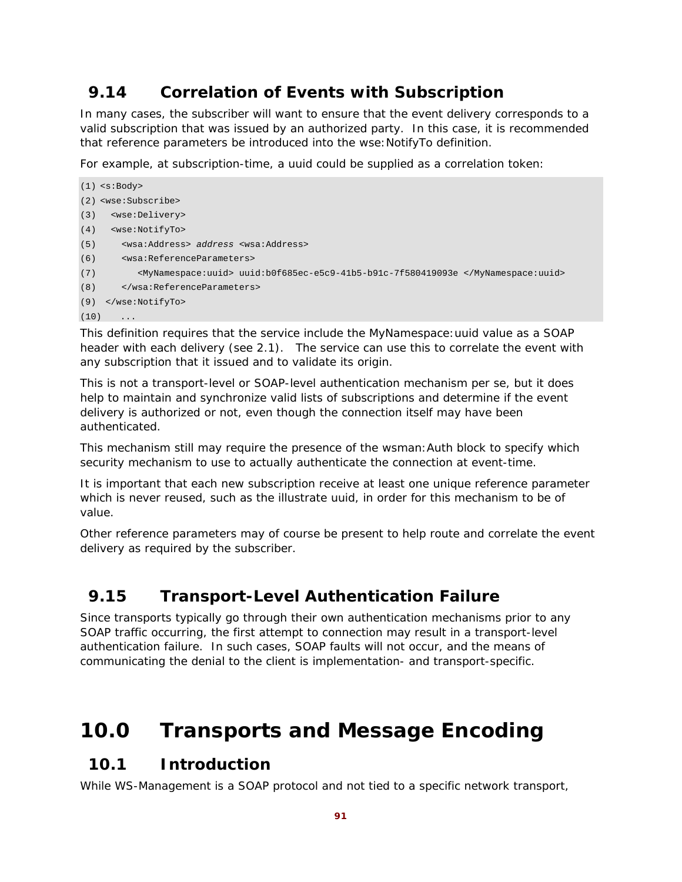## 9.14 Correlation of Events with Subscription

In many cases, the subscriber will want to ensure that the event delivery corresponds to a valid subscription that was issued by an authorized party. In this case, it is recommended that reference parameters be introduced into the wse:NotifyTo definition.

For example, at subscription-time, a uuid could be supplied as a correlation token:

```
(1) <s:Body>
(2) <wse:Subscribe>
(3)   <wse:Delivery>
(4)   <wse:NotifyTo>
(5)     <wsa:Address> address <wsa:Address>
(6)     <wsa:ReferenceParameters>
(7)        <MyNamespace:uuid> uuid:b0f685ec-e5c9-41b5-b91c-7f580419093e </MyNamespace:uuid>
(8)     </wsa:ReferenceParameters>
(9)  </wse:NotifyTo>
(10)   ...
```

This definition requires that the service include the MyNamespace:uuid value as a SOAP header with each delivery (see 2.1). The service can use this to correlate the event with any subscription that it issued and to validate its origin.

This is not a transport-level or SOAP-level authentication mechanism per se, but it does help to maintain and synchronize valid lists of subscriptions and determine if the event delivery is authorized or not, even though the connection itself may have been authenticated.

This mechanism still may require the presence of the wsman:Auth block to specify which security mechanism to use to actually authenticate the connection at event-time.

It is important that each new subscription receive at least one unique reference parameter which is never reused, such as the illustrate uuid, in order for this mechanism to be of value.

Other reference parameters may of course be present to help route and correlate the event delivery as required by the subscriber.

## 9.15 Transport-Level Authentication Failure

Since transports typically go through their own authentication mechanisms prior to any SOAP traffic occurring, the first attempt to connection may result in a transport-level authentication failure. In such cases, SOAP faults will not occur, and the means of communicating the denial to the client is implementation- and transport-specific.

# 10.0 Transports and Message Encoding

## 10.1 Introduction

While WS-Management is a SOAP protocol and not tied to a specific network transport,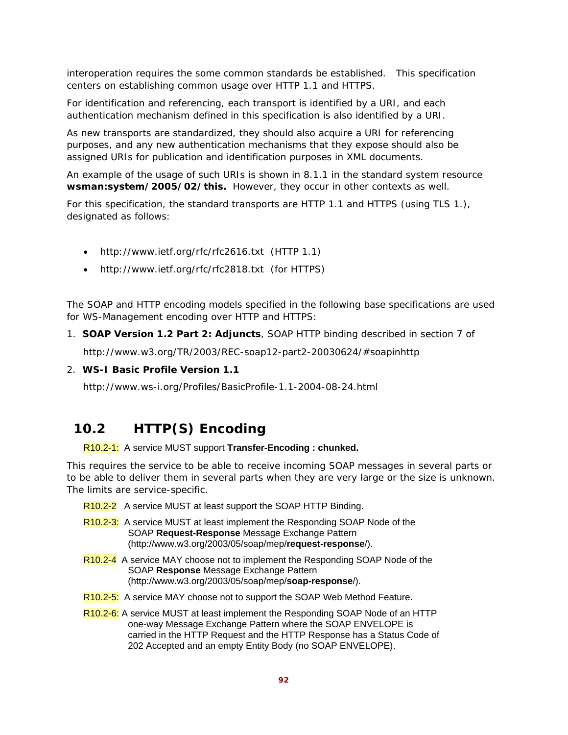interoperation requires the some common standards be established. This specification centers on establishing common usage over HTTP 1.1 and HTTPS.

For identification and referencing, each transport is identified by a URI, and each authentication mechanism defined in this specification is also identified by a URI.

As new transports are standardized, they should also acquire a URI for referencing purposes, and any new authentication mechanisms that they expose should also be assigned URIs for publication and identification purposes in XML documents.

An example of the usage of such URIs is shown in 8.1.1 in the standard system resource **wsman:system/2005/02/this.** However, they occur in other contexts as well.

For this specification, the standard transports are HTTP 1.1 and HTTPS (using TLS 1.), designated as follows:

- http://www.ietf.org/rfc/rfc2616.txt (HTTP 1.1)
- http://www.ietf.org/rfc/rfc2818.txt (for HTTPS)

The SOAP and HTTP encoding models specified in the following base specifications are used for WS-Management encoding over HTTP and HTTPS:

1. **SOAP Version 1.2 Part 2: Adjuncts**, SOAP HTTP binding described in section 7 of

   http://www.w3.org/TR/2003/REC-soap12-part2-20030624/#soapinhttp

2. **WS-I Basic Profile Version 1.1**

   http://www.ws-i.org/Profiles/BasicProfile-1.1-2004-08-24.html

## 10.2 HTTP(S) Encoding

R10.2-1: A service MUST support **Transfer-Encoding : chunked.**

This requires the service to be able to receive incoming SOAP messages in several parts or to be able to deliver them in several parts when they are very large or the size is unknown. The limits are service-specific.

R10.2-2 A service MUST at least support the SOAP HTTP Binding.

R10.2-3: A service MUST at least implement the Responding SOAP Node of the SOAP **Request-Response** Message Exchange Pattern (http://www.w3.org/2003/05/soap/mep/**request-response**/).

R10.2-4 A service MAY choose not to implement the Responding SOAP Node of the SOAP **Response** Message Exchange Pattern (http://www.w3.org/2003/05/soap/mep/**soap-response**/).

R10.2-5: A service MAY choose not to support the SOAP Web Method Feature.

R10.2-6: A service MUST at least implement the Responding SOAP Node of an HTTP one-way Message Exchange Pattern where the SOAP ENVELOPE is carried in the HTTP Request and the HTTP Response has a Status Code of 202 Accepted and an empty Entity Body (no SOAP ENVELOPE).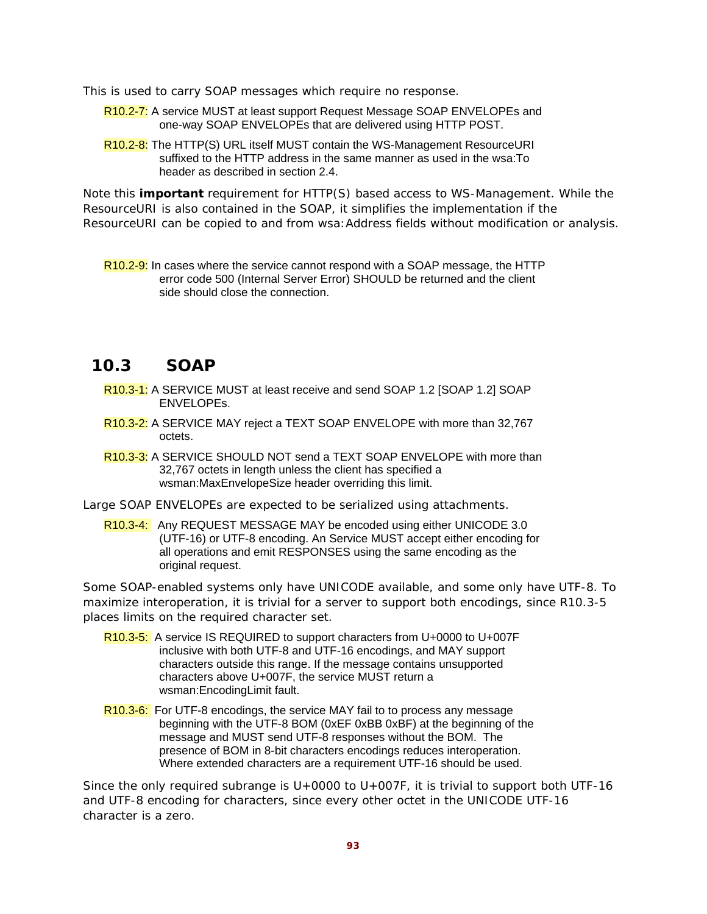This is used to carry SOAP messages which require no response.

R10.2-7: A service MUST at least support Request Message SOAP ENVELOPEs and one-way SOAP ENVELOPEs that are delivered using HTTP POST.

R10.2-8: The HTTP(S) URL itself MUST contain the WS-Management ResourceURI suffixed to the HTTP address in the same manner as used in the wsa:To header as described in section 2.4.

Note this **important** requirement for HTTP(S) based access to WS-Management. While the ResourceURI is also contained in the SOAP, it simplifies the implementation if the ResourceURI can be copied to and from wsa:Address fields without modification or analysis.

R10.2-9: In cases where the service cannot respond with a SOAP message, the HTTP error code 500 (Internal Server Error) SHOULD be returned and the client side should close the connection.

## 10.3 SOAP

R10.3-1: A SERVICE MUST at least receive and send SOAP 1.2 [SOAP 1.2] SOAP ENVELOPEs.

R10.3-2: A SERVICE MAY reject a TEXT SOAP ENVELOPE with more than 32,767 octets.

R10.3-3: A SERVICE SHOULD NOT send a TEXT SOAP ENVELOPE with more than 32,767 octets in length unless the client has specified a wsman:MaxEnvelopeSize header overriding this limit.

Large SOAP ENVELOPEs are expected to be serialized using attachments.

R10.3-4: Any REQUEST MESSAGE MAY be encoded using either UNICODE 3.0 (UTF-16) or UTF-8 encoding. An Service MUST accept either encoding for all operations and emit RESPONSES using the same encoding as the original request.

Some SOAP-enabled systems only have UNICODE available, and some only have UTF-8. To maximize interoperation, it is trivial for a server to support both encodings, since R10.3-5 places limits on the required character set.

R10.3-5: A service IS REQUIRED to support characters from U+0000 to U+007F inclusive with both UTF-8 and UTF-16 encodings, and MAY support characters outside this range. If the message contains unsupported characters above U+007F, the service MUST return a wsman:EncodingLimit fault.

R10.3-6: For UTF-8 encodings, the service MAY fail to to process any message beginning with the UTF-8 BOM (0xEF 0xBB 0xBF) at the beginning of the message and MUST send UTF-8 responses without the BOM. The presence of BOM in 8-bit characters encodings reduces interoperation. Where extended characters are a requirement UTF-16 should be used.

Since the only required subrange is U+0000 to U+007F, it is trivial to support both UTF-16 and UTF-8 encoding for characters, since every other octet in the UNICODE UTF-16 character is a zero.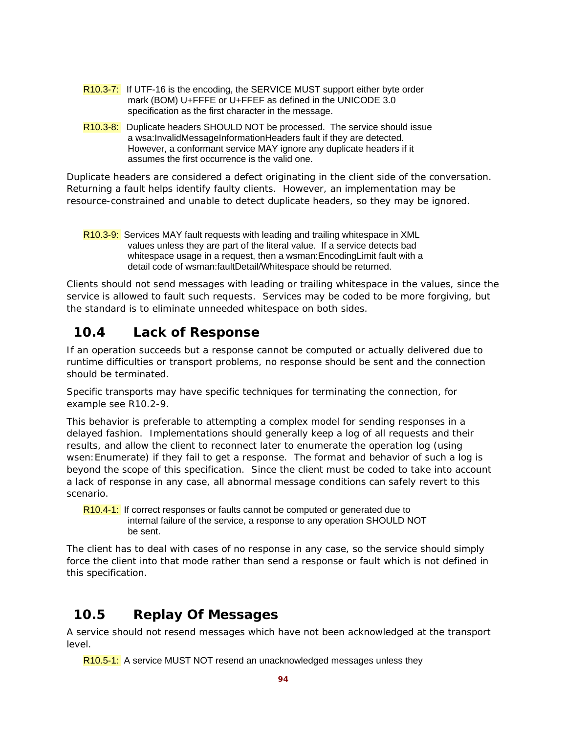R10.3-7: If UTF-16 is the encoding, the SERVICE MUST support either byte order mark (BOM) U+FFFE or U+FFEF as defined in the UNICODE 3.0 specification as the first character in the message.

R10.3-8: Duplicate headers SHOULD NOT be processed. The service should issue a wsa:InvalidMessageInformationHeaders fault if they are detected. However, a conformant service MAY ignore any duplicate headers if it assumes the first occurrence is the valid one.

Duplicate headers are considered a defect originating in the client side of the conversation. Returning a fault helps identify faulty clients. However, an implementation may be resource-constrained and unable to detect duplicate headers, so they may be ignored.

R10.3-9: Services MAY fault requests with leading and trailing whitespace in XML values unless they are part of the literal value. If a service detects bad whitespace usage in a request, then a wsman:EncodingLimit fault with a detail code of wsman:faultDetail/Whitespace should be returned.

Clients should not send messages with leading or trailing whitespace in the values, since the service is allowed to fault such requests. Services may be coded to be more forgiving, but the standard is to eliminate unneeded whitespace on both sides.

## 10.4 Lack of Response

If an operation succeeds but a response cannot be computed or actually delivered due to runtime difficulties or transport problems, no response should be sent and the connection should be terminated.

Specific transports may have specific techniques for terminating the connection, for example see R10.2-9.

This behavior is preferable to attempting a complex model for sending responses in a delayed fashion. Implementations should generally keep a log of all requests and their results, and allow the client to reconnect later to enumerate the operation log (using wsen:Enumerate) if they fail to get a response. The format and behavior of such a log is beyond the scope of this specification. Since the client must be coded to take into account a lack of response in any case, all abnormal message conditions can safely revert to this scenario.

R10.4-1: If correct responses or faults cannot be computed or generated due to internal failure of the service, a response to any operation SHOULD NOT be sent.

The client has to deal with cases of no response in any case, so the service should simply force the client into that mode rather than send a response or fault which is not defined in this specification.

## 10.5 Replay Of Messages

A service should not resend messages which have not been acknowledged at the transport level.

R10.5-1: A service MUST NOT resend an unacknowledged messages unless they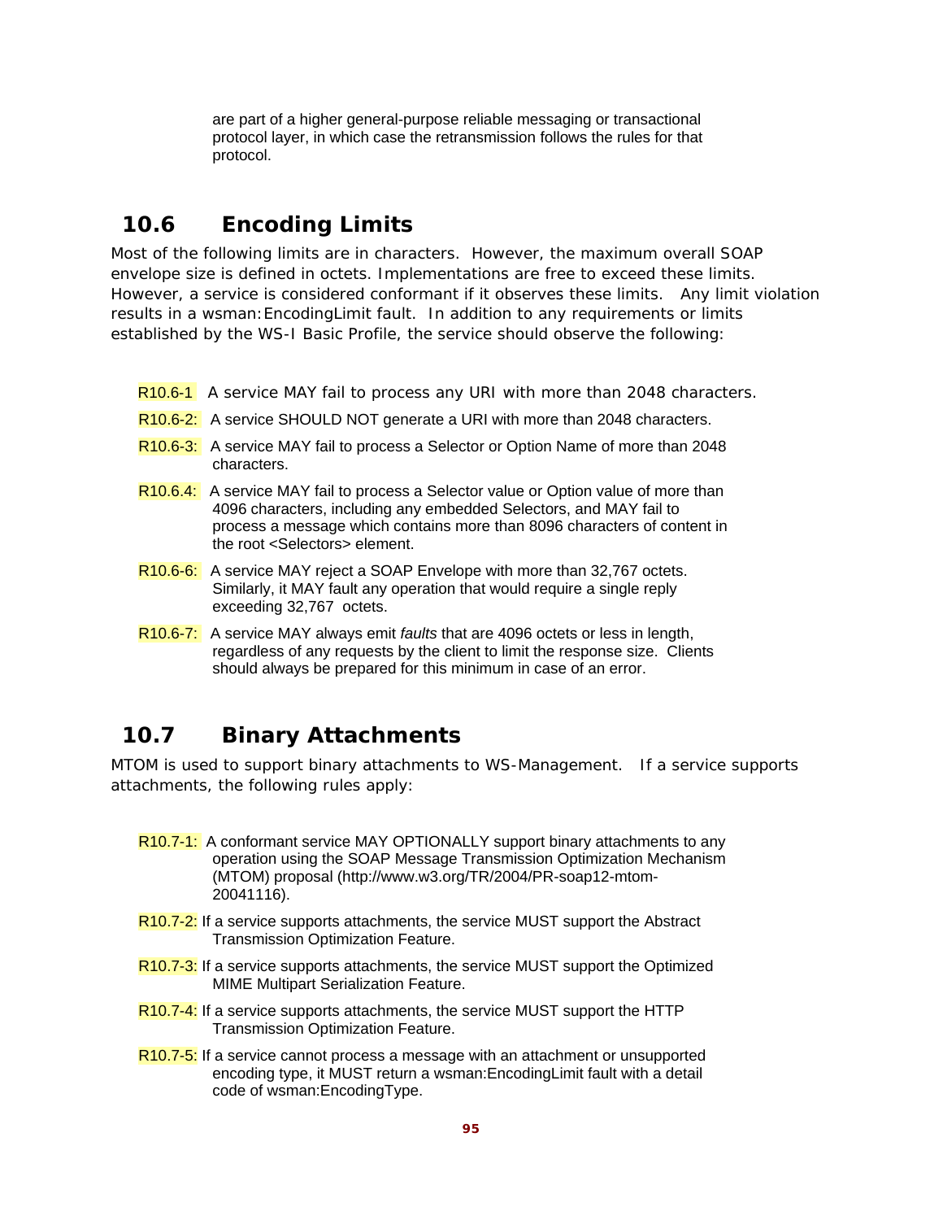are part of a higher general-purpose reliable messaging or transactional protocol layer, in which case the retransmission follows the rules for that protocol.

## 10.6 Encoding Limits

Most of the following limits are in characters. However, the maximum overall SOAP envelope size is defined in octets. Implementations are free to exceed these limits. However, a service is considered conformant if it observes these limits. Any limit violation results in a wsman:EncodingLimit fault. In addition to any requirements or limits established by the WS-I Basic Profile, the service should observe the following:

R10.6-1 A service MAY fail to process any URI with more than 2048 characters.

R10.6-2: A service SHOULD NOT generate a URI with more than 2048 characters.

R10.6-3: A service MAY fail to process a Selector or Option Name of more than 2048 characters.

R10.6.4: A service MAY fail to process a Selector value or Option value of more than 4096 characters, including any embedded Selectors, and MAY fail to process a message which contains more than 8096 characters of content in the root <Selectors> element.

R10.6-6: A service MAY reject a SOAP Envelope with more than 32,767 octets. Similarly, it MAY fault any operation that would require a single reply exceeding 32,767 octets.

R10.6-7: A service MAY always emit *faults* that are 4096 octets or less in length, regardless of any requests by the client to limit the response size. Clients should always be prepared for this minimum in case of an error.

## 10.7 Binary Attachments

MTOM is used to support binary attachments to WS-Management. If a service supports attachments, the following rules apply:

R10.7-1: A conformant service MAY OPTIONALLY support binary attachments to any operation using the SOAP Message Transmission Optimization Mechanism (MTOM) proposal (http://www.w3.org/TR/2004/PR-soap12-mtom-20041116).

R10.7-2: If a service supports attachments, the service MUST support the Abstract Transmission Optimization Feature.

R10.7-3: If a service supports attachments, the service MUST support the Optimized MIME Multipart Serialization Feature.

R10.7-4: If a service supports attachments, the service MUST support the HTTP Transmission Optimization Feature.

R10.7-5: If a service cannot process a message with an attachment or unsupported encoding type, it MUST return a wsman:EncodingLimit fault with a detail code of wsman:EncodingType.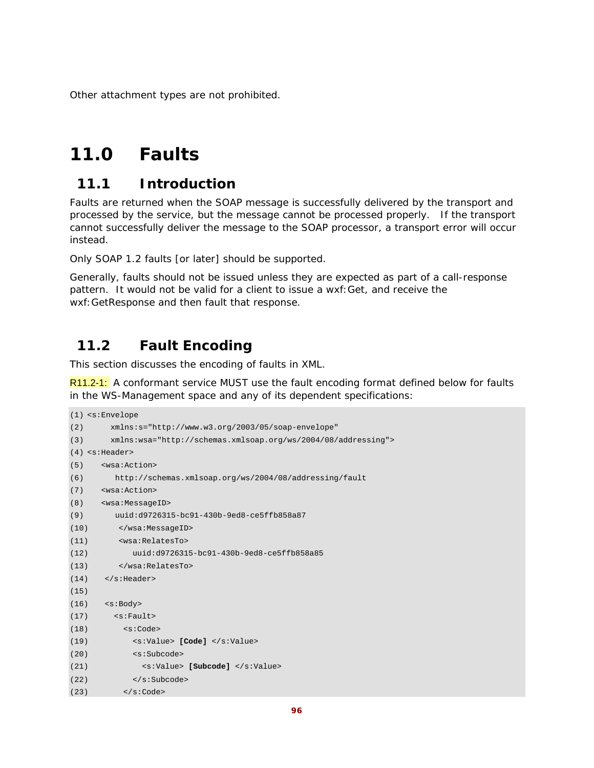Other attachment types are not prohibited.

# 11.0 Faults

## 11.1 Introduction

Faults are returned when the SOAP message is successfully delivered by the transport and processed by the service, but the message cannot be processed properly. If the transport cannot successfully deliver the message to the SOAP processor, a transport error will occur instead.

Only SOAP 1.2 faults [or later] should be supported.

Generally, faults should not be issued unless they are expected as part of a call-response pattern. It would not be valid for a client to issue a wxf:Get, and receive the wxf:GetResponse and then fault that response.

## 11.2 Fault Encoding

This section discusses the encoding of faults in XML.

R11.2-1: A conformant service MUST use the fault encoding format defined below for faults in the WS-Management space and any of its dependent specifications:

```
(1) <s:Envelope
(2)      xmlns:s="http://www.w3.org/2003/05/soap-envelope"
(3)      xmlns:wsa="http://schemas.xmlsoap.org/ws/2004/08/addressing">
(4) <s:Header>
(5)    <wsa:Action>
(6)       http://schemas.xmlsoap.org/ws/2004/08/addressing/fault
(7)    <wsa:Action>
(8)    <wsa:MessageID>
(9)       uuid:d9726315-bc91-430b-9ed8-ce5ffb858a87
(10)      </wsa:MessageID>
(11)      <wsa:RelatesTo>
(12)         uuid:d9726315-bc91-430b-9ed8-ce5ffb858a85
(13)      </wsa:RelatesTo>
(14)   </s:Header>
(15)
(16)   <s:Body>
(17)     <s:Fault>
(18)       <s:Code>
(19)         <s:Value> [Code] </s:Value>
(20)         <s:Subcode>
(21)           <s:Value> [Subcode] </s:Value>
(22)         </s:Subcode>
(23)       </s:Code>
```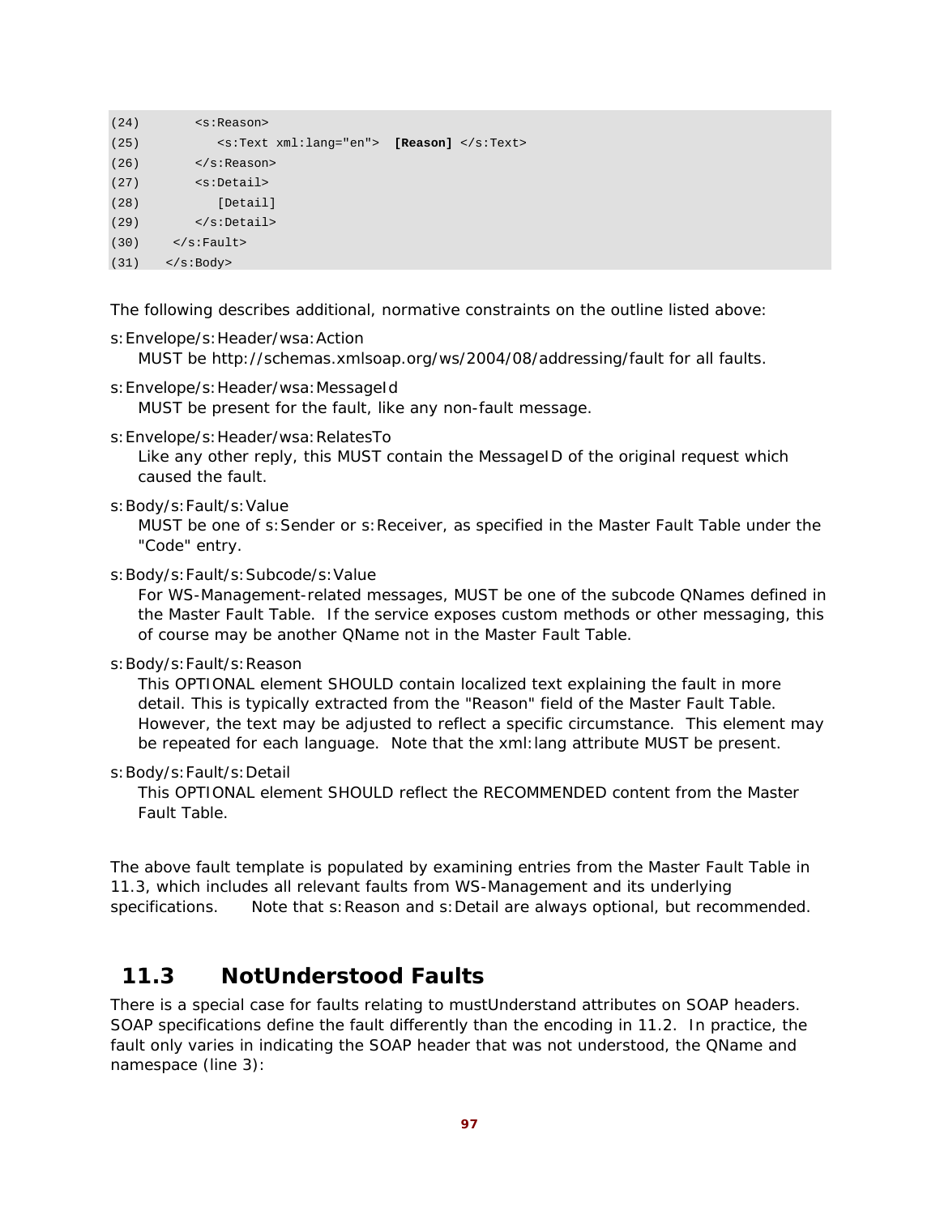```
(24)       <s:Reason>
(25)          <s:Text xml:lang="en">  [Reason] </s:Text>
(26)       </s:Reason>
(27)       <s:Detail>
(28)          [Detail]
(29)       </s:Detail>
(30)    </s:Fault>
(31)   </s:Body>
```

The following describes additional, normative constraints on the outline listed above:

s:Envelope/s:Header/wsa:Action
MUST be http://schemas.xmlsoap.org/ws/2004/08/addressing/fault for all faults.

s:Envelope/s:Header/wsa:MessageId
MUST be present for the fault, like any non-fault message.

s:Envelope/s:Header/wsa:RelatesTo
Like any other reply, this MUST contain the MessageID of the original request which caused the fault.

s:Body/s:Fault/s:Value
MUST be one of s:Sender or s:Receiver, as specified in the Master Fault Table under the "Code" entry.

s:Body/s:Fault/s:Subcode/s:Value
For WS-Management-related messages, MUST be one of the subcode QNames defined in the Master Fault Table. If the service exposes custom methods or other messaging, this of course may be another QName not in the Master Fault Table.

s:Body/s:Fault/s:Reason
This OPTIONAL element SHOULD contain localized text explaining the fault in more detail. This is typically extracted from the "Reason" field of the Master Fault Table. However, the text may be adjusted to reflect a specific circumstance. This element may be repeated for each language. Note that the xml:lang attribute MUST be present.

s:Body/s:Fault/s:Detail
This OPTIONAL element SHOULD reflect the RECOMMENDED content from the Master Fault Table.

The above fault template is populated by examining entries from the Master Fault Table in 11.3, which includes all relevant faults from WS-Management and its underlying specifications. Note that s:Reason and s:Detail are always optional, but recommended.

## 11.3 NotUnderstood Faults

There is a special case for faults relating to mustUnderstand attributes on SOAP headers. SOAP specifications define the fault differently than the encoding in 11.2. In practice, the fault only varies in indicating the SOAP header that was not understood, the QName and namespace (line 3):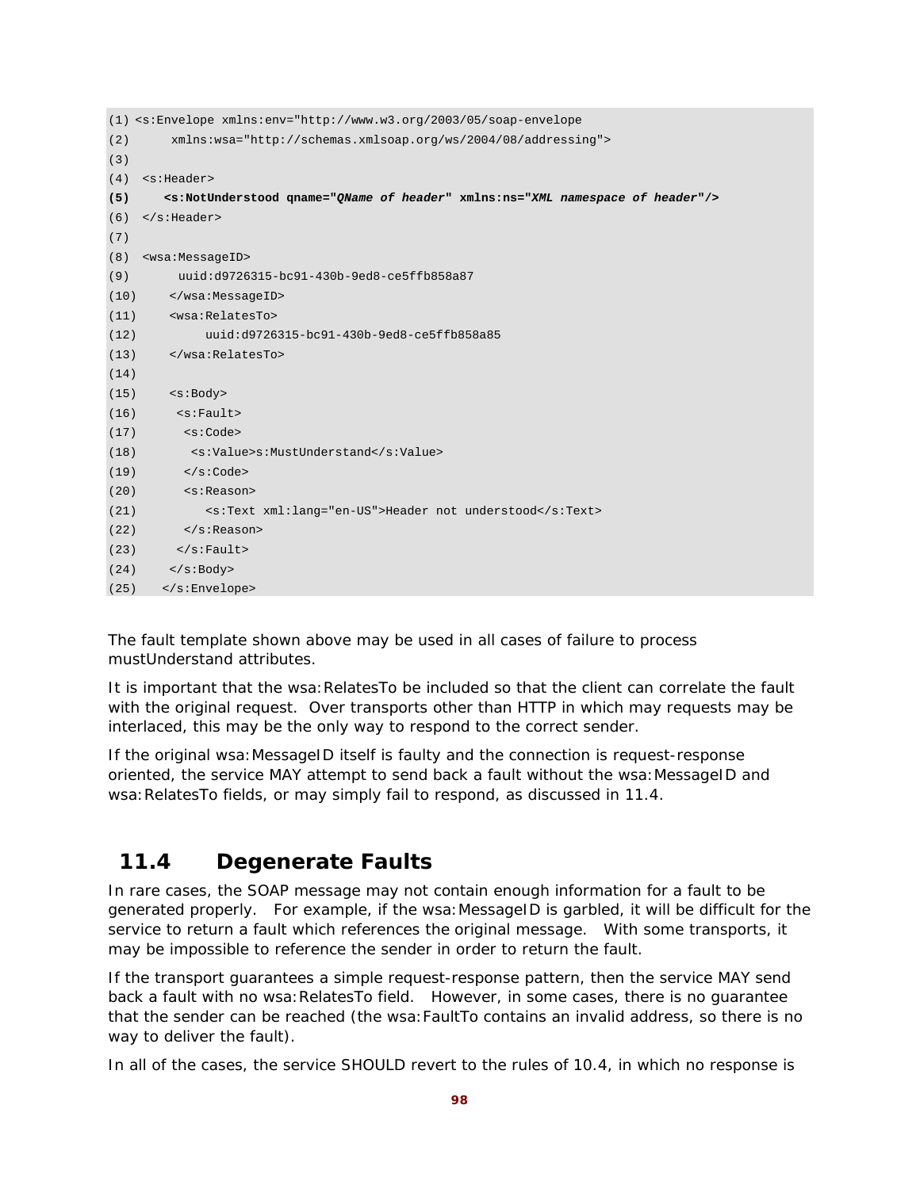```
(1) <s:Envelope xmlns:env="http://www.w3.org/2003/05/soap-envelope
(2)      xmlns:wsa="http://schemas.xmlsoap.org/ws/2004/08/addressing">
(3)
(4)  <s:Header>
(5)     <s:NotUnderstood qname="QName of header" xmlns:ns="XML namespace of header"/>
(6)  </s:Header>
(7)
(8)  <wsa:MessageID>
(9)       uuid:d9726315-bc91-430b-9ed8-ce5ffb858a87
(10)     </wsa:MessageID>
(11)     <wsa:RelatesTo>
(12)         uuid:d9726315-bc91-430b-9ed8-ce5ffb858a85
(13)     </wsa:RelatesTo>
(14)
(15)     <s:Body>
(16)      <s:Fault>
(17)       <s:Code>
(18)        <s:Value>s:MustUnderstand</s:Value>
(19)       </s:Code>
(20)       <s:Reason>
(21)          <s:Text xml:lang="en-US">Header not understood</s:Text>
(22)       </s:Reason>
(23)      </s:Fault>
(24)     </s:Body>
(25)    </s:Envelope>
```

The fault template shown above may be used in all cases of failure to process mustUnderstand attributes.

It is important that the wsa:RelatesTo be included so that the client can correlate the fault with the original request. Over transports other than HTTP in which may requests may be interlaced, this may be the only way to respond to the correct sender.

If the original wsa:MessageID itself is faulty and the connection is request-response oriented, the service MAY attempt to send back a fault without the wsa:MessageID and wsa:RelatesTo fields, or may simply fail to respond, as discussed in 11.4.

## 11.4 Degenerate Faults

In rare cases, the SOAP message may not contain enough information for a fault to be generated properly. For example, if the wsa:MessageID is garbled, it will be difficult for the service to return a fault which references the original message. With some transports, it may be impossible to reference the sender in order to return the fault.

If the transport guarantees a simple request-response pattern, then the service MAY send back a fault with no wsa:RelatesTo field. However, in some cases, there is no guarantee that the sender can be reached (the wsa:FaultTo contains an invalid address, so there is no way to deliver the fault).

In all of the cases, the service SHOULD revert to the rules of 10.4, in which no response is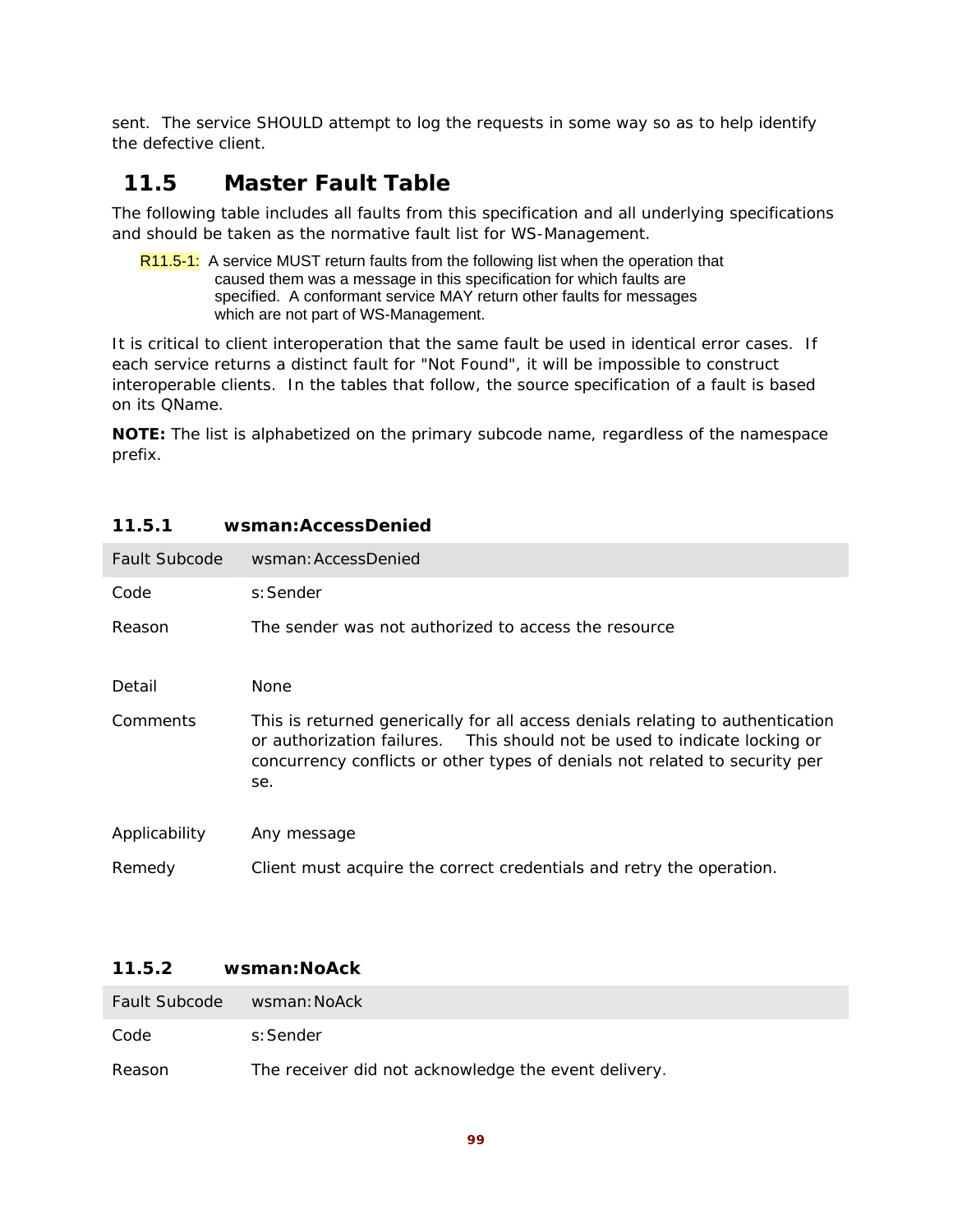sent. The service SHOULD attempt to log the requests in some way so as to help identify the defective client.

## 11.5 Master Fault Table

The following table includes all faults from this specification and all underlying specifications and should be taken as the normative fault list for WS-Management.

> R11.5-1: A service MUST return faults from the following list when the operation that caused them was a message in this specification for which faults are specified. A conformant service MAY return other faults for messages which are not part of WS-Management.

It is critical to client interoperation that the same fault be used in identical error cases. If each service returns a distinct fault for "Not Found", it will be impossible to construct interoperable clients. In the tables that follow, the source specification of a fault is based on its QName.

**NOTE:** The list is alphabetized on the primary subcode name, regardless of the namespace prefix.

### 11.5.1 wsman:AccessDenied

| Fault Subcode | wsman:AccessDenied |
|---|---|
| Code | s:Sender |
| Reason | The sender was not authorized to access the resource |
| Detail | None |
| Comments | This is returned generically for all access denials relating to authentication or authorization failures. This should not be used to indicate locking or concurrency conflicts or other types of denials not related to security per se. |
| Applicability | Any message |
| Remedy | Client must acquire the correct credentials and retry the operation. |

### 11.5.2 wsman:NoAck

| Fault Subcode | wsman:NoAck |
|---|---|
| Code | s:Sender |
| Reason | The receiver did not acknowledge the event delivery. |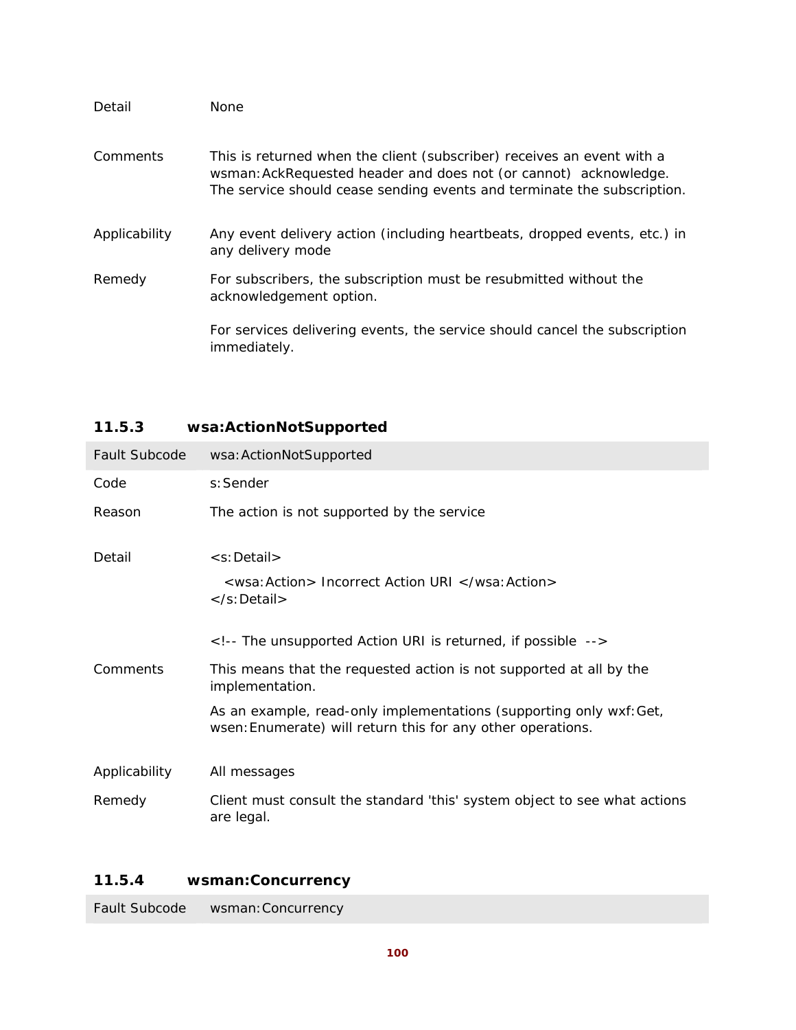| | |
|---|---|
| Detail | None |
| Comments | This is returned when the client (subscriber) receives an event with a wsman:AckRequested header and does not (or cannot) acknowledge. The service should cease sending events and terminate the subscription. |
| Applicability | Any event delivery action (including heartbeats, dropped events, etc.) in any delivery mode |
| Remedy | For subscribers, the subscription must be resubmitted without the acknowledgement option.<br><br>For services delivering events, the service should cancel the subscription immediately. |

### 11.5.3 wsa:ActionNotSupported

| Fault Subcode | wsa:ActionNotSupported |
|---|---|
| Code | s:Sender |
| Reason | The action is not supported by the service |
| Detail | `<s:Detail>`<br>`<wsa:Action> Incorrect Action URI </wsa:Action>`<br>`</s:Detail>`<br><br>`<!-- The unsupported Action URI is returned, if possible -->` |
| Comments | This means that the requested action is not supported at all by the implementation.<br><br>As an example, read-only implementations (supporting only wxf:Get, wsen:Enumerate) will return this for any other operations. |
| Applicability | All messages |
| Remedy | Client must consult the standard 'this' system object to see what actions are legal. |

### 11.5.4 wsman:Concurrency

| Fault Subcode | wsman:Concurrency |
|---|---|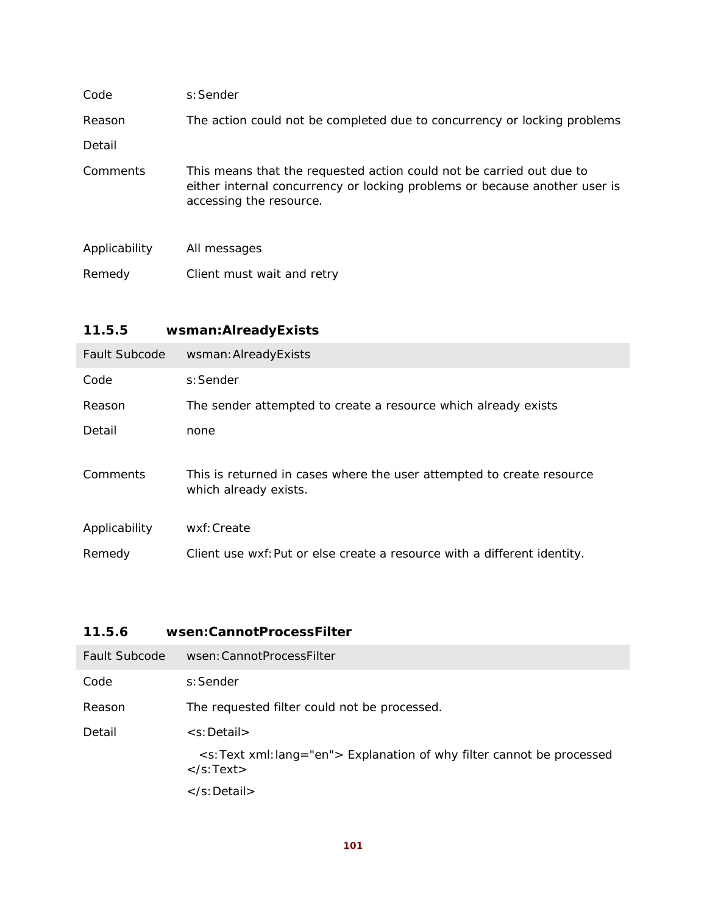| | |
|---|---|
| Code | s:Sender |
| Reason | The action could not be completed due to concurrency or locking problems |
| Detail | |
| Comments | This means that the requested action could not be carried out due to either internal concurrency or locking problems or because another user is accessing the resource. |
| Applicability | All messages |
| Remedy | Client must wait and retry |

### 11.5.5 wsman:AlreadyExists

| Fault Subcode | wsman:AlreadyExists |
|---|---|
| Code | s:Sender |
| Reason | The sender attempted to create a resource which already exists |
| Detail | none |
| Comments | This is returned in cases where the user attempted to create resource which already exists. |
| Applicability | wxf:Create |
| Remedy | Client use wxf:Put or else create a resource with a different identity. |

### 11.5.6 wsen:CannotProcessFilter

| Fault Subcode | wsen:CannotProcessFilter |
|---|---|
| Code | s:Sender |
| Reason | The requested filter could not be processed. |
| Detail | <s:Detail><br>&nbsp;&nbsp;<s:Text xml:lang="en"> Explanation of why filter cannot be processed </s:Text><br></s:Detail> |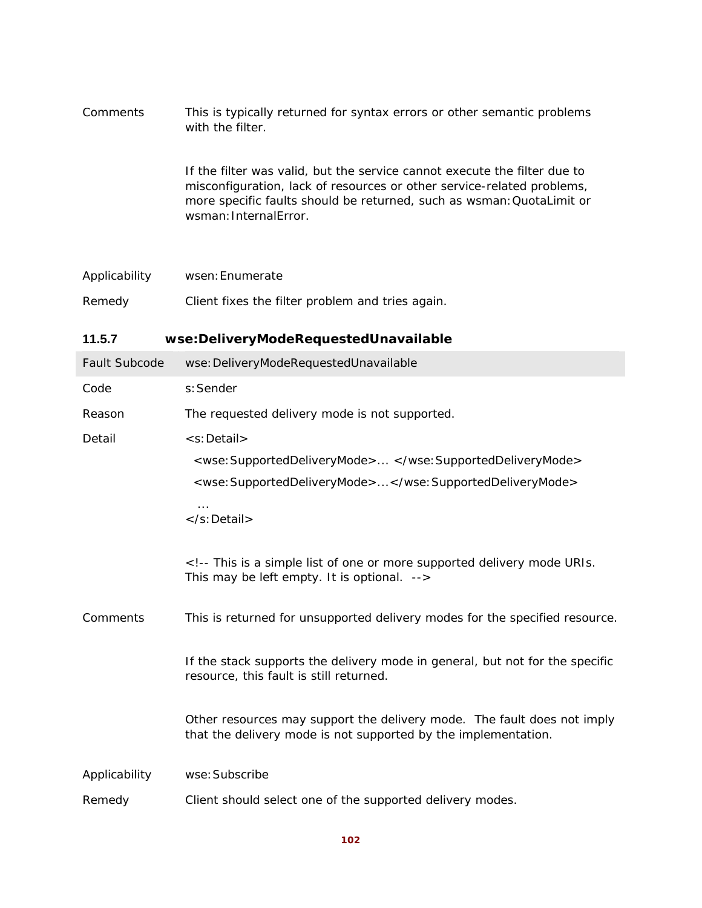| | |
|---|---|
| Comments | This is typically returned for syntax errors or other semantic problems with the filter.<br><br>If the filter was valid, but the service cannot execute the filter due to misconfiguration, lack of resources or other service-related problems, more specific faults should be returned, such as wsman:QuotaLimit or wsman:InternalError. |
| Applicability | wsen:Enumerate |
| Remedy | Client fixes the filter problem and tries again. |

### 11.5.7 wse:DeliveryModeRequestedUnavailable

| Fault Subcode | wse:DeliveryModeRequestedUnavailable |
|---|---|
| Code | s:Sender |
| Reason | The requested delivery mode is not supported. |
| Detail | `<s:Detail>`<br>`  <wse:SupportedDeliveryMode>... </wse:SupportedDeliveryMode>`<br>`  <wse:SupportedDeliveryMode>...</wse:SupportedDeliveryMode>`<br>`   ...`<br>`</s:Detail>`<br><br>`<!-- This is a simple list of one or more supported delivery mode URIs. This may be left empty. It is optional. -->` |
| Comments | This is returned for unsupported delivery modes for the specified resource.<br><br>If the stack supports the delivery mode in general, but not for the specific resource, this fault is still returned.<br><br>Other resources may support the delivery mode. The fault does not imply that the delivery mode is not supported by the implementation. |
| Applicability | wse:Subscribe |
| Remedy | Client should select one of the supported delivery modes. |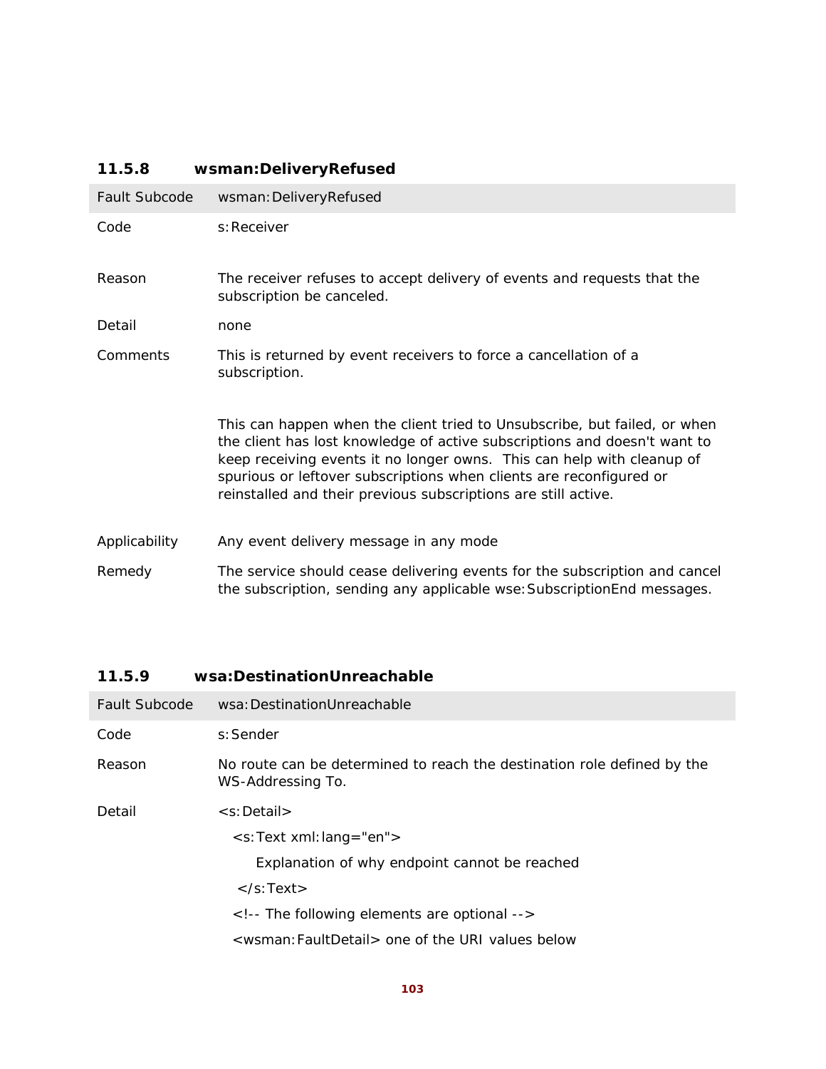### 11.5.8 wsman:DeliveryRefused

| Fault Subcode | wsman:DeliveryRefused |
|---|---|
| Code | s:Receiver |
| Reason | The receiver refuses to accept delivery of events and requests that the subscription be canceled. |
| Detail | none |
| Comments | This is returned by event receivers to force a cancellation of a subscription.<br><br>This can happen when the client tried to Unsubscribe, but failed, or when the client has lost knowledge of active subscriptions and doesn't want to keep receiving events it no longer owns. This can help with cleanup of spurious or leftover subscriptions when clients are reconfigured or reinstalled and their previous subscriptions are still active. |
| Applicability | Any event delivery message in any mode |
| Remedy | The service should cease delivering events for the subscription and cancel the subscription, sending any applicable wse:SubscriptionEnd messages. |

### 11.5.9 wsa:DestinationUnreachable

| Fault Subcode | wsa:DestinationUnreachable |
|---|---|
| Code | s:Sender |
| Reason | No route can be determined to reach the destination role defined by the WS-Addressing To. |
| Detail | `<s:Detail>`<br>`<s:Text xml:lang="en">`<br>Explanation of why endpoint cannot be reached<br>`</s:Text>`<br>`<!-- The following elements are optional -->`<br>`<wsman:FaultDetail>` one of the URI values below |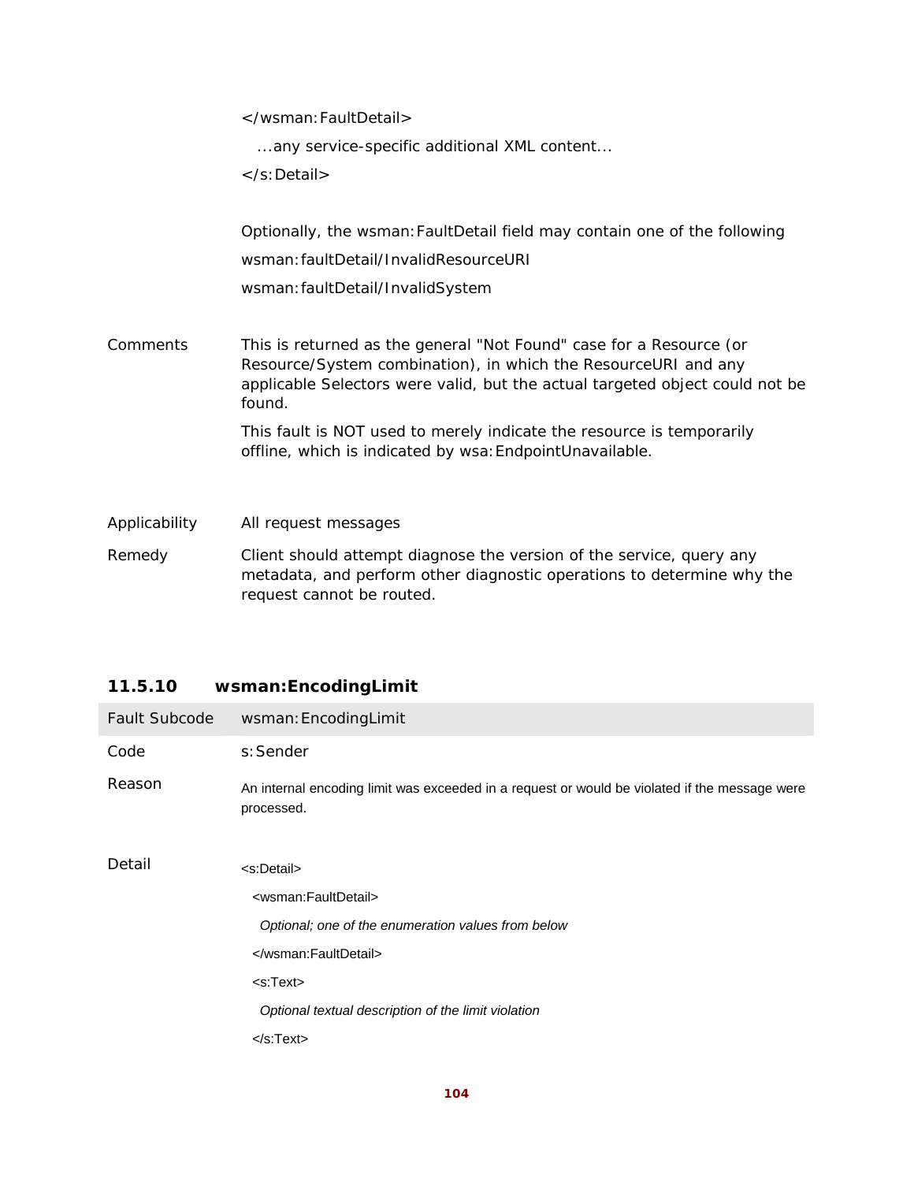```
</wsman:FaultDetail>
  ...any service-specific additional XML content...
</s:Detail>
```

Optionally, the wsman:FaultDetail field may contain one of the following

wsman:faultDetail/InvalidResourceURI

wsman:faultDetail/InvalidSystem

| | |
|---|---|
| Comments | This is returned as the general "Not Found" case for a Resource (or Resource/System combination), in which the ResourceURI and any applicable Selectors were valid, but the actual targeted object could not be found.<br><br>This fault is NOT used to merely indicate the resource is temporarily offline, which is indicated by wsa:EndpointUnavailable. |
| Applicability | All request messages |
| Remedy | Client should attempt diagnose the version of the service, query any metadata, and perform other diagnostic operations to determine why the request cannot be routed. |

### 11.5.10 wsman:EncodingLimit

| Fault Subcode | wsman:EncodingLimit |
|---|---|
| Code | s:Sender |
| Reason | An internal encoding limit was exceeded in a request or would be violated if the message were processed. |
| Detail | (see below) |

```
<s:Detail>
  <wsman:FaultDetail>
    Optional; one of the enumeration values from below
  </wsman:FaultDetail>
  <s:Text>
    Optional textual description of the limit violation
  </s:Text>
```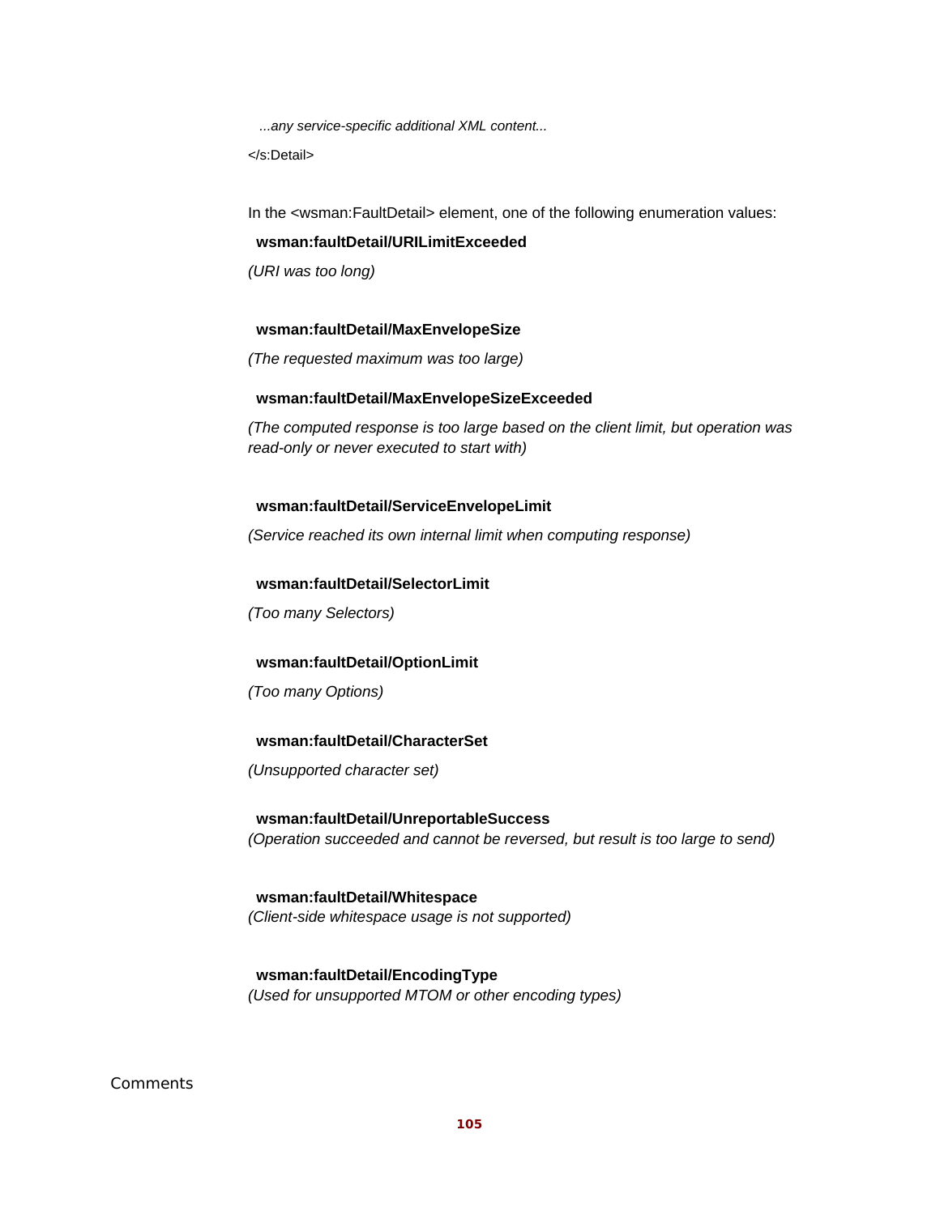...any service-specific additional XML content...

</s:Detail>

In the <wsman:FaultDetail> element, one of the following enumeration values:

**wsman:faultDetail/URILimitExceeded**

*(URI was too long)*

**wsman:faultDetail/MaxEnvelopeSize**

*(The requested maximum was too large)*

**wsman:faultDetail/MaxEnvelopeSizeExceeded**

*(The computed response is too large based on the client limit, but operation was read-only or never executed to start with)*

**wsman:faultDetail/ServiceEnvelopeLimit**

*(Service reached its own internal limit when computing response)*

**wsman:faultDetail/SelectorLimit**

*(Too many Selectors)*

**wsman:faultDetail/OptionLimit**

*(Too many Options)*

**wsman:faultDetail/CharacterSet**

*(Unsupported character set)*

**wsman:faultDetail/UnreportableSuccess**

*(Operation succeeded and cannot be reversed, but result is too large to send)*

**wsman:faultDetail/Whitespace**

*(Client-side whitespace usage is not supported)*

**wsman:faultDetail/EncodingType**

*(Used for unsupported MTOM or other encoding types)*

Comments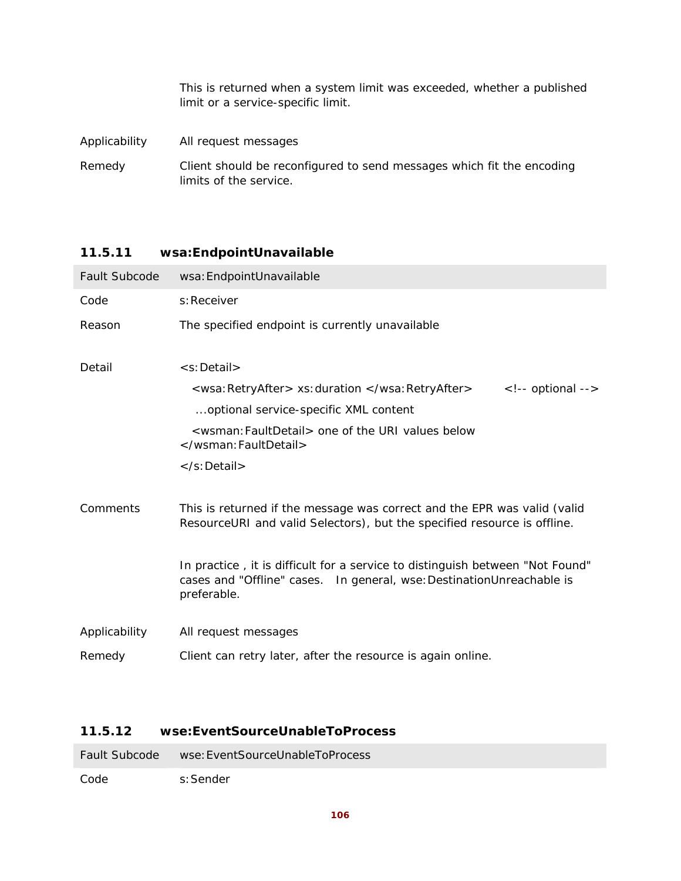| | |
|---|---|
| | This is returned when a system limit was exceeded, whether a published limit or a service-specific limit. |
| Applicability | All request messages |
| Remedy | Client should be reconfigured to send messages which fit the encoding limits of the service. |

### 11.5.11 wsa:EndpointUnavailable

| Fault Subcode | wsa:EndpointUnavailable |
|---|---|
| Code | s:Receiver |
| Reason | The specified endpoint is currently unavailable |
| Detail | &lt;s:Detail&gt;<br>&lt;wsa:RetryAfter&gt; xs:duration &lt;/wsa:RetryAfter&gt; &lt;!-- optional --&gt;<br>...optional service-specific XML content<br>&lt;wsman:FaultDetail&gt; one of the URI values below &lt;/wsman:FaultDetail&gt;<br>&lt;/s:Detail&gt; |
| Comments | This is returned if the message was correct and the EPR was valid (valid ResourceURI and valid Selectors), but the specified resource is offline.<br><br>In practice , it is difficult for a service to distinguish between "Not Found" cases and "Offline" cases. In general, wse:DestinationUnreachable is preferable. |
| Applicability | All request messages |
| Remedy | Client can retry later, after the resource is again online. |

### 11.5.12 wse:EventSourceUnableToProcess

| Fault Subcode | wse:EventSourceUnableToProcess |
|---|---|
| Code | s:Sender |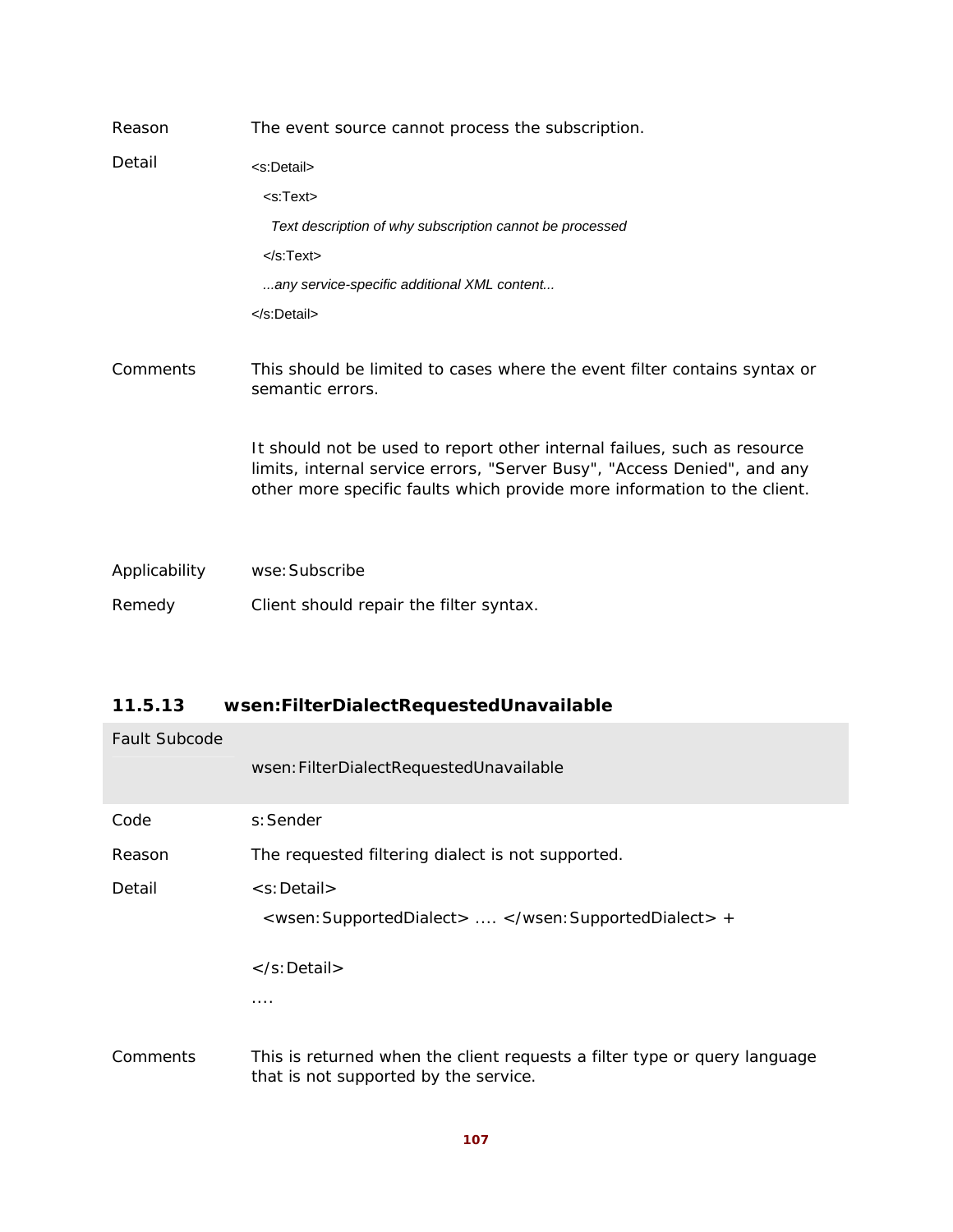| | |
|---|---|
| Reason | The event source cannot process the subscription. |
| Detail | `<s:Detail>`<br>  `<s:Text>`<br>   *Text description of why subscription cannot be processed*<br>  `</s:Text>`<br>  *...any service-specific additional XML content...*<br>`</s:Detail>` |
| Comments | This should be limited to cases where the event filter contains syntax or semantic errors.<br><br>It should not be used to report other internal failues, such as resource limits, internal service errors, "Server Busy", "Access Denied", and any other more specific faults which provide more information to the client. |
| Applicability | wse:Subscribe |
| Remedy | Client should repair the filter syntax. |

### 11.5.13 wsen:FilterDialectRequestedUnavailable

| Fault Subcode | wsen:FilterDialectRequestedUnavailable |
|---|---|
| Code | s:Sender |
| Reason | The requested filtering dialect is not supported. |
| Detail | `<s:Detail>`<br>  `<wsen:SupportedDialect> .... </wsen:SupportedDialect> +`<br><br>`</s:Detail>`<br>.... |
| Comments | This is returned when the client requests a filter type or query language that is not supported by the service. |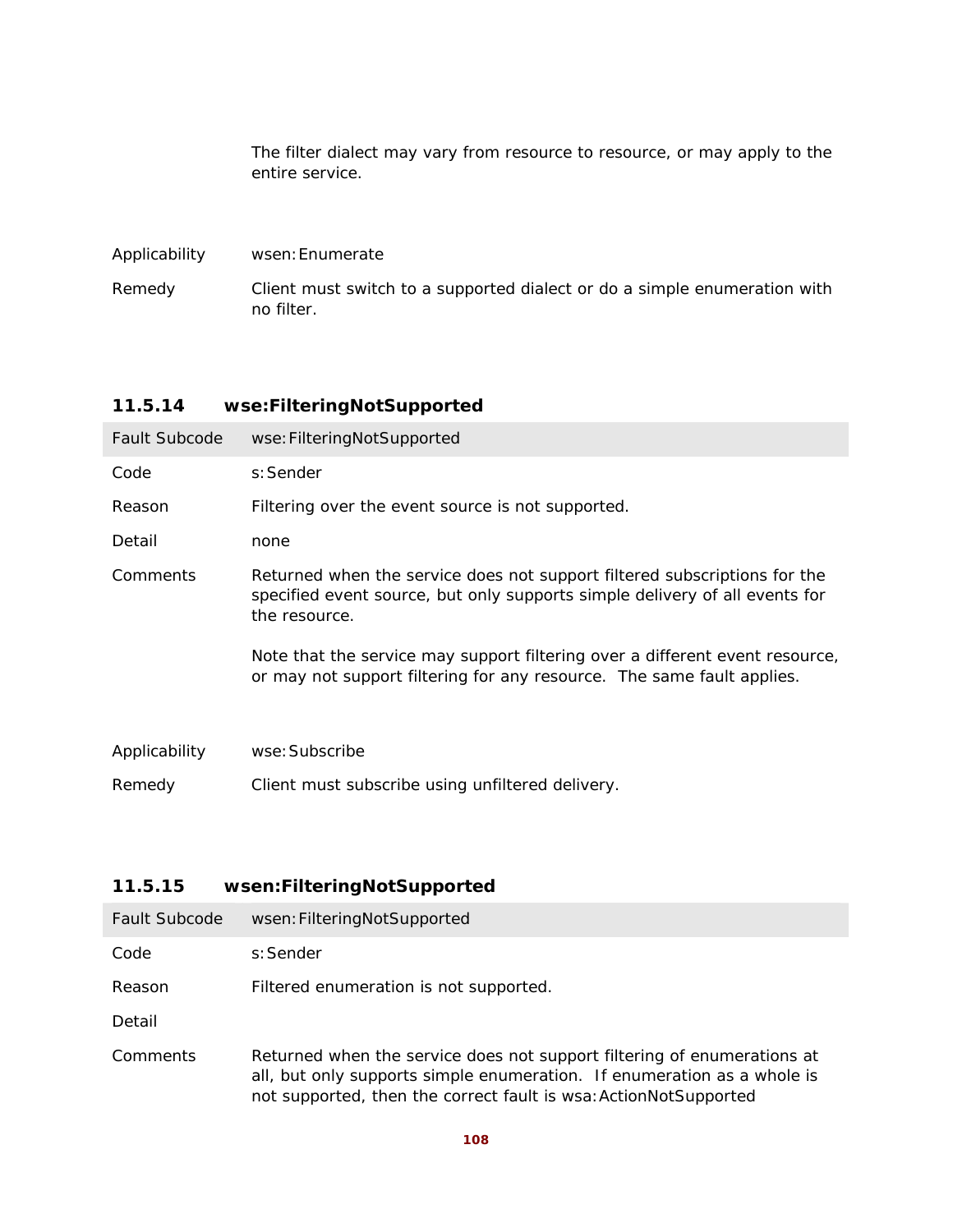|  | The filter dialect may vary from resource to resource, or may apply to the entire service. |
|---|---|
| Applicability | wsen:Enumerate |
| Remedy | Client must switch to a supported dialect or do a simple enumeration with no filter. |

### 11.5.14 wse:FilteringNotSupported

| Fault Subcode | wse:FilteringNotSupported |
|---|---|
| Code | s:Sender |
| Reason | Filtering over the event source is not supported. |
| Detail | none |
| Comments | Returned when the service does not support filtered subscriptions for the specified event source, but only supports simple delivery of all events for the resource.<br><br>Note that the service may support filtering over a different event resource, or may not support filtering for any resource. The same fault applies. |
| Applicability | wse:Subscribe |
| Remedy | Client must subscribe using unfiltered delivery. |

### 11.5.15 wsen:FilteringNotSupported

| Fault Subcode | wsen:FilteringNotSupported |
|---|---|
| Code | s:Sender |
| Reason | Filtered enumeration is not supported. |
| Detail |  |
| Comments | Returned when the service does not support filtering of enumerations at all, but only supports simple enumeration. If enumeration as a whole is not supported, then the correct fault is wsa:ActionNotSupported |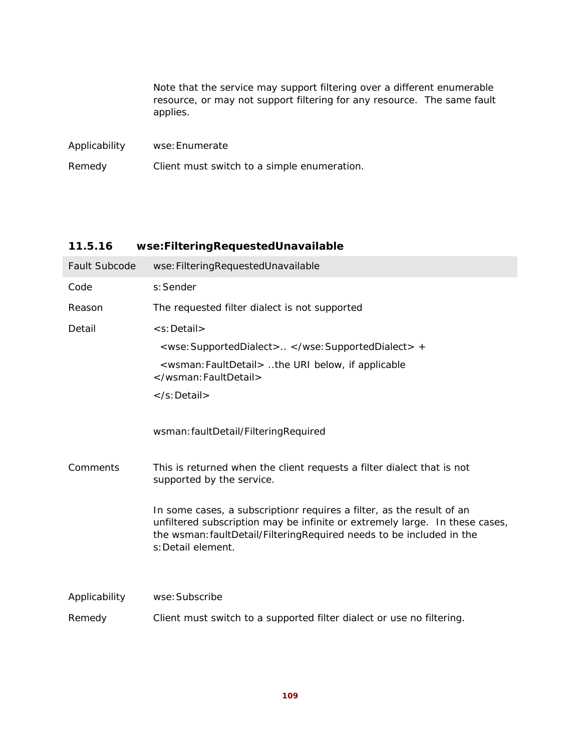|  |  |
|---|---|
|  | Note that the service may support filtering over a different enumerable resource, or may not support filtering for any resource. The same fault applies. |
| Applicability | wse:Enumerate |
| Remedy | Client must switch to a simple enumeration. |

### 11.5.16 wse:FilteringRequestedUnavailable

| Fault Subcode | wse:FilteringRequestedUnavailable |
|---|---|
| Code | s:Sender |
| Reason | The requested filter dialect is not supported |
| Detail | <s:Detail><br><wse:SupportedDialect>.. </wse:SupportedDialect> +<br><wsman:FaultDetail> ..the URI below, if applicable </wsman:FaultDetail><br></s:Detail><br><br>wsman:faultDetail/FilteringRequired |
| Comments | This is returned when the client requests a filter dialect that is not supported by the service.<br><br>In some cases, a subscriptionr requires a filter, as the result of an unfiltered subscription may be infinite or extremely large. In these cases, the wsman:faultDetail/FilteringRequired needs to be included in the s:Detail element. |
| Applicability | wse:Subscribe |
| Remedy | Client must switch to a supported filter dialect or use no filtering. |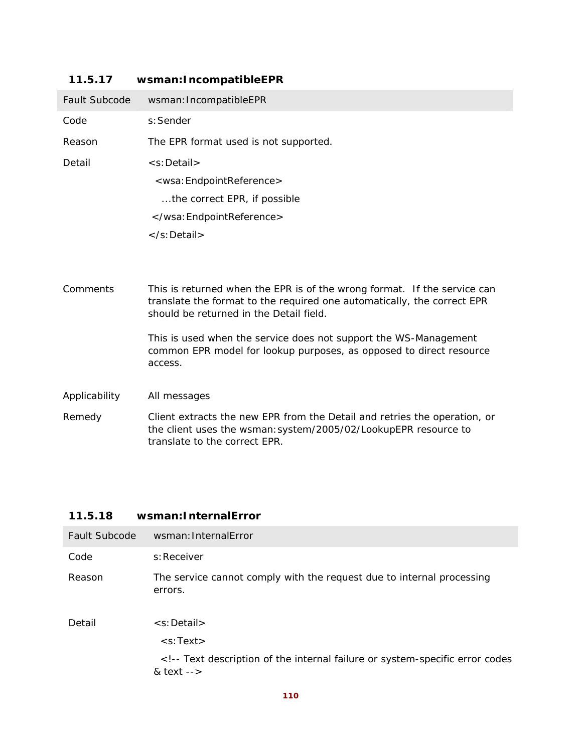### 11.5.17 wsman:IncompatibleEPR

| Fault Subcode | wsman:IncompatibleEPR |
|---|---|
| Code | s:Sender |
| Reason | The EPR format used is not supported. |
| Detail | `<s:Detail>` `<wsa:EndpointReference>` ...the correct EPR, if possible `</wsa:EndpointReference>` `</s:Detail>` |
| Comments | This is returned when the EPR is of the wrong format. If the service can translate the format to the required one automatically, the correct EPR should be returned in the Detail field.<br><br>This is used when the service does not support the WS-Management common EPR model for lookup purposes, as opposed to direct resource access. |
| Applicability | All messages |
| Remedy | Client extracts the new EPR from the Detail and retries the operation, or the client uses the wsman:system/2005/02/LookupEPR resource to translate to the correct EPR. |

### 11.5.18 wsman:InternalError

| Fault Subcode | wsman:InternalError |
|---|---|
| Code | s:Receiver |
| Reason | The service cannot comply with the request due to internal processing errors. |
| Detail | `<s:Detail>` `<s:Text>` `<!-- Text description of the internal failure or system-specific error codes & text -->` |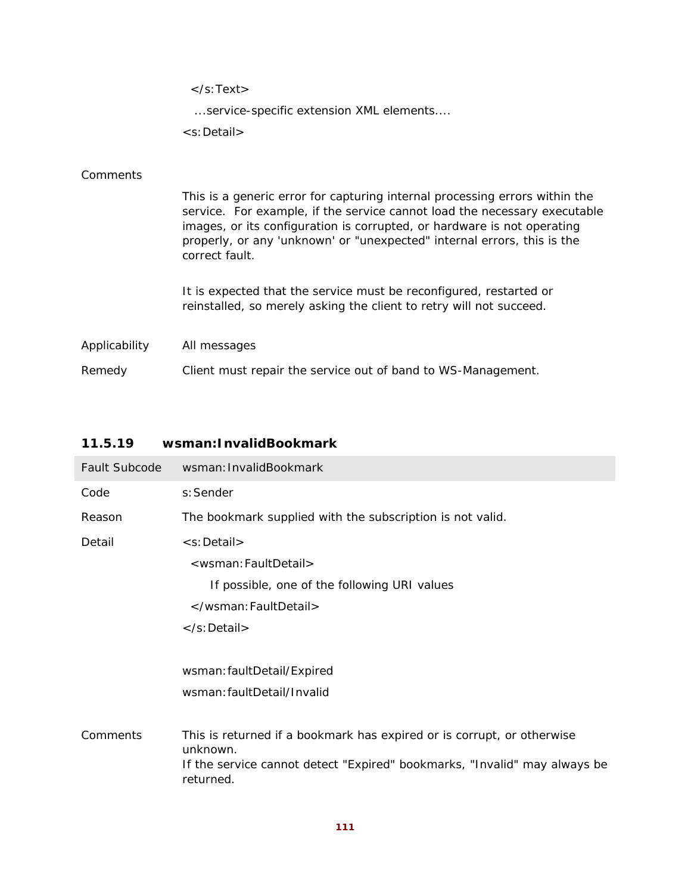```
  </s:Text>
   ...service-specific extension XML elements....
<s:Detail>
```

| | |
|---|---|
| Comments | This is a generic error for capturing internal processing errors within the service. For example, if the service cannot load the necessary executable images, or its configuration is corrupted, or hardware is not operating properly, or any 'unknown' or "unexpected" internal errors, this is the correct fault.<br><br>It is expected that the service must be reconfigured, restarted or reinstalled, so merely asking the client to retry will not succeed. |
| Applicability | All messages |
| Remedy | Client must repair the service out of band to WS-Management. |

### 11.5.19 wsman:InvalidBookmark

| Fault Subcode | wsman:InvalidBookmark |
|---|---|
| Code | s:Sender |
| Reason | The bookmark supplied with the subscription is not valid. |
| Detail | <s:Detail><br>&nbsp;&nbsp;<wsman:FaultDetail><br>&nbsp;&nbsp;&nbsp;&nbsp;&nbsp;&nbsp;If possible, one of the following URI values<br>&nbsp;&nbsp;</wsman:FaultDetail><br></s:Detail><br><br>wsman:faultDetail/Expired<br>wsman:faultDetail/Invalid |
| Comments | This is returned if a bookmark has expired or is corrupt, or otherwise unknown.<br>If the service cannot detect "Expired" bookmarks, "Invalid" may always be returned. |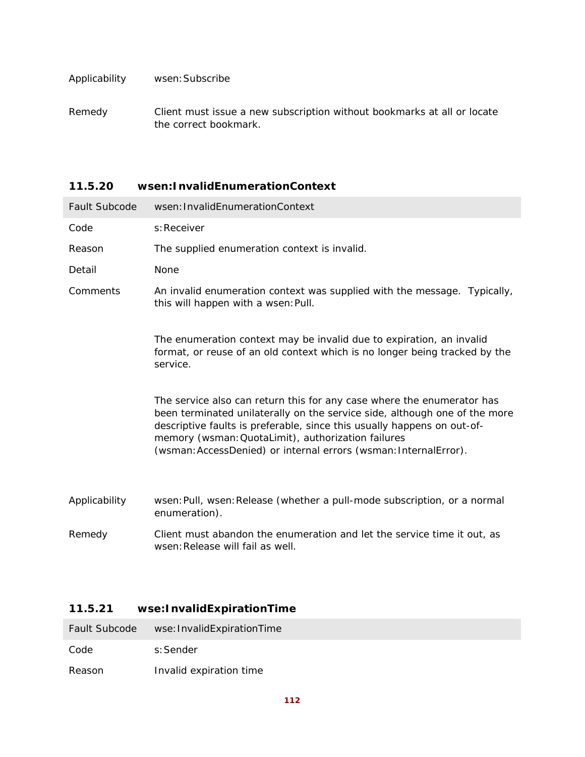| | |
|---|---|
| Applicability | wsen:Subscribe |
| Remedy | Client must issue a new subscription without bookmarks at all or locate the correct bookmark. |

### 11.5.20 wsen:InvalidEnumerationContext

| Fault Subcode | wsen:InvalidEnumerationContext |
|---|---|
| Code | s:Receiver |
| Reason | The supplied enumeration context is invalid. |
| Detail | None |
| Comments | An invalid enumeration context was supplied with the message. Typically, this will happen with a wsen:Pull.<br><br>The enumeration context may be invalid due to expiration, an invalid format, or reuse of an old context which is no longer being tracked by the service.<br><br>The service also can return this for any case where the enumerator has been terminated unilaterally on the service side, although one of the more descriptive faults is preferable, since this usually happens on out-of-memory (wsman:QuotaLimit), authorization failures (wsman:AccessDenied) or internal errors (wsman:InternalError). |
| Applicability | wsen:Pull, wsen:Release (whether a pull-mode subscription, or a normal enumeration). |
| Remedy | Client must abandon the enumeration and let the service time it out, as wsen:Release will fail as well. |

### 11.5.21 wse:InvalidExpirationTime

| Fault Subcode | wse:InvalidExpirationTime |
|---|---|
| Code | s:Sender |
| Reason | Invalid expiration time |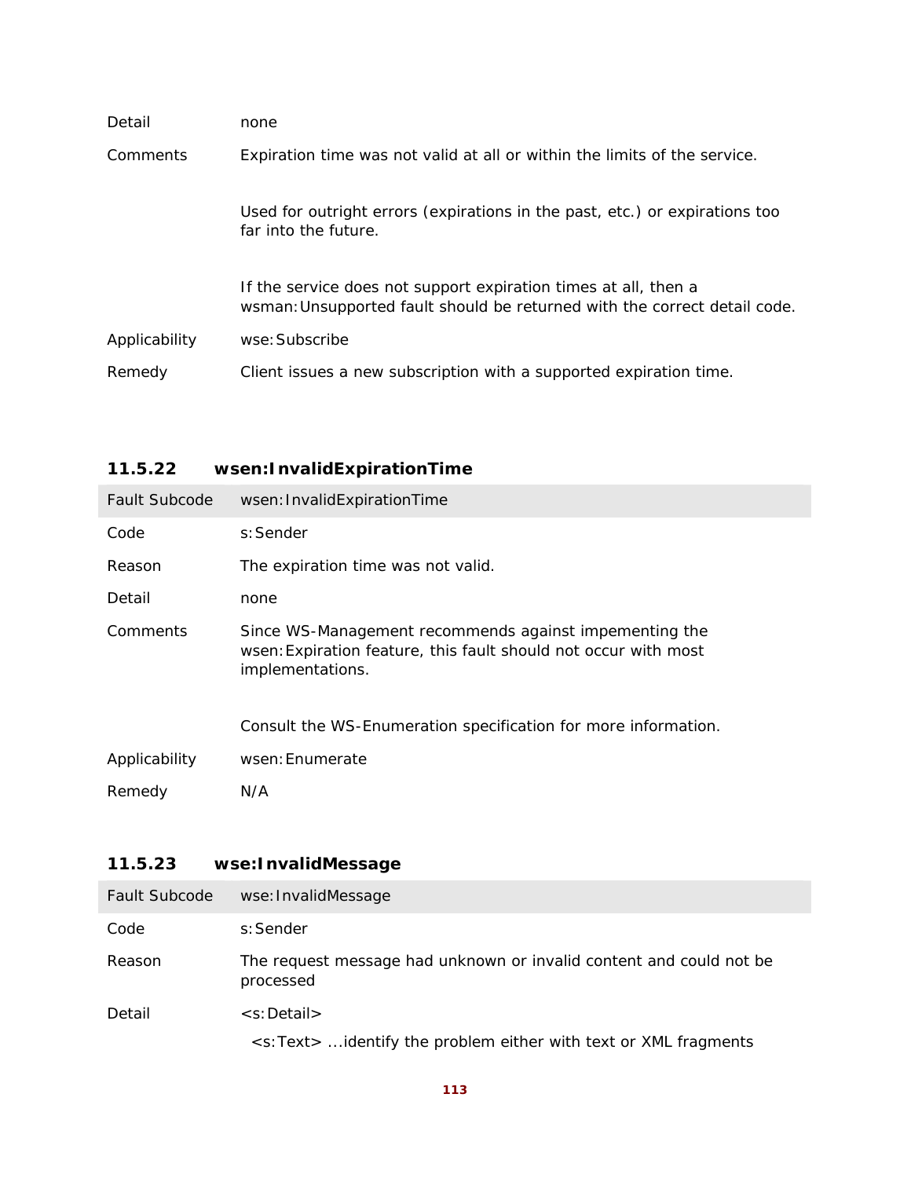| | |
|---|---|
| Detail | none |
| Comments | Expiration time was not valid at all or within the limits of the service.<br><br>Used for outright errors (expirations in the past, etc.) or expirations too far into the future.<br><br>If the service does not support expiration times at all, then a wsman:Unsupported fault should be returned with the correct detail code. |
| Applicability | wse:Subscribe |
| Remedy | Client issues a new subscription with a supported expiration time. |

### 11.5.22 wsen:InvalidExpirationTime

| Fault Subcode | wsen:InvalidExpirationTime |
|---|---|
| Code | s:Sender |
| Reason | The expiration time was not valid. |
| Detail | none |
| Comments | Since WS-Management recommends against impementing the wsen:Expiration feature, this fault should not occur with most implementations.<br><br>Consult the WS-Enumeration specification for more information. |
| Applicability | wsen:Enumerate |
| Remedy | N/A |

### 11.5.23 wse:InvalidMessage

| Fault Subcode | wse:InvalidMessage |
|---|---|
| Code | s:Sender |
| Reason | The request message had unknown or invalid content and could not be processed |
| Detail | <s:Detail><br>&nbsp;&nbsp;<s:Text> ...identify the problem either with text or XML fragments |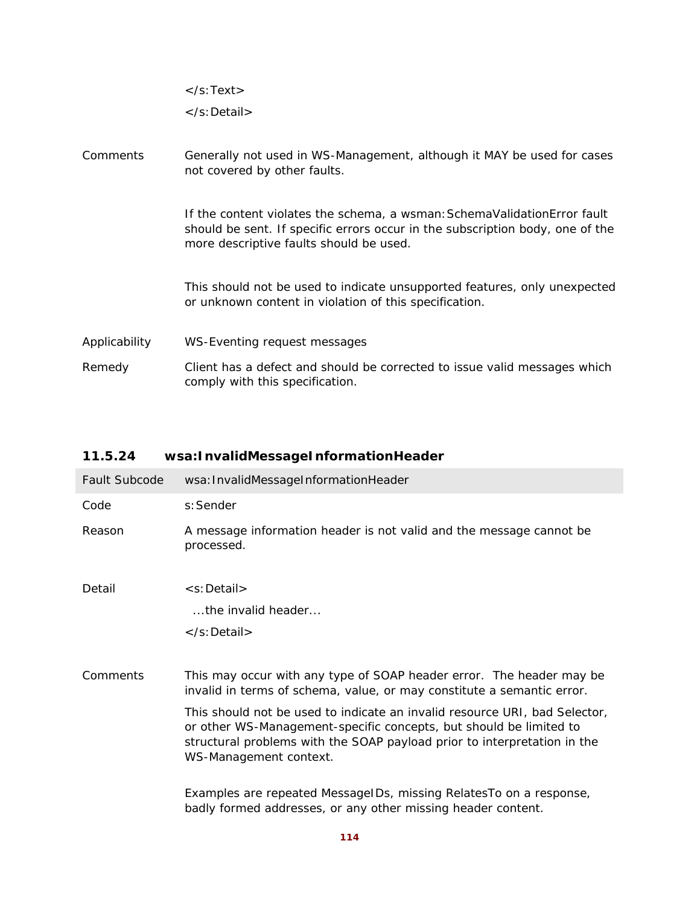</s:Text>

</s:Detail>

| | |
|---|---|
| Comments | Generally not used in WS-Management, although it MAY be used for cases not covered by other faults.<br><br>If the content violates the schema, a wsman:SchemaValidationError fault should be sent. If specific errors occur in the subscription body, one of the more descriptive faults should be used.<br><br>This should not be used to indicate unsupported features, only unexpected or unknown content in violation of this specification. |
| Applicability | WS-Eventing request messages |
| Remedy | Client has a defect and should be corrected to issue valid messages which comply with this specification. |

### 11.5.24 wsa:InvalidMessageInformationHeader

| Fault Subcode | wsa:InvalidMessageInformationHeader |
|---|---|
| Code | s:Sender |
| Reason | A message information header is not valid and the message cannot be processed. |
| Detail | <s:Detail><br>...the invalid header...<br></s:Detail> |
| Comments | This may occur with any type of SOAP header error. The header may be invalid in terms of schema, value, or may constitute a semantic error.<br><br>This should not be used to indicate an invalid resource URI, bad Selector, or other WS-Management-specific concepts, but should be limited to structural problems with the SOAP payload prior to interpretation in the WS-Management context.<br><br>Examples are repeated MessageIDs, missing RelatesTo on a response, badly formed addresses, or any other missing header content. |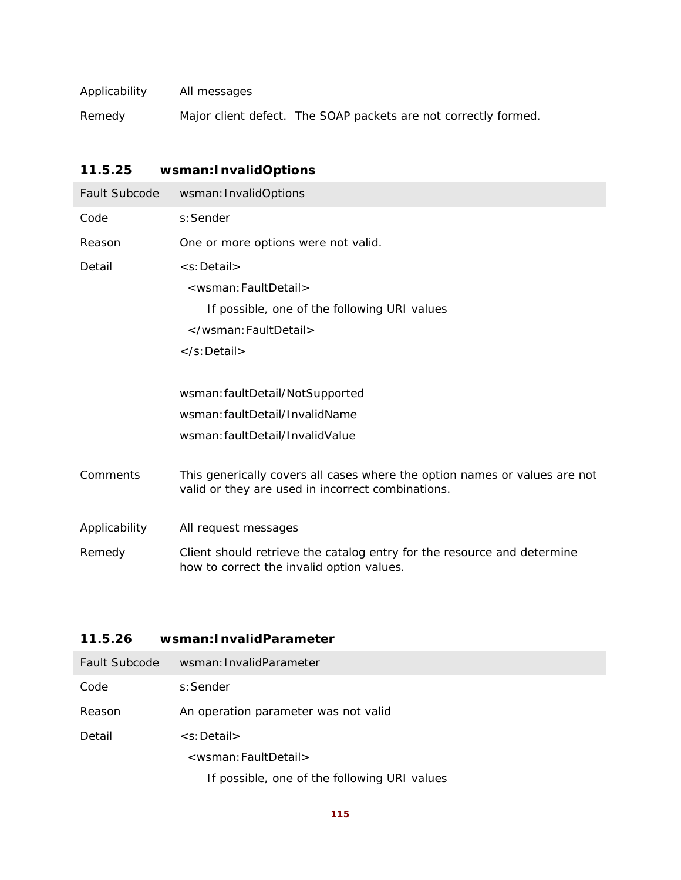| | |
|---|---|
| Applicability | All messages |
| Remedy | Major client defect. The SOAP packets are not correctly formed. |

### 11.5.25 wsman:InvalidOptions

| Fault Subcode | wsman:InvalidOptions |
|---|---|
| Code | s:Sender |
| Reason | One or more options were not valid. |
| Detail | `<s:Detail>`<br>`<wsman:FaultDetail>`<br>If possible, one of the following URI values<br>`</wsman:FaultDetail>`<br>`</s:Detail>`<br><br>wsman:faultDetail/NotSupported<br>wsman:faultDetail/InvalidName<br>wsman:faultDetail/InvalidValue |
| Comments | This generically covers all cases where the option names or values are not valid or they are used in incorrect combinations. |
| Applicability | All request messages |
| Remedy | Client should retrieve the catalog entry for the resource and determine how to correct the invalid option values. |

### 11.5.26 wsman:InvalidParameter

| Fault Subcode | wsman:InvalidParameter |
|---|---|
| Code | s:Sender |
| Reason | An operation parameter was not valid |
| Detail | `<s:Detail>`<br>`<wsman:FaultDetail>`<br>If possible, one of the following URI values |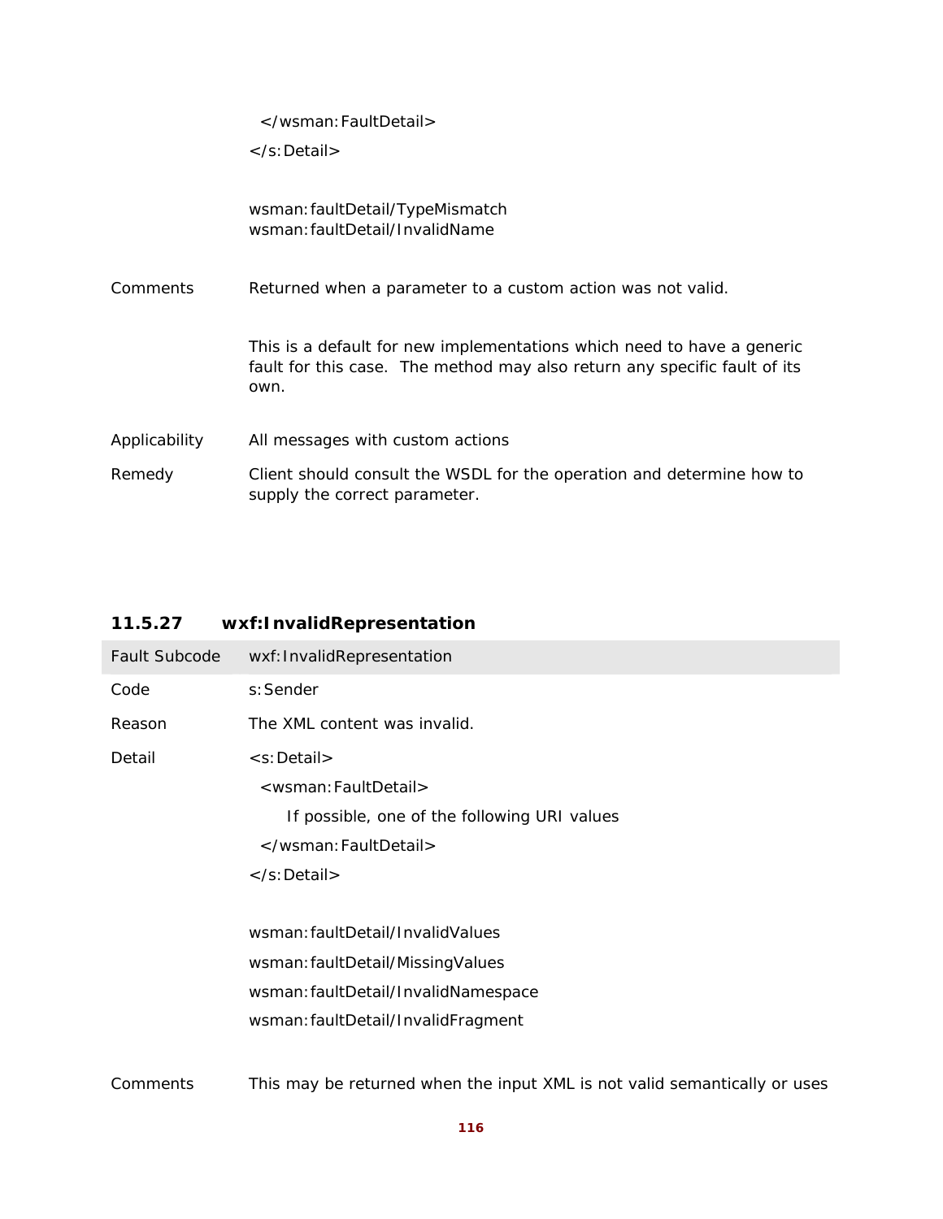| | |
|---|---|
| | </wsman:FaultDetail> |
| | </s:Detail> |
| | wsman:faultDetail/TypeMismatch<br>wsman:faultDetail/InvalidName |
| Comments | Returned when a parameter to a custom action was not valid.<br><br>This is a default for new implementations which need to have a generic fault for this case. The method may also return any specific fault of its own. |
| Applicability | All messages with custom actions |
| Remedy | Client should consult the WSDL for the operation and determine how to supply the correct parameter. |

### 11.5.27 wxf:InvalidRepresentation

| Fault Subcode | wxf:InvalidRepresentation |
|---|---|
| Code | s:Sender |
| Reason | The XML content was invalid. |
| Detail | <s:Detail><br>  <wsman:FaultDetail><br>    If possible, one of the following URI values<br>  </wsman:FaultDetail><br></s:Detail><br><br>wsman:faultDetail/InvalidValues<br>wsman:faultDetail/MissingValues<br>wsman:faultDetail/InvalidNamespace<br>wsman:faultDetail/InvalidFragment |
| Comments | This may be returned when the input XML is not valid semantically or uses |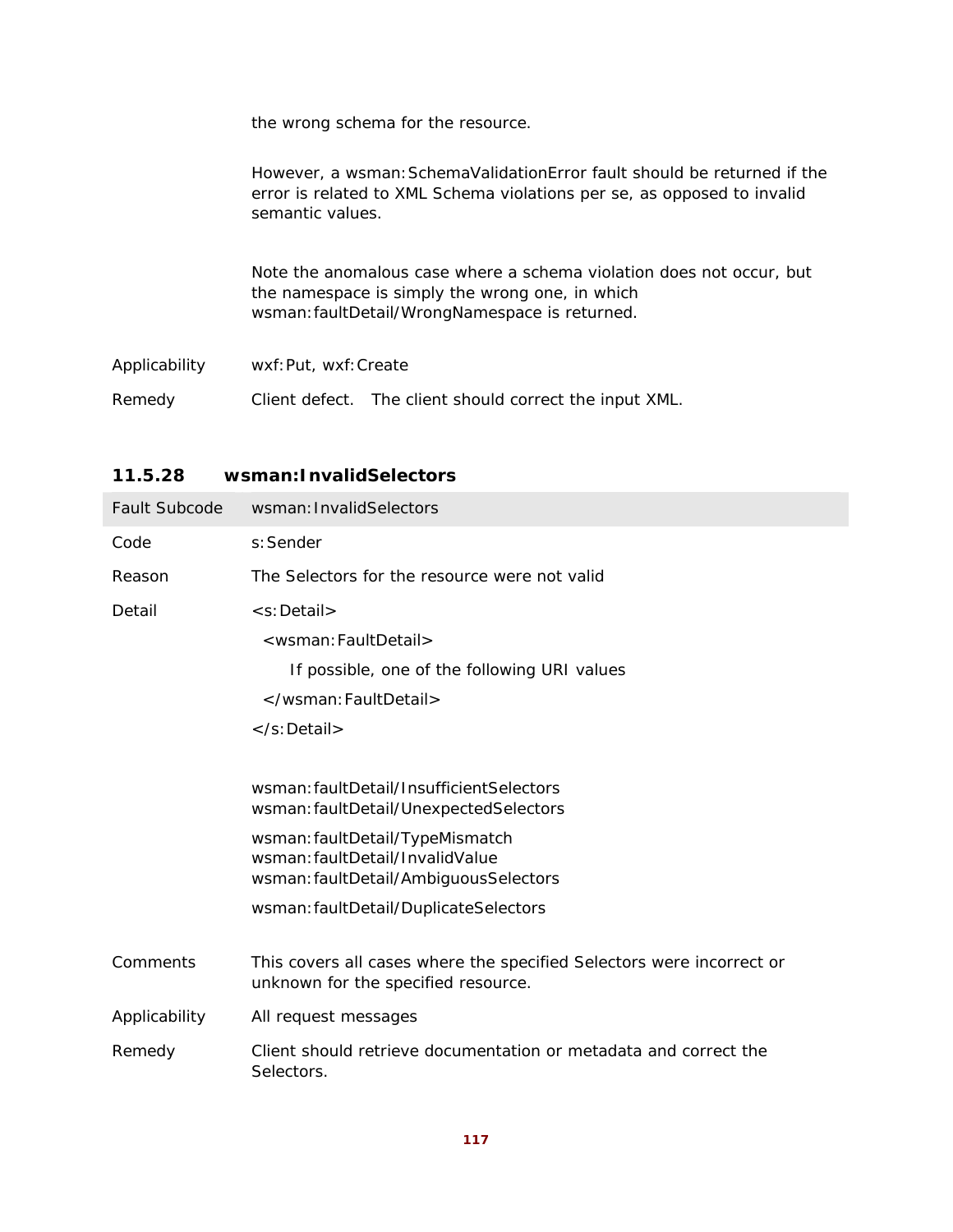the wrong schema for the resource.

However, a wsman:SchemaValidationError fault should be returned if the error is related to XML Schema violations per se, as opposed to invalid semantic values.

Note the anomalous case where a schema violation does not occur, but the namespace is simply the wrong one, in which wsman:faultDetail/WrongNamespace is returned.

| | |
|---|---|
| Applicability | wxf:Put, wxf:Create |
| Remedy | Client defect. The client should correct the input XML. |

### 11.5.28 wsman:InvalidSelectors

| Fault Subcode | wsman:InvalidSelectors |
|---|---|
| Code | s:Sender |
| Reason | The Selectors for the resource were not valid |
| Detail | `<s:Detail>` `<wsman:FaultDetail>` If possible, one of the following URI values `</wsman:FaultDetail>` `</s:Detail>`<br><br>wsman:faultDetail/InsufficientSelectors<br>wsman:faultDetail/UnexpectedSelectors<br>wsman:faultDetail/TypeMismatch<br>wsman:faultDetail/InvalidValue<br>wsman:faultDetail/AmbiguousSelectors<br>wsman:faultDetail/DuplicateSelectors |
| Comments | This covers all cases where the specified Selectors were incorrect or unknown for the specified resource. |
| Applicability | All request messages |
| Remedy | Client should retrieve documentation or metadata and correct the Selectors. |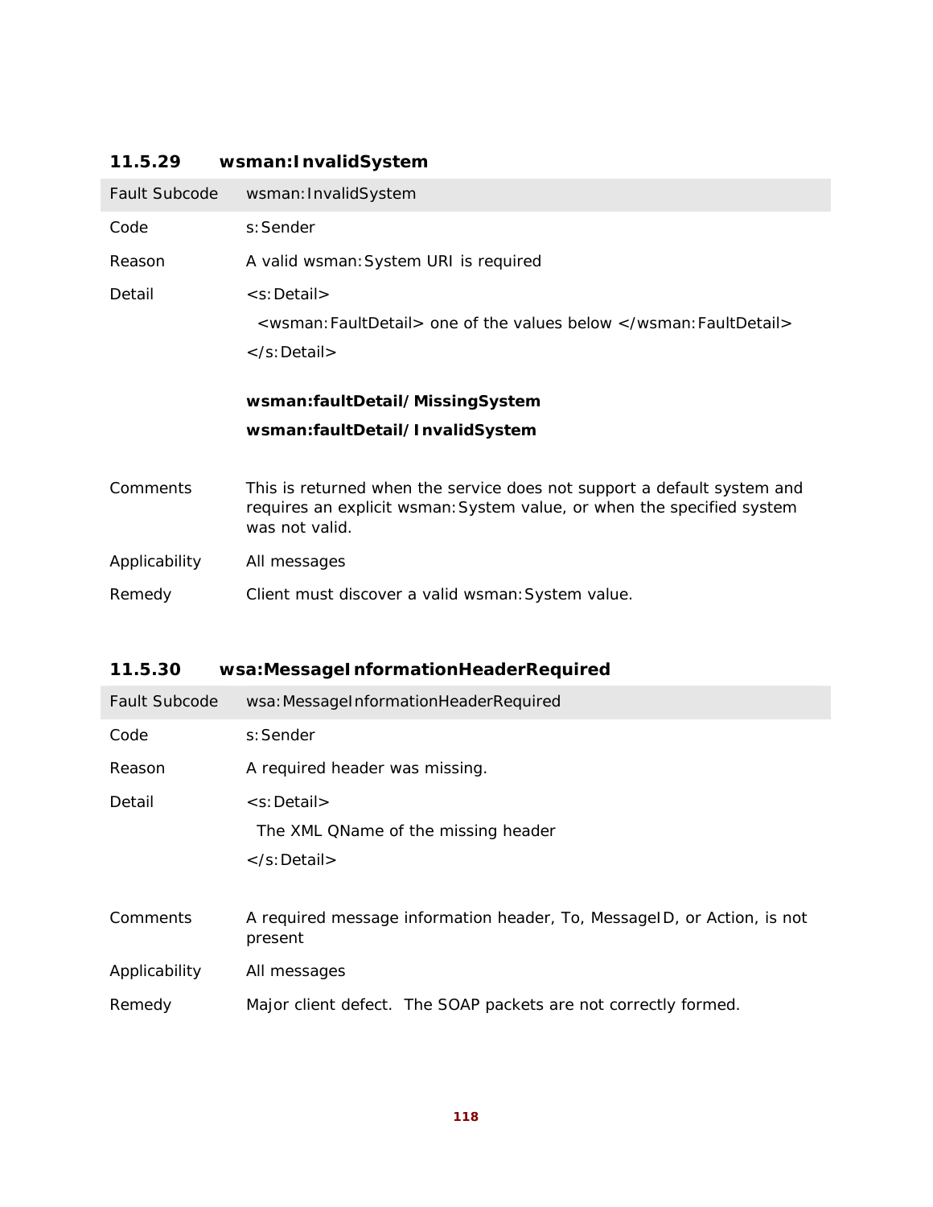### 11.5.29 wsman:InvalidSystem

| Fault Subcode | wsman:InvalidSystem |
|---|---|
| Code | s:Sender |
| Reason | A valid wsman:System URI is required |
| Detail | `<s:Detail>`<br>`<wsman:FaultDetail> one of the values below </wsman:FaultDetail>`<br>`</s:Detail>`<br><br>**wsman:faultDetail/MissingSystem**<br>**wsman:faultDetail/InvalidSystem** |
| Comments | This is returned when the service does not support a default system and requires an explicit wsman:System value, or when the specified system was not valid. |
| Applicability | All messages |
| Remedy | Client must discover a valid wsman:System value. |

### 11.5.30 wsa:MessageInformationHeaderRequired

| Fault Subcode | wsa:MessageInformationHeaderRequired |
|---|---|
| Code | s:Sender |
| Reason | A required header was missing. |
| Detail | `<s:Detail>`<br>The XML QName of the missing header<br>`</s:Detail>` |
| Comments | A required message information header, To, MessageID, or Action, is not present |
| Applicability | All messages |
| Remedy | Major client defect. The SOAP packets are not correctly formed. |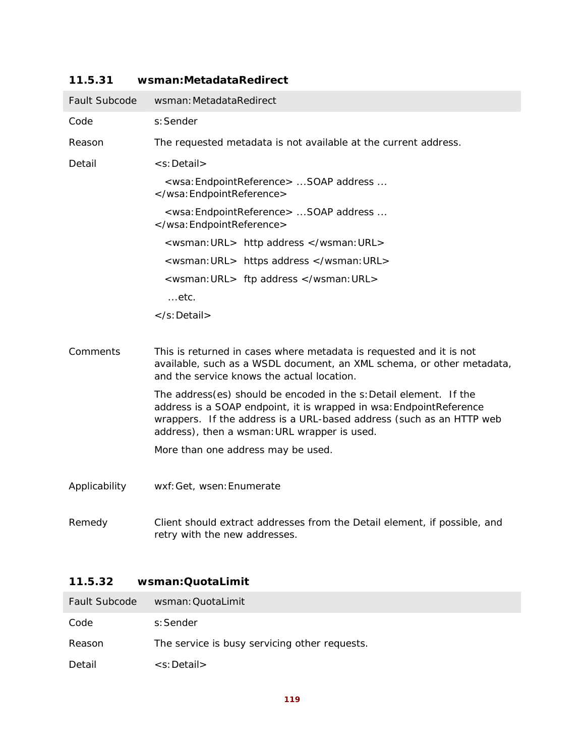### 11.5.31 wsman:MetadataRedirect

| Fault Subcode | wsman:MetadataRedirect |
|---|---|
| Code | s:Sender |
| Reason | The requested metadata is not available at the current address. |
| Detail | `<s:Detail>`<br>`<wsa:EndpointReference> ...SOAP address ... </wsa:EndpointReference>`<br>`<wsa:EndpointReference> ...SOAP address ... </wsa:EndpointReference>`<br>`<wsman:URL> http address </wsman:URL>`<br>`<wsman:URL> https address </wsman:URL>`<br>`<wsman:URL> ftp address </wsman:URL>`<br>...etc.<br>`</s:Detail>` |
| Comments | This is returned in cases where metadata is requested and it is not available, such as a WSDL document, an XML schema, or other metadata, and the service knows the actual location.<br><br>The address(es) should be encoded in the s:Detail element. If the address is a SOAP endpoint, it is wrapped in wsa:EndpointReference wrappers. If the address is a URL-based address (such as an HTTP web address), then a wsman:URL wrapper is used.<br><br>More than one address may be used. |
| Applicability | wxf:Get, wsen:Enumerate |
| Remedy | Client should extract addresses from the Detail element, if possible, and retry with the new addresses. |

### 11.5.32 wsman:QuotaLimit

| Fault Subcode | wsman:QuotaLimit |
|---|---|
| Code | s:Sender |
| Reason | The service is busy servicing other requests. |
| Detail | `<s:Detail>` |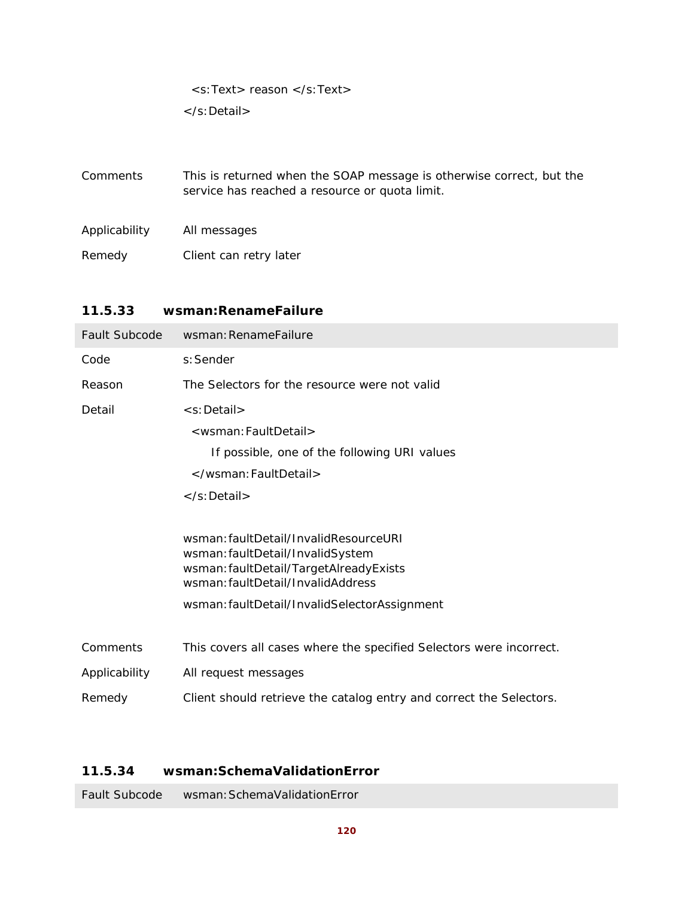```
  <s:Text> reason </s:Text>
</s:Detail>
```

| | |
|---|---|
| Comments | This is returned when the SOAP message is otherwise correct, but the service has reached a resource or quota limit. |
| Applicability | All messages |
| Remedy | Client can retry later |

### 11.5.33 wsman:RenameFailure

| Fault Subcode | wsman:RenameFailure |
|---|---|
| Code | s:Sender |
| Reason | The Selectors for the resource were not valid |
| Detail | `<s:Detail>` `<wsman:FaultDetail>` If possible, one of the following URI values `</wsman:FaultDetail>` `</s:Detail>` <br><br> wsman:faultDetail/InvalidResourceURI <br> wsman:faultDetail/InvalidSystem <br> wsman:faultDetail/TargetAlreadyExists <br> wsman:faultDetail/InvalidAddress <br> wsman:faultDetail/InvalidSelectorAssignment |
| Comments | This covers all cases where the specified Selectors were incorrect. |
| Applicability | All request messages |
| Remedy | Client should retrieve the catalog entry and correct the Selectors. |

### 11.5.34 wsman:SchemaValidationError

| Fault Subcode | wsman:SchemaValidationError |
|---|---|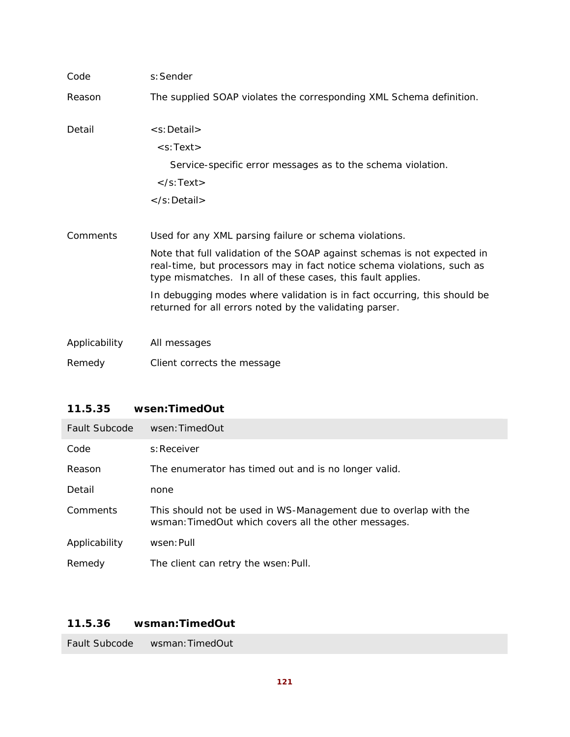| | |
|---|---|
| Code | s:Sender |
| Reason | The supplied SOAP violates the corresponding XML Schema definition. |
| Detail | `<s:Detail>` `<s:Text>` Service-specific error messages as to the schema violation. `</s:Text>` `</s:Detail>` |
| Comments | Used for any XML parsing failure or schema violations.<br><br>Note that full validation of the SOAP against schemas is not expected in real-time, but processors may in fact notice schema violations, such as type mismatches.  In all of these cases, this fault applies.<br><br>In debugging modes where validation is in fact occurring, this should be returned for all errors noted by the validating parser. |
| Applicability | All messages |
| Remedy | Client corrects the message |

### 11.5.35 wsen:TimedOut

| Fault Subcode | wsen:TimedOut |
|---|---|
| Code | s:Receiver |
| Reason | The enumerator has timed out and is no longer valid. |
| Detail | none |
| Comments | This should not be used in WS-Management due to overlap with the wsman:TimedOut which covers all the other messages. |
| Applicability | wsen:Pull |
| Remedy | The client can retry the wsen:Pull. |

### 11.5.36 wsman:TimedOut

| Fault Subcode | wsman:TimedOut |
|---|---|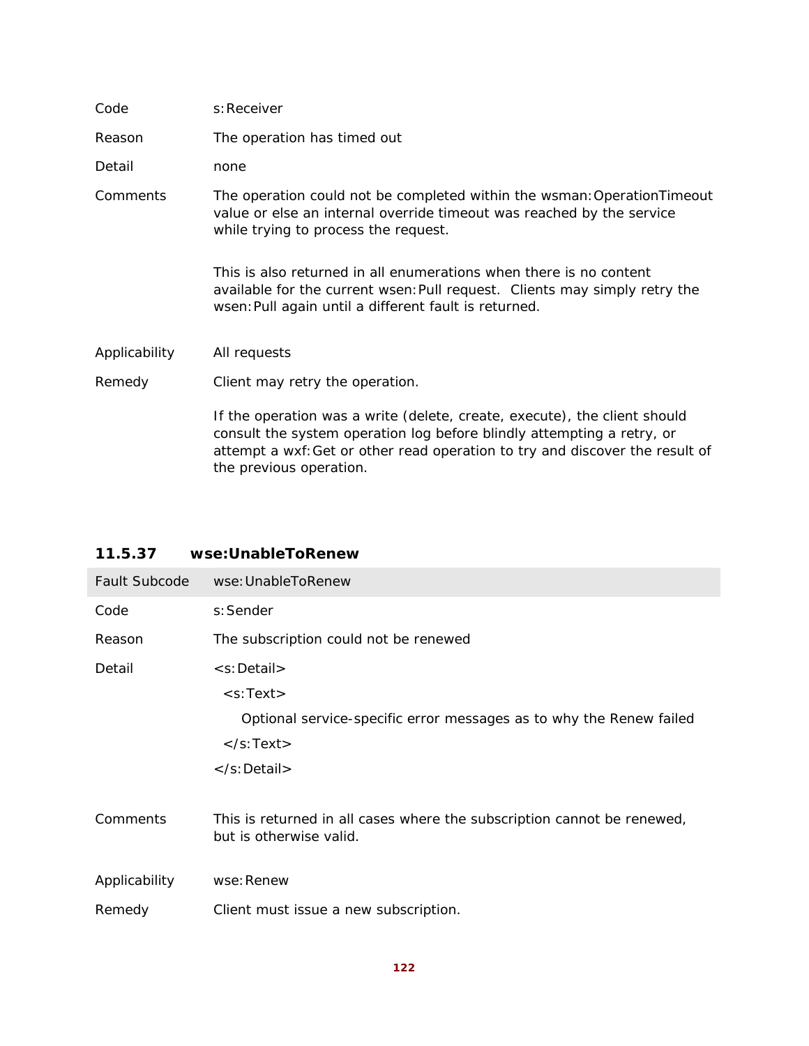| | |
|---|---|
| Code | s:Receiver |
| Reason | The operation has timed out |
| Detail | none |
| Comments | The operation could not be completed within the wsman:OperationTimeout value or else an internal override timeout was reached by the service while trying to process the request.<br><br>This is also returned in all enumerations when there is no content available for the current wsen:Pull request. Clients may simply retry the wsen:Pull again until a different fault is returned. |
| Applicability | All requests |
| Remedy | Client may retry the operation.<br><br>If the operation was a write (delete, create, execute), the client should consult the system operation log before blindly attempting a retry, or attempt a wxf:Get or other read operation to try and discover the result of the previous operation. |

#### 11.5.37 wse:UnableToRenew

| Fault Subcode | wse:UnableToRenew |
|---|---|
| Code | s:Sender |
| Reason | The subscription could not be renewed |
| Detail | `<s:Detail>`<br>`<s:Text>`<br>Optional service-specific error messages as to why the Renew failed<br>`</s:Text>`<br>`</s:Detail>` |
| Comments | This is returned in all cases where the subscription cannot be renewed, but is otherwise valid. |
| Applicability | wse:Renew |
| Remedy | Client must issue a new subscription. |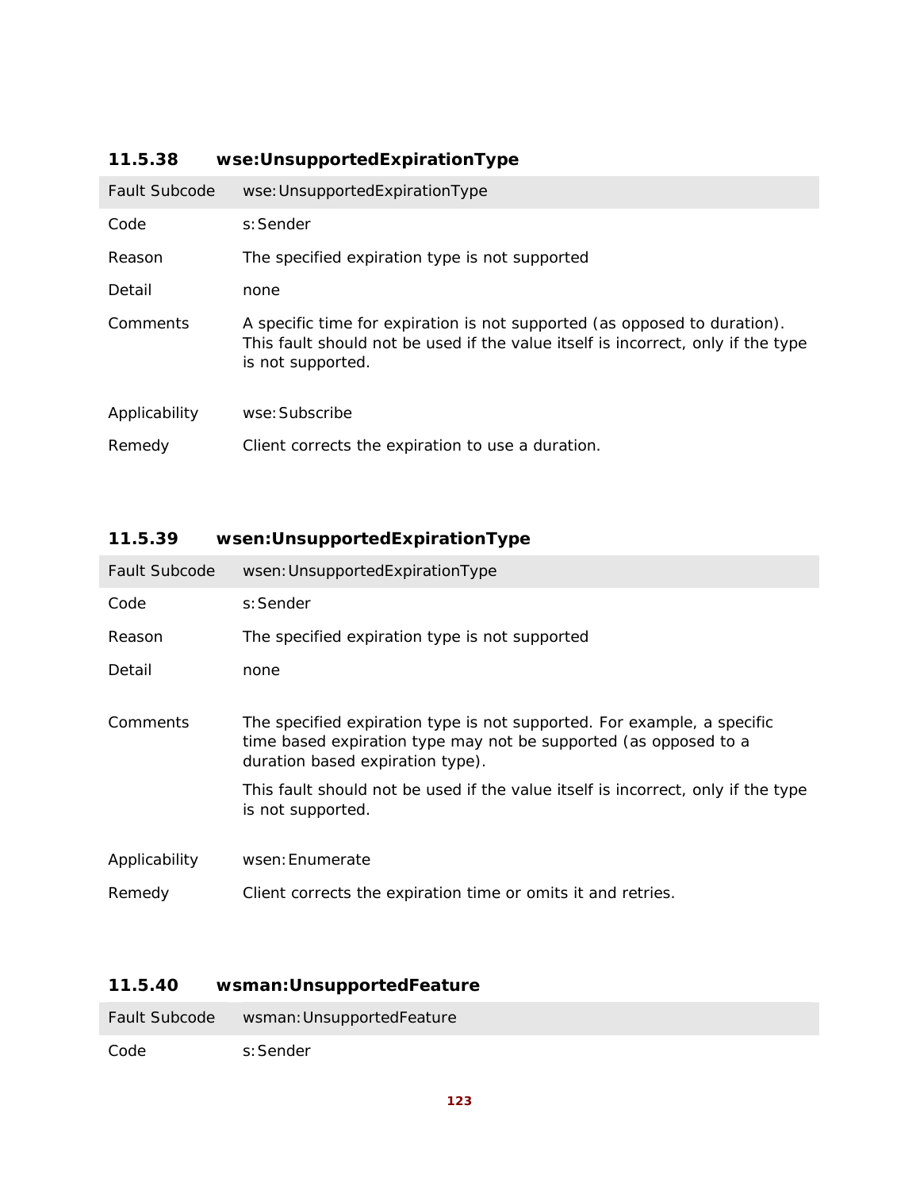### 11.5.38 wse:UnsupportedExpirationType

| Fault Subcode | wse:UnsupportedExpirationType |
|---|---|
| Code | s:Sender |
| Reason | The specified expiration type is not supported |
| Detail | none |
| Comments | A specific time for expiration is not supported (as opposed to duration). This fault should not be used if the value itself is incorrect, only if the type is not supported. |
| Applicability | wse:Subscribe |
| Remedy | Client corrects the expiration to use a duration. |

### 11.5.39 wsen:UnsupportedExpirationType

| Fault Subcode | wsen:UnsupportedExpirationType |
|---|---|
| Code | s:Sender |
| Reason | The specified expiration type is not supported |
| Detail | none |
| Comments | The specified expiration type is not supported. For example, a specific time based expiration type may not be supported (as opposed to a duration based expiration type).<br><br>This fault should not be used if the value itself is incorrect, only if the type is not supported. |
| Applicability | wsen:Enumerate |
| Remedy | Client corrects the expiration time or omits it and retries. |

### 11.5.40 wsman:UnsupportedFeature

| Fault Subcode | wsman:UnsupportedFeature |
|---|---|
| Code | s:Sender |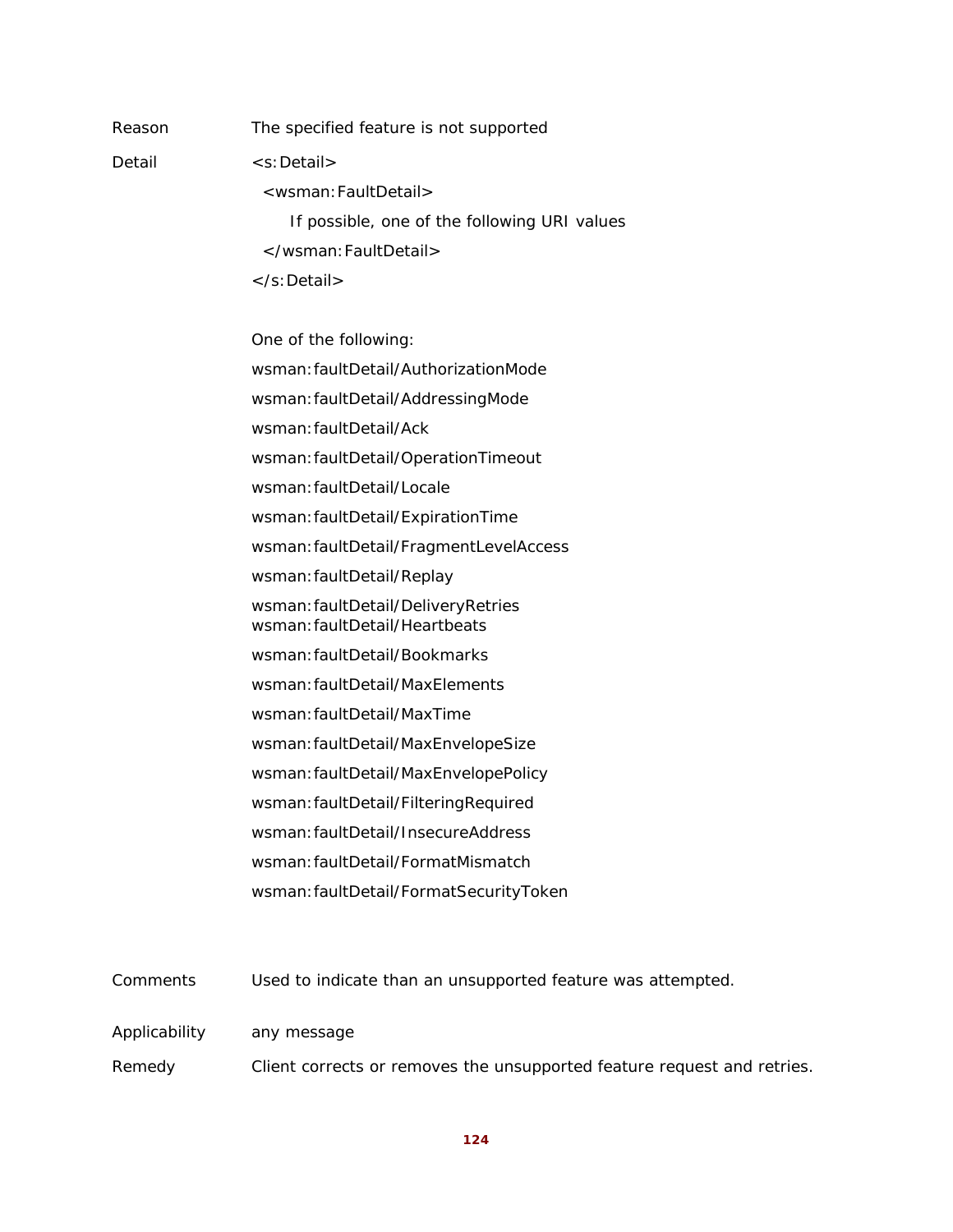| | |
|---|---|
| Reason | The specified feature is not supported |
| Detail | `<s:Detail>`<br>`<wsman:FaultDetail>`<br>If possible, one of the following URI values<br>`</wsman:FaultDetail>`<br>`</s:Detail>`<br><br>One of the following:<br>wsman:faultDetail/AuthorizationMode<br>wsman:faultDetail/AddressingMode<br>wsman:faultDetail/Ack<br>wsman:faultDetail/OperationTimeout<br>wsman:faultDetail/Locale<br>wsman:faultDetail/ExpirationTime<br>wsman:faultDetail/FragmentLevelAccess<br>wsman:faultDetail/Replay<br>wsman:faultDetail/DeliveryRetries<br>wsman:faultDetail/Heartbeats<br>wsman:faultDetail/Bookmarks<br>wsman:faultDetail/MaxElements<br>wsman:faultDetail/MaxTime<br>wsman:faultDetail/MaxEnvelopeSize<br>wsman:faultDetail/MaxEnvelopePolicy<br>wsman:faultDetail/FilteringRequired<br>wsman:faultDetail/InsecureAddress<br>wsman:faultDetail/FormatMismatch<br>wsman:faultDetail/FormatSecurityToken |
| Comments | Used to indicate than an unsupported feature was attempted. |
| Applicability | any message |
| Remedy | Client corrects or removes the unsupported feature request and retries. |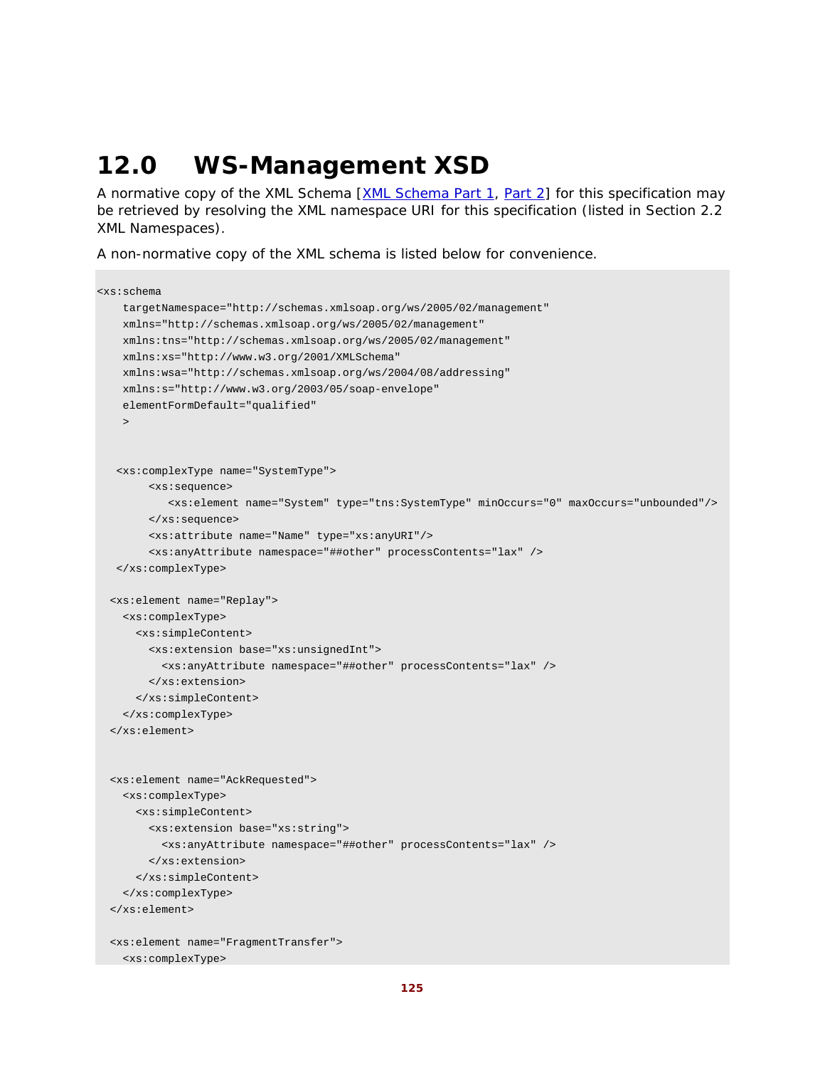# 12.0 WS-Management XSD

A normative copy of the XML Schema [XML Schema Part 1, Part 2] for this specification may be retrieved by resolving the XML namespace URI for this specification (listed in Section 2.2 XML Namespaces).

A non-normative copy of the XML schema is listed below for convenience.

```
<xs:schema
    targetNamespace="http://schemas.xmlsoap.org/ws/2005/02/management"
    xmlns="http://schemas.xmlsoap.org/ws/2005/02/management"
    xmlns:tns="http://schemas.xmlsoap.org/ws/2005/02/management"
    xmlns:xs="http://www.w3.org/2001/XMLSchema"
    xmlns:wsa="http://schemas.xmlsoap.org/ws/2004/08/addressing"
    xmlns:s="http://www.w3.org/2003/05/soap-envelope"
    elementFormDefault="qualified"
    >


   <xs:complexType name="SystemType">
        <xs:sequence>
           <xs:element name="System" type="tns:SystemType" minOccurs="0" maxOccurs="unbounded"/>
        </xs:sequence>
        <xs:attribute name="Name" type="xs:anyURI"/>
        <xs:anyAttribute namespace="##other" processContents="lax" />
   </xs:complexType>

  <xs:element name="Replay">
    <xs:complexType>
      <xs:simpleContent>
        <xs:extension base="xs:unsignedInt">
          <xs:anyAttribute namespace="##other" processContents="lax" />
        </xs:extension>
      </xs:simpleContent>
    </xs:complexType>
  </xs:element>


  <xs:element name="AckRequested">
    <xs:complexType>
      <xs:simpleContent>
        <xs:extension base="xs:string">
          <xs:anyAttribute namespace="##other" processContents="lax" />
        </xs:extension>
      </xs:simpleContent>
    </xs:complexType>
  </xs:element>

  <xs:element name="FragmentTransfer">
    <xs:complexType>
```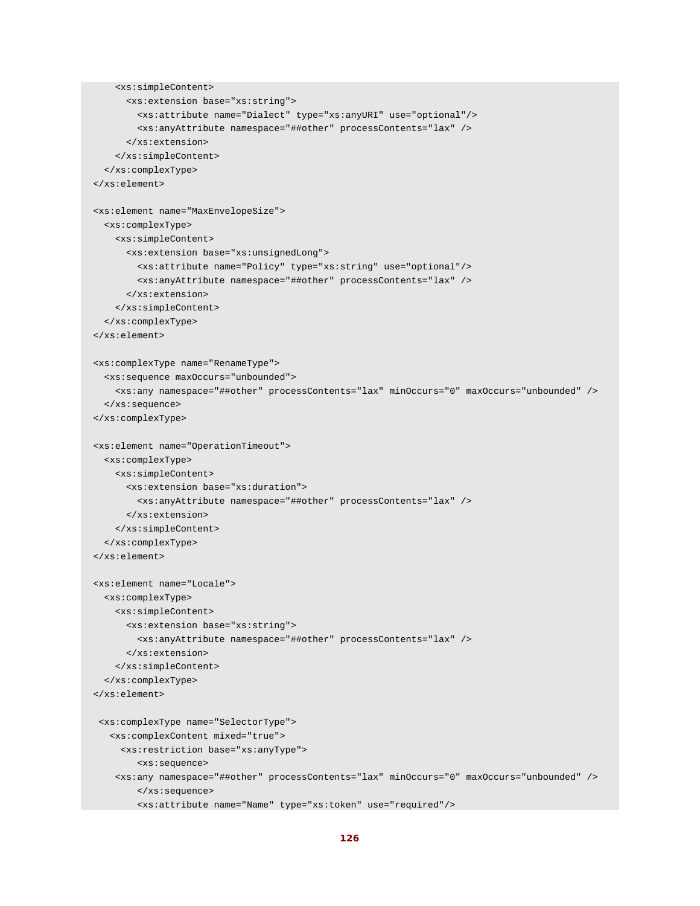```
    <xs:simpleContent>
      <xs:extension base="xs:string">
        <xs:attribute name="Dialect" type="xs:anyURI" use="optional"/>
        <xs:anyAttribute namespace="##other" processContents="lax" />
      </xs:extension>
    </xs:simpleContent>
  </xs:complexType>
</xs:element>

<xs:element name="MaxEnvelopeSize">
  <xs:complexType>
    <xs:simpleContent>
      <xs:extension base="xs:unsignedLong">
        <xs:attribute name="Policy" type="xs:string" use="optional"/>
        <xs:anyAttribute namespace="##other" processContents="lax" />
      </xs:extension>
    </xs:simpleContent>
  </xs:complexType>
</xs:element>

<xs:complexType name="RenameType">
  <xs:sequence maxOccurs="unbounded">
    <xs:any namespace="##other" processContents="lax" minOccurs="0" maxOccurs="unbounded" />
  </xs:sequence>
</xs:complexType>

<xs:element name="OperationTimeout">
  <xs:complexType>
    <xs:simpleContent>
      <xs:extension base="xs:duration">
        <xs:anyAttribute namespace="##other" processContents="lax" />
      </xs:extension>
    </xs:simpleContent>
  </xs:complexType>
</xs:element>

<xs:element name="Locale">
  <xs:complexType>
    <xs:simpleContent>
      <xs:extension base="xs:string">
        <xs:anyAttribute namespace="##other" processContents="lax" />
      </xs:extension>
    </xs:simpleContent>
  </xs:complexType>
</xs:element>

 <xs:complexType name="SelectorType">
   <xs:complexContent mixed="true">
     <xs:restriction base="xs:anyType">
        <xs:sequence>
    <xs:any namespace="##other" processContents="lax" minOccurs="0" maxOccurs="unbounded" />
        </xs:sequence>
        <xs:attribute name="Name" type="xs:token" use="required"/>
```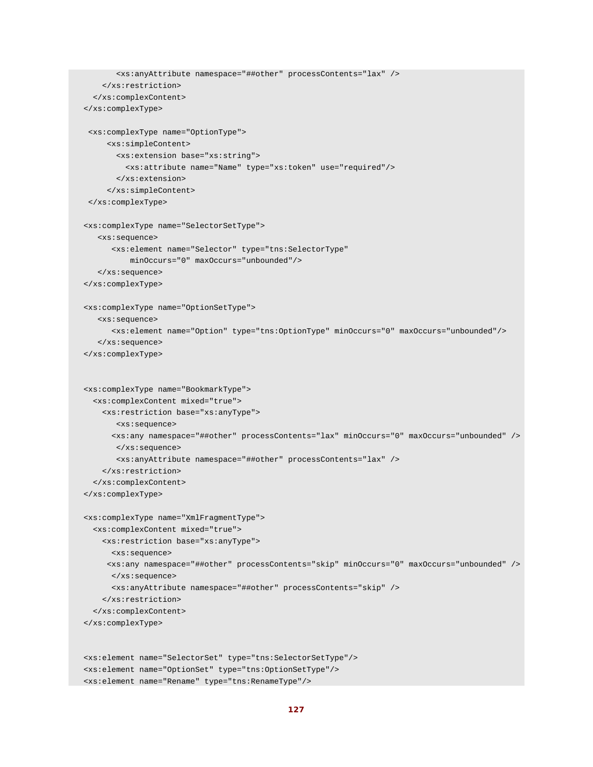```
        <xs:anyAttribute namespace="##other" processContents="lax" />
      </xs:restriction>
    </xs:complexContent>
  </xs:complexType>

   <xs:complexType name="OptionType">
       <xs:simpleContent>
         <xs:extension base="xs:string">
           <xs:attribute name="Name" type="xs:token" use="required"/>
         </xs:extension>
       </xs:simpleContent>
   </xs:complexType>

  <xs:complexType name="SelectorSetType">
     <xs:sequence>
        <xs:element name="Selector" type="tns:SelectorType"
            minOccurs="0" maxOccurs="unbounded"/>
     </xs:sequence>
  </xs:complexType>

  <xs:complexType name="OptionSetType">
     <xs:sequence>
        <xs:element name="Option" type="tns:OptionType" minOccurs="0" maxOccurs="unbounded"/>
     </xs:sequence>
  </xs:complexType>


  <xs:complexType name="BookmarkType">
    <xs:complexContent mixed="true">
      <xs:restriction base="xs:anyType">
         <xs:sequence>
        <xs:any namespace="##other" processContents="lax" minOccurs="0" maxOccurs="unbounded" />
         </xs:sequence>
         <xs:anyAttribute namespace="##other" processContents="lax" />
      </xs:restriction>
    </xs:complexContent>
  </xs:complexType>

  <xs:complexType name="XmlFragmentType">
    <xs:complexContent mixed="true">
      <xs:restriction base="xs:anyType">
        <xs:sequence>
       <xs:any namespace="##other" processContents="skip" minOccurs="0" maxOccurs="unbounded" />
        </xs:sequence>
        <xs:anyAttribute namespace="##other" processContents="skip" />
      </xs:restriction>
    </xs:complexContent>
  </xs:complexType>


  <xs:element name="SelectorSet" type="tns:SelectorSetType"/>
  <xs:element name="OptionSet" type="tns:OptionSetType"/>
  <xs:element name="Rename" type="tns:RenameType"/>
```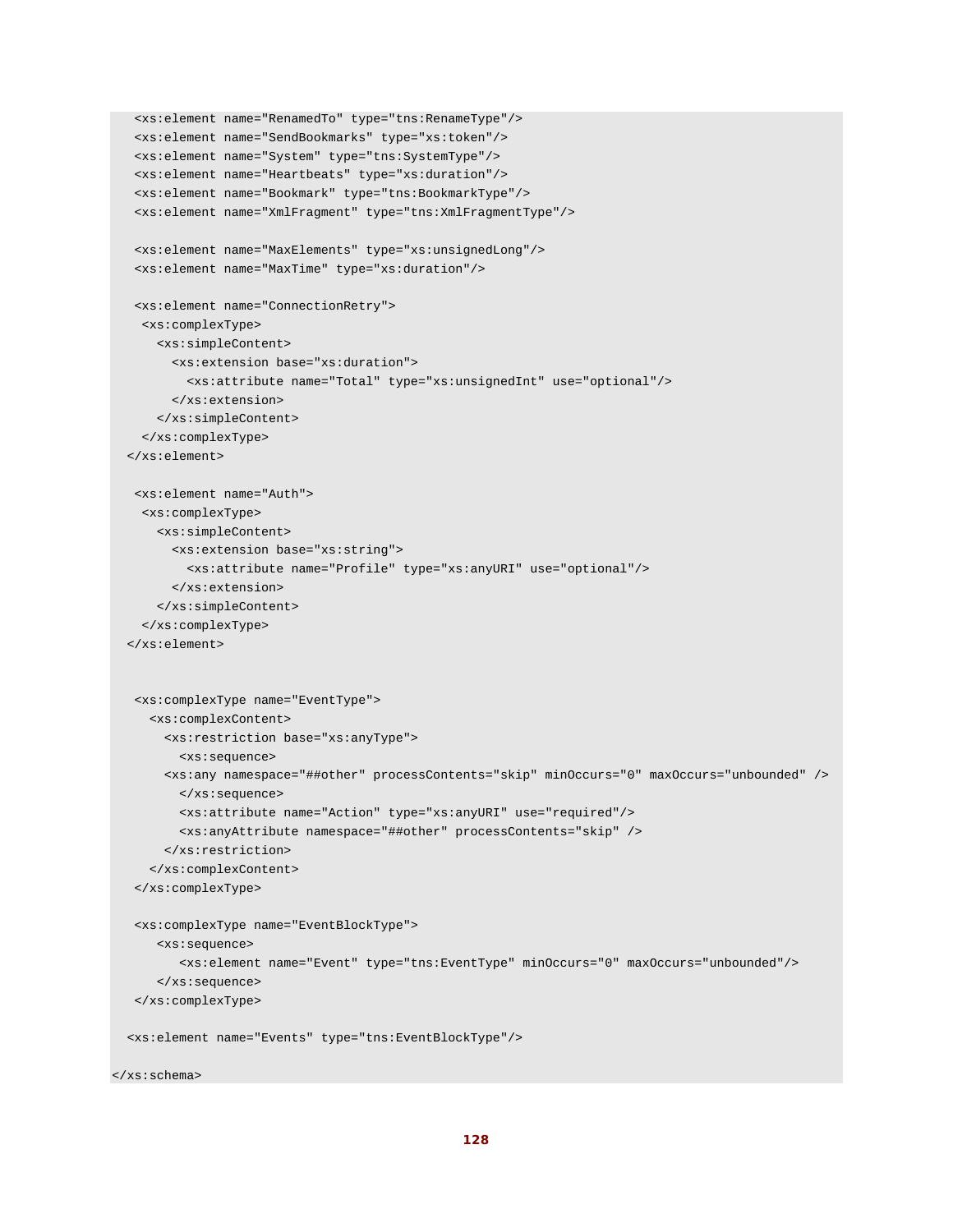```
  <xs:element name="RenamedTo" type="tns:RenameType"/>
  <xs:element name="SendBookmarks" type="xs:token"/>
  <xs:element name="System" type="tns:SystemType"/>
  <xs:element name="Heartbeats" type="xs:duration"/>
  <xs:element name="Bookmark" type="tns:BookmarkType"/>
  <xs:element name="XmlFragment" type="tns:XmlFragmentType"/>

  <xs:element name="MaxElements" type="xs:unsignedLong"/>
  <xs:element name="MaxTime" type="xs:duration"/>

  <xs:element name="ConnectionRetry">
   <xs:complexType>
     <xs:simpleContent>
       <xs:extension base="xs:duration">
         <xs:attribute name="Total" type="xs:unsignedInt" use="optional"/>
       </xs:extension>
     </xs:simpleContent>
   </xs:complexType>
 </xs:element>

  <xs:element name="Auth">
   <xs:complexType>
     <xs:simpleContent>
       <xs:extension base="xs:string">
         <xs:attribute name="Profile" type="xs:anyURI" use="optional"/>
       </xs:extension>
     </xs:simpleContent>
   </xs:complexType>
 </xs:element>


  <xs:complexType name="EventType">
    <xs:complexContent>
      <xs:restriction base="xs:anyType">
        <xs:sequence>
      <xs:any namespace="##other" processContents="skip" minOccurs="0" maxOccurs="unbounded" />
        </xs:sequence>
        <xs:attribute name="Action" type="xs:anyURI" use="required"/>
        <xs:anyAttribute namespace="##other" processContents="skip" />
      </xs:restriction>
    </xs:complexContent>
  </xs:complexType>

  <xs:complexType name="EventBlockType">
     <xs:sequence>
        <xs:element name="Event" type="tns:EventType" minOccurs="0" maxOccurs="unbounded"/>
     </xs:sequence>
  </xs:complexType>

 <xs:element name="Events" type="tns:EventBlockType"/>

</xs:schema>
```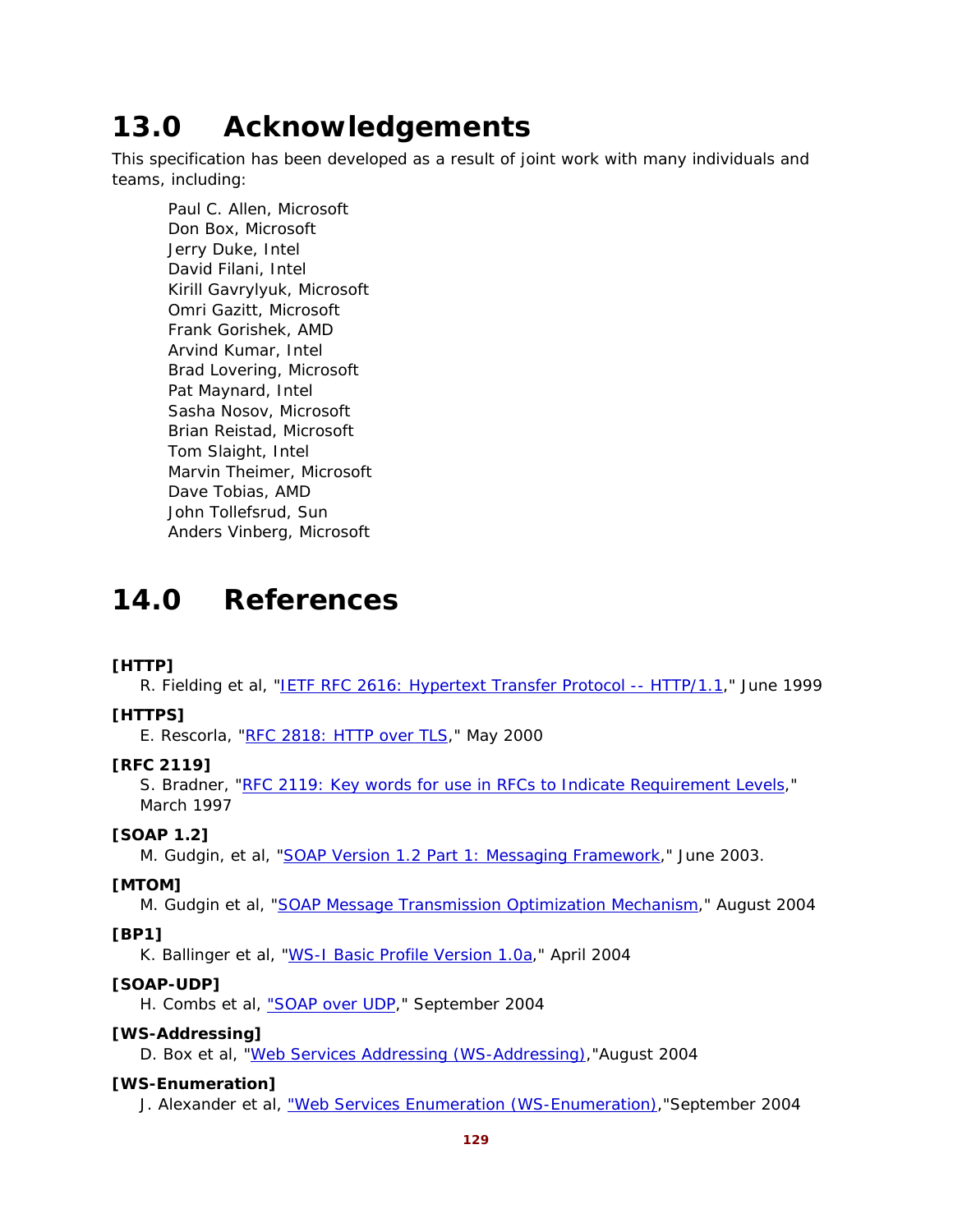# 13.0 Acknowledgements

This specification has been developed as a result of joint work with many individuals and teams, including:

Paul C. Allen, Microsoft
Don Box, Microsoft
Jerry Duke, Intel
David Filani, Intel
Kirill Gavrylyuk, Microsoft
Omri Gazitt, Microsoft
Frank Gorishek, AMD
Arvind Kumar, Intel
Brad Lovering, Microsoft
Pat Maynard, Intel
Sasha Nosov, Microsoft
Brian Reistad, Microsoft
Tom Slaight, Intel
Marvin Theimer, Microsoft
Dave Tobias, AMD
John Tollefsrud, Sun
Anders Vinberg, Microsoft

# 14.0 References

**[HTTP]**
R. Fielding et al, "IETF RFC 2616: Hypertext Transfer Protocol -- HTTP/1.1," June 1999

**[HTTPS]**
E. Rescorla, "RFC 2818: HTTP over TLS," May 2000

**[RFC 2119]**
S. Bradner, "RFC 2119: Key words for use in RFCs to Indicate Requirement Levels," March 1997

**[SOAP 1.2]**
M. Gudgin, et al, "SOAP Version 1.2 Part 1: Messaging Framework," June 2003.

**[MTOM]**
M. Gudgin et al, "SOAP Message Transmission Optimization Mechanism," August 2004

**[BP1]**
K. Ballinger et al, "WS-I Basic Profile Version 1.0a," April 2004

**[SOAP-UDP]**
H. Combs et al, "SOAP over UDP," September 2004

**[WS-Addressing]**
D. Box et al, "Web Services Addressing (WS-Addressing),"August 2004

**[WS-Enumeration]**
J. Alexander et al, "Web Services Enumeration (WS-Enumeration),"September 2004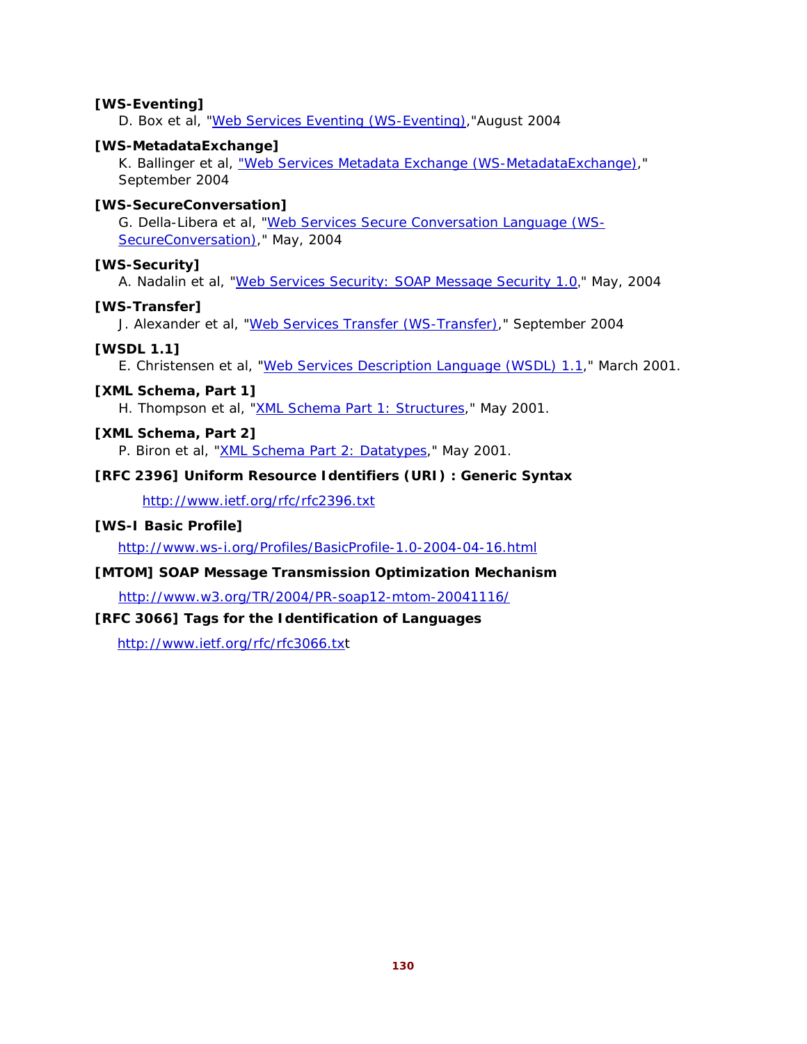**[WS-Eventing]**

D. Box et al, "Web Services Eventing (WS-Eventing),"August 2004

**[WS-MetadataExchange]**

K. Ballinger et al, "Web Services Metadata Exchange (WS-MetadataExchange)," September 2004

**[WS-SecureConversation]**

G. Della-Libera et al, "Web Services Secure Conversation Language (WS-SecureConversation)," May, 2004

**[WS-Security]**

A. Nadalin et al, "Web Services Security: SOAP Message Security 1.0," May, 2004

**[WS-Transfer]**

J. Alexander et al, "Web Services Transfer (WS-Transfer)," September 2004

**[WSDL 1.1]**

E. Christensen et al, "Web Services Description Language (WSDL) 1.1," March 2001.

**[XML Schema, Part 1]**

H. Thompson et al, "XML Schema Part 1: Structures," May 2001.

**[XML Schema, Part 2]**

P. Biron et al, "XML Schema Part 2: Datatypes," May 2001.

**[RFC 2396] Uniform Resource Identifiers (URI) : Generic Syntax**

http://www.ietf.org/rfc/rfc2396.txt

**[WS-I Basic Profile]**

http://www.ws-i.org/Profiles/BasicProfile-1.0-2004-04-16.html

**[MTOM] SOAP Message Transmission Optimization Mechanism**

http://www.w3.org/TR/2004/PR-soap12-mtom-20041116/

**[RFC 3066] Tags for the Identification of Languages**

http://www.ietf.org/rfc/rfc3066.txt